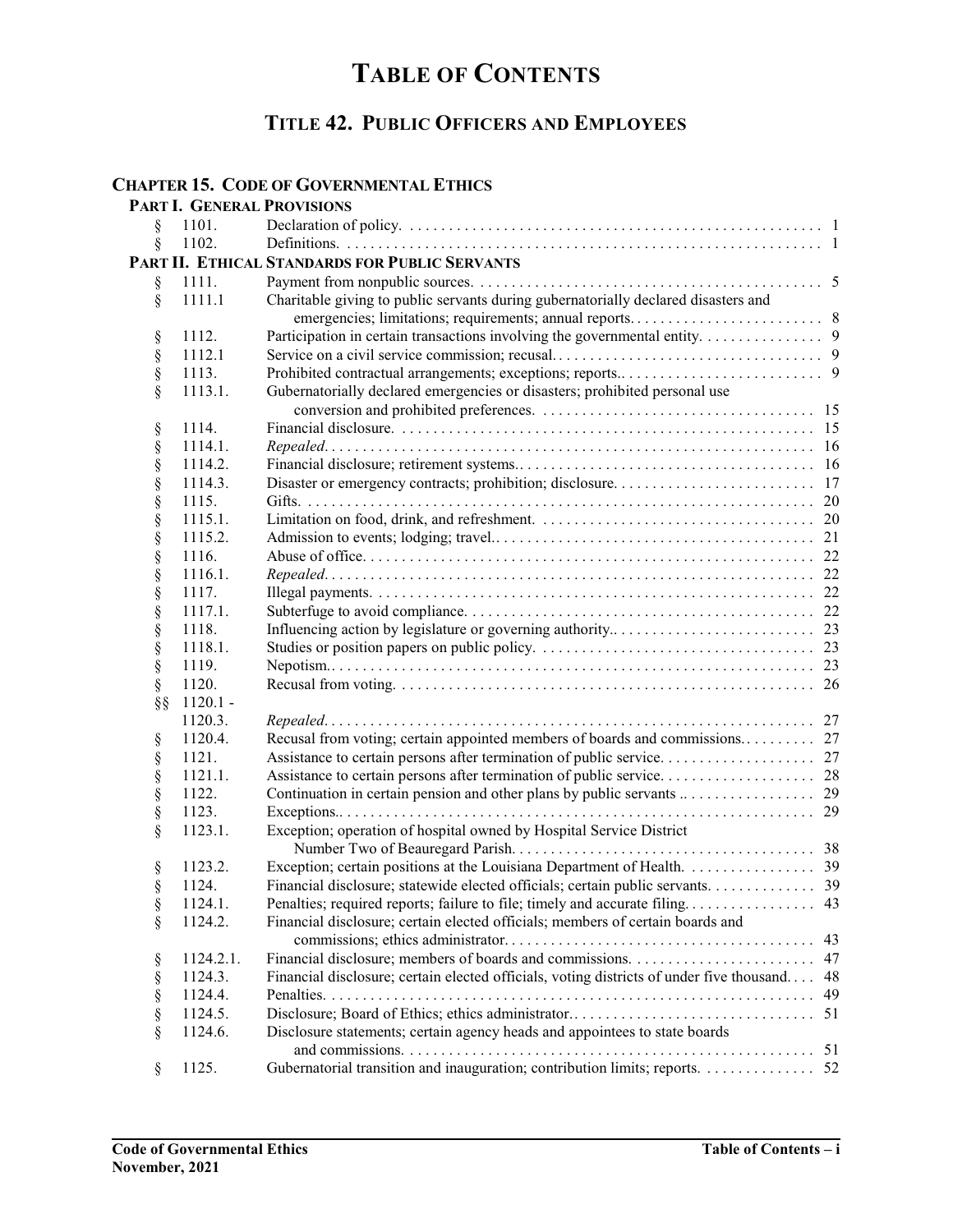# TABLE OF CONTENTS

## TITLE 42. PUBLIC OFFICERS AND EMPLOYEES

### CHAPTER 15. CODE OF GOVERNMENTAL ETHICS

#### PART I. GENERAL PROVISIONS

| | | | |
|---|---|---|---|
| § | 1101. | Declaration of policy. | 1 |
| § | 1102. | Definitions. | 1 |

#### PART II. ETHICAL STANDARDS FOR PUBLIC SERVANTS

| | | | |
|---|---|---|---|
| § | 1111. | Payment from nonpublic sources. | 5 |
| § | 1111.1 | Charitable giving to public servants during gubernatorially declared disasters and emergencies; limitations; requirements; annual reports. | 8 |
| § | 1112. | Participation in certain transactions involving the governmental entity. | 9 |
| § | 1112.1 | Service on a civil service commission; recusal. | 9 |
| § | 1113. | Prohibited contractual arrangements; exceptions; reports. | 9 |
| § | 1113.1. | Gubernatorially declared emergencies or disasters; prohibited personal use conversion and prohibited preferences. | 15 |
| § | 1114. | Financial disclosure. | 15 |
| § | 1114.1. | *Repealed.* | 16 |
| § | 1114.2. | Financial disclosure; retirement systems. | 16 |
| § | 1114.3. | Disaster or emergency contracts; prohibition; disclosure. | 17 |
| § | 1115. | Gifts. | 20 |
| § | 1115.1. | Limitation on food, drink, and refreshment. | 20 |
| § | 1115.2. | Admission to events; lodging; travel. | 21 |
| § | 1116. | Abuse of office. | 22 |
| § | 1116.1. | *Repealed.* | 22 |
| § | 1117. | Illegal payments. | 22 |
| § | 1117.1. | Subterfuge to avoid compliance. | 22 |
| § | 1118. | Influencing action by legislature or governing authority. | 23 |
| § | 1118.1. | Studies or position papers on public policy. | 23 |
| § | 1119. | Nepotism. | 23 |
| § | 1120. | Recusal from voting. | 26 |
| §§ | 1120.1 - 1120.3. | *Repealed.* | 27 |
| § | 1120.4. | Recusal from voting; certain appointed members of boards and commissions. | 27 |
| § | 1121. | Assistance to certain persons after termination of public service. | 27 |
| § | 1121.1. | Assistance to certain persons after termination of public service. | 28 |
| § | 1122. | Continuation in certain pension and other plans by public servants .. | 29 |
| § | 1123. | Exceptions.. | 29 |
| § | 1123.1. | Exception; operation of hospital owned by Hospital Service District Number Two of Beauregard Parish. | 38 |
| § | 1123.2. | Exception; certain positions at the Louisiana Department of Health. | 39 |
| § | 1124. | Financial disclosure; statewide elected officials; certain public servants. | 39 |
| § | 1124.1. | Penalties; required reports; failure to file; timely and accurate filing. | 43 |
| § | 1124.2. | Financial disclosure; certain elected officials; members of certain boards and commissions; ethics administrator. | 43 |
| § | 1124.2.1. | Financial disclosure; members of boards and commissions. | 47 |
| § | 1124.3. | Financial disclosure; certain elected officials, voting districts of under five thousand. | 48 |
| § | 1124.4. | Penalties. | 49 |
| § | 1124.5. | Disclosure; Board of Ethics; ethics administrator. | 51 |
| § | 1124.6. | Disclosure statements; certain agency heads and appointees to state boards and commissions. | 51 |
| § | 1125. | Gubernatorial transition and inauguration; contribution limits; reports. | 52 |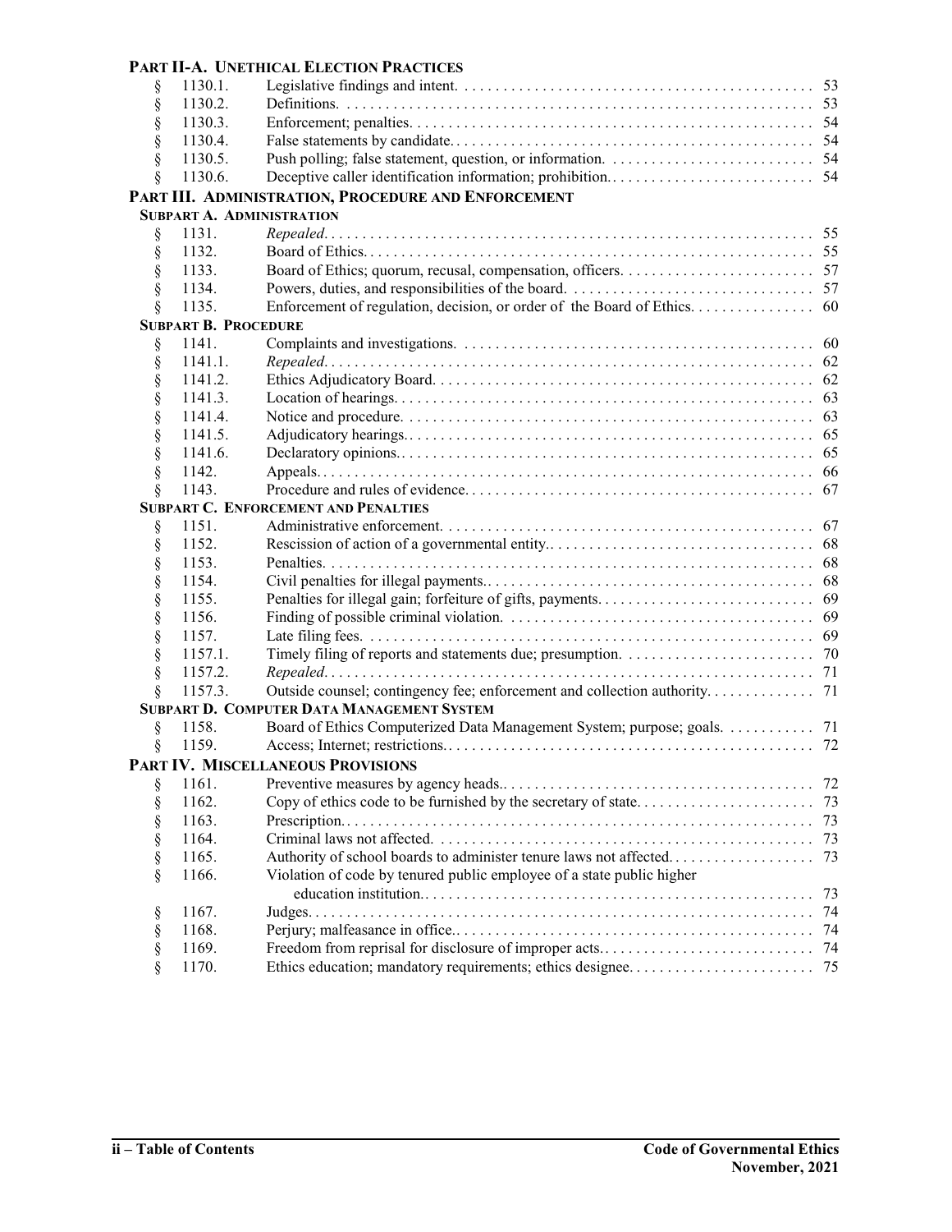**PART II-A. UNETHICAL ELECTION PRACTICES**

| § | Section | Title | Page |
|---|---|---|---|
| § | 1130.1. | Legislative findings and intent. | 53 |
| § | 1130.2. | Definitions. | 53 |
| § | 1130.3. | Enforcement; penalties. | 54 |
| § | 1130.4. | False statements by candidate. | 54 |
| § | 1130.5. | Push polling; false statement, question, or information. | 54 |
| § | 1130.6. | Deceptive caller identification information; prohibition. | 54 |

**PART III. ADMINISTRATION, PROCEDURE AND ENFORCEMENT**

**SUBPART A. ADMINISTRATION**

| § | Section | Title | Page |
|---|---|---|---|
| § | 1131. | *Repealed.* | 55 |
| § | 1132. | Board of Ethics. | 55 |
| § | 1133. | Board of Ethics; quorum, recusal, compensation, officers. | 57 |
| § | 1134. | Powers, duties, and responsibilities of the board. | 57 |
| § | 1135. | Enforcement of regulation, decision, or order of the Board of Ethics. | 60 |

**SUBPART B. PROCEDURE**

| § | Section | Title | Page |
|---|---|---|---|
| § | 1141. | Complaints and investigations. | 60 |
| § | 1141.1. | *Repealed.* | 62 |
| § | 1141.2. | Ethics Adjudicatory Board. | 62 |
| § | 1141.3. | Location of hearings. | 63 |
| § | 1141.4. | Notice and procedure. | 63 |
| § | 1141.5. | Adjudicatory hearings. | 65 |
| § | 1141.6. | Declaratory opinions. | 65 |
| § | 1142. | Appeals. | 66 |
| § | 1143. | Procedure and rules of evidence. | 67 |

**SUBPART C. ENFORCEMENT AND PENALTIES**

| § | Section | Title | Page |
|---|---|---|---|
| § | 1151. | Administrative enforcement. | 67 |
| § | 1152. | Rescission of action of a governmental entity. | 68 |
| § | 1153. | Penalties. | 68 |
| § | 1154. | Civil penalties for illegal payments. | 68 |
| § | 1155. | Penalties for illegal gain; forfeiture of gifts, payments. | 69 |
| § | 1156. | Finding of possible criminal violation. | 69 |
| § | 1157. | Late filing fees. | 69 |
| § | 1157.1. | Timely filing of reports and statements due; presumption. | 70 |
| § | 1157.2. | *Repealed.* | 71 |
| § | 1157.3. | Outside counsel; contingency fee; enforcement and collection authority. | 71 |

**SUBPART D. COMPUTER DATA MANAGEMENT SYSTEM**

| § | Section | Title | Page |
|---|---|---|---|
| § | 1158. | Board of Ethics Computerized Data Management System; purpose; goals. | 71 |
| § | 1159. | Access; Internet; restrictions. | 72 |

**PART IV. MISCELLANEOUS PROVISIONS**

| § | Section | Title | Page |
|---|---|---|---|
| § | 1161. | Preventive measures by agency heads. | 72 |
| § | 1162. | Copy of ethics code to be furnished by the secretary of state. | 73 |
| § | 1163. | Prescription. | 73 |
| § | 1164. | Criminal laws not affected. | 73 |
| § | 1165. | Authority of school boards to administer tenure laws not affected. | 73 |
| § | 1166. | Violation of code by tenured public employee of a state public higher education institution. | 73 |
| § | 1167. | Judges. | 74 |
| § | 1168. | Perjury; malfeasance in office. | 74 |
| § | 1169. | Freedom from reprisal for disclosure of improper acts. | 74 |
| § | 1170. | Ethics education; mandatory requirements; ethics designee. | 75 |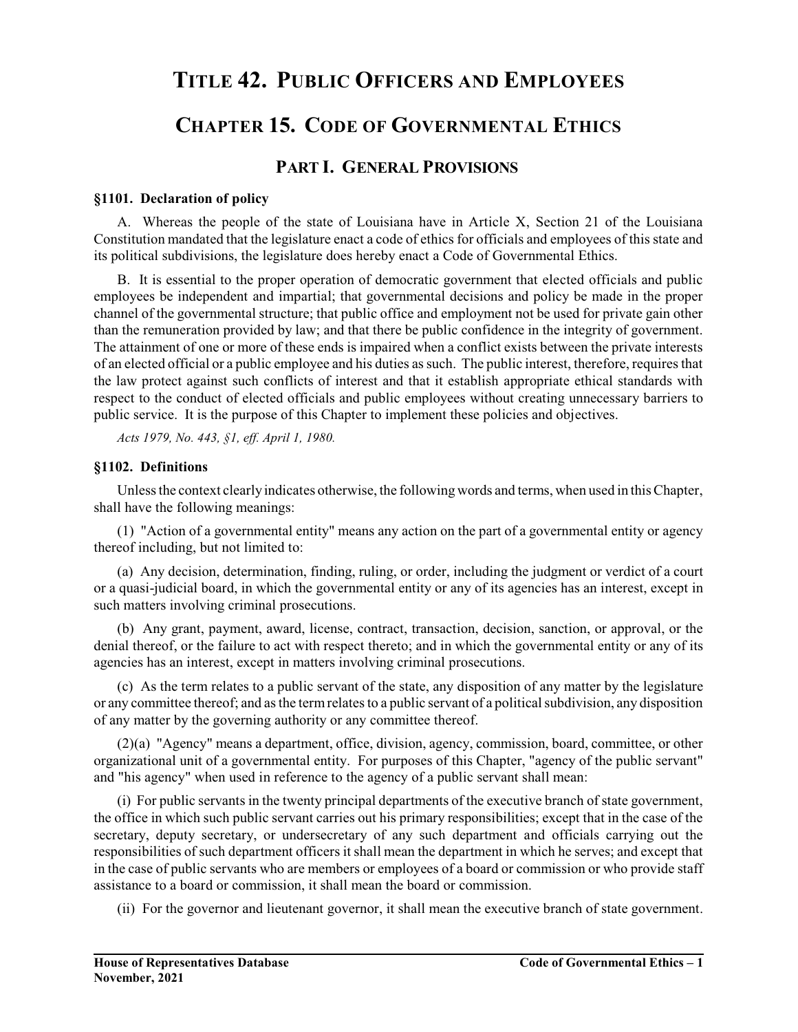# Title 42. Public Officers and Employees

## Chapter 15. Code of Governmental Ethics

### Part I. General Provisions

**§1101. Declaration of policy**

A. Whereas the people of the state of Louisiana have in Article X, Section 21 of the Louisiana Constitution mandated that the legislature enact a code of ethics for officials and employees of this state and its political subdivisions, the legislature does hereby enact a Code of Governmental Ethics.

B. It is essential to the proper operation of democratic government that elected officials and public employees be independent and impartial; that governmental decisions and policy be made in the proper channel of the governmental structure; that public office and employment not be used for private gain other than the remuneration provided by law; and that there be public confidence in the integrity of government. The attainment of one or more of these ends is impaired when a conflict exists between the private interests of an elected official or a public employee and his duties as such. The public interest, therefore, requires that the law protect against such conflicts of interest and that it establish appropriate ethical standards with respect to the conduct of elected officials and public employees without creating unnecessary barriers to public service. It is the purpose of this Chapter to implement these policies and objectives.

*Acts 1979, No. 443, §1, eff. April 1, 1980.*

**§1102. Definitions**

Unless the context clearly indicates otherwise, the following words and terms, when used in this Chapter, shall have the following meanings:

(1) "Action of a governmental entity" means any action on the part of a governmental entity or agency thereof including, but not limited to:

(a) Any decision, determination, finding, ruling, or order, including the judgment or verdict of a court or a quasi-judicial board, in which the governmental entity or any of its agencies has an interest, except in such matters involving criminal prosecutions.

(b) Any grant, payment, award, license, contract, transaction, decision, sanction, or approval, or the denial thereof, or the failure to act with respect thereto; and in which the governmental entity or any of its agencies has an interest, except in matters involving criminal prosecutions.

(c) As the term relates to a public servant of the state, any disposition of any matter by the legislature or any committee thereof; and as the term relates to a public servant of a political subdivision, any disposition of any matter by the governing authority or any committee thereof.

(2)(a) "Agency" means a department, office, division, agency, commission, board, committee, or other organizational unit of a governmental entity. For purposes of this Chapter, "agency of the public servant" and "his agency" when used in reference to the agency of a public servant shall mean:

(i) For public servants in the twenty principal departments of the executive branch of state government, the office in which such public servant carries out his primary responsibilities; except that in the case of the secretary, deputy secretary, or undersecretary of any such department and officials carrying out the responsibilities of such department officers it shall mean the department in which he serves; and except that in the case of public servants who are members or employees of a board or commission or who provide staff assistance to a board or commission, it shall mean the board or commission.

(ii) For the governor and lieutenant governor, it shall mean the executive branch of state government.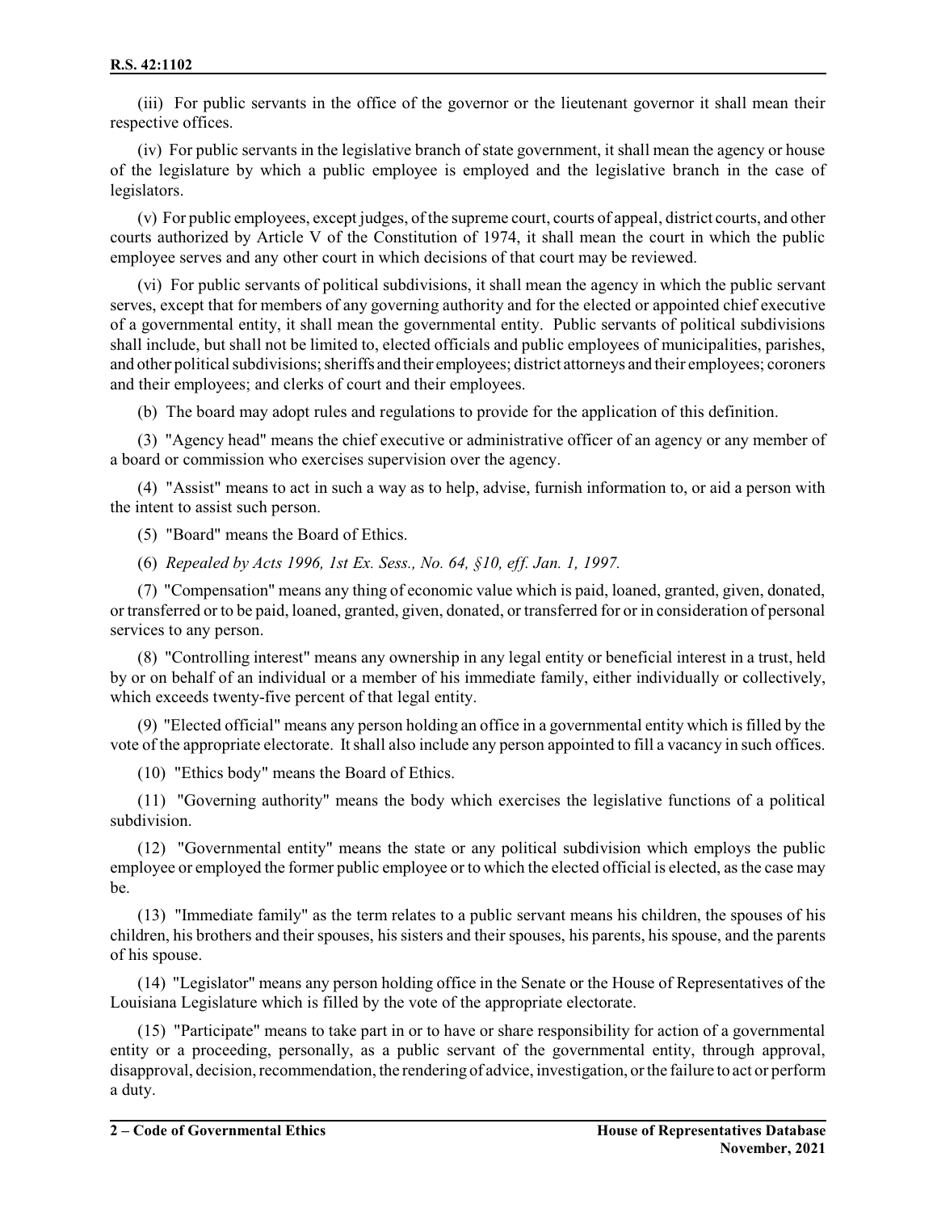(iii) For public servants in the office of the governor or the lieutenant governor it shall mean their respective offices.

(iv) For public servants in the legislative branch of state government, it shall mean the agency or house of the legislature by which a public employee is employed and the legislative branch in the case of legislators.

(v) For public employees, except judges, of the supreme court, courts of appeal, district courts, and other courts authorized by Article V of the Constitution of 1974, it shall mean the court in which the public employee serves and any other court in which decisions of that court may be reviewed.

(vi) For public servants of political subdivisions, it shall mean the agency in which the public servant serves, except that for members of any governing authority and for the elected or appointed chief executive of a governmental entity, it shall mean the governmental entity. Public servants of political subdivisions shall include, but shall not be limited to, elected officials and public employees of municipalities, parishes, and other political subdivisions; sheriffs and their employees; district attorneys and their employees; coroners and their employees; and clerks of court and their employees.

(b) The board may adopt rules and regulations to provide for the application of this definition.

(3) "Agency head" means the chief executive or administrative officer of an agency or any member of a board or commission who exercises supervision over the agency.

(4) "Assist" means to act in such a way as to help, advise, furnish information to, or aid a person with the intent to assist such person.

(5) "Board" means the Board of Ethics.

(6) *Repealed by Acts 1996, 1st Ex. Sess., No. 64, §10, eff. Jan. 1, 1997.*

(7) "Compensation" means any thing of economic value which is paid, loaned, granted, given, donated, or transferred or to be paid, loaned, granted, given, donated, or transferred for or in consideration of personal services to any person.

(8) "Controlling interest" means any ownership in any legal entity or beneficial interest in a trust, held by or on behalf of an individual or a member of his immediate family, either individually or collectively, which exceeds twenty-five percent of that legal entity.

(9) "Elected official" means any person holding an office in a governmental entity which is filled by the vote of the appropriate electorate. It shall also include any person appointed to fill a vacancy in such offices.

(10) "Ethics body" means the Board of Ethics.

(11) "Governing authority" means the body which exercises the legislative functions of a political subdivision.

(12) "Governmental entity" means the state or any political subdivision which employs the public employee or employed the former public employee or to which the elected official is elected, as the case may be.

(13) "Immediate family" as the term relates to a public servant means his children, the spouses of his children, his brothers and their spouses, his sisters and their spouses, his parents, his spouse, and the parents of his spouse.

(14) "Legislator" means any person holding office in the Senate or the House of Representatives of the Louisiana Legislature which is filled by the vote of the appropriate electorate.

(15) "Participate" means to take part in or to have or share responsibility for action of a governmental entity or a proceeding, personally, as a public servant of the governmental entity, through approval, disapproval, decision, recommendation, the rendering of advice, investigation, or the failure to act or perform a duty.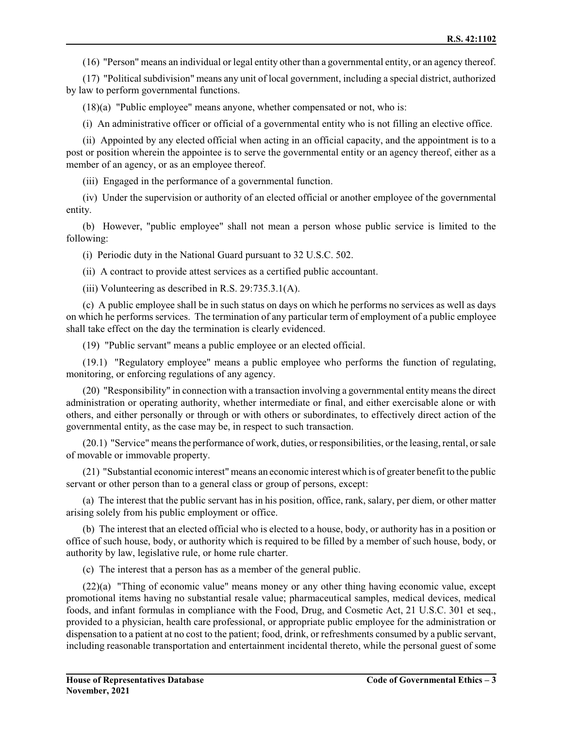(16) "Person" means an individual or legal entity other than a governmental entity, or an agency thereof.

(17) "Political subdivision" means any unit of local government, including a special district, authorized by law to perform governmental functions.

(18)(a) "Public employee" means anyone, whether compensated or not, who is:

(i) An administrative officer or official of a governmental entity who is not filling an elective office.

(ii) Appointed by any elected official when acting in an official capacity, and the appointment is to a post or position wherein the appointee is to serve the governmental entity or an agency thereof, either as a member of an agency, or as an employee thereof.

(iii) Engaged in the performance of a governmental function.

(iv) Under the supervision or authority of an elected official or another employee of the governmental entity.

(b) However, "public employee" shall not mean a person whose public service is limited to the following:

(i) Periodic duty in the National Guard pursuant to 32 U.S.C. 502.

(ii) A contract to provide attest services as a certified public accountant.

(iii) Volunteering as described in R.S. 29:735.3.1(A).

(c) A public employee shall be in such status on days on which he performs no services as well as days on which he performs services. The termination of any particular term of employment of a public employee shall take effect on the day the termination is clearly evidenced.

(19) "Public servant" means a public employee or an elected official.

(19.1) "Regulatory employee" means a public employee who performs the function of regulating, monitoring, or enforcing regulations of any agency.

(20) "Responsibility" in connection with a transaction involving a governmental entity means the direct administration or operating authority, whether intermediate or final, and either exercisable alone or with others, and either personally or through or with others or subordinates, to effectively direct action of the governmental entity, as the case may be, in respect to such transaction.

(20.1) "Service" means the performance of work, duties, or responsibilities, or the leasing, rental, or sale of movable or immovable property.

(21) "Substantial economic interest" means an economic interest which is of greater benefit to the public servant or other person than to a general class or group of persons, except:

(a) The interest that the public servant has in his position, office, rank, salary, per diem, or other matter arising solely from his public employment or office.

(b) The interest that an elected official who is elected to a house, body, or authority has in a position or office of such house, body, or authority which is required to be filled by a member of such house, body, or authority by law, legislative rule, or home rule charter.

(c) The interest that a person has as a member of the general public.

(22)(a) "Thing of economic value" means money or any other thing having economic value, except promotional items having no substantial resale value; pharmaceutical samples, medical devices, medical foods, and infant formulas in compliance with the Food, Drug, and Cosmetic Act, 21 U.S.C. 301 et seq., provided to a physician, health care professional, or appropriate public employee for the administration or dispensation to a patient at no cost to the patient; food, drink, or refreshments consumed by a public servant, including reasonable transportation and entertainment incidental thereto, while the personal guest of some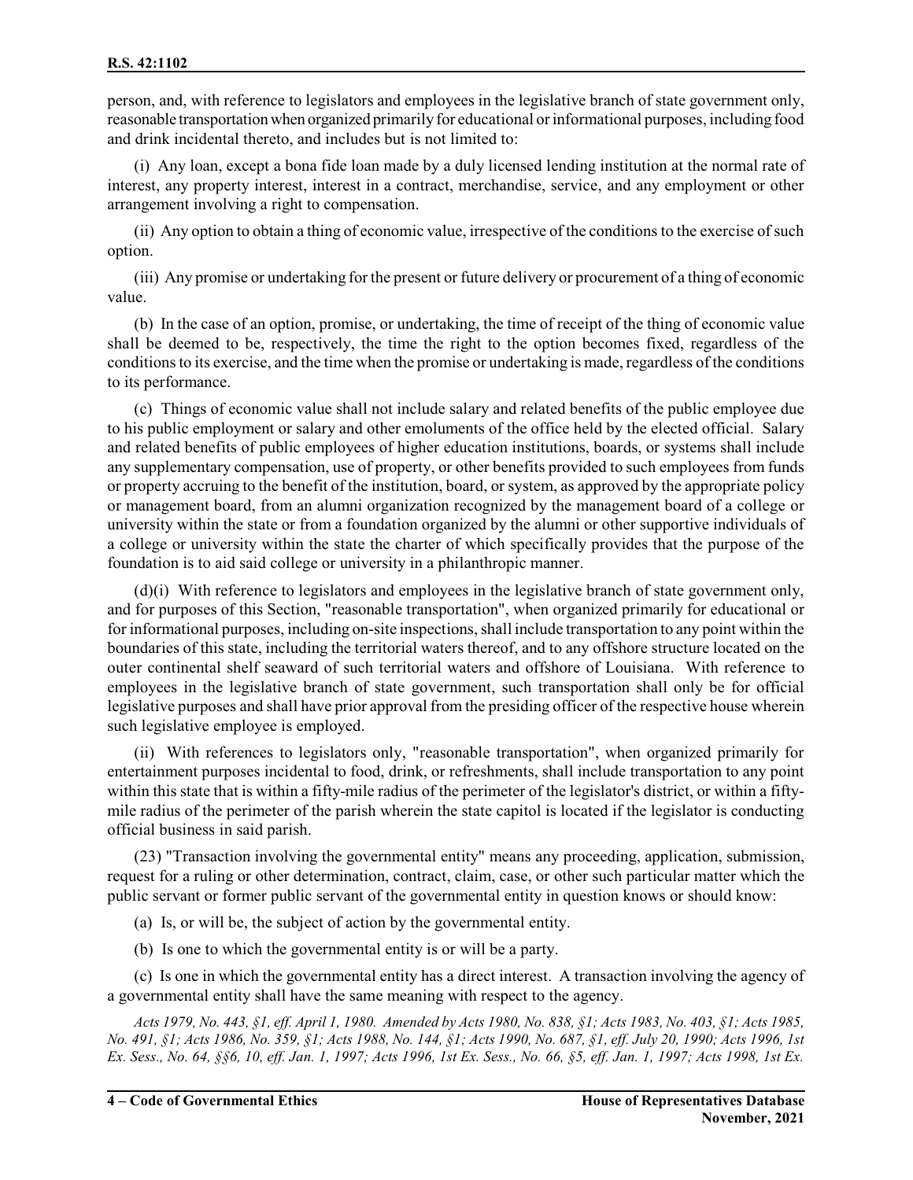person, and, with reference to legislators and employees in the legislative branch of state government only, reasonable transportation when organized primarily for educational or informational purposes, including food and drink incidental thereto, and includes but is not limited to:

(i) Any loan, except a bona fide loan made by a duly licensed lending institution at the normal rate of interest, any property interest, interest in a contract, merchandise, service, and any employment or other arrangement involving a right to compensation.

(ii) Any option to obtain a thing of economic value, irrespective of the conditions to the exercise of such option.

(iii) Any promise or undertaking for the present or future delivery or procurement of a thing of economic value.

(b) In the case of an option, promise, or undertaking, the time of receipt of the thing of economic value shall be deemed to be, respectively, the time the right to the option becomes fixed, regardless of the conditions to its exercise, and the time when the promise or undertaking is made, regardless of the conditions to its performance.

(c) Things of economic value shall not include salary and related benefits of the public employee due to his public employment or salary and other emoluments of the office held by the elected official. Salary and related benefits of public employees of higher education institutions, boards, or systems shall include any supplementary compensation, use of property, or other benefits provided to such employees from funds or property accruing to the benefit of the institution, board, or system, as approved by the appropriate policy or management board, from an alumni organization recognized by the management board of a college or university within the state or from a foundation organized by the alumni or other supportive individuals of a college or university within the state the charter of which specifically provides that the purpose of the foundation is to aid said college or university in a philanthropic manner.

(d)(i) With reference to legislators and employees in the legislative branch of state government only, and for purposes of this Section, "reasonable transportation", when organized primarily for educational or for informational purposes, including on-site inspections, shall include transportation to any point within the boundaries of this state, including the territorial waters thereof, and to any offshore structure located on the outer continental shelf seaward of such territorial waters and offshore of Louisiana. With reference to employees in the legislative branch of state government, such transportation shall only be for official legislative purposes and shall have prior approval from the presiding officer of the respective house wherein such legislative employee is employed.

(ii) With references to legislators only, "reasonable transportation", when organized primarily for entertainment purposes incidental to food, drink, or refreshments, shall include transportation to any point within this state that is within a fifty-mile radius of the perimeter of the legislator's district, or within a fifty-mile radius of the perimeter of the parish wherein the state capitol is located if the legislator is conducting official business in said parish.

(23) "Transaction involving the governmental entity" means any proceeding, application, submission, request for a ruling or other determination, contract, claim, case, or other such particular matter which the public servant or former public servant of the governmental entity in question knows or should know:

(a) Is, or will be, the subject of action by the governmental entity.

(b) Is one to which the governmental entity is or will be a party.

(c) Is one in which the governmental entity has a direct interest. A transaction involving the agency of a governmental entity shall have the same meaning with respect to the agency.

*Acts 1979, No. 443, §1, eff. April 1, 1980. Amended by Acts 1980, No. 838, §1; Acts 1983, No. 403, §1; Acts 1985, No. 491, §1; Acts 1986, No. 359, §1; Acts 1988, No. 144, §1; Acts 1990, No. 687, §1, eff. July 20, 1990; Acts 1996, 1st Ex. Sess., No. 64, §§6, 10, eff. Jan. 1, 1997; Acts 1996, 1st Ex. Sess., No. 66, §5, eff. Jan. 1, 1997; Acts 1998, 1st Ex.*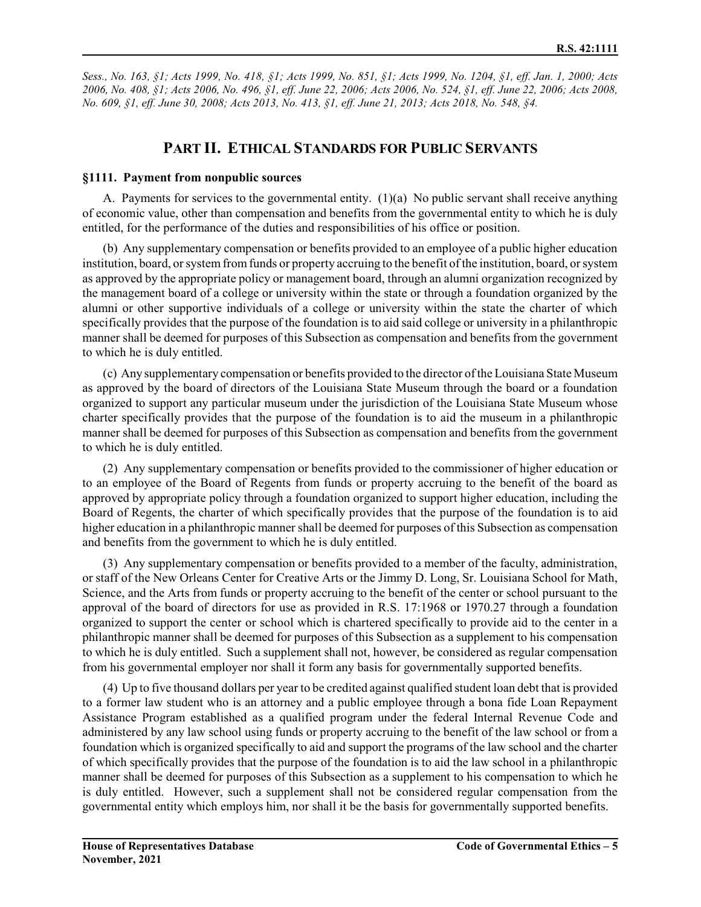*Sess., No. 163, §1; Acts 1999, No. 418, §1; Acts 1999, No. 851, §1; Acts 1999, No. 1204, §1, eff. Jan. 1, 2000; Acts 2006, No. 408, §1; Acts 2006, No. 496, §1, eff. June 22, 2006; Acts 2006, No. 524, §1, eff. June 22, 2006; Acts 2008, No. 609, §1, eff. June 30, 2008; Acts 2013, No. 413, §1, eff. June 21, 2013; Acts 2018, No. 548, §4.*

## PART II. ETHICAL STANDARDS FOR PUBLIC SERVANTS

### §1111. Payment from nonpublic sources

A. Payments for services to the governmental entity. (1)(a) No public servant shall receive anything of economic value, other than compensation and benefits from the governmental entity to which he is duly entitled, for the performance of the duties and responsibilities of his office or position.

(b) Any supplementary compensation or benefits provided to an employee of a public higher education institution, board, or system from funds or property accruing to the benefit of the institution, board, or system as approved by the appropriate policy or management board, through an alumni organization recognized by the management board of a college or university within the state or through a foundation organized by the alumni or other supportive individuals of a college or university within the state the charter of which specifically provides that the purpose of the foundation is to aid said college or university in a philanthropic manner shall be deemed for purposes of this Subsection as compensation and benefits from the government to which he is duly entitled.

(c) Any supplementary compensation or benefits provided to the director of the Louisiana State Museum as approved by the board of directors of the Louisiana State Museum through the board or a foundation organized to support any particular museum under the jurisdiction of the Louisiana State Museum whose charter specifically provides that the purpose of the foundation is to aid the museum in a philanthropic manner shall be deemed for purposes of this Subsection as compensation and benefits from the government to which he is duly entitled.

(2) Any supplementary compensation or benefits provided to the commissioner of higher education or to an employee of the Board of Regents from funds or property accruing to the benefit of the board as approved by appropriate policy through a foundation organized to support higher education, including the Board of Regents, the charter of which specifically provides that the purpose of the foundation is to aid higher education in a philanthropic manner shall be deemed for purposes of this Subsection as compensation and benefits from the government to which he is duly entitled.

(3) Any supplementary compensation or benefits provided to a member of the faculty, administration, or staff of the New Orleans Center for Creative Arts or the Jimmy D. Long, Sr. Louisiana School for Math, Science, and the Arts from funds or property accruing to the benefit of the center or school pursuant to the approval of the board of directors for use as provided in R.S. 17:1968 or 1970.27 through a foundation organized to support the center or school which is chartered specifically to provide aid to the center in a philanthropic manner shall be deemed for purposes of this Subsection as a supplement to his compensation to which he is duly entitled. Such a supplement shall not, however, be considered as regular compensation from his governmental employer nor shall it form any basis for governmentally supported benefits.

(4) Up to five thousand dollars per year to be credited against qualified student loan debt that is provided to a former law student who is an attorney and a public employee through a bona fide Loan Repayment Assistance Program established as a qualified program under the federal Internal Revenue Code and administered by any law school using funds or property accruing to the benefit of the law school or from a foundation which is organized specifically to aid and support the programs of the law school and the charter of which specifically provides that the purpose of the foundation is to aid the law school in a philanthropic manner shall be deemed for purposes of this Subsection as a supplement to his compensation to which he is duly entitled. However, such a supplement shall not be considered regular compensation from the governmental entity which employs him, nor shall it be the basis for governmentally supported benefits.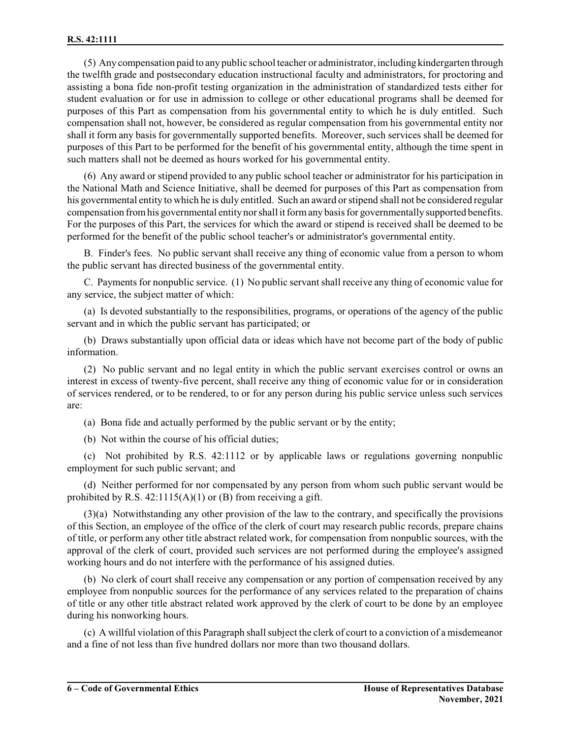(5) Any compensation paid to any public school teacher or administrator, including kindergarten through the twelfth grade and postsecondary education instructional faculty and administrators, for proctoring and assisting a bona fide non-profit testing organization in the administration of standardized tests either for student evaluation or for use in admission to college or other educational programs shall be deemed for purposes of this Part as compensation from his governmental entity to which he is duly entitled. Such compensation shall not, however, be considered as regular compensation from his governmental entity nor shall it form any basis for governmentally supported benefits. Moreover, such services shall be deemed for purposes of this Part to be performed for the benefit of his governmental entity, although the time spent in such matters shall not be deemed as hours worked for his governmental entity.

(6) Any award or stipend provided to any public school teacher or administrator for his participation in the National Math and Science Initiative, shall be deemed for purposes of this Part as compensation from his governmental entity to which he is duly entitled. Such an award or stipend shall not be considered regular compensation from his governmental entity nor shall it form any basis for governmentally supported benefits. For the purposes of this Part, the services for which the award or stipend is received shall be deemed to be performed for the benefit of the public school teacher's or administrator's governmental entity.

B. Finder's fees. No public servant shall receive any thing of economic value from a person to whom the public servant has directed business of the governmental entity.

C. Payments for nonpublic service. (1) No public servant shall receive any thing of economic value for any service, the subject matter of which:

(a) Is devoted substantially to the responsibilities, programs, or operations of the agency of the public servant and in which the public servant has participated; or

(b) Draws substantially upon official data or ideas which have not become part of the body of public information.

(2) No public servant and no legal entity in which the public servant exercises control or owns an interest in excess of twenty-five percent, shall receive any thing of economic value for or in consideration of services rendered, or to be rendered, to or for any person during his public service unless such services are:

(a) Bona fide and actually performed by the public servant or by the entity;

(b) Not within the course of his official duties;

(c) Not prohibited by R.S. 42:1112 or by applicable laws or regulations governing nonpublic employment for such public servant; and

(d) Neither performed for nor compensated by any person from whom such public servant would be prohibited by R.S. 42:1115(A)(1) or (B) from receiving a gift.

(3)(a) Notwithstanding any other provision of the law to the contrary, and specifically the provisions of this Section, an employee of the office of the clerk of court may research public records, prepare chains of title, or perform any other title abstract related work, for compensation from nonpublic sources, with the approval of the clerk of court, provided such services are not performed during the employee's assigned working hours and do not interfere with the performance of his assigned duties.

(b) No clerk of court shall receive any compensation or any portion of compensation received by any employee from nonpublic sources for the performance of any services related to the preparation of chains of title or any other title abstract related work approved by the clerk of court to be done by an employee during his nonworking hours.

(c) A willful violation of this Paragraph shall subject the clerk of court to a conviction of a misdemeanor and a fine of not less than five hundred dollars nor more than two thousand dollars.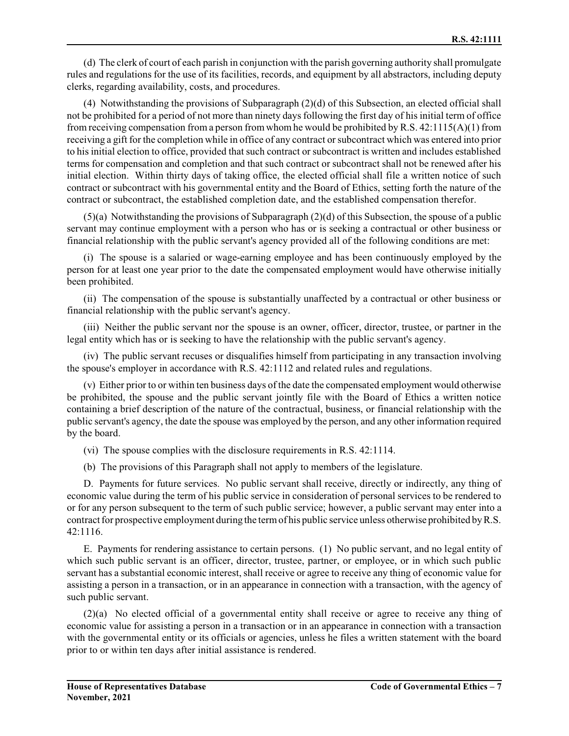(d) The clerk of court of each parish in conjunction with the parish governing authority shall promulgate rules and regulations for the use of its facilities, records, and equipment by all abstractors, including deputy clerks, regarding availability, costs, and procedures.

(4) Notwithstanding the provisions of Subparagraph (2)(d) of this Subsection, an elected official shall not be prohibited for a period of not more than ninety days following the first day of his initial term of office from receiving compensation from a person from whom he would be prohibited by R.S. 42:1115(A)(1) from receiving a gift for the completion while in office of any contract or subcontract which was entered into prior to his initial election to office, provided that such contract or subcontract is written and includes established terms for compensation and completion and that such contract or subcontract shall not be renewed after his initial election. Within thirty days of taking office, the elected official shall file a written notice of such contract or subcontract with his governmental entity and the Board of Ethics, setting forth the nature of the contract or subcontract, the established completion date, and the established compensation therefor.

(5)(a) Notwithstanding the provisions of Subparagraph (2)(d) of this Subsection, the spouse of a public servant may continue employment with a person who has or is seeking a contractual or other business or financial relationship with the public servant's agency provided all of the following conditions are met:

(i) The spouse is a salaried or wage-earning employee and has been continuously employed by the person for at least one year prior to the date the compensated employment would have otherwise initially been prohibited.

(ii) The compensation of the spouse is substantially unaffected by a contractual or other business or financial relationship with the public servant's agency.

(iii) Neither the public servant nor the spouse is an owner, officer, director, trustee, or partner in the legal entity which has or is seeking to have the relationship with the public servant's agency.

(iv) The public servant recuses or disqualifies himself from participating in any transaction involving the spouse's employer in accordance with R.S. 42:1112 and related rules and regulations.

(v) Either prior to or within ten business days of the date the compensated employment would otherwise be prohibited, the spouse and the public servant jointly file with the Board of Ethics a written notice containing a brief description of the nature of the contractual, business, or financial relationship with the public servant's agency, the date the spouse was employed by the person, and any other information required by the board.

(vi) The spouse complies with the disclosure requirements in R.S. 42:1114.

(b) The provisions of this Paragraph shall not apply to members of the legislature.

D. Payments for future services. No public servant shall receive, directly or indirectly, any thing of economic value during the term of his public service in consideration of personal services to be rendered to or for any person subsequent to the term of such public service; however, a public servant may enter into a contract for prospective employment during the term of his public service unless otherwise prohibited by R.S. 42:1116.

E. Payments for rendering assistance to certain persons. (1) No public servant, and no legal entity of which such public servant is an officer, director, trustee, partner, or employee, or in which such public servant has a substantial economic interest, shall receive or agree to receive any thing of economic value for assisting a person in a transaction, or in an appearance in connection with a transaction, with the agency of such public servant.

(2)(a) No elected official of a governmental entity shall receive or agree to receive any thing of economic value for assisting a person in a transaction or in an appearance in connection with a transaction with the governmental entity or its officials or agencies, unless he files a written statement with the board prior to or within ten days after initial assistance is rendered.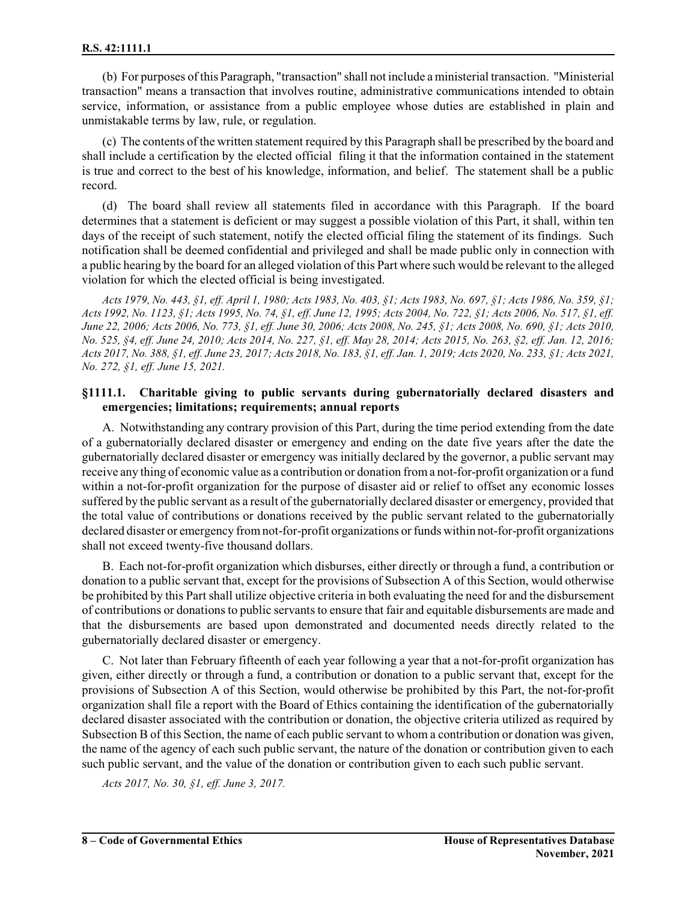(b) For purposes of this Paragraph, "transaction" shall not include a ministerial transaction. "Ministerial transaction" means a transaction that involves routine, administrative communications intended to obtain service, information, or assistance from a public employee whose duties are established in plain and unmistakable terms by law, rule, or regulation.

(c) The contents of the written statement required by this Paragraph shall be prescribed by the board and shall include a certification by the elected official filing it that the information contained in the statement is true and correct to the best of his knowledge, information, and belief. The statement shall be a public record.

(d) The board shall review all statements filed in accordance with this Paragraph. If the board determines that a statement is deficient or may suggest a possible violation of this Part, it shall, within ten days of the receipt of such statement, notify the elected official filing the statement of its findings. Such notification shall be deemed confidential and privileged and shall be made public only in connection with a public hearing by the board for an alleged violation of this Part where such would be relevant to the alleged violation for which the elected official is being investigated.

*Acts 1979, No. 443, §1, eff. April 1, 1980; Acts 1983, No. 403, §1; Acts 1983, No. 697, §1; Acts 1986, No. 359, §1; Acts 1992, No. 1123, §1; Acts 1995, No. 74, §1, eff. June 12, 1995; Acts 2004, No. 722, §1; Acts 2006, No. 517, §1, eff. June 22, 2006; Acts 2006, No. 773, §1, eff. June 30, 2006; Acts 2008, No. 245, §1; Acts 2008, No. 690, §1; Acts 2010, No. 525, §4, eff. June 24, 2010; Acts 2014, No. 227, §1, eff. May 28, 2014; Acts 2015, No. 263, §2, eff. Jan. 12, 2016; Acts 2017, No. 388, §1, eff. June 23, 2017; Acts 2018, No. 183, §1, eff. Jan. 1, 2019; Acts 2020, No. 233, §1; Acts 2021, No. 272, §1, eff. June 15, 2021.*

### §1111.1. Charitable giving to public servants during gubernatorially declared disasters and emergencies; limitations; requirements; annual reports

A. Notwithstanding any contrary provision of this Part, during the time period extending from the date of a gubernatorially declared disaster or emergency and ending on the date five years after the date the gubernatorially declared disaster or emergency was initially declared by the governor, a public servant may receive any thing of economic value as a contribution or donation from a not-for-profit organization or a fund within a not-for-profit organization for the purpose of disaster aid or relief to offset any economic losses suffered by the public servant as a result of the gubernatorially declared disaster or emergency, provided that the total value of contributions or donations received by the public servant related to the gubernatorially declared disaster or emergency from not-for-profit organizations or funds within not-for-profit organizations shall not exceed twenty-five thousand dollars.

B. Each not-for-profit organization which disburses, either directly or through a fund, a contribution or donation to a public servant that, except for the provisions of Subsection A of this Section, would otherwise be prohibited by this Part shall utilize objective criteria in both evaluating the need for and the disbursement of contributions or donations to public servants to ensure that fair and equitable disbursements are made and that the disbursements are based upon demonstrated and documented needs directly related to the gubernatorially declared disaster or emergency.

C. Not later than February fifteenth of each year following a year that a not-for-profit organization has given, either directly or through a fund, a contribution or donation to a public servant that, except for the provisions of Subsection A of this Section, would otherwise be prohibited by this Part, the not-for-profit organization shall file a report with the Board of Ethics containing the identification of the gubernatorially declared disaster associated with the contribution or donation, the objective criteria utilized as required by Subsection B of this Section, the name of each public servant to whom a contribution or donation was given, the name of the agency of each such public servant, the nature of the donation or contribution given to each such public servant, and the value of the donation or contribution given to each such public servant.

*Acts 2017, No. 30, §1, eff. June 3, 2017.*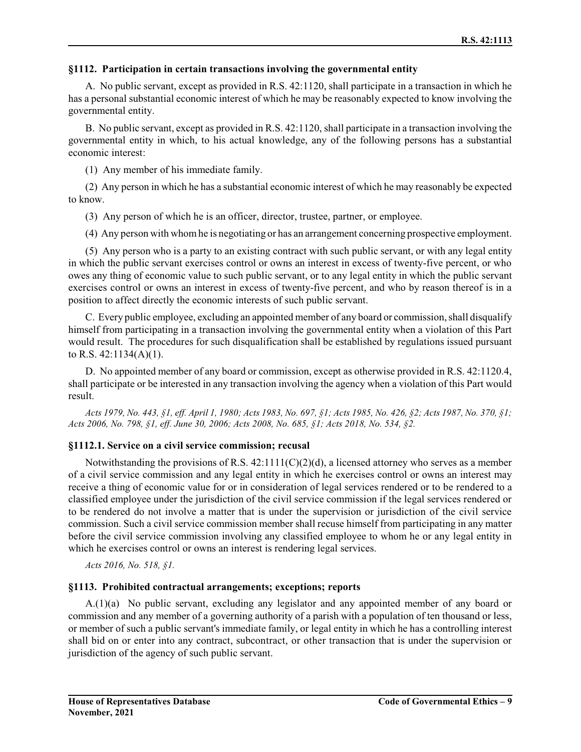### §1112. Participation in certain transactions involving the governmental entity

A. No public servant, except as provided in R.S. 42:1120, shall participate in a transaction in which he has a personal substantial economic interest of which he may be reasonably expected to know involving the governmental entity.

B. No public servant, except as provided in R.S. 42:1120, shall participate in a transaction involving the governmental entity in which, to his actual knowledge, any of the following persons has a substantial economic interest:

(1) Any member of his immediate family.

(2) Any person in which he has a substantial economic interest of which he may reasonably be expected to know.

(3) Any person of which he is an officer, director, trustee, partner, or employee.

(4) Any person with whom he is negotiating or has an arrangement concerning prospective employment.

(5) Any person who is a party to an existing contract with such public servant, or with any legal entity in which the public servant exercises control or owns an interest in excess of twenty-five percent, or who owes any thing of economic value to such public servant, or to any legal entity in which the public servant exercises control or owns an interest in excess of twenty-five percent, and who by reason thereof is in a position to affect directly the economic interests of such public servant.

C. Every public employee, excluding an appointed member of any board or commission, shall disqualify himself from participating in a transaction involving the governmental entity when a violation of this Part would result. The procedures for such disqualification shall be established by regulations issued pursuant to R.S. 42:1134(A)(1).

D. No appointed member of any board or commission, except as otherwise provided in R.S. 42:1120.4, shall participate or be interested in any transaction involving the agency when a violation of this Part would result.

*Acts 1979, No. 443, §1, eff. April 1, 1980; Acts 1983, No. 697, §1; Acts 1985, No. 426, §2; Acts 1987, No. 370, §1; Acts 2006, No. 798, §1, eff. June 30, 2006; Acts 2008, No. 685, §1; Acts 2018, No. 534, §2.*

### §1112.1. Service on a civil service commission; recusal

Notwithstanding the provisions of R.S. 42:1111(C)(2)(d), a licensed attorney who serves as a member of a civil service commission and any legal entity in which he exercises control or owns an interest may receive a thing of economic value for or in consideration of legal services rendered or to be rendered to a classified employee under the jurisdiction of the civil service commission if the legal services rendered or to be rendered do not involve a matter that is under the supervision or jurisdiction of the civil service commission. Such a civil service commission member shall recuse himself from participating in any matter before the civil service commission involving any classified employee to whom he or any legal entity in which he exercises control or owns an interest is rendering legal services.

*Acts 2016, No. 518, §1.*

### §1113. Prohibited contractual arrangements; exceptions; reports

A.(1)(a) No public servant, excluding any legislator and any appointed member of any board or commission and any member of a governing authority of a parish with a population of ten thousand or less, or member of such a public servant's immediate family, or legal entity in which he has a controlling interest shall bid on or enter into any contract, subcontract, or other transaction that is under the supervision or jurisdiction of the agency of such public servant.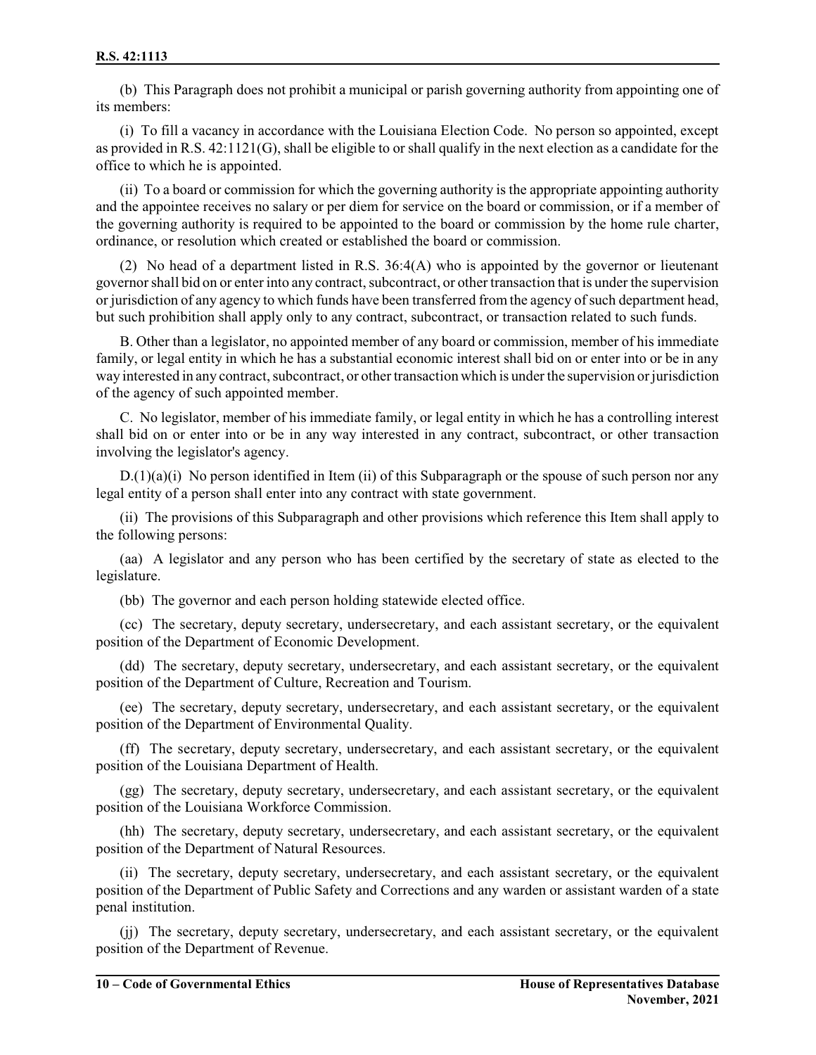(b) This Paragraph does not prohibit a municipal or parish governing authority from appointing one of its members:

(i) To fill a vacancy in accordance with the Louisiana Election Code. No person so appointed, except as provided in R.S. 42:1121(G), shall be eligible to or shall qualify in the next election as a candidate for the office to which he is appointed.

(ii) To a board or commission for which the governing authority is the appropriate appointing authority and the appointee receives no salary or per diem for service on the board or commission, or if a member of the governing authority is required to be appointed to the board or commission by the home rule charter, ordinance, or resolution which created or established the board or commission.

(2) No head of a department listed in R.S. 36:4(A) who is appointed by the governor or lieutenant governor shall bid on or enter into any contract, subcontract, or other transaction that is under the supervision or jurisdiction of any agency to which funds have been transferred from the agency of such department head, but such prohibition shall apply only to any contract, subcontract, or transaction related to such funds.

B. Other than a legislator, no appointed member of any board or commission, member of his immediate family, or legal entity in which he has a substantial economic interest shall bid on or enter into or be in any way interested in any contract, subcontract, or other transaction which is under the supervision or jurisdiction of the agency of such appointed member.

C. No legislator, member of his immediate family, or legal entity in which he has a controlling interest shall bid on or enter into or be in any way interested in any contract, subcontract, or other transaction involving the legislator's agency.

D.(1)(a)(i) No person identified in Item (ii) of this Subparagraph or the spouse of such person nor any legal entity of a person shall enter into any contract with state government.

(ii) The provisions of this Subparagraph and other provisions which reference this Item shall apply to the following persons:

(aa) A legislator and any person who has been certified by the secretary of state as elected to the legislature.

(bb) The governor and each person holding statewide elected office.

(cc) The secretary, deputy secretary, undersecretary, and each assistant secretary, or the equivalent position of the Department of Economic Development.

(dd) The secretary, deputy secretary, undersecretary, and each assistant secretary, or the equivalent position of the Department of Culture, Recreation and Tourism.

(ee) The secretary, deputy secretary, undersecretary, and each assistant secretary, or the equivalent position of the Department of Environmental Quality.

(ff) The secretary, deputy secretary, undersecretary, and each assistant secretary, or the equivalent position of the Louisiana Department of Health.

(gg) The secretary, deputy secretary, undersecretary, and each assistant secretary, or the equivalent position of the Louisiana Workforce Commission.

(hh) The secretary, deputy secretary, undersecretary, and each assistant secretary, or the equivalent position of the Department of Natural Resources.

(ii) The secretary, deputy secretary, undersecretary, and each assistant secretary, or the equivalent position of the Department of Public Safety and Corrections and any warden or assistant warden of a state penal institution.

(jj) The secretary, deputy secretary, undersecretary, and each assistant secretary, or the equivalent position of the Department of Revenue.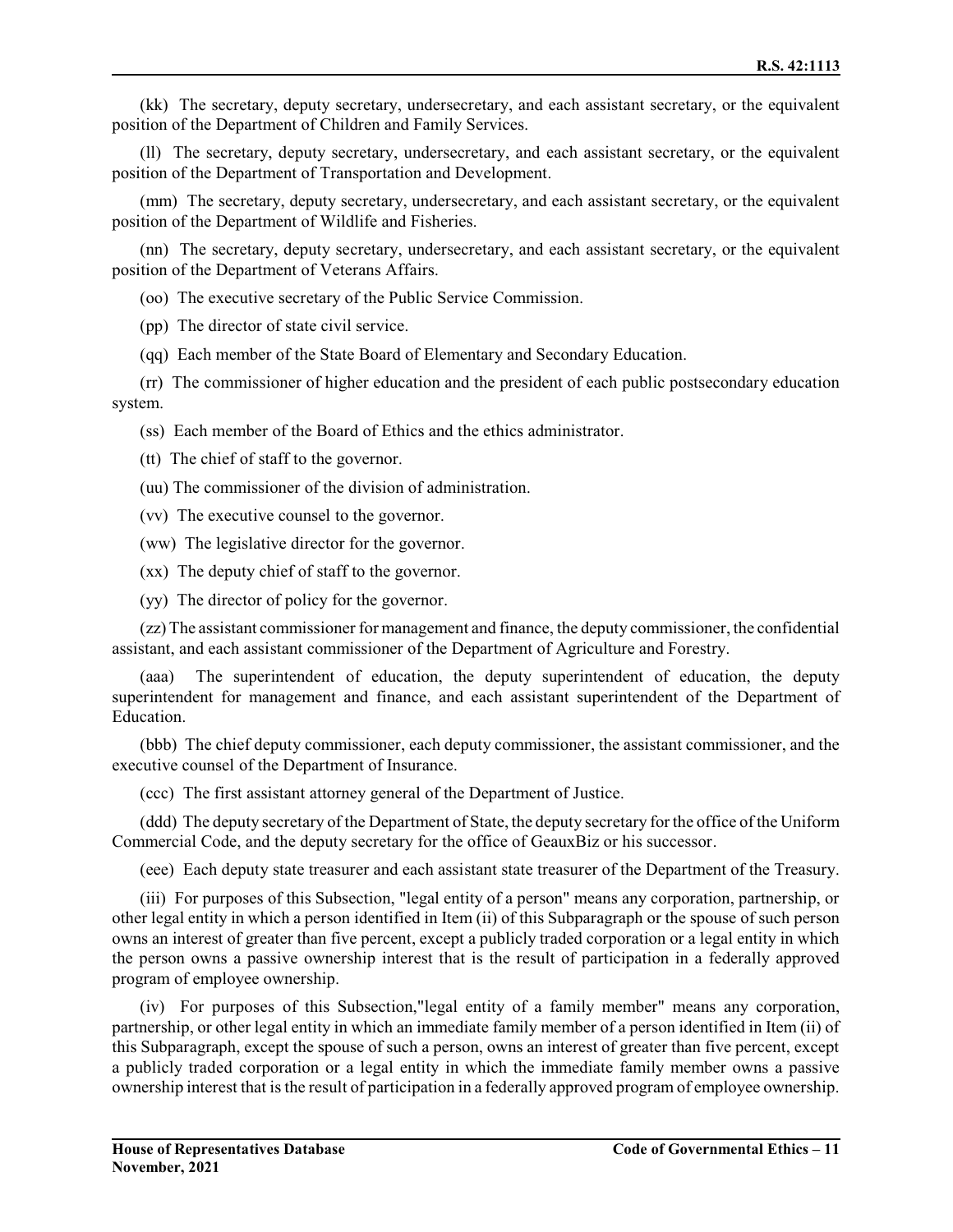(kk) The secretary, deputy secretary, undersecretary, and each assistant secretary, or the equivalent position of the Department of Children and Family Services.

(ll) The secretary, deputy secretary, undersecretary, and each assistant secretary, or the equivalent position of the Department of Transportation and Development.

(mm) The secretary, deputy secretary, undersecretary, and each assistant secretary, or the equivalent position of the Department of Wildlife and Fisheries.

(nn) The secretary, deputy secretary, undersecretary, and each assistant secretary, or the equivalent position of the Department of Veterans Affairs.

(oo) The executive secretary of the Public Service Commission.

(pp) The director of state civil service.

(qq) Each member of the State Board of Elementary and Secondary Education.

(rr) The commissioner of higher education and the president of each public postsecondary education system.

(ss) Each member of the Board of Ethics and the ethics administrator.

(tt) The chief of staff to the governor.

(uu) The commissioner of the division of administration.

(vv) The executive counsel to the governor.

(ww) The legislative director for the governor.

(xx) The deputy chief of staff to the governor.

(yy) The director of policy for the governor.

(zz) The assistant commissioner for management and finance, the deputy commissioner, the confidential assistant, and each assistant commissioner of the Department of Agriculture and Forestry.

(aaa) The superintendent of education, the deputy superintendent of education, the deputy superintendent for management and finance, and each assistant superintendent of the Department of Education.

(bbb) The chief deputy commissioner, each deputy commissioner, the assistant commissioner, and the executive counsel of the Department of Insurance.

(ccc) The first assistant attorney general of the Department of Justice.

(ddd) The deputy secretary of the Department of State, the deputy secretary for the office of the Uniform Commercial Code, and the deputy secretary for the office of GeauxBiz or his successor.

(eee) Each deputy state treasurer and each assistant state treasurer of the Department of the Treasury.

(iii) For purposes of this Subsection, "legal entity of a person" means any corporation, partnership, or other legal entity in which a person identified in Item (ii) of this Subparagraph or the spouse of such person owns an interest of greater than five percent, except a publicly traded corporation or a legal entity in which the person owns a passive ownership interest that is the result of participation in a federally approved program of employee ownership.

(iv) For purposes of this Subsection,"legal entity of a family member" means any corporation, partnership, or other legal entity in which an immediate family member of a person identified in Item (ii) of this Subparagraph, except the spouse of such a person, owns an interest of greater than five percent, except a publicly traded corporation or a legal entity in which the immediate family member owns a passive ownership interest that is the result of participation in a federally approved program of employee ownership.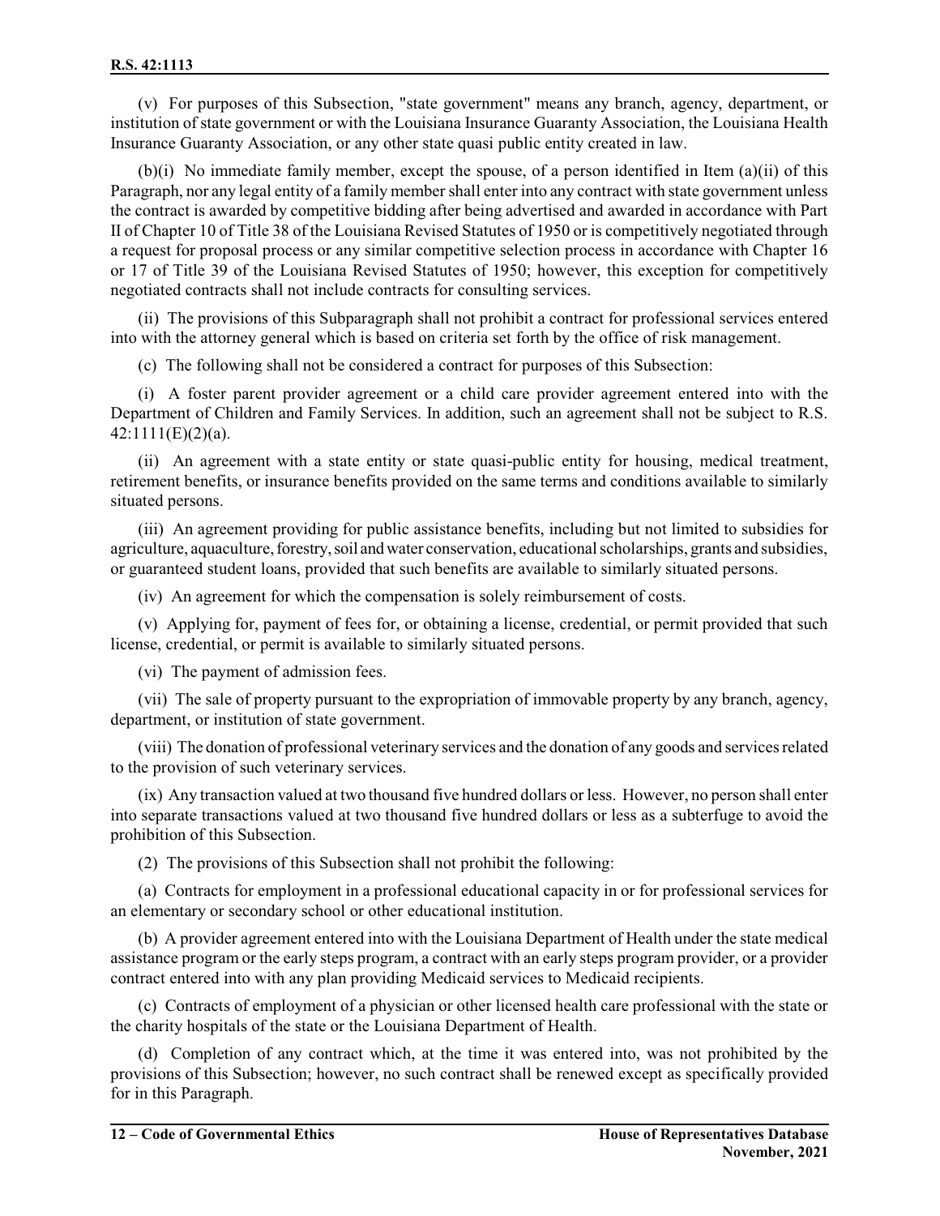(v) For purposes of this Subsection, "state government" means any branch, agency, department, or institution of state government or with the Louisiana Insurance Guaranty Association, the Louisiana Health Insurance Guaranty Association, or any other state quasi public entity created in law.

(b)(i) No immediate family member, except the spouse, of a person identified in Item (a)(ii) of this Paragraph, nor any legal entity of a family member shall enter into any contract with state government unless the contract is awarded by competitive bidding after being advertised and awarded in accordance with Part II of Chapter 10 of Title 38 of the Louisiana Revised Statutes of 1950 or is competitively negotiated through a request for proposal process or any similar competitive selection process in accordance with Chapter 16 or 17 of Title 39 of the Louisiana Revised Statutes of 1950; however, this exception for competitively negotiated contracts shall not include contracts for consulting services.

(ii) The provisions of this Subparagraph shall not prohibit a contract for professional services entered into with the attorney general which is based on criteria set forth by the office of risk management.

(c) The following shall not be considered a contract for purposes of this Subsection:

(i) A foster parent provider agreement or a child care provider agreement entered into with the Department of Children and Family Services. In addition, such an agreement shall not be subject to R.S. 42:1111(E)(2)(a).

(ii) An agreement with a state entity or state quasi-public entity for housing, medical treatment, retirement benefits, or insurance benefits provided on the same terms and conditions available to similarly situated persons.

(iii) An agreement providing for public assistance benefits, including but not limited to subsidies for agriculture, aquaculture, forestry, soil and water conservation, educational scholarships, grants and subsidies, or guaranteed student loans, provided that such benefits are available to similarly situated persons.

(iv) An agreement for which the compensation is solely reimbursement of costs.

(v) Applying for, payment of fees for, or obtaining a license, credential, or permit provided that such license, credential, or permit is available to similarly situated persons.

(vi) The payment of admission fees.

(vii) The sale of property pursuant to the expropriation of immovable property by any branch, agency, department, or institution of state government.

(viii) The donation of professional veterinary services and the donation of any goods and services related to the provision of such veterinary services.

(ix) Any transaction valued at two thousand five hundred dollars or less. However, no person shall enter into separate transactions valued at two thousand five hundred dollars or less as a subterfuge to avoid the prohibition of this Subsection.

(2) The provisions of this Subsection shall not prohibit the following:

(a) Contracts for employment in a professional educational capacity in or for professional services for an elementary or secondary school or other educational institution.

(b) A provider agreement entered into with the Louisiana Department of Health under the state medical assistance program or the early steps program, a contract with an early steps program provider, or a provider contract entered into with any plan providing Medicaid services to Medicaid recipients.

(c) Contracts of employment of a physician or other licensed health care professional with the state or the charity hospitals of the state or the Louisiana Department of Health.

(d) Completion of any contract which, at the time it was entered into, was not prohibited by the provisions of this Subsection; however, no such contract shall be renewed except as specifically provided for in this Paragraph.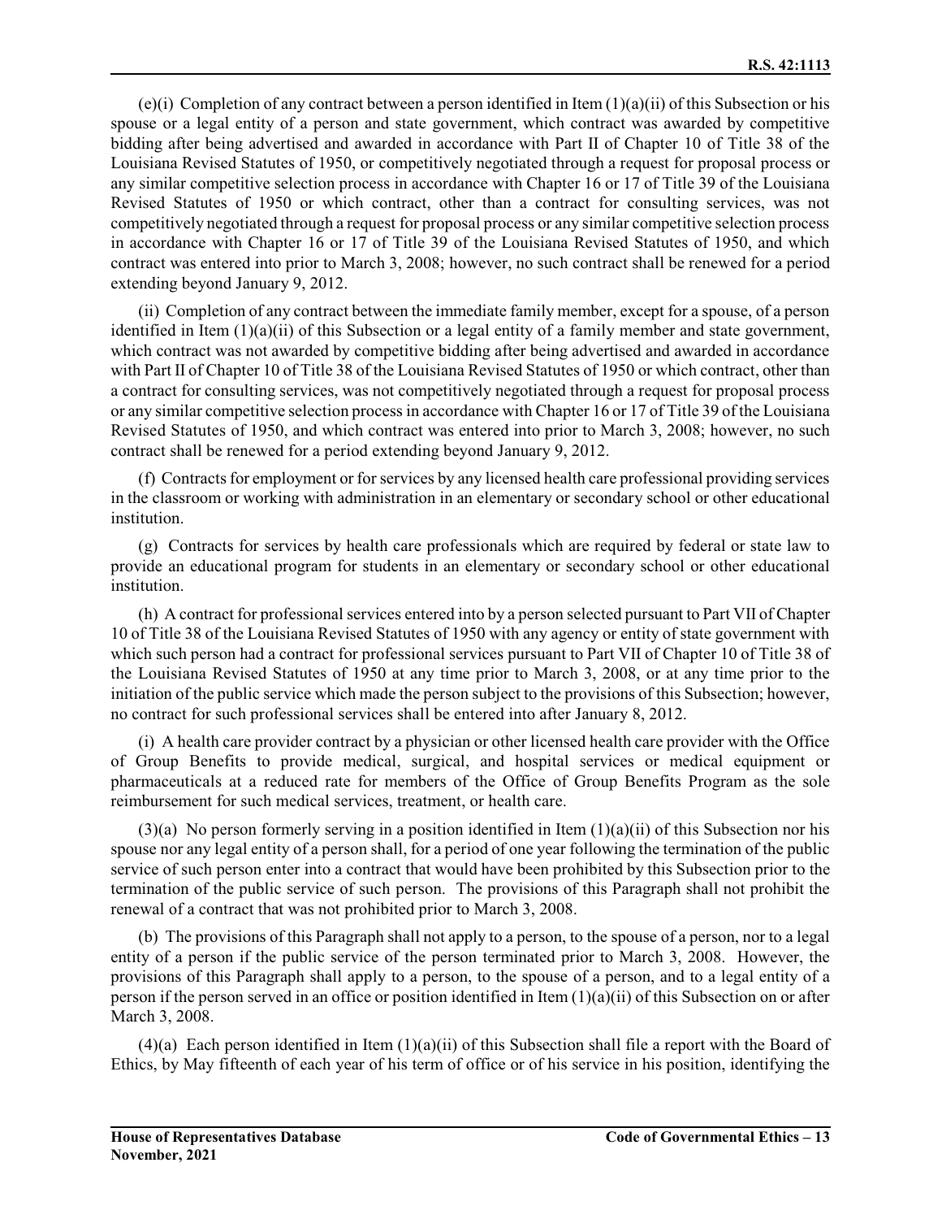(e)(i) Completion of any contract between a person identified in Item (1)(a)(ii) of this Subsection or his spouse or a legal entity of a person and state government, which contract was awarded by competitive bidding after being advertised and awarded in accordance with Part II of Chapter 10 of Title 38 of the Louisiana Revised Statutes of 1950, or competitively negotiated through a request for proposal process or any similar competitive selection process in accordance with Chapter 16 or 17 of Title 39 of the Louisiana Revised Statutes of 1950 or which contract, other than a contract for consulting services, was not competitively negotiated through a request for proposal process or any similar competitive selection process in accordance with Chapter 16 or 17 of Title 39 of the Louisiana Revised Statutes of 1950, and which contract was entered into prior to March 3, 2008; however, no such contract shall be renewed for a period extending beyond January 9, 2012.

(ii) Completion of any contract between the immediate family member, except for a spouse, of a person identified in Item (1)(a)(ii) of this Subsection or a legal entity of a family member and state government, which contract was not awarded by competitive bidding after being advertised and awarded in accordance with Part II of Chapter 10 of Title 38 of the Louisiana Revised Statutes of 1950 or which contract, other than a contract for consulting services, was not competitively negotiated through a request for proposal process or any similar competitive selection process in accordance with Chapter 16 or 17 of Title 39 of the Louisiana Revised Statutes of 1950, and which contract was entered into prior to March 3, 2008; however, no such contract shall be renewed for a period extending beyond January 9, 2012.

(f) Contracts for employment or for services by any licensed health care professional providing services in the classroom or working with administration in an elementary or secondary school or other educational institution.

(g) Contracts for services by health care professionals which are required by federal or state law to provide an educational program for students in an elementary or secondary school or other educational institution.

(h) A contract for professional services entered into by a person selected pursuant to Part VII of Chapter 10 of Title 38 of the Louisiana Revised Statutes of 1950 with any agency or entity of state government with which such person had a contract for professional services pursuant to Part VII of Chapter 10 of Title 38 of the Louisiana Revised Statutes of 1950 at any time prior to March 3, 2008, or at any time prior to the initiation of the public service which made the person subject to the provisions of this Subsection; however, no contract for such professional services shall be entered into after January 8, 2012.

(i) A health care provider contract by a physician or other licensed health care provider with the Office of Group Benefits to provide medical, surgical, and hospital services or medical equipment or pharmaceuticals at a reduced rate for members of the Office of Group Benefits Program as the sole reimbursement for such medical services, treatment, or health care.

(3)(a) No person formerly serving in a position identified in Item (1)(a)(ii) of this Subsection nor his spouse nor any legal entity of a person shall, for a period of one year following the termination of the public service of such person enter into a contract that would have been prohibited by this Subsection prior to the termination of the public service of such person. The provisions of this Paragraph shall not prohibit the renewal of a contract that was not prohibited prior to March 3, 2008.

(b) The provisions of this Paragraph shall not apply to a person, to the spouse of a person, nor to a legal entity of a person if the public service of the person terminated prior to March 3, 2008. However, the provisions of this Paragraph shall apply to a person, to the spouse of a person, and to a legal entity of a person if the person served in an office or position identified in Item (1)(a)(ii) of this Subsection on or after March 3, 2008.

(4)(a) Each person identified in Item (1)(a)(ii) of this Subsection shall file a report with the Board of Ethics, by May fifteenth of each year of his term of office or of his service in his position, identifying the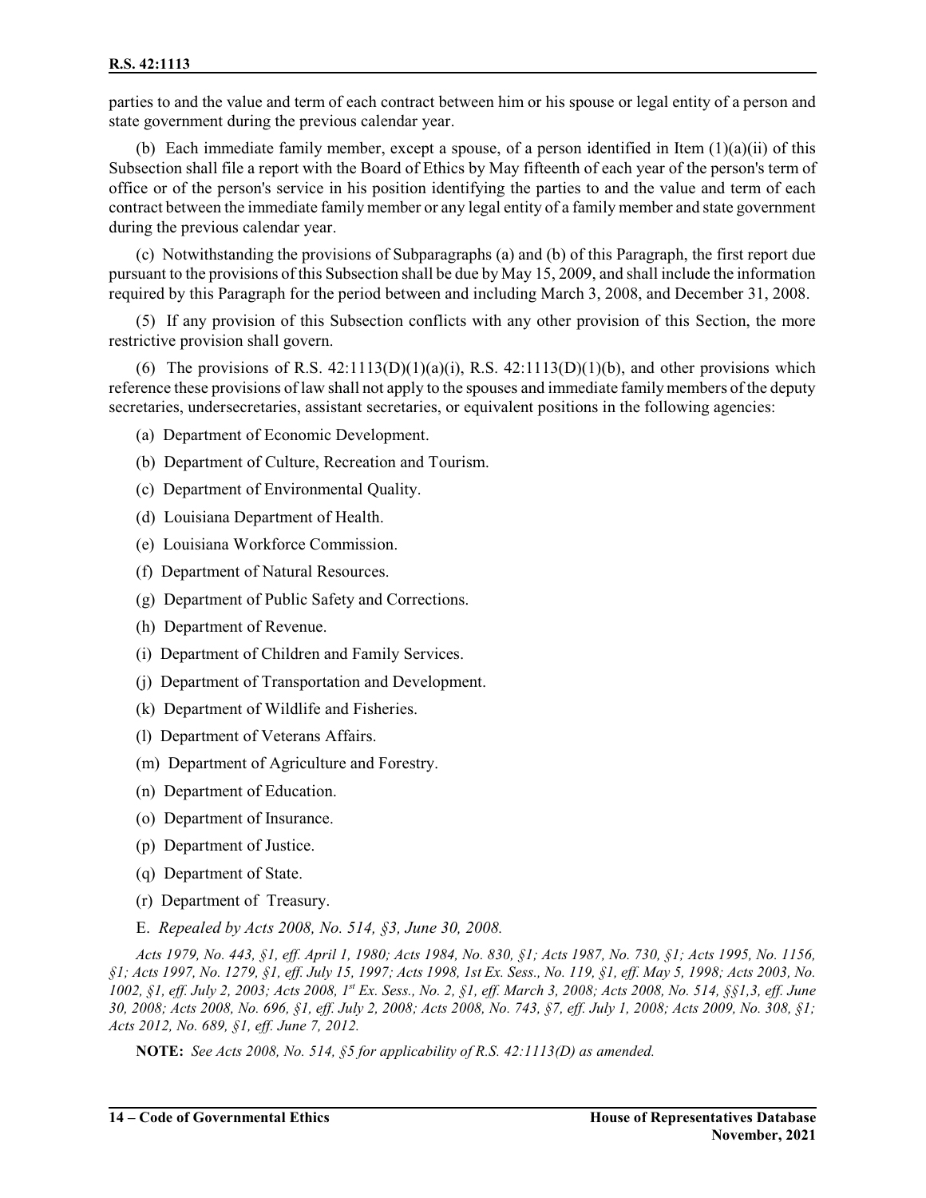parties to and the value and term of each contract between him or his spouse or legal entity of a person and state government during the previous calendar year.

(b) Each immediate family member, except a spouse, of a person identified in Item (1)(a)(ii) of this Subsection shall file a report with the Board of Ethics by May fifteenth of each year of the person's term of office or of the person's service in his position identifying the parties to and the value and term of each contract between the immediate family member or any legal entity of a family member and state government during the previous calendar year.

(c) Notwithstanding the provisions of Subparagraphs (a) and (b) of this Paragraph, the first report due pursuant to the provisions of this Subsection shall be due by May 15, 2009, and shall include the information required by this Paragraph for the period between and including March 3, 2008, and December 31, 2008.

(5) If any provision of this Subsection conflicts with any other provision of this Section, the more restrictive provision shall govern.

(6) The provisions of R.S. 42:1113(D)(1)(a)(i), R.S. 42:1113(D)(1)(b), and other provisions which reference these provisions of law shall not apply to the spouses and immediate family members of the deputy secretaries, undersecretaries, assistant secretaries, or equivalent positions in the following agencies:

(a) Department of Economic Development.

(b) Department of Culture, Recreation and Tourism.

(c) Department of Environmental Quality.

(d) Louisiana Department of Health.

(e) Louisiana Workforce Commission.

(f) Department of Natural Resources.

(g) Department of Public Safety and Corrections.

(h) Department of Revenue.

(i) Department of Children and Family Services.

(j) Department of Transportation and Development.

(k) Department of Wildlife and Fisheries.

(l) Department of Veterans Affairs.

(m) Department of Agriculture and Forestry.

(n) Department of Education.

(o) Department of Insurance.

(p) Department of Justice.

(q) Department of State.

(r) Department of Treasury.

E. *Repealed by Acts 2008, No. 514, §3, June 30, 2008.*

*Acts 1979, No. 443, §1, eff. April 1, 1980; Acts 1984, No. 830, §1; Acts 1987, No. 730, §1; Acts 1995, No. 1156, §1; Acts 1997, No. 1279, §1, eff. July 15, 1997; Acts 1998, 1st Ex. Sess., No. 119, §1, eff. May 5, 1998; Acts 2003, No. 1002, §1, eff. July 2, 2003; Acts 2008, 1st Ex. Sess., No. 2, §1, eff. March 3, 2008; Acts 2008, No. 514, §§1,3, eff. June 30, 2008; Acts 2008, No. 696, §1, eff. July 2, 2008; Acts 2008, No. 743, §7, eff. July 1, 2008; Acts 2009, No. 308, §1; Acts 2012, No. 689, §1, eff. June 7, 2012.*

**NOTE:** *See Acts 2008, No. 514, §5 for applicability of R.S. 42:1113(D) as amended.*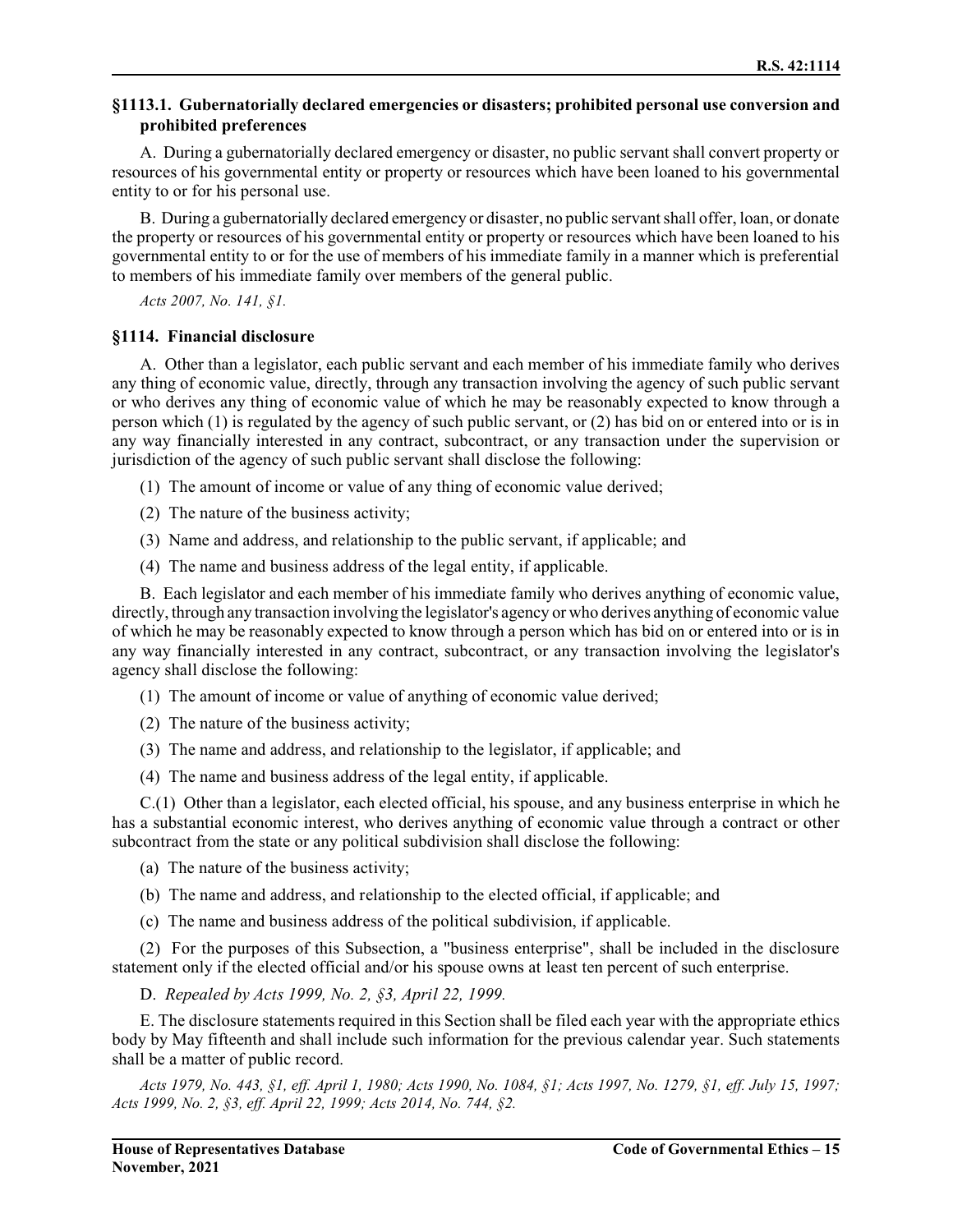### §1113.1. Gubernatorially declared emergencies or disasters; prohibited personal use conversion and prohibited preferences

A. During a gubernatorially declared emergency or disaster, no public servant shall convert property or resources of his governmental entity or property or resources which have been loaned to his governmental entity to or for his personal use.

B. During a gubernatorially declared emergency or disaster, no public servant shall offer, loan, or donate the property or resources of his governmental entity or property or resources which have been loaned to his governmental entity to or for the use of members of his immediate family in a manner which is preferential to members of his immediate family over members of the general public.

*Acts 2007, No. 141, §1.*

### §1114. Financial disclosure

A. Other than a legislator, each public servant and each member of his immediate family who derives any thing of economic value, directly, through any transaction involving the agency of such public servant or who derives any thing of economic value of which he may be reasonably expected to know through a person which (1) is regulated by the agency of such public servant, or (2) has bid on or entered into or is in any way financially interested in any contract, subcontract, or any transaction under the supervision or jurisdiction of the agency of such public servant shall disclose the following:

(1) The amount of income or value of any thing of economic value derived;

(2) The nature of the business activity;

(3) Name and address, and relationship to the public servant, if applicable; and

(4) The name and business address of the legal entity, if applicable.

B. Each legislator and each member of his immediate family who derives anything of economic value, directly, through any transaction involving the legislator's agency or who derives anything of economic value of which he may be reasonably expected to know through a person which has bid on or entered into or is in any way financially interested in any contract, subcontract, or any transaction involving the legislator's agency shall disclose the following:

(1) The amount of income or value of anything of economic value derived;

(2) The nature of the business activity;

(3) The name and address, and relationship to the legislator, if applicable; and

(4) The name and business address of the legal entity, if applicable.

C.(1) Other than a legislator, each elected official, his spouse, and any business enterprise in which he has a substantial economic interest, who derives anything of economic value through a contract or other subcontract from the state or any political subdivision shall disclose the following:

(a) The nature of the business activity;

(b) The name and address, and relationship to the elected official, if applicable; and

(c) The name and business address of the political subdivision, if applicable.

(2) For the purposes of this Subsection, a "business enterprise", shall be included in the disclosure statement only if the elected official and/or his spouse owns at least ten percent of such enterprise.

D. *Repealed by Acts 1999, No. 2, §3, April 22, 1999.*

E. The disclosure statements required in this Section shall be filed each year with the appropriate ethics body by May fifteenth and shall include such information for the previous calendar year. Such statements shall be a matter of public record.

*Acts 1979, No. 443, §1, eff. April 1, 1980; Acts 1990, No. 1084, §1; Acts 1997, No. 1279, §1, eff. July 15, 1997; Acts 1999, No. 2, §3, eff. April 22, 1999; Acts 2014, No. 744, §2.*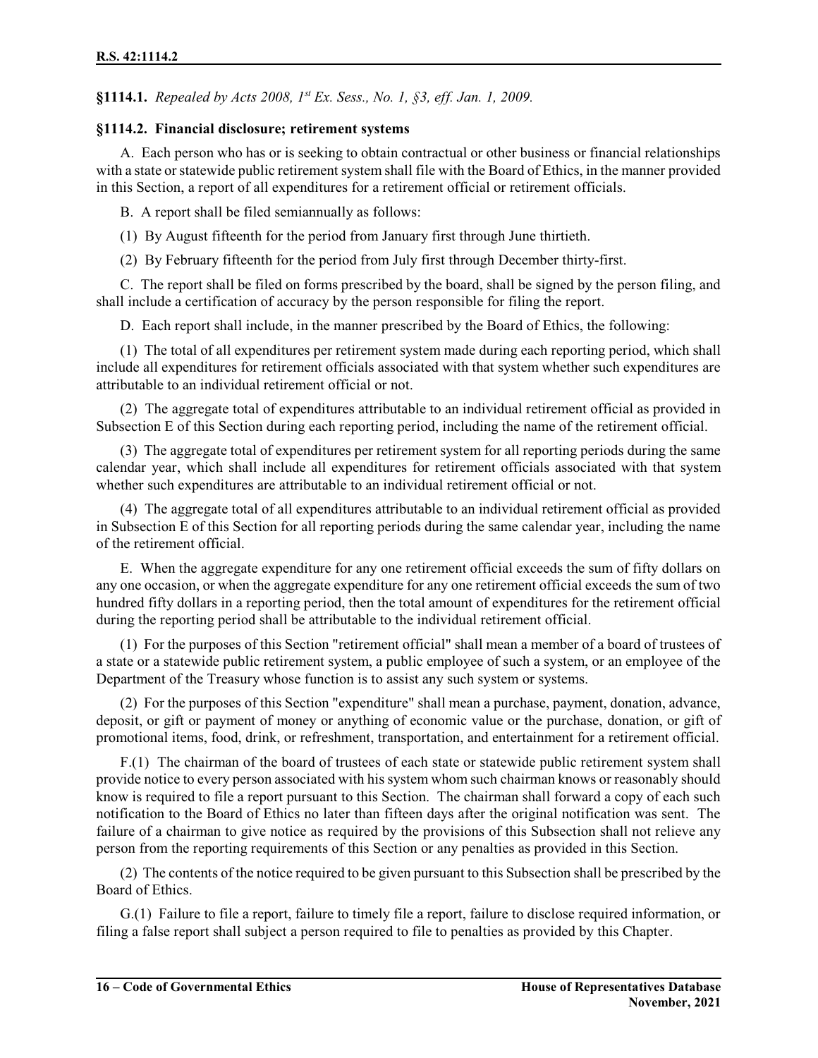**§1114.1.** *Repealed by Acts 2008, 1st Ex. Sess., No. 1, §3, eff. Jan. 1, 2009.*

**§1114.2. Financial disclosure; retirement systems**

A. Each person who has or is seeking to obtain contractual or other business or financial relationships with a state or statewide public retirement system shall file with the Board of Ethics, in the manner provided in this Section, a report of all expenditures for a retirement official or retirement officials.

B. A report shall be filed semiannually as follows:

(1) By August fifteenth for the period from January first through June thirtieth.

(2) By February fifteenth for the period from July first through December thirty-first.

C. The report shall be filed on forms prescribed by the board, shall be signed by the person filing, and shall include a certification of accuracy by the person responsible for filing the report.

D. Each report shall include, in the manner prescribed by the Board of Ethics, the following:

(1) The total of all expenditures per retirement system made during each reporting period, which shall include all expenditures for retirement officials associated with that system whether such expenditures are attributable to an individual retirement official or not.

(2) The aggregate total of expenditures attributable to an individual retirement official as provided in Subsection E of this Section during each reporting period, including the name of the retirement official.

(3) The aggregate total of expenditures per retirement system for all reporting periods during the same calendar year, which shall include all expenditures for retirement officials associated with that system whether such expenditures are attributable to an individual retirement official or not.

(4) The aggregate total of all expenditures attributable to an individual retirement official as provided in Subsection E of this Section for all reporting periods during the same calendar year, including the name of the retirement official.

E. When the aggregate expenditure for any one retirement official exceeds the sum of fifty dollars on any one occasion, or when the aggregate expenditure for any one retirement official exceeds the sum of two hundred fifty dollars in a reporting period, then the total amount of expenditures for the retirement official during the reporting period shall be attributable to the individual retirement official.

(1) For the purposes of this Section "retirement official" shall mean a member of a board of trustees of a state or a statewide public retirement system, a public employee of such a system, or an employee of the Department of the Treasury whose function is to assist any such system or systems.

(2) For the purposes of this Section "expenditure" shall mean a purchase, payment, donation, advance, deposit, or gift or payment of money or anything of economic value or the purchase, donation, or gift of promotional items, food, drink, or refreshment, transportation, and entertainment for a retirement official.

F.(1) The chairman of the board of trustees of each state or statewide public retirement system shall provide notice to every person associated with his system whom such chairman knows or reasonably should know is required to file a report pursuant to this Section. The chairman shall forward a copy of each such notification to the Board of Ethics no later than fifteen days after the original notification was sent. The failure of a chairman to give notice as required by the provisions of this Subsection shall not relieve any person from the reporting requirements of this Section or any penalties as provided in this Section.

(2) The contents of the notice required to be given pursuant to this Subsection shall be prescribed by the Board of Ethics.

G.(1) Failure to file a report, failure to timely file a report, failure to disclose required information, or filing a false report shall subject a person required to file to penalties as provided by this Chapter.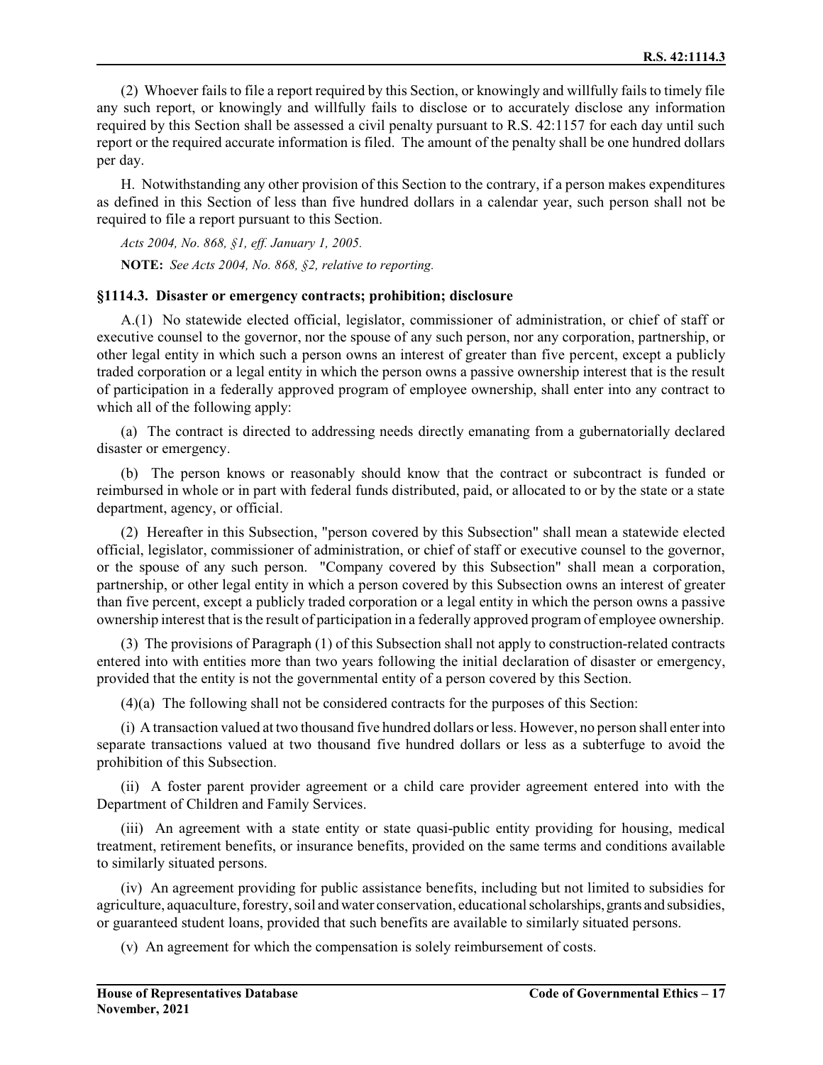(2) Whoever fails to file a report required by this Section, or knowingly and willfully fails to timely file any such report, or knowingly and willfully fails to disclose or to accurately disclose any information required by this Section shall be assessed a civil penalty pursuant to R.S. 42:1157 for each day until such report or the required accurate information is filed. The amount of the penalty shall be one hundred dollars per day.

H. Notwithstanding any other provision of this Section to the contrary, if a person makes expenditures as defined in this Section of less than five hundred dollars in a calendar year, such person shall not be required to file a report pursuant to this Section.

*Acts 2004, No. 868, §1, eff. January 1, 2005.*

**NOTE:** *See Acts 2004, No. 868, §2, relative to reporting.*

### §1114.3. Disaster or emergency contracts; prohibition; disclosure

A.(1) No statewide elected official, legislator, commissioner of administration, or chief of staff or executive counsel to the governor, nor the spouse of any such person, nor any corporation, partnership, or other legal entity in which such a person owns an interest of greater than five percent, except a publicly traded corporation or a legal entity in which the person owns a passive ownership interest that is the result of participation in a federally approved program of employee ownership, shall enter into any contract to which all of the following apply:

(a) The contract is directed to addressing needs directly emanating from a gubernatorially declared disaster or emergency.

(b) The person knows or reasonably should know that the contract or subcontract is funded or reimbursed in whole or in part with federal funds distributed, paid, or allocated to or by the state or a state department, agency, or official.

(2) Hereafter in this Subsection, "person covered by this Subsection" shall mean a statewide elected official, legislator, commissioner of administration, or chief of staff or executive counsel to the governor, or the spouse of any such person. "Company covered by this Subsection" shall mean a corporation, partnership, or other legal entity in which a person covered by this Subsection owns an interest of greater than five percent, except a publicly traded corporation or a legal entity in which the person owns a passive ownership interest that is the result of participation in a federally approved program of employee ownership.

(3) The provisions of Paragraph (1) of this Subsection shall not apply to construction-related contracts entered into with entities more than two years following the initial declaration of disaster or emergency, provided that the entity is not the governmental entity of a person covered by this Section.

(4)(a) The following shall not be considered contracts for the purposes of this Section:

(i) A transaction valued at two thousand five hundred dollars or less. However, no person shall enter into separate transactions valued at two thousand five hundred dollars or less as a subterfuge to avoid the prohibition of this Subsection.

(ii) A foster parent provider agreement or a child care provider agreement entered into with the Department of Children and Family Services.

(iii) An agreement with a state entity or state quasi-public entity providing for housing, medical treatment, retirement benefits, or insurance benefits, provided on the same terms and conditions available to similarly situated persons.

(iv) An agreement providing for public assistance benefits, including but not limited to subsidies for agriculture, aquaculture, forestry, soil and water conservation, educational scholarships, grants and subsidies, or guaranteed student loans, provided that such benefits are available to similarly situated persons.

(v) An agreement for which the compensation is solely reimbursement of costs.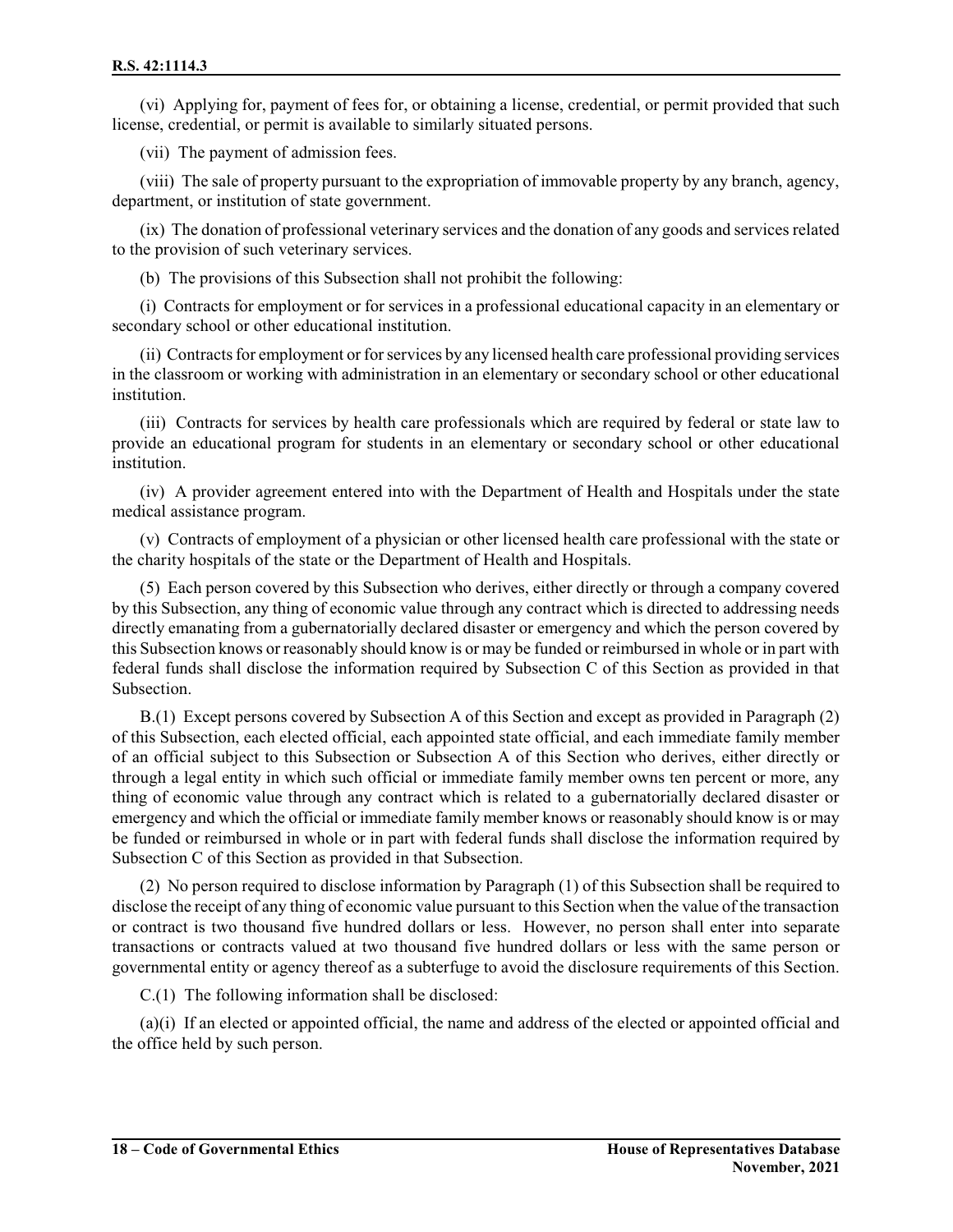(vi) Applying for, payment of fees for, or obtaining a license, credential, or permit provided that such license, credential, or permit is available to similarly situated persons.

(vii) The payment of admission fees.

(viii) The sale of property pursuant to the expropriation of immovable property by any branch, agency, department, or institution of state government.

(ix) The donation of professional veterinary services and the donation of any goods and services related to the provision of such veterinary services.

(b) The provisions of this Subsection shall not prohibit the following:

(i) Contracts for employment or for services in a professional educational capacity in an elementary or secondary school or other educational institution.

(ii) Contracts for employment or for services by any licensed health care professional providing services in the classroom or working with administration in an elementary or secondary school or other educational institution.

(iii) Contracts for services by health care professionals which are required by federal or state law to provide an educational program for students in an elementary or secondary school or other educational institution.

(iv) A provider agreement entered into with the Department of Health and Hospitals under the state medical assistance program.

(v) Contracts of employment of a physician or other licensed health care professional with the state or the charity hospitals of the state or the Department of Health and Hospitals.

(5) Each person covered by this Subsection who derives, either directly or through a company covered by this Subsection, any thing of economic value through any contract which is directed to addressing needs directly emanating from a gubernatorially declared disaster or emergency and which the person covered by this Subsection knows or reasonably should know is or may be funded or reimbursed in whole or in part with federal funds shall disclose the information required by Subsection C of this Section as provided in that Subsection.

B.(1) Except persons covered by Subsection A of this Section and except as provided in Paragraph (2) of this Subsection, each elected official, each appointed state official, and each immediate family member of an official subject to this Subsection or Subsection A of this Section who derives, either directly or through a legal entity in which such official or immediate family member owns ten percent or more, any thing of economic value through any contract which is related to a gubernatorially declared disaster or emergency and which the official or immediate family member knows or reasonably should know is or may be funded or reimbursed in whole or in part with federal funds shall disclose the information required by Subsection C of this Section as provided in that Subsection.

(2) No person required to disclose information by Paragraph (1) of this Subsection shall be required to disclose the receipt of any thing of economic value pursuant to this Section when the value of the transaction or contract is two thousand five hundred dollars or less. However, no person shall enter into separate transactions or contracts valued at two thousand five hundred dollars or less with the same person or governmental entity or agency thereof as a subterfuge to avoid the disclosure requirements of this Section.

C.(1) The following information shall be disclosed:

(a)(i) If an elected or appointed official, the name and address of the elected or appointed official and the office held by such person.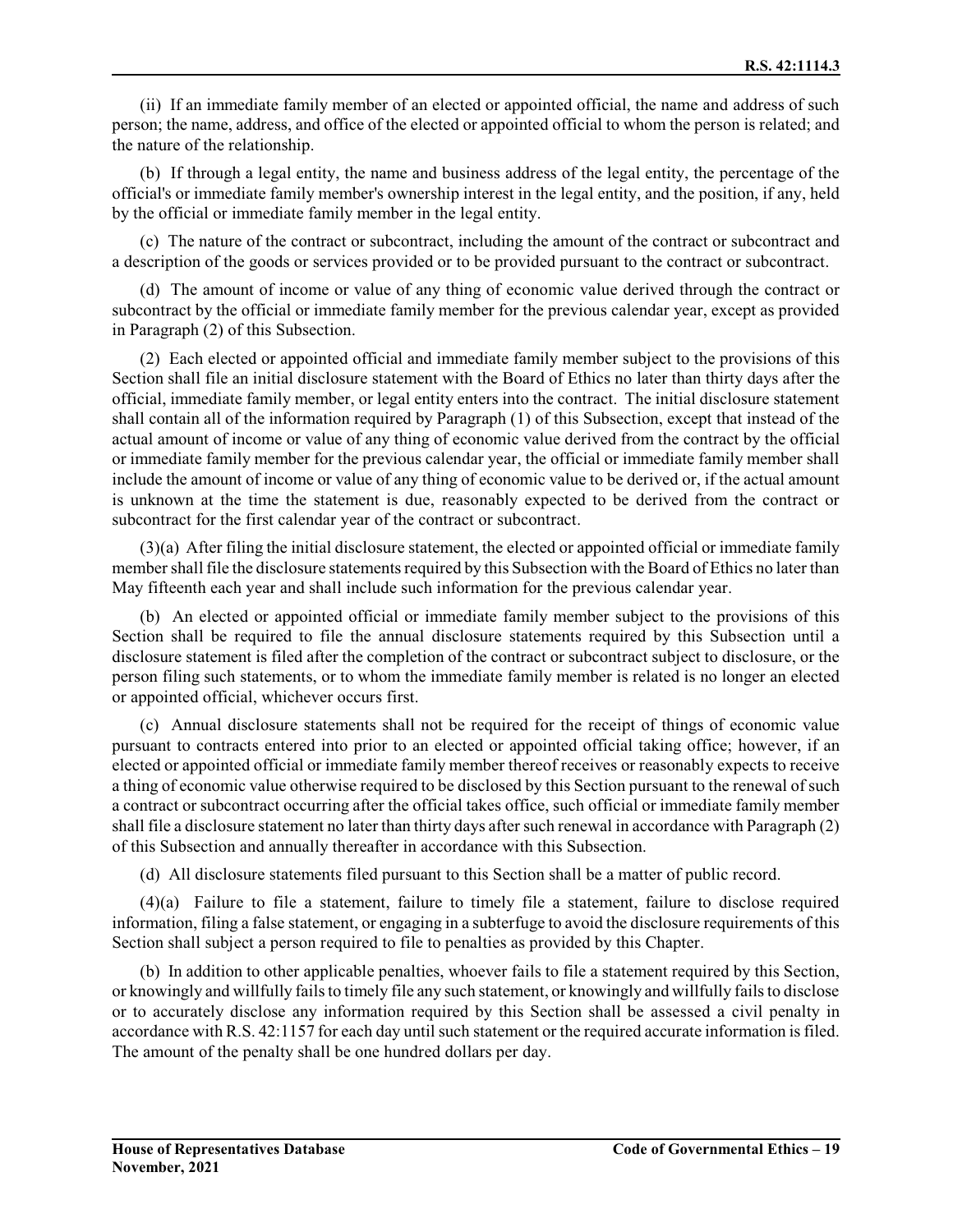(ii) If an immediate family member of an elected or appointed official, the name and address of such person; the name, address, and office of the elected or appointed official to whom the person is related; and the nature of the relationship.

(b) If through a legal entity, the name and business address of the legal entity, the percentage of the official's or immediate family member's ownership interest in the legal entity, and the position, if any, held by the official or immediate family member in the legal entity.

(c) The nature of the contract or subcontract, including the amount of the contract or subcontract and a description of the goods or services provided or to be provided pursuant to the contract or subcontract.

(d) The amount of income or value of any thing of economic value derived through the contract or subcontract by the official or immediate family member for the previous calendar year, except as provided in Paragraph (2) of this Subsection.

(2) Each elected or appointed official and immediate family member subject to the provisions of this Section shall file an initial disclosure statement with the Board of Ethics no later than thirty days after the official, immediate family member, or legal entity enters into the contract. The initial disclosure statement shall contain all of the information required by Paragraph (1) of this Subsection, except that instead of the actual amount of income or value of any thing of economic value derived from the contract by the official or immediate family member for the previous calendar year, the official or immediate family member shall include the amount of income or value of any thing of economic value to be derived or, if the actual amount is unknown at the time the statement is due, reasonably expected to be derived from the contract or subcontract for the first calendar year of the contract or subcontract.

(3)(a) After filing the initial disclosure statement, the elected or appointed official or immediate family member shall file the disclosure statements required by this Subsection with the Board of Ethics no later than May fifteenth each year and shall include such information for the previous calendar year.

(b) An elected or appointed official or immediate family member subject to the provisions of this Section shall be required to file the annual disclosure statements required by this Subsection until a disclosure statement is filed after the completion of the contract or subcontract subject to disclosure, or the person filing such statements, or to whom the immediate family member is related is no longer an elected or appointed official, whichever occurs first.

(c) Annual disclosure statements shall not be required for the receipt of things of economic value pursuant to contracts entered into prior to an elected or appointed official taking office; however, if an elected or appointed official or immediate family member thereof receives or reasonably expects to receive a thing of economic value otherwise required to be disclosed by this Section pursuant to the renewal of such a contract or subcontract occurring after the official takes office, such official or immediate family member shall file a disclosure statement no later than thirty days after such renewal in accordance with Paragraph (2) of this Subsection and annually thereafter in accordance with this Subsection.

(d) All disclosure statements filed pursuant to this Section shall be a matter of public record.

(4)(a) Failure to file a statement, failure to timely file a statement, failure to disclose required information, filing a false statement, or engaging in a subterfuge to avoid the disclosure requirements of this Section shall subject a person required to file to penalties as provided by this Chapter.

(b) In addition to other applicable penalties, whoever fails to file a statement required by this Section, or knowingly and willfully fails to timely file any such statement, or knowingly and willfully fails to disclose or to accurately disclose any information required by this Section shall be assessed a civil penalty in accordance with R.S. 42:1157 for each day until such statement or the required accurate information is filed. The amount of the penalty shall be one hundred dollars per day.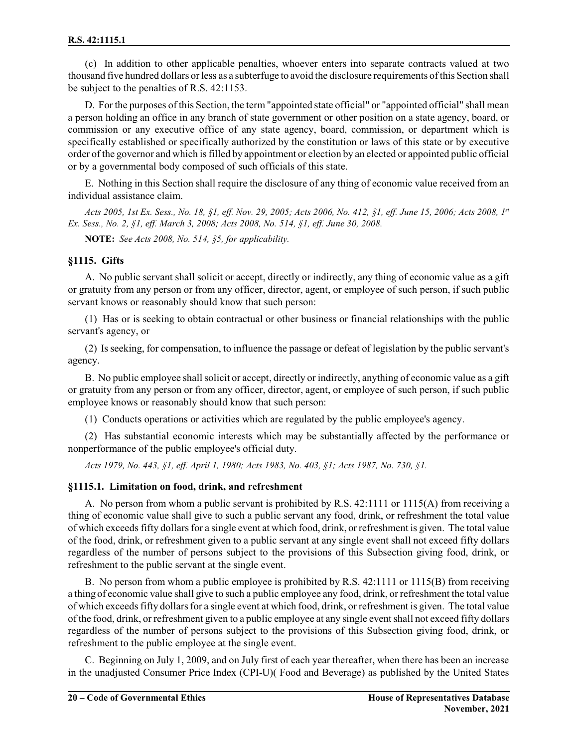(c) In addition to other applicable penalties, whoever enters into separate contracts valued at two thousand five hundred dollars or less as a subterfuge to avoid the disclosure requirements of this Section shall be subject to the penalties of R.S. 42:1153.

D. For the purposes of this Section, the term "appointed state official" or "appointed official" shall mean a person holding an office in any branch of state government or other position on a state agency, board, or commission or any executive office of any state agency, board, commission, or department which is specifically established or specifically authorized by the constitution or laws of this state or by executive order of the governor and which is filled by appointment or election by an elected or appointed public official or by a governmental body composed of such officials of this state.

E. Nothing in this Section shall require the disclosure of any thing of economic value received from an individual assistance claim.

*Acts 2005, 1st Ex. Sess., No. 18, §1, eff. Nov. 29, 2005; Acts 2006, No. 412, §1, eff. June 15, 2006; Acts 2008, 1st Ex. Sess., No. 2, §1, eff. March 3, 2008; Acts 2008, No. 514, §1, eff. June 30, 2008.*

**NOTE:** *See Acts 2008, No. 514, §5, for applicability.*

### §1115. Gifts

A. No public servant shall solicit or accept, directly or indirectly, any thing of economic value as a gift or gratuity from any person or from any officer, director, agent, or employee of such person, if such public servant knows or reasonably should know that such person:

(1) Has or is seeking to obtain contractual or other business or financial relationships with the public servant's agency, or

(2) Is seeking, for compensation, to influence the passage or defeat of legislation by the public servant's agency.

B. No public employee shall solicit or accept, directly or indirectly, anything of economic value as a gift or gratuity from any person or from any officer, director, agent, or employee of such person, if such public employee knows or reasonably should know that such person:

(1) Conducts operations or activities which are regulated by the public employee's agency.

(2) Has substantial economic interests which may be substantially affected by the performance or nonperformance of the public employee's official duty.

*Acts 1979, No. 443, §1, eff. April 1, 1980; Acts 1983, No. 403, §1; Acts 1987, No. 730, §1.*

### §1115.1. Limitation on food, drink, and refreshment

A. No person from whom a public servant is prohibited by R.S. 42:1111 or 1115(A) from receiving a thing of economic value shall give to such a public servant any food, drink, or refreshment the total value of which exceeds fifty dollars for a single event at which food, drink, or refreshment is given. The total value of the food, drink, or refreshment given to a public servant at any single event shall not exceed fifty dollars regardless of the number of persons subject to the provisions of this Subsection giving food, drink, or refreshment to the public servant at the single event.

B. No person from whom a public employee is prohibited by R.S. 42:1111 or 1115(B) from receiving a thing of economic value shall give to such a public employee any food, drink, or refreshment the total value of which exceeds fifty dollars for a single event at which food, drink, or refreshment is given. The total value of the food, drink, or refreshment given to a public employee at any single event shall not exceed fifty dollars regardless of the number of persons subject to the provisions of this Subsection giving food, drink, or refreshment to the public employee at the single event.

C. Beginning on July 1, 2009, and on July first of each year thereafter, when there has been an increase in the unadjusted Consumer Price Index (CPI-U)( Food and Beverage) as published by the United States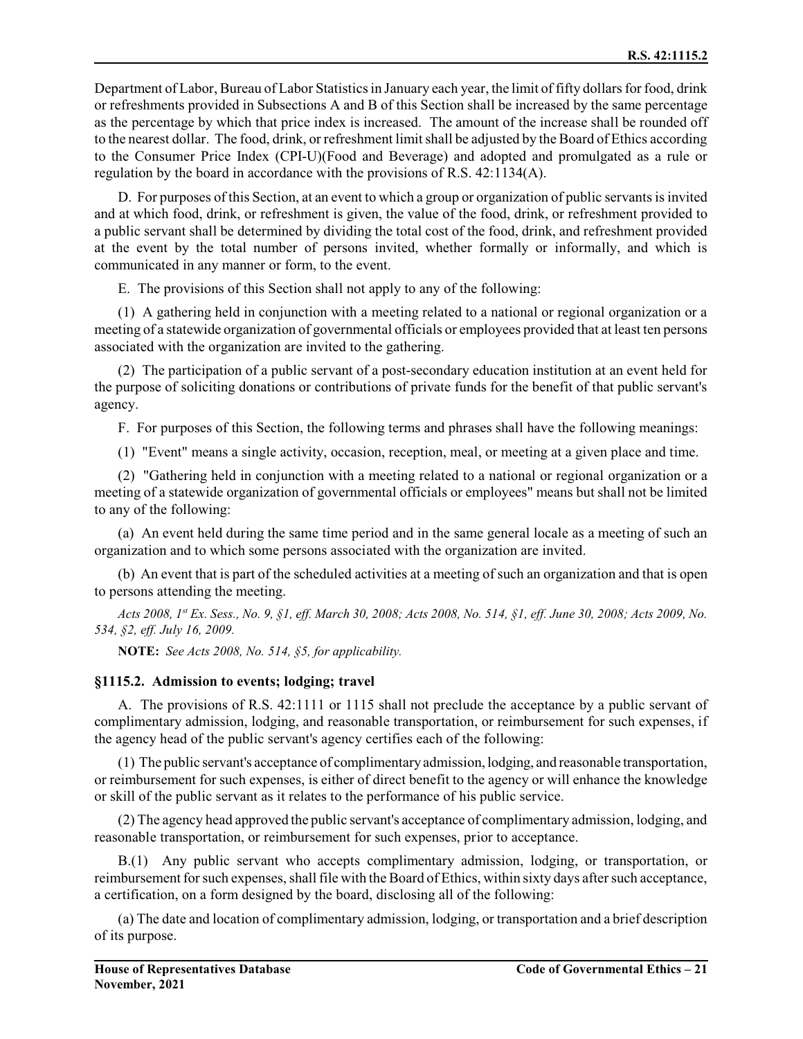Department of Labor, Bureau of Labor Statistics in January each year, the limit of fifty dollars for food, drink or refreshments provided in Subsections A and B of this Section shall be increased by the same percentage as the percentage by which that price index is increased. The amount of the increase shall be rounded off to the nearest dollar. The food, drink, or refreshment limit shall be adjusted by the Board of Ethics according to the Consumer Price Index (CPI-U)(Food and Beverage) and adopted and promulgated as a rule or regulation by the board in accordance with the provisions of R.S. 42:1134(A).

D. For purposes of this Section, at an event to which a group or organization of public servants is invited and at which food, drink, or refreshment is given, the value of the food, drink, or refreshment provided to a public servant shall be determined by dividing the total cost of the food, drink, and refreshment provided at the event by the total number of persons invited, whether formally or informally, and which is communicated in any manner or form, to the event.

E. The provisions of this Section shall not apply to any of the following:

(1) A gathering held in conjunction with a meeting related to a national or regional organization or a meeting of a statewide organization of governmental officials or employees provided that at least ten persons associated with the organization are invited to the gathering.

(2) The participation of a public servant of a post-secondary education institution at an event held for the purpose of soliciting donations or contributions of private funds for the benefit of that public servant's agency.

F. For purposes of this Section, the following terms and phrases shall have the following meanings:

(1) "Event" means a single activity, occasion, reception, meal, or meeting at a given place and time.

(2) "Gathering held in conjunction with a meeting related to a national or regional organization or a meeting of a statewide organization of governmental officials or employees" means but shall not be limited to any of the following:

(a) An event held during the same time period and in the same general locale as a meeting of such an organization and to which some persons associated with the organization are invited.

(b) An event that is part of the scheduled activities at a meeting of such an organization and that is open to persons attending the meeting.

*Acts 2008, 1st Ex. Sess., No. 9, §1, eff. March 30, 2008; Acts 2008, No. 514, §1, eff. June 30, 2008; Acts 2009, No. 534, §2, eff. July 16, 2009.*

**NOTE:** *See Acts 2008, No. 514, §5, for applicability.*

### §1115.2. Admission to events; lodging; travel

A. The provisions of R.S. 42:1111 or 1115 shall not preclude the acceptance by a public servant of complimentary admission, lodging, and reasonable transportation, or reimbursement for such expenses, if the agency head of the public servant's agency certifies each of the following:

(1) The public servant's acceptance of complimentary admission, lodging, and reasonable transportation, or reimbursement for such expenses, is either of direct benefit to the agency or will enhance the knowledge or skill of the public servant as it relates to the performance of his public service.

(2) The agency head approved the public servant's acceptance of complimentary admission, lodging, and reasonable transportation, or reimbursement for such expenses, prior to acceptance.

B.(1) Any public servant who accepts complimentary admission, lodging, or transportation, or reimbursement for such expenses, shall file with the Board of Ethics, within sixty days after such acceptance, a certification, on a form designed by the board, disclosing all of the following:

(a) The date and location of complimentary admission, lodging, or transportation and a brief description of its purpose.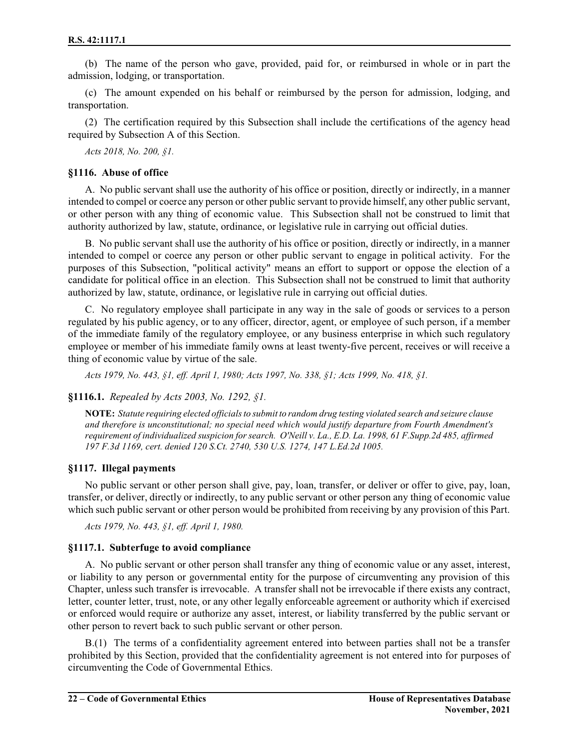(b) The name of the person who gave, provided, paid for, or reimbursed in whole or in part the admission, lodging, or transportation.

(c) The amount expended on his behalf or reimbursed by the person for admission, lodging, and transportation.

(2) The certification required by this Subsection shall include the certifications of the agency head required by Subsection A of this Section.

*Acts 2018, No. 200, §1.*

### §1116. Abuse of office

A. No public servant shall use the authority of his office or position, directly or indirectly, in a manner intended to compel or coerce any person or other public servant to provide himself, any other public servant, or other person with any thing of economic value. This Subsection shall not be construed to limit that authority authorized by law, statute, ordinance, or legislative rule in carrying out official duties.

B. No public servant shall use the authority of his office or position, directly or indirectly, in a manner intended to compel or coerce any person or other public servant to engage in political activity. For the purposes of this Subsection, "political activity" means an effort to support or oppose the election of a candidate for political office in an election. This Subsection shall not be construed to limit that authority authorized by law, statute, ordinance, or legislative rule in carrying out official duties.

C. No regulatory employee shall participate in any way in the sale of goods or services to a person regulated by his public agency, or to any officer, director, agent, or employee of such person, if a member of the immediate family of the regulatory employee, or any business enterprise in which such regulatory employee or member of his immediate family owns at least twenty-five percent, receives or will receive a thing of economic value by virtue of the sale.

*Acts 1979, No. 443, §1, eff. April 1, 1980; Acts 1997, No. 338, §1; Acts 1999, No. 418, §1.*

### §1116.1. *Repealed by Acts 2003, No. 1292, §1.*

**NOTE:** *Statute requiring elected officials to submit to random drug testing violated search and seizure clause and therefore is unconstitutional; no special need which would justify departure from Fourth Amendment's requirement of individualized suspicion for search. O'Neill v. La., E.D. La. 1998, 61 F.Supp.2d 485, affirmed 197 F.3d 1169, cert. denied 120 S.Ct. 2740, 530 U.S. 1274, 147 L.Ed.2d 1005.*

### §1117. Illegal payments

No public servant or other person shall give, pay, loan, transfer, or deliver or offer to give, pay, loan, transfer, or deliver, directly or indirectly, to any public servant or other person any thing of economic value which such public servant or other person would be prohibited from receiving by any provision of this Part.

*Acts 1979, No. 443, §1, eff. April 1, 1980.*

### §1117.1. Subterfuge to avoid compliance

A. No public servant or other person shall transfer any thing of economic value or any asset, interest, or liability to any person or governmental entity for the purpose of circumventing any provision of this Chapter, unless such transfer is irrevocable. A transfer shall not be irrevocable if there exists any contract, letter, counter letter, trust, note, or any other legally enforceable agreement or authority which if exercised or enforced would require or authorize any asset, interest, or liability transferred by the public servant or other person to revert back to such public servant or other person.

B.(1) The terms of a confidentiality agreement entered into between parties shall not be a transfer prohibited by this Section, provided that the confidentiality agreement is not entered into for purposes of circumventing the Code of Governmental Ethics.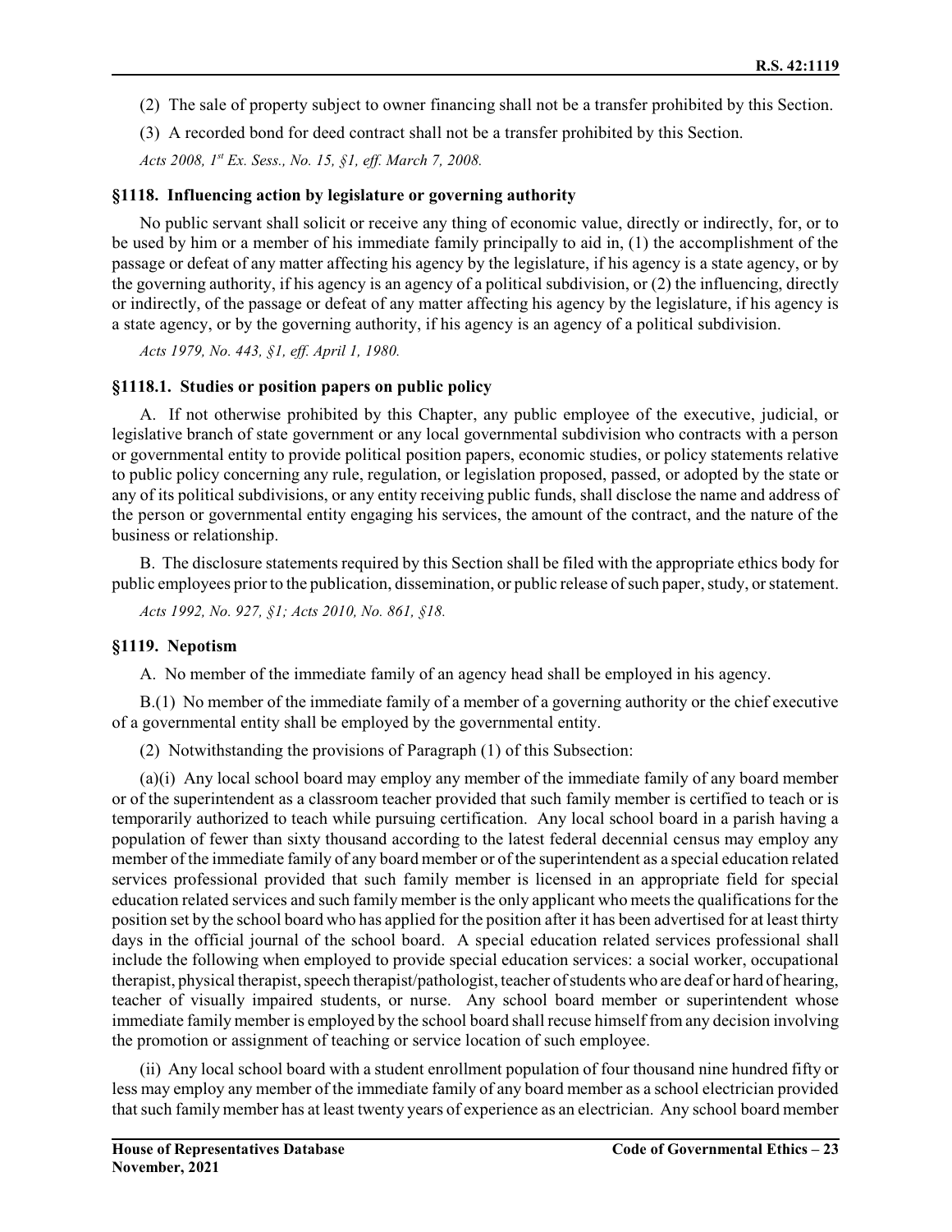(2) The sale of property subject to owner financing shall not be a transfer prohibited by this Section.

(3) A recorded bond for deed contract shall not be a transfer prohibited by this Section.

*Acts 2008, 1st Ex. Sess., No. 15, §1, eff. March 7, 2008.*

### §1118. Influencing action by legislature or governing authority

No public servant shall solicit or receive any thing of economic value, directly or indirectly, for, or to be used by him or a member of his immediate family principally to aid in, (1) the accomplishment of the passage or defeat of any matter affecting his agency by the legislature, if his agency is a state agency, or by the governing authority, if his agency is an agency of a political subdivision, or (2) the influencing, directly or indirectly, of the passage or defeat of any matter affecting his agency by the legislature, if his agency is a state agency, or by the governing authority, if his agency is an agency of a political subdivision.

*Acts 1979, No. 443, §1, eff. April 1, 1980.*

### §1118.1. Studies or position papers on public policy

A. If not otherwise prohibited by this Chapter, any public employee of the executive, judicial, or legislative branch of state government or any local governmental subdivision who contracts with a person or governmental entity to provide political position papers, economic studies, or policy statements relative to public policy concerning any rule, regulation, or legislation proposed, passed, or adopted by the state or any of its political subdivisions, or any entity receiving public funds, shall disclose the name and address of the person or governmental entity engaging his services, the amount of the contract, and the nature of the business or relationship.

B. The disclosure statements required by this Section shall be filed with the appropriate ethics body for public employees prior to the publication, dissemination, or public release of such paper, study, or statement.

*Acts 1992, No. 927, §1; Acts 2010, No. 861, §18.*

### §1119. Nepotism

A. No member of the immediate family of an agency head shall be employed in his agency.

B.(1) No member of the immediate family of a member of a governing authority or the chief executive of a governmental entity shall be employed by the governmental entity.

(2) Notwithstanding the provisions of Paragraph (1) of this Subsection:

(a)(i) Any local school board may employ any member of the immediate family of any board member or of the superintendent as a classroom teacher provided that such family member is certified to teach or is temporarily authorized to teach while pursuing certification. Any local school board in a parish having a population of fewer than sixty thousand according to the latest federal decennial census may employ any member of the immediate family of any board member or of the superintendent as a special education related services professional provided that such family member is licensed in an appropriate field for special education related services and such family member is the only applicant who meets the qualifications for the position set by the school board who has applied for the position after it has been advertised for at least thirty days in the official journal of the school board. A special education related services professional shall include the following when employed to provide special education services: a social worker, occupational therapist, physical therapist, speech therapist/pathologist, teacher of students who are deaf or hard of hearing, teacher of visually impaired students, or nurse. Any school board member or superintendent whose immediate family member is employed by the school board shall recuse himself from any decision involving the promotion or assignment of teaching or service location of such employee.

(ii) Any local school board with a student enrollment population of four thousand nine hundred fifty or less may employ any member of the immediate family of any board member as a school electrician provided that such family member has at least twenty years of experience as an electrician. Any school board member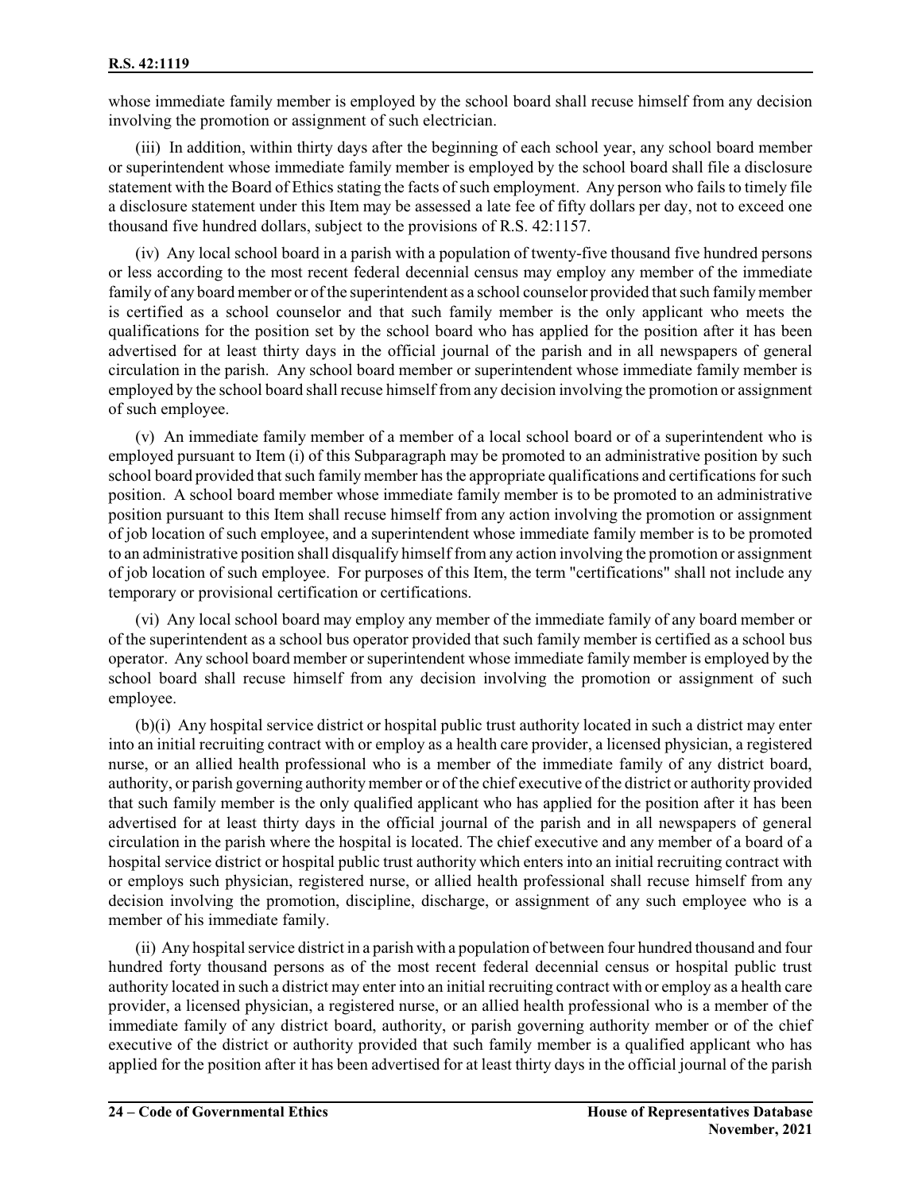whose immediate family member is employed by the school board shall recuse himself from any decision involving the promotion or assignment of such electrician.

(iii) In addition, within thirty days after the beginning of each school year, any school board member or superintendent whose immediate family member is employed by the school board shall file a disclosure statement with the Board of Ethics stating the facts of such employment. Any person who fails to timely file a disclosure statement under this Item may be assessed a late fee of fifty dollars per day, not to exceed one thousand five hundred dollars, subject to the provisions of R.S. 42:1157.

(iv) Any local school board in a parish with a population of twenty-five thousand five hundred persons or less according to the most recent federal decennial census may employ any member of the immediate family of any board member or of the superintendent as a school counselor provided that such family member is certified as a school counselor and that such family member is the only applicant who meets the qualifications for the position set by the school board who has applied for the position after it has been advertised for at least thirty days in the official journal of the parish and in all newspapers of general circulation in the parish. Any school board member or superintendent whose immediate family member is employed by the school board shall recuse himself from any decision involving the promotion or assignment of such employee.

(v) An immediate family member of a member of a local school board or of a superintendent who is employed pursuant to Item (i) of this Subparagraph may be promoted to an administrative position by such school board provided that such family member has the appropriate qualifications and certifications for such position. A school board member whose immediate family member is to be promoted to an administrative position pursuant to this Item shall recuse himself from any action involving the promotion or assignment of job location of such employee, and a superintendent whose immediate family member is to be promoted to an administrative position shall disqualify himself from any action involving the promotion or assignment of job location of such employee. For purposes of this Item, the term "certifications" shall not include any temporary or provisional certification or certifications.

(vi) Any local school board may employ any member of the immediate family of any board member or of the superintendent as a school bus operator provided that such family member is certified as a school bus operator. Any school board member or superintendent whose immediate family member is employed by the school board shall recuse himself from any decision involving the promotion or assignment of such employee.

(b)(i) Any hospital service district or hospital public trust authority located in such a district may enter into an initial recruiting contract with or employ as a health care provider, a licensed physician, a registered nurse, or an allied health professional who is a member of the immediate family of any district board, authority, or parish governing authority member or of the chief executive of the district or authority provided that such family member is the only qualified applicant who has applied for the position after it has been advertised for at least thirty days in the official journal of the parish and in all newspapers of general circulation in the parish where the hospital is located. The chief executive and any member of a board of a hospital service district or hospital public trust authority which enters into an initial recruiting contract with or employs such physician, registered nurse, or allied health professional shall recuse himself from any decision involving the promotion, discipline, discharge, or assignment of any such employee who is a member of his immediate family.

(ii) Any hospital service district in a parish with a population of between four hundred thousand and four hundred forty thousand persons as of the most recent federal decennial census or hospital public trust authority located in such a district may enter into an initial recruiting contract with or employ as a health care provider, a licensed physician, a registered nurse, or an allied health professional who is a member of the immediate family of any district board, authority, or parish governing authority member or of the chief executive of the district or authority provided that such family member is a qualified applicant who has applied for the position after it has been advertised for at least thirty days in the official journal of the parish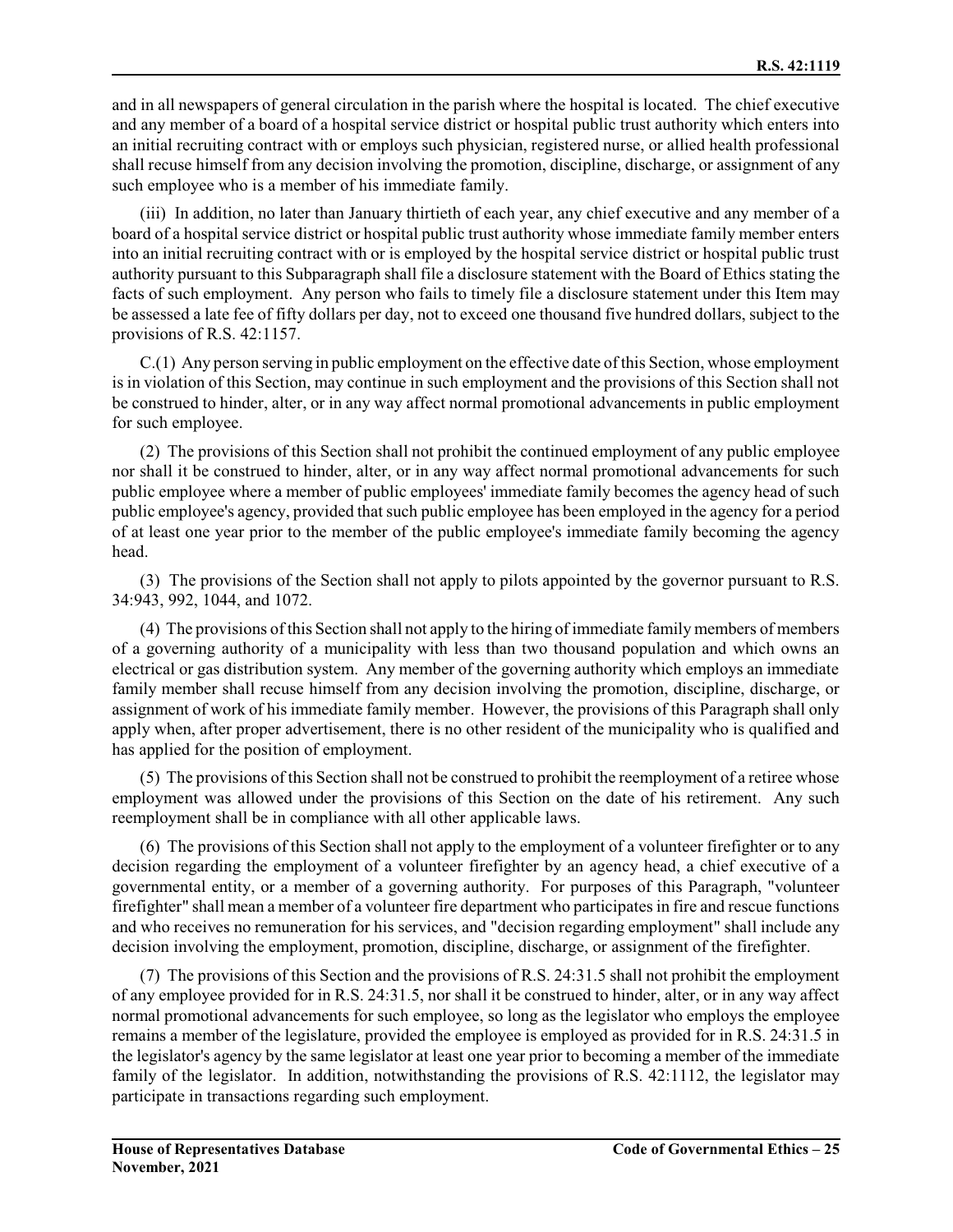and in all newspapers of general circulation in the parish where the hospital is located. The chief executive and any member of a board of a hospital service district or hospital public trust authority which enters into an initial recruiting contract with or employs such physician, registered nurse, or allied health professional shall recuse himself from any decision involving the promotion, discipline, discharge, or assignment of any such employee who is a member of his immediate family.

(iii) In addition, no later than January thirtieth of each year, any chief executive and any member of a board of a hospital service district or hospital public trust authority whose immediate family member enters into an initial recruiting contract with or is employed by the hospital service district or hospital public trust authority pursuant to this Subparagraph shall file a disclosure statement with the Board of Ethics stating the facts of such employment. Any person who fails to timely file a disclosure statement under this Item may be assessed a late fee of fifty dollars per day, not to exceed one thousand five hundred dollars, subject to the provisions of R.S. 42:1157.

C.(1) Any person serving in public employment on the effective date of this Section, whose employment is in violation of this Section, may continue in such employment and the provisions of this Section shall not be construed to hinder, alter, or in any way affect normal promotional advancements in public employment for such employee.

(2) The provisions of this Section shall not prohibit the continued employment of any public employee nor shall it be construed to hinder, alter, or in any way affect normal promotional advancements for such public employee where a member of public employees' immediate family becomes the agency head of such public employee's agency, provided that such public employee has been employed in the agency for a period of at least one year prior to the member of the public employee's immediate family becoming the agency head.

(3) The provisions of the Section shall not apply to pilots appointed by the governor pursuant to R.S. 34:943, 992, 1044, and 1072.

(4) The provisions of this Section shall not apply to the hiring of immediate family members of members of a governing authority of a municipality with less than two thousand population and which owns an electrical or gas distribution system. Any member of the governing authority which employs an immediate family member shall recuse himself from any decision involving the promotion, discipline, discharge, or assignment of work of his immediate family member. However, the provisions of this Paragraph shall only apply when, after proper advertisement, there is no other resident of the municipality who is qualified and has applied for the position of employment.

(5) The provisions of this Section shall not be construed to prohibit the reemployment of a retiree whose employment was allowed under the provisions of this Section on the date of his retirement. Any such reemployment shall be in compliance with all other applicable laws.

(6) The provisions of this Section shall not apply to the employment of a volunteer firefighter or to any decision regarding the employment of a volunteer firefighter by an agency head, a chief executive of a governmental entity, or a member of a governing authority. For purposes of this Paragraph, "volunteer firefighter" shall mean a member of a volunteer fire department who participates in fire and rescue functions and who receives no remuneration for his services, and "decision regarding employment" shall include any decision involving the employment, promotion, discipline, discharge, or assignment of the firefighter.

(7) The provisions of this Section and the provisions of R.S. 24:31.5 shall not prohibit the employment of any employee provided for in R.S. 24:31.5, nor shall it be construed to hinder, alter, or in any way affect normal promotional advancements for such employee, so long as the legislator who employs the employee remains a member of the legislature, provided the employee is employed as provided for in R.S. 24:31.5 in the legislator's agency by the same legislator at least one year prior to becoming a member of the immediate family of the legislator. In addition, notwithstanding the provisions of R.S. 42:1112, the legislator may participate in transactions regarding such employment.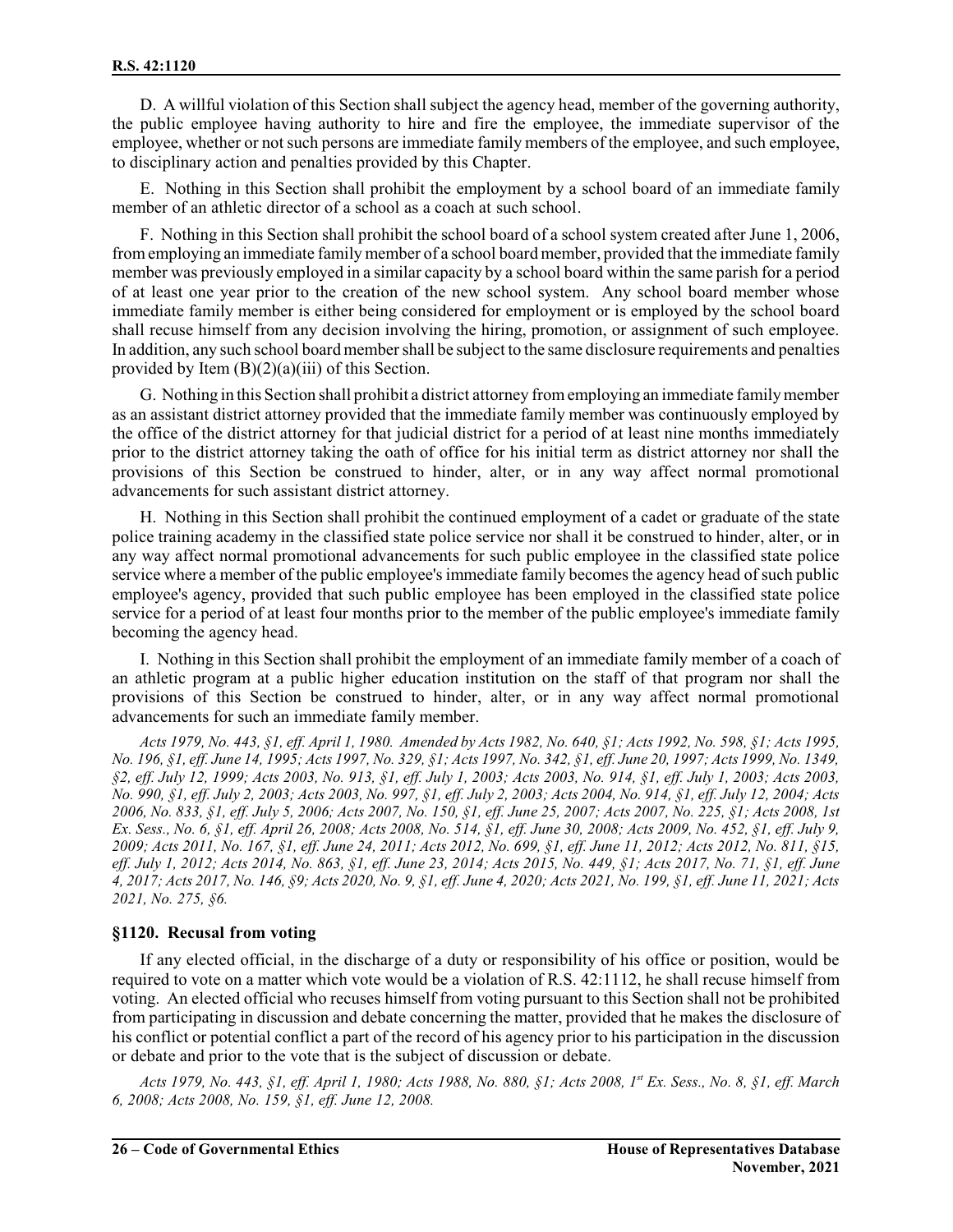D. A willful violation of this Section shall subject the agency head, member of the governing authority, the public employee having authority to hire and fire the employee, the immediate supervisor of the employee, whether or not such persons are immediate family members of the employee, and such employee, to disciplinary action and penalties provided by this Chapter.

E. Nothing in this Section shall prohibit the employment by a school board of an immediate family member of an athletic director of a school as a coach at such school.

F. Nothing in this Section shall prohibit the school board of a school system created after June 1, 2006, from employing an immediate family member of a school board member, provided that the immediate family member was previously employed in a similar capacity by a school board within the same parish for a period of at least one year prior to the creation of the new school system. Any school board member whose immediate family member is either being considered for employment or is employed by the school board shall recuse himself from any decision involving the hiring, promotion, or assignment of such employee. In addition, any such school board member shall be subject to the same disclosure requirements and penalties provided by Item (B)(2)(a)(iii) of this Section.

G. Nothing in this Section shall prohibit a district attorney from employing an immediate family member as an assistant district attorney provided that the immediate family member was continuously employed by the office of the district attorney for that judicial district for a period of at least nine months immediately prior to the district attorney taking the oath of office for his initial term as district attorney nor shall the provisions of this Section be construed to hinder, alter, or in any way affect normal promotional advancements for such assistant district attorney.

H. Nothing in this Section shall prohibit the continued employment of a cadet or graduate of the state police training academy in the classified state police service nor shall it be construed to hinder, alter, or in any way affect normal promotional advancements for such public employee in the classified state police service where a member of the public employee's immediate family becomes the agency head of such public employee's agency, provided that such public employee has been employed in the classified state police service for a period of at least four months prior to the member of the public employee's immediate family becoming the agency head.

I. Nothing in this Section shall prohibit the employment of an immediate family member of a coach of an athletic program at a public higher education institution on the staff of that program nor shall the provisions of this Section be construed to hinder, alter, or in any way affect normal promotional advancements for such an immediate family member.

*Acts 1979, No. 443, §1, eff. April 1, 1980. Amended by Acts 1982, No. 640, §1; Acts 1992, No. 598, §1; Acts 1995, No. 196, §1, eff. June 14, 1995; Acts 1997, No. 329, §1; Acts 1997, No. 342, §1, eff. June 20, 1997; Acts 1999, No. 1349, §2, eff. July 12, 1999; Acts 2003, No. 913, §1, eff. July 1, 2003; Acts 2003, No. 914, §1, eff. July 1, 2003; Acts 2003, No. 990, §1, eff. July 2, 2003; Acts 2003, No. 997, §1, eff. July 2, 2003; Acts 2004, No. 914, §1, eff. July 12, 2004; Acts 2006, No. 833, §1, eff. July 5, 2006; Acts 2007, No. 150, §1, eff. June 25, 2007; Acts 2007, No. 225, §1; Acts 2008, 1st Ex. Sess., No. 6, §1, eff. April 26, 2008; Acts 2008, No. 514, §1, eff. June 30, 2008; Acts 2009, No. 452, §1, eff. July 9, 2009; Acts 2011, No. 167, §1, eff. June 24, 2011; Acts 2012, No. 699, §1, eff. June 11, 2012; Acts 2012, No. 811, §15, eff. July 1, 2012; Acts 2014, No. 863, §1, eff. June 23, 2014; Acts 2015, No. 449, §1; Acts 2017, No. 71, §1, eff. June 4, 2017; Acts 2017, No. 146, §9; Acts 2020, No. 9, §1, eff. June 4, 2020; Acts 2021, No. 199, §1, eff. June 11, 2021; Acts 2021, No. 275, §6.*

### §1120. Recusal from voting

If any elected official, in the discharge of a duty or responsibility of his office or position, would be required to vote on a matter which vote would be a violation of R.S. 42:1112, he shall recuse himself from voting. An elected official who recuses himself from voting pursuant to this Section shall not be prohibited from participating in discussion and debate concerning the matter, provided that he makes the disclosure of his conflict or potential conflict a part of the record of his agency prior to his participation in the discussion or debate and prior to the vote that is the subject of discussion or debate.

*Acts 1979, No. 443, §1, eff. April 1, 1980; Acts 1988, No. 880, §1; Acts 2008, 1st Ex. Sess., No. 8, §1, eff. March 6, 2008; Acts 2008, No. 159, §1, eff. June 12, 2008.*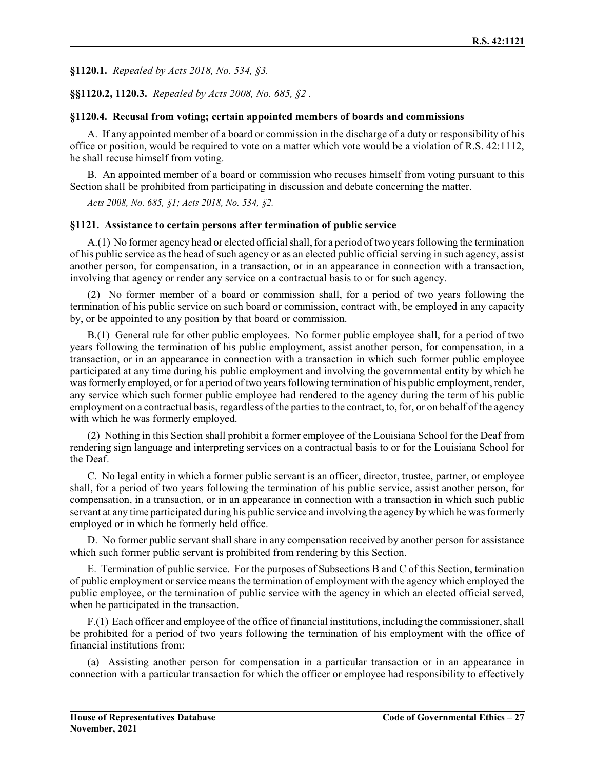**§1120.1.** *Repealed by Acts 2018, No. 534, §3.*

**§§1120.2, 1120.3.** *Repealed by Acts 2008, No. 685, §2 .*

**§1120.4. Recusal from voting; certain appointed members of boards and commissions**

A. If any appointed member of a board or commission in the discharge of a duty or responsibility of his office or position, would be required to vote on a matter which vote would be a violation of R.S. 42:1112, he shall recuse himself from voting.

B. An appointed member of a board or commission who recuses himself from voting pursuant to this Section shall be prohibited from participating in discussion and debate concerning the matter.

*Acts 2008, No. 685, §1; Acts 2018, No. 534, §2.*

**§1121. Assistance to certain persons after termination of public service**

A.(1) No former agency head or elected official shall, for a period of two years following the termination of his public service as the head of such agency or as an elected public official serving in such agency, assist another person, for compensation, in a transaction, or in an appearance in connection with a transaction, involving that agency or render any service on a contractual basis to or for such agency.

(2) No former member of a board or commission shall, for a period of two years following the termination of his public service on such board or commission, contract with, be employed in any capacity by, or be appointed to any position by that board or commission.

B.(1) General rule for other public employees. No former public employee shall, for a period of two years following the termination of his public employment, assist another person, for compensation, in a transaction, or in an appearance in connection with a transaction in which such former public employee participated at any time during his public employment and involving the governmental entity by which he was formerly employed, or for a period of two years following termination of his public employment, render, any service which such former public employee had rendered to the agency during the term of his public employment on a contractual basis, regardless of the parties to the contract, to, for, or on behalf of the agency with which he was formerly employed.

(2) Nothing in this Section shall prohibit a former employee of the Louisiana School for the Deaf from rendering sign language and interpreting services on a contractual basis to or for the Louisiana School for the Deaf.

C. No legal entity in which a former public servant is an officer, director, trustee, partner, or employee shall, for a period of two years following the termination of his public service, assist another person, for compensation, in a transaction, or in an appearance in connection with a transaction in which such public servant at any time participated during his public service and involving the agency by which he was formerly employed or in which he formerly held office.

D. No former public servant shall share in any compensation received by another person for assistance which such former public servant is prohibited from rendering by this Section.

E. Termination of public service. For the purposes of Subsections B and C of this Section, termination of public employment or service means the termination of employment with the agency which employed the public employee, or the termination of public service with the agency in which an elected official served, when he participated in the transaction.

F.(1) Each officer and employee of the office of financial institutions, including the commissioner, shall be prohibited for a period of two years following the termination of his employment with the office of financial institutions from:

(a) Assisting another person for compensation in a particular transaction or in an appearance in connection with a particular transaction for which the officer or employee had responsibility to effectively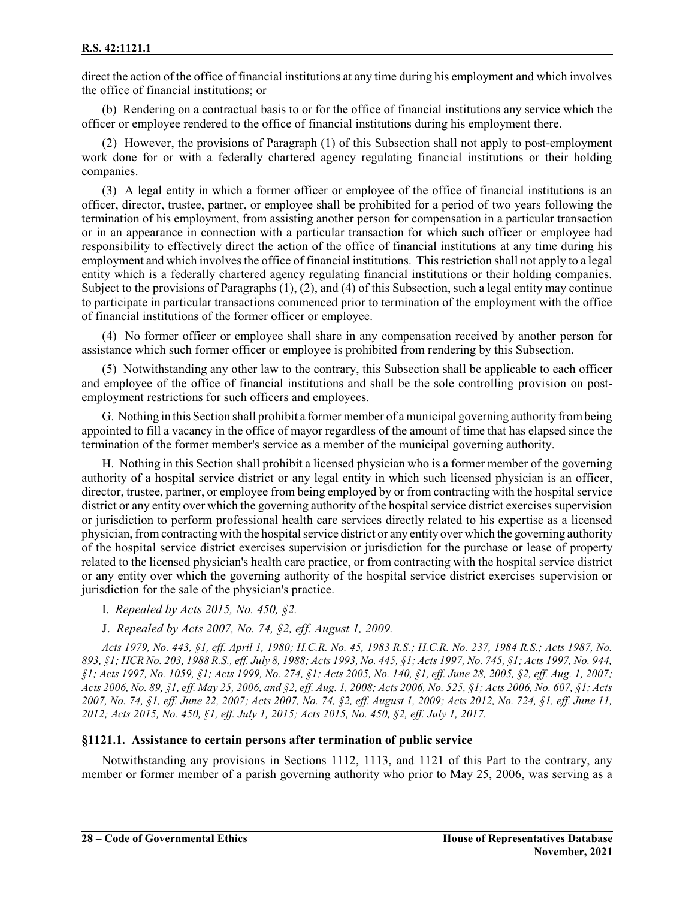direct the action of the office of financial institutions at any time during his employment and which involves the office of financial institutions; or

(b) Rendering on a contractual basis to or for the office of financial institutions any service which the officer or employee rendered to the office of financial institutions during his employment there.

(2) However, the provisions of Paragraph (1) of this Subsection shall not apply to post-employment work done for or with a federally chartered agency regulating financial institutions or their holding companies.

(3) A legal entity in which a former officer or employee of the office of financial institutions is an officer, director, trustee, partner, or employee shall be prohibited for a period of two years following the termination of his employment, from assisting another person for compensation in a particular transaction or in an appearance in connection with a particular transaction for which such officer or employee had responsibility to effectively direct the action of the office of financial institutions at any time during his employment and which involves the office of financial institutions. This restriction shall not apply to a legal entity which is a federally chartered agency regulating financial institutions or their holding companies. Subject to the provisions of Paragraphs (1), (2), and (4) of this Subsection, such a legal entity may continue to participate in particular transactions commenced prior to termination of the employment with the office of financial institutions of the former officer or employee.

(4) No former officer or employee shall share in any compensation received by another person for assistance which such former officer or employee is prohibited from rendering by this Subsection.

(5) Notwithstanding any other law to the contrary, this Subsection shall be applicable to each officer and employee of the office of financial institutions and shall be the sole controlling provision on post-employment restrictions for such officers and employees.

G. Nothing in this Section shall prohibit a former member of a municipal governing authority from being appointed to fill a vacancy in the office of mayor regardless of the amount of time that has elapsed since the termination of the former member's service as a member of the municipal governing authority.

H. Nothing in this Section shall prohibit a licensed physician who is a former member of the governing authority of a hospital service district or any legal entity in which such licensed physician is an officer, director, trustee, partner, or employee from being employed by or from contracting with the hospital service district or any entity over which the governing authority of the hospital service district exercises supervision or jurisdiction to perform professional health care services directly related to his expertise as a licensed physician, from contracting with the hospital service district or any entity over which the governing authority of the hospital service district exercises supervision or jurisdiction for the purchase or lease of property related to the licensed physician's health care practice, or from contracting with the hospital service district or any entity over which the governing authority of the hospital service district exercises supervision or jurisdiction for the sale of the physician's practice.

I. *Repealed by Acts 2015, No. 450, §2.*

J. *Repealed by Acts 2007, No. 74, §2, eff. August 1, 2009.*

*Acts 1979, No. 443, §1, eff. April 1, 1980; H.C.R. No. 45, 1983 R.S.; H.C.R. No. 237, 1984 R.S.; Acts 1987, No. 893, §1; HCR No. 203, 1988 R.S., eff. July 8, 1988; Acts 1993, No. 445, §1; Acts 1997, No. 745, §1; Acts 1997, No. 944, §1; Acts 1997, No. 1059, §1; Acts 1999, No. 274, §1; Acts 2005, No. 140, §1, eff. June 28, 2005, §2, eff. Aug. 1, 2007; Acts 2006, No. 89, §1, eff. May 25, 2006, and §2, eff. Aug. 1, 2008; Acts 2006, No. 525, §1; Acts 2006, No. 607, §1; Acts 2007, No. 74, §1, eff. June 22, 2007; Acts 2007, No. 74, §2, eff. August 1, 2009; Acts 2012, No. 724, §1, eff. June 11, 2012; Acts 2015, No. 450, §1, eff. July 1, 2015; Acts 2015, No. 450, §2, eff. July 1, 2017.*

### §1121.1. Assistance to certain persons after termination of public service

Notwithstanding any provisions in Sections 1112, 1113, and 1121 of this Part to the contrary, any member or former member of a parish governing authority who prior to May 25, 2006, was serving as a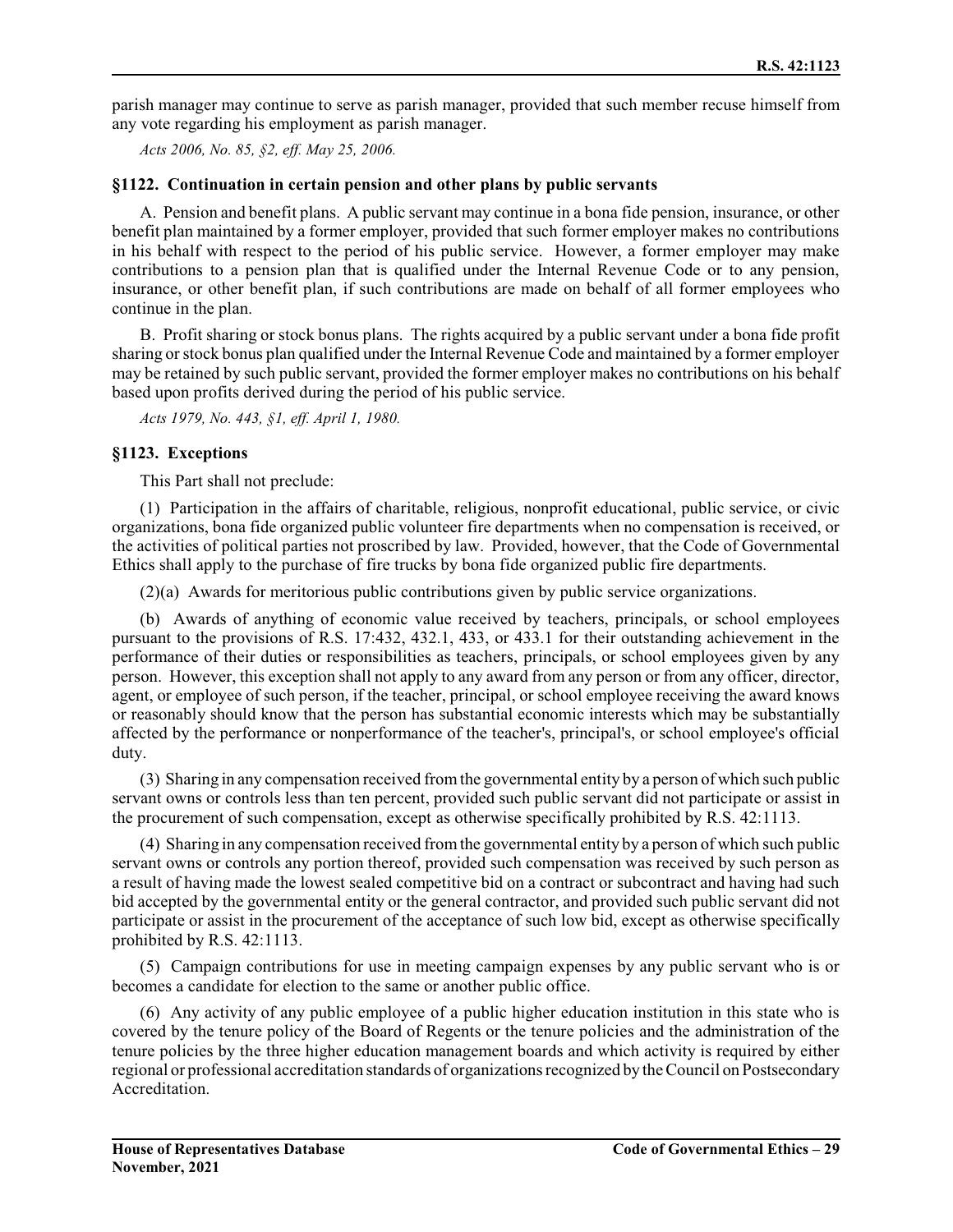parish manager may continue to serve as parish manager, provided that such member recuse himself from any vote regarding his employment as parish manager.

*Acts 2006, No. 85, §2, eff. May 25, 2006.*

### §1122. Continuation in certain pension and other plans by public servants

A. Pension and benefit plans. A public servant may continue in a bona fide pension, insurance, or other benefit plan maintained by a former employer, provided that such former employer makes no contributions in his behalf with respect to the period of his public service. However, a former employer may make contributions to a pension plan that is qualified under the Internal Revenue Code or to any pension, insurance, or other benefit plan, if such contributions are made on behalf of all former employees who continue in the plan.

B. Profit sharing or stock bonus plans. The rights acquired by a public servant under a bona fide profit sharing or stock bonus plan qualified under the Internal Revenue Code and maintained by a former employer may be retained by such public servant, provided the former employer makes no contributions on his behalf based upon profits derived during the period of his public service.

*Acts 1979, No. 443, §1, eff. April 1, 1980.*

### §1123. Exceptions

This Part shall not preclude:

(1) Participation in the affairs of charitable, religious, nonprofit educational, public service, or civic organizations, bona fide organized public volunteer fire departments when no compensation is received, or the activities of political parties not proscribed by law. Provided, however, that the Code of Governmental Ethics shall apply to the purchase of fire trucks by bona fide organized public fire departments.

(2)(a) Awards for meritorious public contributions given by public service organizations.

(b) Awards of anything of economic value received by teachers, principals, or school employees pursuant to the provisions of R.S. 17:432, 432.1, 433, or 433.1 for their outstanding achievement in the performance of their duties or responsibilities as teachers, principals, or school employees given by any person. However, this exception shall not apply to any award from any person or from any officer, director, agent, or employee of such person, if the teacher, principal, or school employee receiving the award knows or reasonably should know that the person has substantial economic interests which may be substantially affected by the performance or nonperformance of the teacher's, principal's, or school employee's official duty.

(3) Sharing in any compensation received from the governmental entity by a person of which such public servant owns or controls less than ten percent, provided such public servant did not participate or assist in the procurement of such compensation, except as otherwise specifically prohibited by R.S. 42:1113.

(4) Sharing in any compensation received from the governmental entity by a person of which such public servant owns or controls any portion thereof, provided such compensation was received by such person as a result of having made the lowest sealed competitive bid on a contract or subcontract and having had such bid accepted by the governmental entity or the general contractor, and provided such public servant did not participate or assist in the procurement of the acceptance of such low bid, except as otherwise specifically prohibited by R.S. 42:1113.

(5) Campaign contributions for use in meeting campaign expenses by any public servant who is or becomes a candidate for election to the same or another public office.

(6) Any activity of any public employee of a public higher education institution in this state who is covered by the tenure policy of the Board of Regents or the tenure policies and the administration of the tenure policies by the three higher education management boards and which activity is required by either regional or professional accreditation standards of organizations recognized by the Council on Postsecondary Accreditation.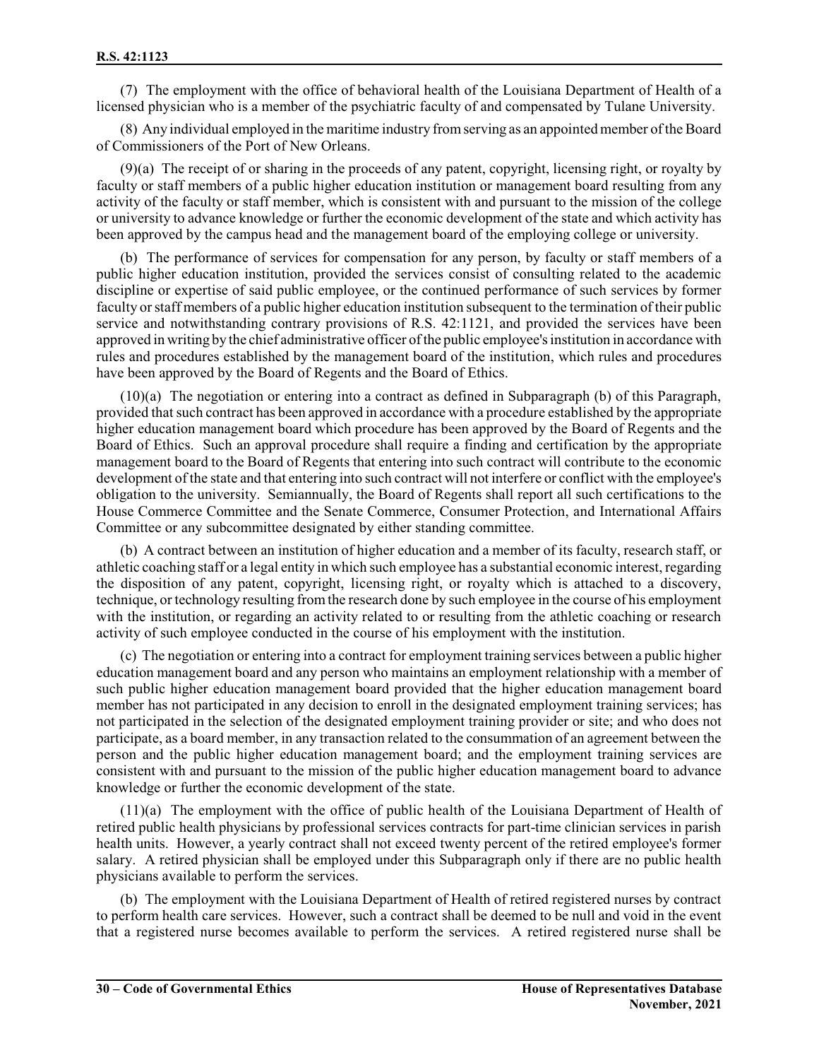(7) The employment with the office of behavioral health of the Louisiana Department of Health of a licensed physician who is a member of the psychiatric faculty of and compensated by Tulane University.

(8) Any individual employed in the maritime industry from serving as an appointed member of the Board of Commissioners of the Port of New Orleans.

(9)(a) The receipt of or sharing in the proceeds of any patent, copyright, licensing right, or royalty by faculty or staff members of a public higher education institution or management board resulting from any activity of the faculty or staff member, which is consistent with and pursuant to the mission of the college or university to advance knowledge or further the economic development of the state and which activity has been approved by the campus head and the management board of the employing college or university.

(b) The performance of services for compensation for any person, by faculty or staff members of a public higher education institution, provided the services consist of consulting related to the academic discipline or expertise of said public employee, or the continued performance of such services by former faculty or staff members of a public higher education institution subsequent to the termination of their public service and notwithstanding contrary provisions of R.S. 42:1121, and provided the services have been approved in writing by the chief administrative officer of the public employee's institution in accordance with rules and procedures established by the management board of the institution, which rules and procedures have been approved by the Board of Regents and the Board of Ethics.

(10)(a) The negotiation or entering into a contract as defined in Subparagraph (b) of this Paragraph, provided that such contract has been approved in accordance with a procedure established by the appropriate higher education management board which procedure has been approved by the Board of Regents and the Board of Ethics. Such an approval procedure shall require a finding and certification by the appropriate management board to the Board of Regents that entering into such contract will contribute to the economic development of the state and that entering into such contract will not interfere or conflict with the employee's obligation to the university. Semiannually, the Board of Regents shall report all such certifications to the House Commerce Committee and the Senate Commerce, Consumer Protection, and International Affairs Committee or any subcommittee designated by either standing committee.

(b) A contract between an institution of higher education and a member of its faculty, research staff, or athletic coaching staff or a legal entity in which such employee has a substantial economic interest, regarding the disposition of any patent, copyright, licensing right, or royalty which is attached to a discovery, technique, or technology resulting from the research done by such employee in the course of his employment with the institution, or regarding an activity related to or resulting from the athletic coaching or research activity of such employee conducted in the course of his employment with the institution.

(c) The negotiation or entering into a contract for employment training services between a public higher education management board and any person who maintains an employment relationship with a member of such public higher education management board provided that the higher education management board member has not participated in any decision to enroll in the designated employment training services; has not participated in the selection of the designated employment training provider or site; and who does not participate, as a board member, in any transaction related to the consummation of an agreement between the person and the public higher education management board; and the employment training services are consistent with and pursuant to the mission of the public higher education management board to advance knowledge or further the economic development of the state.

(11)(a) The employment with the office of public health of the Louisiana Department of Health of retired public health physicians by professional services contracts for part-time clinician services in parish health units. However, a yearly contract shall not exceed twenty percent of the retired employee's former salary. A retired physician shall be employed under this Subparagraph only if there are no public health physicians available to perform the services.

(b) The employment with the Louisiana Department of Health of retired registered nurses by contract to perform health care services. However, such a contract shall be deemed to be null and void in the event that a registered nurse becomes available to perform the services. A retired registered nurse shall be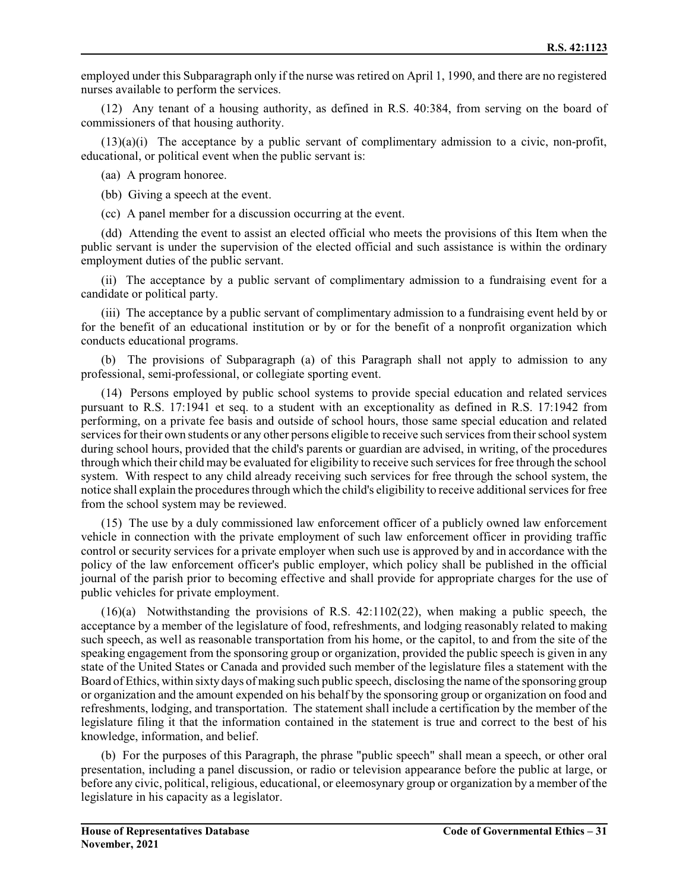employed under this Subparagraph only if the nurse was retired on April 1, 1990, and there are no registered nurses available to perform the services.

(12) Any tenant of a housing authority, as defined in R.S. 40:384, from serving on the board of commissioners of that housing authority.

(13)(a)(i) The acceptance by a public servant of complimentary admission to a civic, non-profit, educational, or political event when the public servant is:

(aa) A program honoree.

(bb) Giving a speech at the event.

(cc) A panel member for a discussion occurring at the event.

(dd) Attending the event to assist an elected official who meets the provisions of this Item when the public servant is under the supervision of the elected official and such assistance is within the ordinary employment duties of the public servant.

(ii) The acceptance by a public servant of complimentary admission to a fundraising event for a candidate or political party.

(iii) The acceptance by a public servant of complimentary admission to a fundraising event held by or for the benefit of an educational institution or by or for the benefit of a nonprofit organization which conducts educational programs.

(b) The provisions of Subparagraph (a) of this Paragraph shall not apply to admission to any professional, semi-professional, or collegiate sporting event.

(14) Persons employed by public school systems to provide special education and related services pursuant to R.S. 17:1941 et seq. to a student with an exceptionality as defined in R.S. 17:1942 from performing, on a private fee basis and outside of school hours, those same special education and related services for their own students or any other persons eligible to receive such services from their school system during school hours, provided that the child's parents or guardian are advised, in writing, of the procedures through which their child may be evaluated for eligibility to receive such services for free through the school system. With respect to any child already receiving such services for free through the school system, the notice shall explain the procedures through which the child's eligibility to receive additional services for free from the school system may be reviewed.

(15) The use by a duly commissioned law enforcement officer of a publicly owned law enforcement vehicle in connection with the private employment of such law enforcement officer in providing traffic control or security services for a private employer when such use is approved by and in accordance with the policy of the law enforcement officer's public employer, which policy shall be published in the official journal of the parish prior to becoming effective and shall provide for appropriate charges for the use of public vehicles for private employment.

(16)(a) Notwithstanding the provisions of R.S. 42:1102(22), when making a public speech, the acceptance by a member of the legislature of food, refreshments, and lodging reasonably related to making such speech, as well as reasonable transportation from his home, or the capitol, to and from the site of the speaking engagement from the sponsoring group or organization, provided the public speech is given in any state of the United States or Canada and provided such member of the legislature files a statement with the Board of Ethics, within sixty days of making such public speech, disclosing the name of the sponsoring group or organization and the amount expended on his behalf by the sponsoring group or organization on food and refreshments, lodging, and transportation. The statement shall include a certification by the member of the legislature filing it that the information contained in the statement is true and correct to the best of his knowledge, information, and belief.

(b) For the purposes of this Paragraph, the phrase "public speech" shall mean a speech, or other oral presentation, including a panel discussion, or radio or television appearance before the public at large, or before any civic, political, religious, educational, or eleemosynary group or organization by a member of the legislature in his capacity as a legislator.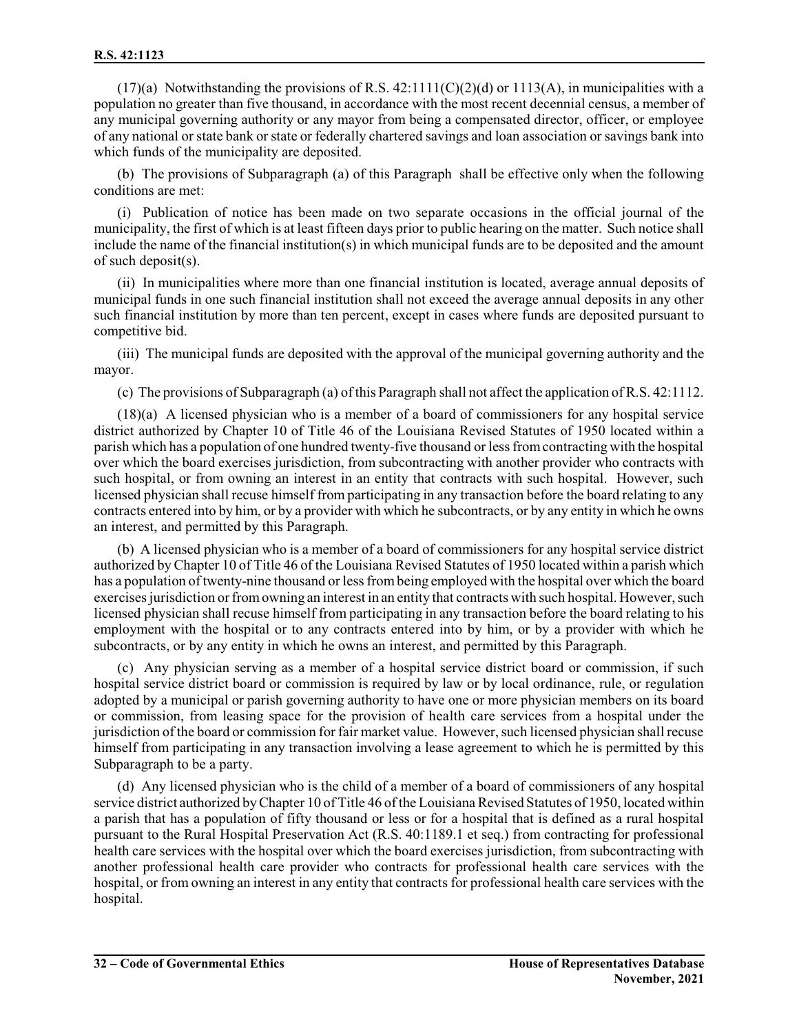(17)(a) Notwithstanding the provisions of R.S. 42:1111(C)(2)(d) or 1113(A), in municipalities with a population no greater than five thousand, in accordance with the most recent decennial census, a member of any municipal governing authority or any mayor from being a compensated director, officer, or employee of any national or state bank or state or federally chartered savings and loan association or savings bank into which funds of the municipality are deposited.

(b) The provisions of Subparagraph (a) of this Paragraph shall be effective only when the following conditions are met:

(i) Publication of notice has been made on two separate occasions in the official journal of the municipality, the first of which is at least fifteen days prior to public hearing on the matter. Such notice shall include the name of the financial institution(s) in which municipal funds are to be deposited and the amount of such deposit(s).

(ii) In municipalities where more than one financial institution is located, average annual deposits of municipal funds in one such financial institution shall not exceed the average annual deposits in any other such financial institution by more than ten percent, except in cases where funds are deposited pursuant to competitive bid.

(iii) The municipal funds are deposited with the approval of the municipal governing authority and the mayor.

(c) The provisions of Subparagraph (a) of this Paragraph shall not affect the application of R.S. 42:1112.

(18)(a) A licensed physician who is a member of a board of commissioners for any hospital service district authorized by Chapter 10 of Title 46 of the Louisiana Revised Statutes of 1950 located within a parish which has a population of one hundred twenty-five thousand or less from contracting with the hospital over which the board exercises jurisdiction, from subcontracting with another provider who contracts with such hospital, or from owning an interest in an entity that contracts with such hospital. However, such licensed physician shall recuse himself from participating in any transaction before the board relating to any contracts entered into by him, or by a provider with which he subcontracts, or by any entity in which he owns an interest, and permitted by this Paragraph.

(b) A licensed physician who is a member of a board of commissioners for any hospital service district authorized by Chapter 10 of Title 46 of the Louisiana Revised Statutes of 1950 located within a parish which has a population of twenty-nine thousand or less from being employed with the hospital over which the board exercises jurisdiction or from owning an interest in an entity that contracts with such hospital. However, such licensed physician shall recuse himself from participating in any transaction before the board relating to his employment with the hospital or to any contracts entered into by him, or by a provider with which he subcontracts, or by any entity in which he owns an interest, and permitted by this Paragraph.

(c) Any physician serving as a member of a hospital service district board or commission, if such hospital service district board or commission is required by law or by local ordinance, rule, or regulation adopted by a municipal or parish governing authority to have one or more physician members on its board or commission, from leasing space for the provision of health care services from a hospital under the jurisdiction of the board or commission for fair market value. However, such licensed physician shall recuse himself from participating in any transaction involving a lease agreement to which he is permitted by this Subparagraph to be a party.

(d) Any licensed physician who is the child of a member of a board of commissioners of any hospital service district authorized by Chapter 10 of Title 46 of the Louisiana Revised Statutes of 1950, located within a parish that has a population of fifty thousand or less or for a hospital that is defined as a rural hospital pursuant to the Rural Hospital Preservation Act (R.S. 40:1189.1 et seq.) from contracting for professional health care services with the hospital over which the board exercises jurisdiction, from subcontracting with another professional health care provider who contracts for professional health care services with the hospital, or from owning an interest in any entity that contracts for professional health care services with the hospital.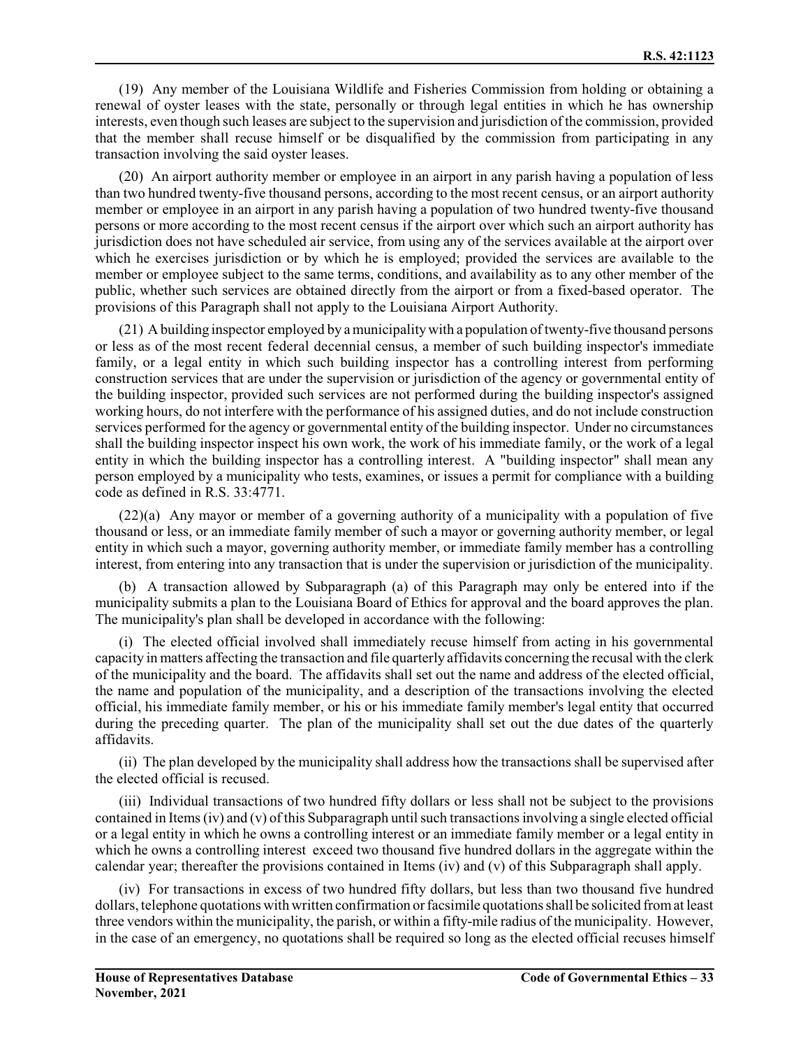(19) Any member of the Louisiana Wildlife and Fisheries Commission from holding or obtaining a renewal of oyster leases with the state, personally or through legal entities in which he has ownership interests, even though such leases are subject to the supervision and jurisdiction of the commission, provided that the member shall recuse himself or be disqualified by the commission from participating in any transaction involving the said oyster leases.

(20) An airport authority member or employee in an airport in any parish having a population of less than two hundred twenty-five thousand persons, according to the most recent census, or an airport authority member or employee in an airport in any parish having a population of two hundred twenty-five thousand persons or more according to the most recent census if the airport over which such an airport authority has jurisdiction does not have scheduled air service, from using any of the services available at the airport over which he exercises jurisdiction or by which he is employed; provided the services are available to the member or employee subject to the same terms, conditions, and availability as to any other member of the public, whether such services are obtained directly from the airport or from a fixed-based operator. The provisions of this Paragraph shall not apply to the Louisiana Airport Authority.

(21) A building inspector employed by a municipality with a population of twenty-five thousand persons or less as of the most recent federal decennial census, a member of such building inspector's immediate family, or a legal entity in which such building inspector has a controlling interest from performing construction services that are under the supervision or jurisdiction of the agency or governmental entity of the building inspector, provided such services are not performed during the building inspector's assigned working hours, do not interfere with the performance of his assigned duties, and do not include construction services performed for the agency or governmental entity of the building inspector. Under no circumstances shall the building inspector inspect his own work, the work of his immediate family, or the work of a legal entity in which the building inspector has a controlling interest. A "building inspector" shall mean any person employed by a municipality who tests, examines, or issues a permit for compliance with a building code as defined in R.S. 33:4771.

(22)(a) Any mayor or member of a governing authority of a municipality with a population of five thousand or less, or an immediate family member of such a mayor or governing authority member, or legal entity in which such a mayor, governing authority member, or immediate family member has a controlling interest, from entering into any transaction that is under the supervision or jurisdiction of the municipality.

(b) A transaction allowed by Subparagraph (a) of this Paragraph may only be entered into if the municipality submits a plan to the Louisiana Board of Ethics for approval and the board approves the plan. The municipality's plan shall be developed in accordance with the following:

(i) The elected official involved shall immediately recuse himself from acting in his governmental capacity in matters affecting the transaction and file quarterly affidavits concerning the recusal with the clerk of the municipality and the board. The affidavits shall set out the name and address of the elected official, the name and population of the municipality, and a description of the transactions involving the elected official, his immediate family member, or his or his immediate family member's legal entity that occurred during the preceding quarter. The plan of the municipality shall set out the due dates of the quarterly affidavits.

(ii) The plan developed by the municipality shall address how the transactions shall be supervised after the elected official is recused.

(iii) Individual transactions of two hundred fifty dollars or less shall not be subject to the provisions contained in Items (iv) and (v) of this Subparagraph until such transactions involving a single elected official or a legal entity in which he owns a controlling interest or an immediate family member or a legal entity in which he owns a controlling interest exceed two thousand five hundred dollars in the aggregate within the calendar year; thereafter the provisions contained in Items (iv) and (v) of this Subparagraph shall apply.

(iv) For transactions in excess of two hundred fifty dollars, but less than two thousand five hundred dollars, telephone quotations with written confirmation or facsimile quotations shall be solicited from at least three vendors within the municipality, the parish, or within a fifty-mile radius of the municipality. However, in the case of an emergency, no quotations shall be required so long as the elected official recuses himself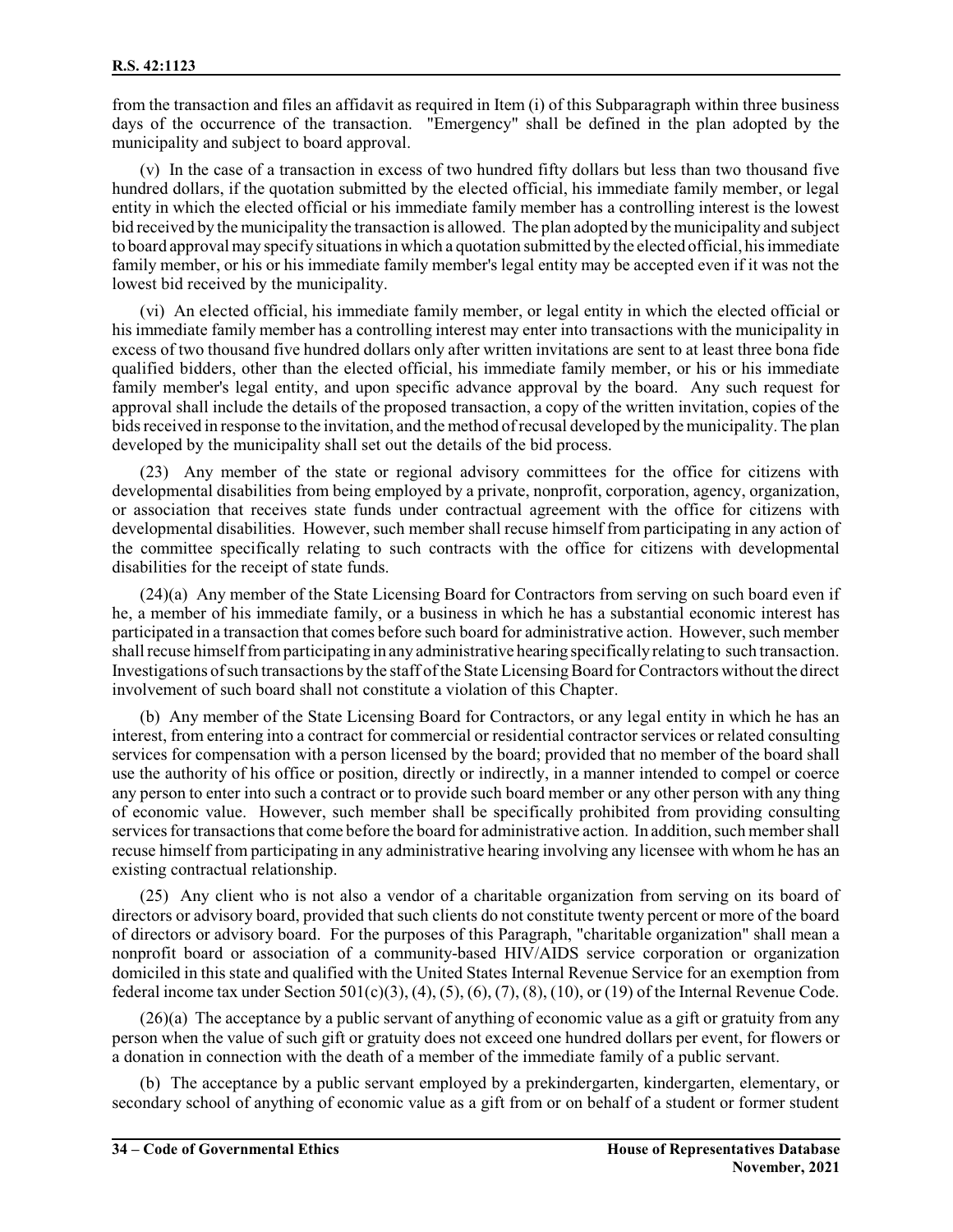from the transaction and files an affidavit as required in Item (i) of this Subparagraph within three business days of the occurrence of the transaction. "Emergency" shall be defined in the plan adopted by the municipality and subject to board approval.

(v) In the case of a transaction in excess of two hundred fifty dollars but less than two thousand five hundred dollars, if the quotation submitted by the elected official, his immediate family member, or legal entity in which the elected official or his immediate family member has a controlling interest is the lowest bid received by the municipality the transaction is allowed. The plan adopted by the municipality and subject to board approval may specify situations in which a quotation submitted by the elected official, his immediate family member, or his or his immediate family member's legal entity may be accepted even if it was not the lowest bid received by the municipality.

(vi) An elected official, his immediate family member, or legal entity in which the elected official or his immediate family member has a controlling interest may enter into transactions with the municipality in excess of two thousand five hundred dollars only after written invitations are sent to at least three bona fide qualified bidders, other than the elected official, his immediate family member, or his or his immediate family member's legal entity, and upon specific advance approval by the board. Any such request for approval shall include the details of the proposed transaction, a copy of the written invitation, copies of the bids received in response to the invitation, and the method of recusal developed by the municipality. The plan developed by the municipality shall set out the details of the bid process.

(23) Any member of the state or regional advisory committees for the office for citizens with developmental disabilities from being employed by a private, nonprofit, corporation, agency, organization, or association that receives state funds under contractual agreement with the office for citizens with developmental disabilities. However, such member shall recuse himself from participating in any action of the committee specifically relating to such contracts with the office for citizens with developmental disabilities for the receipt of state funds.

(24)(a) Any member of the State Licensing Board for Contractors from serving on such board even if he, a member of his immediate family, or a business in which he has a substantial economic interest has participated in a transaction that comes before such board for administrative action. However, such member shall recuse himself from participating in any administrative hearing specifically relating to such transaction. Investigations of such transactions by the staff of the State Licensing Board for Contractors without the direct involvement of such board shall not constitute a violation of this Chapter.

(b) Any member of the State Licensing Board for Contractors, or any legal entity in which he has an interest, from entering into a contract for commercial or residential contractor services or related consulting services for compensation with a person licensed by the board; provided that no member of the board shall use the authority of his office or position, directly or indirectly, in a manner intended to compel or coerce any person to enter into such a contract or to provide such board member or any other person with any thing of economic value. However, such member shall be specifically prohibited from providing consulting services for transactions that come before the board for administrative action. In addition, such member shall recuse himself from participating in any administrative hearing involving any licensee with whom he has an existing contractual relationship.

(25) Any client who is not also a vendor of a charitable organization from serving on its board of directors or advisory board, provided that such clients do not constitute twenty percent or more of the board of directors or advisory board. For the purposes of this Paragraph, "charitable organization" shall mean a nonprofit board or association of a community-based HIV/AIDS service corporation or organization domiciled in this state and qualified with the United States Internal Revenue Service for an exemption from federal income tax under Section 501(c)(3), (4), (5), (6), (7), (8), (10), or (19) of the Internal Revenue Code.

(26)(a) The acceptance by a public servant of anything of economic value as a gift or gratuity from any person when the value of such gift or gratuity does not exceed one hundred dollars per event, for flowers or a donation in connection with the death of a member of the immediate family of a public servant.

(b) The acceptance by a public servant employed by a prekindergarten, kindergarten, elementary, or secondary school of anything of economic value as a gift from or on behalf of a student or former student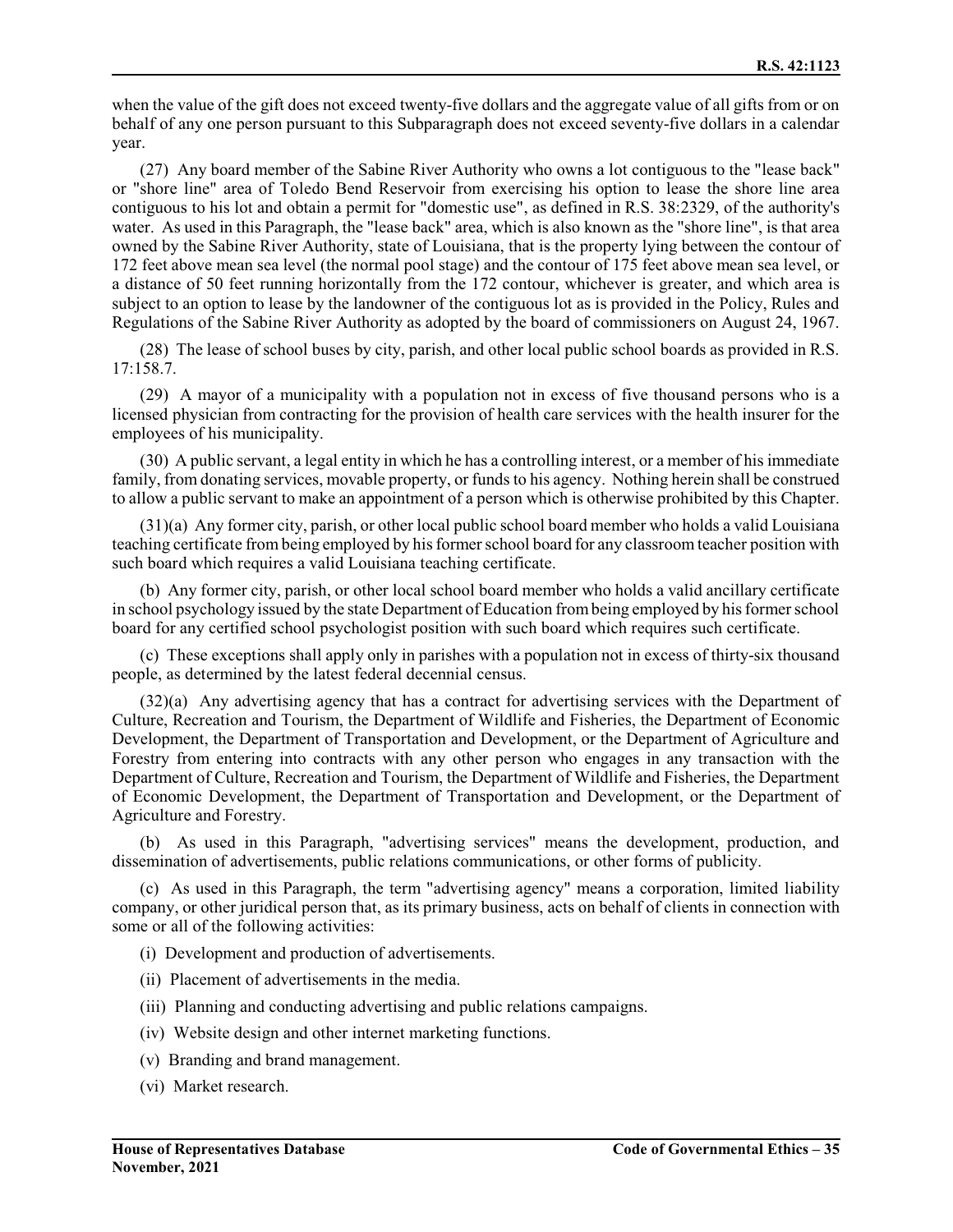when the value of the gift does not exceed twenty-five dollars and the aggregate value of all gifts from or on behalf of any one person pursuant to this Subparagraph does not exceed seventy-five dollars in a calendar year.

(27) Any board member of the Sabine River Authority who owns a lot contiguous to the "lease back" or "shore line" area of Toledo Bend Reservoir from exercising his option to lease the shore line area contiguous to his lot and obtain a permit for "domestic use", as defined in R.S. 38:2329, of the authority's water. As used in this Paragraph, the "lease back" area, which is also known as the "shore line", is that area owned by the Sabine River Authority, state of Louisiana, that is the property lying between the contour of 172 feet above mean sea level (the normal pool stage) and the contour of 175 feet above mean sea level, or a distance of 50 feet running horizontally from the 172 contour, whichever is greater, and which area is subject to an option to lease by the landowner of the contiguous lot as is provided in the Policy, Rules and Regulations of the Sabine River Authority as adopted by the board of commissioners on August 24, 1967.

(28) The lease of school buses by city, parish, and other local public school boards as provided in R.S. 17:158.7.

(29) A mayor of a municipality with a population not in excess of five thousand persons who is a licensed physician from contracting for the provision of health care services with the health insurer for the employees of his municipality.

(30) A public servant, a legal entity in which he has a controlling interest, or a member of his immediate family, from donating services, movable property, or funds to his agency. Nothing herein shall be construed to allow a public servant to make an appointment of a person which is otherwise prohibited by this Chapter.

(31)(a) Any former city, parish, or other local public school board member who holds a valid Louisiana teaching certificate from being employed by his former school board for any classroom teacher position with such board which requires a valid Louisiana teaching certificate.

(b) Any former city, parish, or other local school board member who holds a valid ancillary certificate in school psychology issued by the state Department of Education from being employed by his former school board for any certified school psychologist position with such board which requires such certificate.

(c) These exceptions shall apply only in parishes with a population not in excess of thirty-six thousand people, as determined by the latest federal decennial census.

(32)(a) Any advertising agency that has a contract for advertising services with the Department of Culture, Recreation and Tourism, the Department of Wildlife and Fisheries, the Department of Economic Development, the Department of Transportation and Development, or the Department of Agriculture and Forestry from entering into contracts with any other person who engages in any transaction with the Department of Culture, Recreation and Tourism, the Department of Wildlife and Fisheries, the Department of Economic Development, the Department of Transportation and Development, or the Department of Agriculture and Forestry.

(b) As used in this Paragraph, "advertising services" means the development, production, and dissemination of advertisements, public relations communications, or other forms of publicity.

(c) As used in this Paragraph, the term "advertising agency" means a corporation, limited liability company, or other juridical person that, as its primary business, acts on behalf of clients in connection with some or all of the following activities:

(i) Development and production of advertisements.

(ii) Placement of advertisements in the media.

(iii) Planning and conducting advertising and public relations campaigns.

(iv) Website design and other internet marketing functions.

(v) Branding and brand management.

(vi) Market research.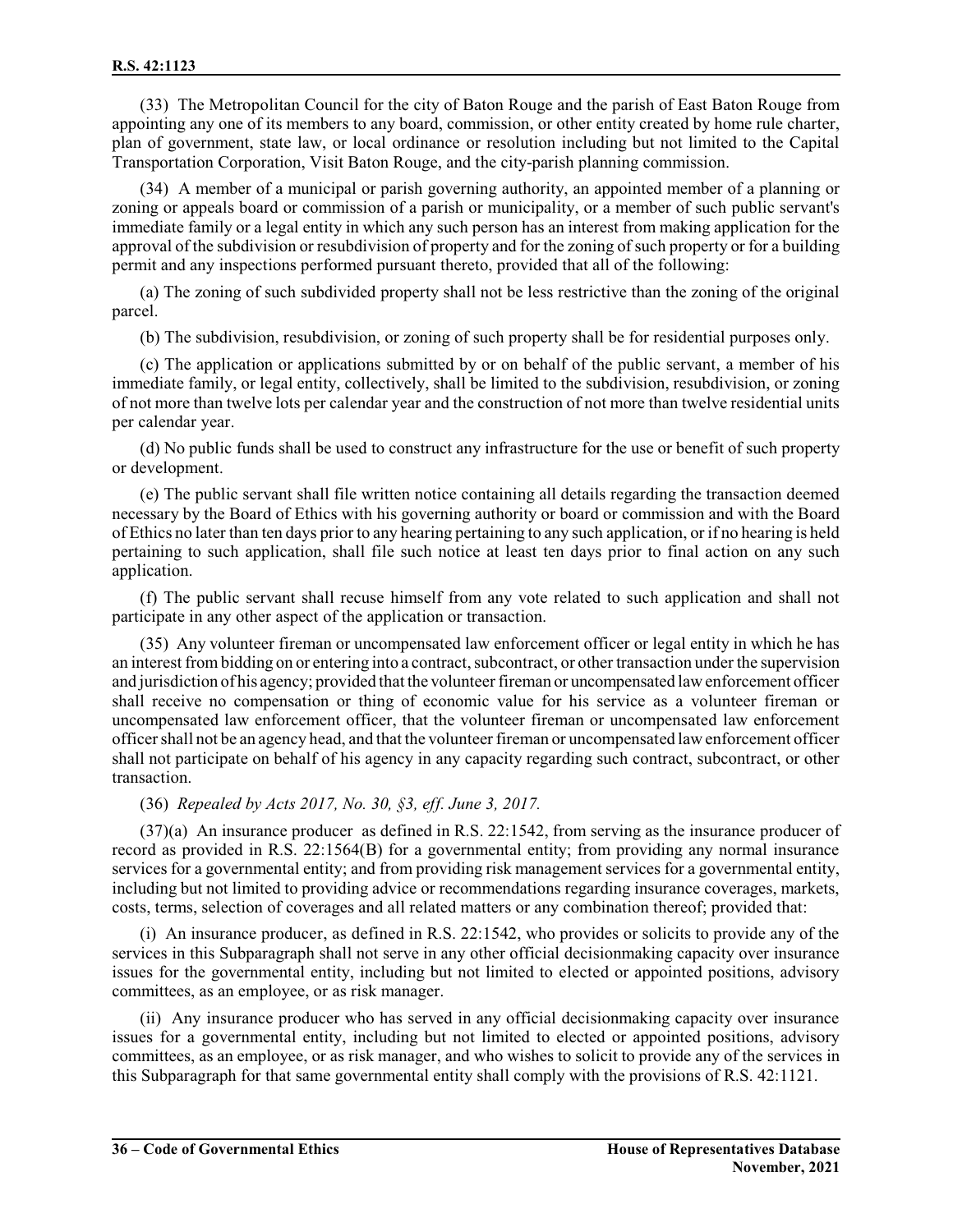(33) The Metropolitan Council for the city of Baton Rouge and the parish of East Baton Rouge from appointing any one of its members to any board, commission, or other entity created by home rule charter, plan of government, state law, or local ordinance or resolution including but not limited to the Capital Transportation Corporation, Visit Baton Rouge, and the city-parish planning commission.

(34) A member of a municipal or parish governing authority, an appointed member of a planning or zoning or appeals board or commission of a parish or municipality, or a member of such public servant's immediate family or a legal entity in which any such person has an interest from making application for the approval of the subdivision or resubdivision of property and for the zoning of such property or for a building permit and any inspections performed pursuant thereto, provided that all of the following:

(a) The zoning of such subdivided property shall not be less restrictive than the zoning of the original parcel.

(b) The subdivision, resubdivision, or zoning of such property shall be for residential purposes only.

(c) The application or applications submitted by or on behalf of the public servant, a member of his immediate family, or legal entity, collectively, shall be limited to the subdivision, resubdivision, or zoning of not more than twelve lots per calendar year and the construction of not more than twelve residential units per calendar year.

(d) No public funds shall be used to construct any infrastructure for the use or benefit of such property or development.

(e) The public servant shall file written notice containing all details regarding the transaction deemed necessary by the Board of Ethics with his governing authority or board or commission and with the Board of Ethics no later than ten days prior to any hearing pertaining to any such application, or if no hearing is held pertaining to such application, shall file such notice at least ten days prior to final action on any such application.

(f) The public servant shall recuse himself from any vote related to such application and shall not participate in any other aspect of the application or transaction.

(35) Any volunteer fireman or uncompensated law enforcement officer or legal entity in which he has an interest from bidding on or entering into a contract, subcontract, or other transaction under the supervision and jurisdiction of his agency; provided that the volunteer fireman or uncompensated law enforcement officer shall receive no compensation or thing of economic value for his service as a volunteer fireman or uncompensated law enforcement officer, that the volunteer fireman or uncompensated law enforcement officer shall not be an agency head, and that the volunteer fireman or uncompensated law enforcement officer shall not participate on behalf of his agency in any capacity regarding such contract, subcontract, or other transaction.

(36) *Repealed by Acts 2017, No. 30, §3, eff. June 3, 2017.*

(37)(a) An insurance producer as defined in R.S. 22:1542, from serving as the insurance producer of record as provided in R.S. 22:1564(B) for a governmental entity; from providing any normal insurance services for a governmental entity; and from providing risk management services for a governmental entity, including but not limited to providing advice or recommendations regarding insurance coverages, markets, costs, terms, selection of coverages and all related matters or any combination thereof; provided that:

(i) An insurance producer, as defined in R.S. 22:1542, who provides or solicits to provide any of the services in this Subparagraph shall not serve in any other official decisionmaking capacity over insurance issues for the governmental entity, including but not limited to elected or appointed positions, advisory committees, as an employee, or as risk manager.

(ii) Any insurance producer who has served in any official decisionmaking capacity over insurance issues for a governmental entity, including but not limited to elected or appointed positions, advisory committees, as an employee, or as risk manager, and who wishes to solicit to provide any of the services in this Subparagraph for that same governmental entity shall comply with the provisions of R.S. 42:1121.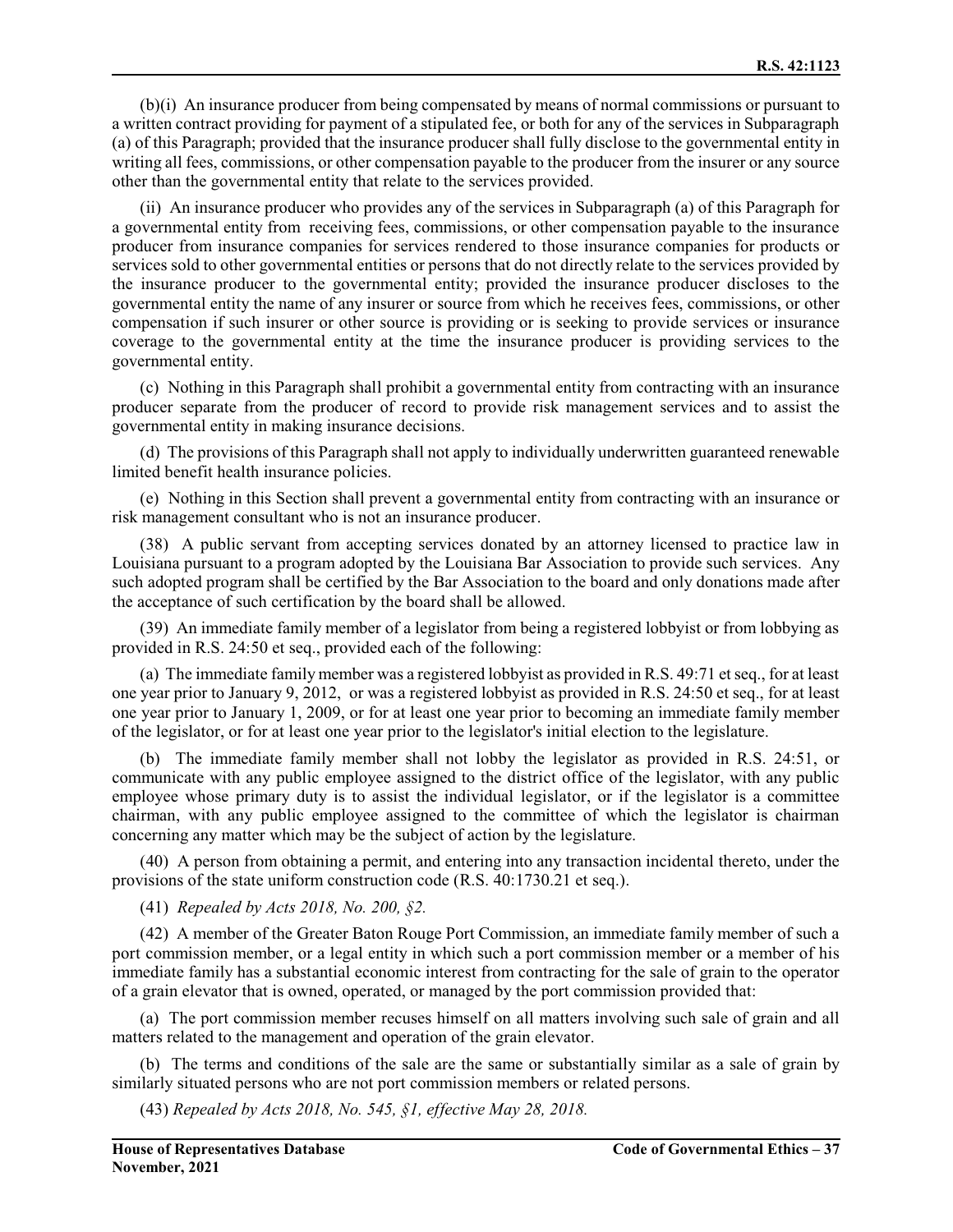(b)(i) An insurance producer from being compensated by means of normal commissions or pursuant to a written contract providing for payment of a stipulated fee, or both for any of the services in Subparagraph (a) of this Paragraph; provided that the insurance producer shall fully disclose to the governmental entity in writing all fees, commissions, or other compensation payable to the producer from the insurer or any source other than the governmental entity that relate to the services provided.

(ii) An insurance producer who provides any of the services in Subparagraph (a) of this Paragraph for a governmental entity from receiving fees, commissions, or other compensation payable to the insurance producer from insurance companies for services rendered to those insurance companies for products or services sold to other governmental entities or persons that do not directly relate to the services provided by the insurance producer to the governmental entity; provided the insurance producer discloses to the governmental entity the name of any insurer or source from which he receives fees, commissions, or other compensation if such insurer or other source is providing or is seeking to provide services or insurance coverage to the governmental entity at the time the insurance producer is providing services to the governmental entity.

(c) Nothing in this Paragraph shall prohibit a governmental entity from contracting with an insurance producer separate from the producer of record to provide risk management services and to assist the governmental entity in making insurance decisions.

(d) The provisions of this Paragraph shall not apply to individually underwritten guaranteed renewable limited benefit health insurance policies.

(e) Nothing in this Section shall prevent a governmental entity from contracting with an insurance or risk management consultant who is not an insurance producer.

(38) A public servant from accepting services donated by an attorney licensed to practice law in Louisiana pursuant to a program adopted by the Louisiana Bar Association to provide such services. Any such adopted program shall be certified by the Bar Association to the board and only donations made after the acceptance of such certification by the board shall be allowed.

(39) An immediate family member of a legislator from being a registered lobbyist or from lobbying as provided in R.S. 24:50 et seq., provided each of the following:

(a) The immediate family member was a registered lobbyist as provided in R.S. 49:71 et seq., for at least one year prior to January 9, 2012, or was a registered lobbyist as provided in R.S. 24:50 et seq., for at least one year prior to January 1, 2009, or for at least one year prior to becoming an immediate family member of the legislator, or for at least one year prior to the legislator's initial election to the legislature.

(b) The immediate family member shall not lobby the legislator as provided in R.S. 24:51, or communicate with any public employee assigned to the district office of the legislator, with any public employee whose primary duty is to assist the individual legislator, or if the legislator is a committee chairman, with any public employee assigned to the committee of which the legislator is chairman concerning any matter which may be the subject of action by the legislature.

(40) A person from obtaining a permit, and entering into any transaction incidental thereto, under the provisions of the state uniform construction code (R.S. 40:1730.21 et seq.).

(41) *Repealed by Acts 2018, No. 200, §2.*

(42) A member of the Greater Baton Rouge Port Commission, an immediate family member of such a port commission member, or a legal entity in which such a port commission member or a member of his immediate family has a substantial economic interest from contracting for the sale of grain to the operator of a grain elevator that is owned, operated, or managed by the port commission provided that:

(a) The port commission member recuses himself on all matters involving such sale of grain and all matters related to the management and operation of the grain elevator.

(b) The terms and conditions of the sale are the same or substantially similar as a sale of grain by similarly situated persons who are not port commission members or related persons.

(43) *Repealed by Acts 2018, No. 545, §1, effective May 28, 2018.*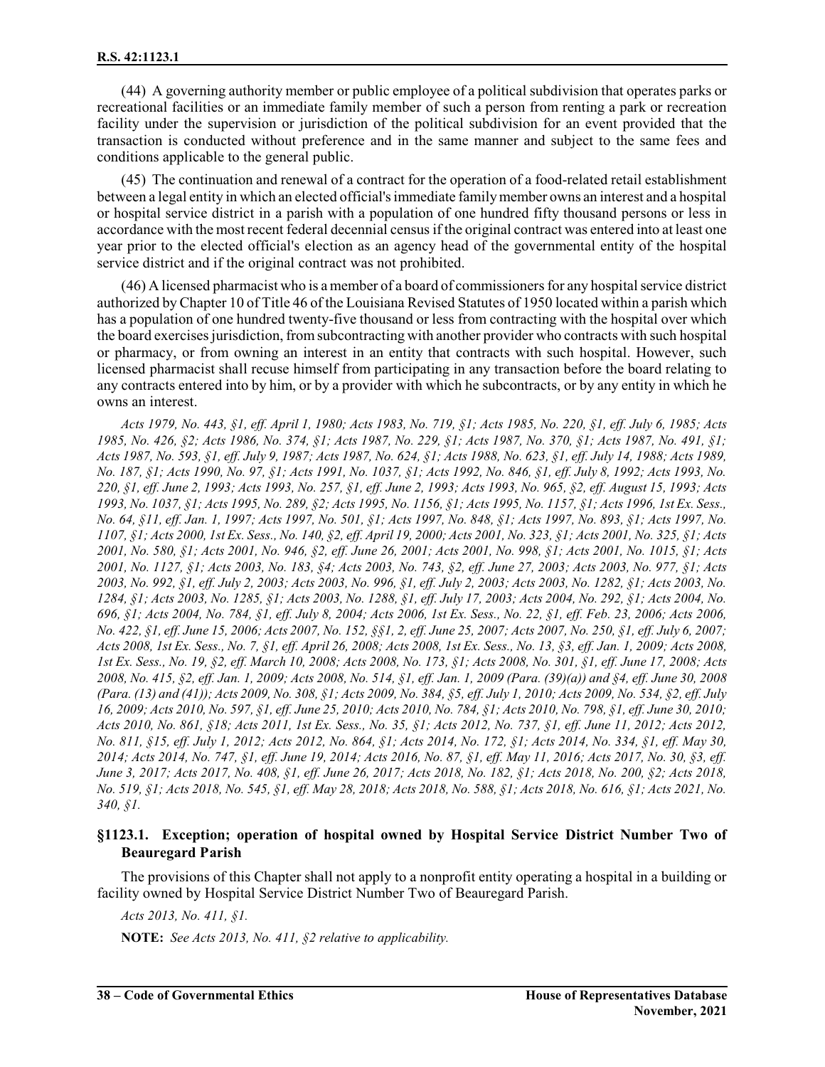(44) A governing authority member or public employee of a political subdivision that operates parks or recreational facilities or an immediate family member of such a person from renting a park or recreation facility under the supervision or jurisdiction of the political subdivision for an event provided that the transaction is conducted without preference and in the same manner and subject to the same fees and conditions applicable to the general public.

(45) The continuation and renewal of a contract for the operation of a food-related retail establishment between a legal entity in which an elected official's immediate family member owns an interest and a hospital or hospital service district in a parish with a population of one hundred fifty thousand persons or less in accordance with the most recent federal decennial census if the original contract was entered into at least one year prior to the elected official's election as an agency head of the governmental entity of the hospital service district and if the original contract was not prohibited.

(46) A licensed pharmacist who is a member of a board of commissioners for any hospital service district authorized by Chapter 10 of Title 46 of the Louisiana Revised Statutes of 1950 located within a parish which has a population of one hundred twenty-five thousand or less from contracting with the hospital over which the board exercises jurisdiction, from subcontracting with another provider who contracts with such hospital or pharmacy, or from owning an interest in an entity that contracts with such hospital. However, such licensed pharmacist shall recuse himself from participating in any transaction before the board relating to any contracts entered into by him, or by a provider with which he subcontracts, or by any entity in which he owns an interest.

*Acts 1979, No. 443, §1, eff. April 1, 1980; Acts 1983, No. 719, §1; Acts 1985, No. 220, §1, eff. July 6, 1985; Acts 1985, No. 426, §2; Acts 1986, No. 374, §1; Acts 1987, No. 229, §1; Acts 1987, No. 370, §1; Acts 1987, No. 491, §1; Acts 1987, No. 593, §1, eff. July 9, 1987; Acts 1987, No. 624, §1; Acts 1988, No. 623, §1, eff. July 14, 1988; Acts 1989, No. 187, §1; Acts 1990, No. 97, §1; Acts 1991, No. 1037, §1; Acts 1992, No. 846, §1, eff. July 8, 1992; Acts 1993, No. 220, §1, eff. June 2, 1993; Acts 1993, No. 257, §1, eff. June 2, 1993; Acts 1993, No. 965, §2, eff. August 15, 1993; Acts 1993, No. 1037, §1; Acts 1995, No. 289, §2; Acts 1995, No. 1156, §1; Acts 1995, No. 1157, §1; Acts 1996, 1st Ex. Sess., No. 64, §11, eff. Jan. 1, 1997; Acts 1997, No. 501, §1; Acts 1997, No. 848, §1; Acts 1997, No. 893, §1; Acts 1997, No. 1107, §1; Acts 2000, 1st Ex. Sess., No. 140, §2, eff. April 19, 2000; Acts 2001, No. 323, §1; Acts 2001, No. 325, §1; Acts 2001, No. 580, §1; Acts 2001, No. 946, §2, eff. June 26, 2001; Acts 2001, No. 998, §1; Acts 2001, No. 1015, §1; Acts 2001, No. 1127, §1; Acts 2003, No. 183, §4; Acts 2003, No. 743, §2, eff. June 27, 2003; Acts 2003, No. 977, §1; Acts 2003, No. 992, §1, eff. July 2, 2003; Acts 2003, No. 996, §1, eff. July 2, 2003; Acts 2003, No. 1282, §1; Acts 2003, No. 1284, §1; Acts 2003, No. 1285, §1; Acts 2003, No. 1288, §1, eff. July 17, 2003; Acts 2004, No. 292, §1; Acts 2004, No. 696, §1; Acts 2004, No. 784, §1, eff. July 8, 2004; Acts 2006, 1st Ex. Sess., No. 22, §1, eff. Feb. 23, 2006; Acts 2006, No. 422, §1, eff. June 15, 2006; Acts 2007, No. 152, §§1, 2, eff. June 25, 2007; Acts 2007, No. 250, §1, eff. July 6, 2007; Acts 2008, 1st Ex. Sess., No. 7, §1, eff. April 26, 2008; Acts 2008, 1st Ex. Sess., No. 13, §3, eff. Jan. 1, 2009; Acts 2008, 1st Ex. Sess., No. 19, §2, eff. March 10, 2008; Acts 2008, No. 173, §1; Acts 2008, No. 301, §1, eff. June 17, 2008; Acts 2008, No. 415, §2, eff. Jan. 1, 2009; Acts 2008, No. 514, §1, eff. Jan. 1, 2009 (Para. (39)(a)) and §4, eff. June 30, 2008 (Para. (13) and (41)); Acts 2009, No. 308, §1; Acts 2009, No. 384, §5, eff. July 1, 2010; Acts 2009, No. 534, §2, eff. July 16, 2009; Acts 2010, No. 597, §1, eff. June 25, 2010; Acts 2010, No. 784, §1; Acts 2010, No. 798, §1, eff. June 30, 2010; Acts 2010, No. 861, §18; Acts 2011, 1st Ex. Sess., No. 35, §1; Acts 2012, No. 737, §1, eff. June 11, 2012; Acts 2012, No. 811, §15, eff. July 1, 2012; Acts 2012, No. 864, §1; Acts 2014, No. 172, §1; Acts 2014, No. 334, §1, eff. May 30, 2014; Acts 2014, No. 747, §1, eff. June 19, 2014; Acts 2016, No. 87, §1, eff. May 11, 2016; Acts 2017, No. 30, §3, eff. June 3, 2017; Acts 2017, No. 408, §1, eff. June 26, 2017; Acts 2018, No. 182, §1; Acts 2018, No. 200, §2; Acts 2018, No. 519, §1; Acts 2018, No. 545, §1, eff. May 28, 2018; Acts 2018, No. 588, §1; Acts 2018, No. 616, §1; Acts 2021, No. 340, §1.*

### §1123.1. Exception; operation of hospital owned by Hospital Service District Number Two of Beauregard Parish

The provisions of this Chapter shall not apply to a nonprofit entity operating a hospital in a building or facility owned by Hospital Service District Number Two of Beauregard Parish.

*Acts 2013, No. 411, §1.*

**NOTE:** *See Acts 2013, No. 411, §2 relative to applicability.*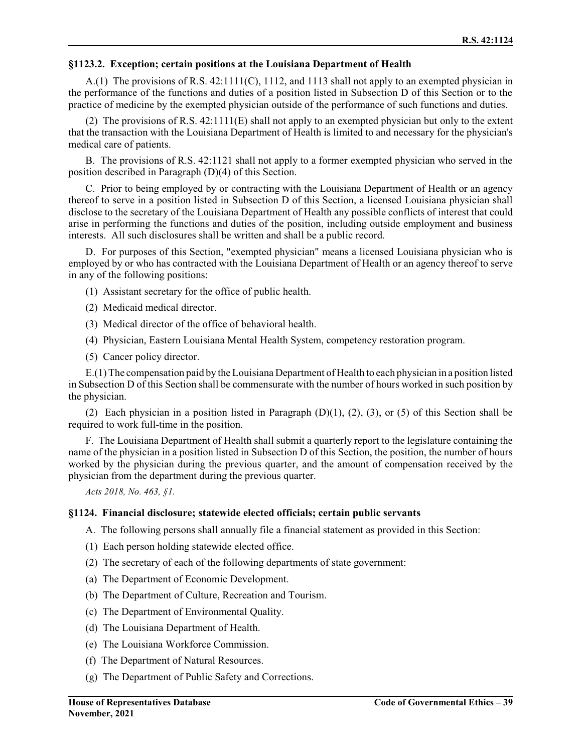### §1123.2. Exception; certain positions at the Louisiana Department of Health

A.(1) The provisions of R.S. 42:1111(C), 1112, and 1113 shall not apply to an exempted physician in the performance of the functions and duties of a position listed in Subsection D of this Section or to the practice of medicine by the exempted physician outside of the performance of such functions and duties.

(2) The provisions of R.S. 42:1111(E) shall not apply to an exempted physician but only to the extent that the transaction with the Louisiana Department of Health is limited to and necessary for the physician's medical care of patients.

B. The provisions of R.S. 42:1121 shall not apply to a former exempted physician who served in the position described in Paragraph (D)(4) of this Section.

C. Prior to being employed by or contracting with the Louisiana Department of Health or an agency thereof to serve in a position listed in Subsection D of this Section, a licensed Louisiana physician shall disclose to the secretary of the Louisiana Department of Health any possible conflicts of interest that could arise in performing the functions and duties of the position, including outside employment and business interests. All such disclosures shall be written and shall be a public record.

D. For purposes of this Section, "exempted physician" means a licensed Louisiana physician who is employed by or who has contracted with the Louisiana Department of Health or an agency thereof to serve in any of the following positions:

(1) Assistant secretary for the office of public health.

(2) Medicaid medical director.

(3) Medical director of the office of behavioral health.

(4) Physician, Eastern Louisiana Mental Health System, competency restoration program.

(5) Cancer policy director.

E.(1) The compensation paid by the Louisiana Department of Health to each physician in a position listed in Subsection D of this Section shall be commensurate with the number of hours worked in such position by the physician.

(2) Each physician in a position listed in Paragraph (D)(1), (2), (3), or (5) of this Section shall be required to work full-time in the position.

F. The Louisiana Department of Health shall submit a quarterly report to the legislature containing the name of the physician in a position listed in Subsection D of this Section, the position, the number of hours worked by the physician during the previous quarter, and the amount of compensation received by the physician from the department during the previous quarter.

*Acts 2018, No. 463, §1.*

### §1124. Financial disclosure; statewide elected officials; certain public servants

A. The following persons shall annually file a financial statement as provided in this Section:

(1) Each person holding statewide elected office.

(2) The secretary of each of the following departments of state government:

(a) The Department of Economic Development.

(b) The Department of Culture, Recreation and Tourism.

(c) The Department of Environmental Quality.

(d) The Louisiana Department of Health.

(e) The Louisiana Workforce Commission.

(f) The Department of Natural Resources.

(g) The Department of Public Safety and Corrections.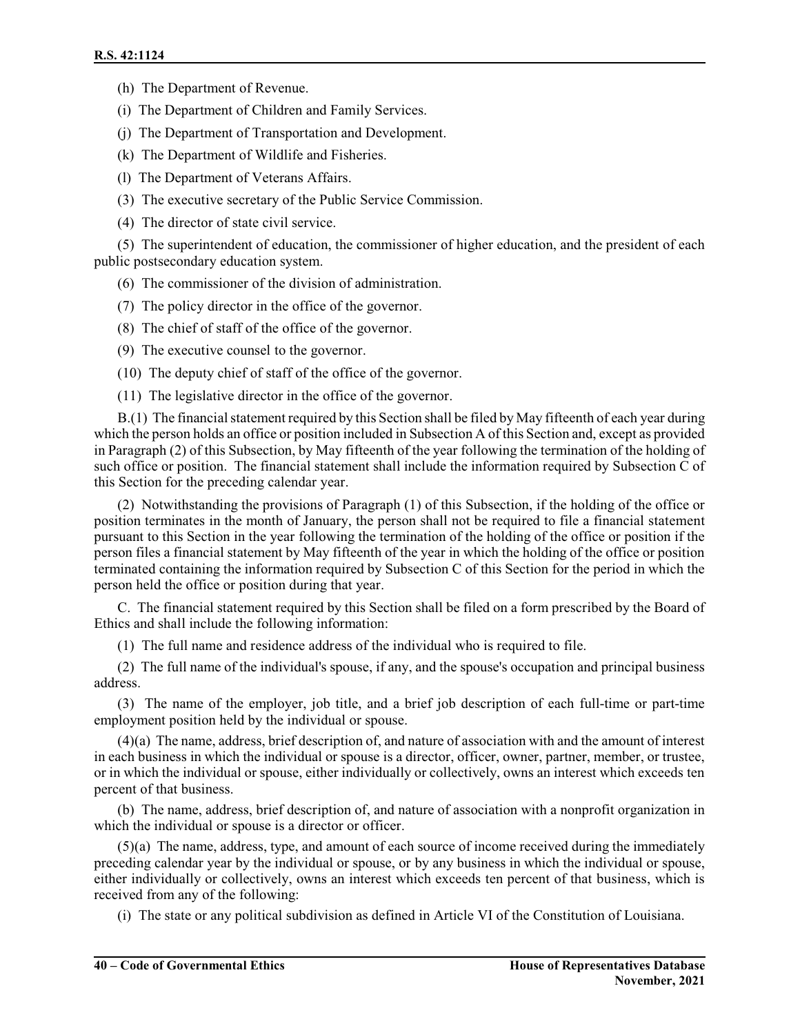(h) The Department of Revenue.

(i) The Department of Children and Family Services.

(j) The Department of Transportation and Development.

(k) The Department of Wildlife and Fisheries.

(l) The Department of Veterans Affairs.

(3) The executive secretary of the Public Service Commission.

(4) The director of state civil service.

(5) The superintendent of education, the commissioner of higher education, and the president of each public postsecondary education system.

(6) The commissioner of the division of administration.

(7) The policy director in the office of the governor.

(8) The chief of staff of the office of the governor.

(9) The executive counsel to the governor.

(10) The deputy chief of staff of the office of the governor.

(11) The legislative director in the office of the governor.

B.(1) The financial statement required by this Section shall be filed by May fifteenth of each year during which the person holds an office or position included in Subsection A of this Section and, except as provided in Paragraph (2) of this Subsection, by May fifteenth of the year following the termination of the holding of such office or position. The financial statement shall include the information required by Subsection C of this Section for the preceding calendar year.

(2) Notwithstanding the provisions of Paragraph (1) of this Subsection, if the holding of the office or position terminates in the month of January, the person shall not be required to file a financial statement pursuant to this Section in the year following the termination of the holding of the office or position if the person files a financial statement by May fifteenth of the year in which the holding of the office or position terminated containing the information required by Subsection C of this Section for the period in which the person held the office or position during that year.

C. The financial statement required by this Section shall be filed on a form prescribed by the Board of Ethics and shall include the following information:

(1) The full name and residence address of the individual who is required to file.

(2) The full name of the individual's spouse, if any, and the spouse's occupation and principal business address.

(3) The name of the employer, job title, and a brief job description of each full-time or part-time employment position held by the individual or spouse.

(4)(a) The name, address, brief description of, and nature of association with and the amount of interest in each business in which the individual or spouse is a director, officer, owner, partner, member, or trustee, or in which the individual or spouse, either individually or collectively, owns an interest which exceeds ten percent of that business.

(b) The name, address, brief description of, and nature of association with a nonprofit organization in which the individual or spouse is a director or officer.

(5)(a) The name, address, type, and amount of each source of income received during the immediately preceding calendar year by the individual or spouse, or by any business in which the individual or spouse, either individually or collectively, owns an interest which exceeds ten percent of that business, which is received from any of the following:

(i) The state or any political subdivision as defined in Article VI of the Constitution of Louisiana.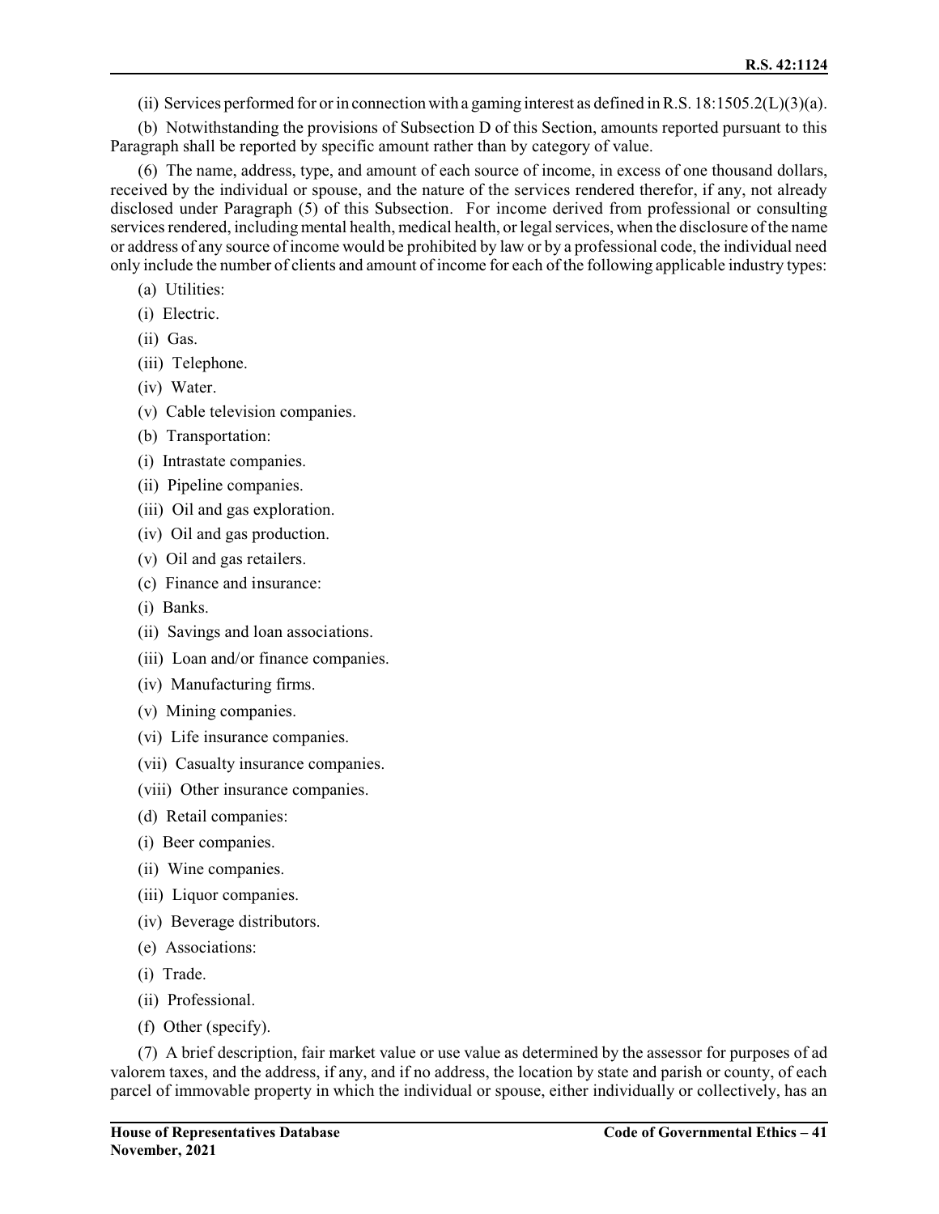(ii) Services performed for or in connection with a gaming interest as defined in R.S. 18:1505.2(L)(3)(a).

(b) Notwithstanding the provisions of Subsection D of this Section, amounts reported pursuant to this Paragraph shall be reported by specific amount rather than by category of value.

(6) The name, address, type, and amount of each source of income, in excess of one thousand dollars, received by the individual or spouse, and the nature of the services rendered therefor, if any, not already disclosed under Paragraph (5) of this Subsection. For income derived from professional or consulting services rendered, including mental health, medical health, or legal services, when the disclosure of the name or address of any source of income would be prohibited by law or by a professional code, the individual need only include the number of clients and amount of income for each of the following applicable industry types:

(a) Utilities:

(i) Electric.

(ii) Gas.

(iii) Telephone.

(iv) Water.

(v) Cable television companies.

(b) Transportation:

(i) Intrastate companies.

(ii) Pipeline companies.

(iii) Oil and gas exploration.

(iv) Oil and gas production.

(v) Oil and gas retailers.

(c) Finance and insurance:

(i) Banks.

(ii) Savings and loan associations.

(iii) Loan and/or finance companies.

(iv) Manufacturing firms.

(v) Mining companies.

(vi) Life insurance companies.

(vii) Casualty insurance companies.

(viii) Other insurance companies.

(d) Retail companies:

(i) Beer companies.

(ii) Wine companies.

(iii) Liquor companies.

(iv) Beverage distributors.

(e) Associations:

(i) Trade.

(ii) Professional.

(f) Other (specify).

(7) A brief description, fair market value or use value as determined by the assessor for purposes of ad valorem taxes, and the address, if any, and if no address, the location by state and parish or county, of each parcel of immovable property in which the individual or spouse, either individually or collectively, has an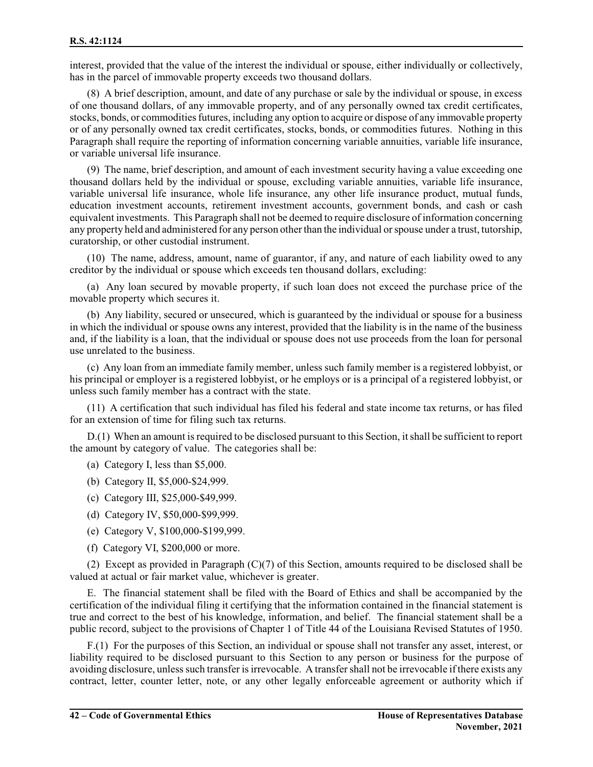interest, provided that the value of the interest the individual or spouse, either individually or collectively, has in the parcel of immovable property exceeds two thousand dollars.

(8) A brief description, amount, and date of any purchase or sale by the individual or spouse, in excess of one thousand dollars, of any immovable property, and of any personally owned tax credit certificates, stocks, bonds, or commodities futures, including any option to acquire or dispose of any immovable property or of any personally owned tax credit certificates, stocks, bonds, or commodities futures. Nothing in this Paragraph shall require the reporting of information concerning variable annuities, variable life insurance, or variable universal life insurance.

(9) The name, brief description, and amount of each investment security having a value exceeding one thousand dollars held by the individual or spouse, excluding variable annuities, variable life insurance, variable universal life insurance, whole life insurance, any other life insurance product, mutual funds, education investment accounts, retirement investment accounts, government bonds, and cash or cash equivalent investments. This Paragraph shall not be deemed to require disclosure of information concerning any property held and administered for any person other than the individual or spouse under a trust, tutorship, curatorship, or other custodial instrument.

(10) The name, address, amount, name of guarantor, if any, and nature of each liability owed to any creditor by the individual or spouse which exceeds ten thousand dollars, excluding:

(a) Any loan secured by movable property, if such loan does not exceed the purchase price of the movable property which secures it.

(b) Any liability, secured or unsecured, which is guaranteed by the individual or spouse for a business in which the individual or spouse owns any interest, provided that the liability is in the name of the business and, if the liability is a loan, that the individual or spouse does not use proceeds from the loan for personal use unrelated to the business.

(c) Any loan from an immediate family member, unless such family member is a registered lobbyist, or his principal or employer is a registered lobbyist, or he employs or is a principal of a registered lobbyist, or unless such family member has a contract with the state.

(11) A certification that such individual has filed his federal and state income tax returns, or has filed for an extension of time for filing such tax returns.

D.(1) When an amount is required to be disclosed pursuant to this Section, it shall be sufficient to report the amount by category of value. The categories shall be:

(a) Category I, less than $5,000.

(b) Category II, $5,000-$24,999.

(c) Category III, $25,000-$49,999.

(d) Category IV, $50,000-$99,999.

(e) Category V, $100,000-$199,999.

(f) Category VI, $200,000 or more.

(2) Except as provided in Paragraph (C)(7) of this Section, amounts required to be disclosed shall be valued at actual or fair market value, whichever is greater.

E. The financial statement shall be filed with the Board of Ethics and shall be accompanied by the certification of the individual filing it certifying that the information contained in the financial statement is true and correct to the best of his knowledge, information, and belief. The financial statement shall be a public record, subject to the provisions of Chapter 1 of Title 44 of the Louisiana Revised Statutes of 1950.

F.(1) For the purposes of this Section, an individual or spouse shall not transfer any asset, interest, or liability required to be disclosed pursuant to this Section to any person or business for the purpose of avoiding disclosure, unless such transfer is irrevocable. A transfer shall not be irrevocable if there exists any contract, letter, counter letter, note, or any other legally enforceable agreement or authority which if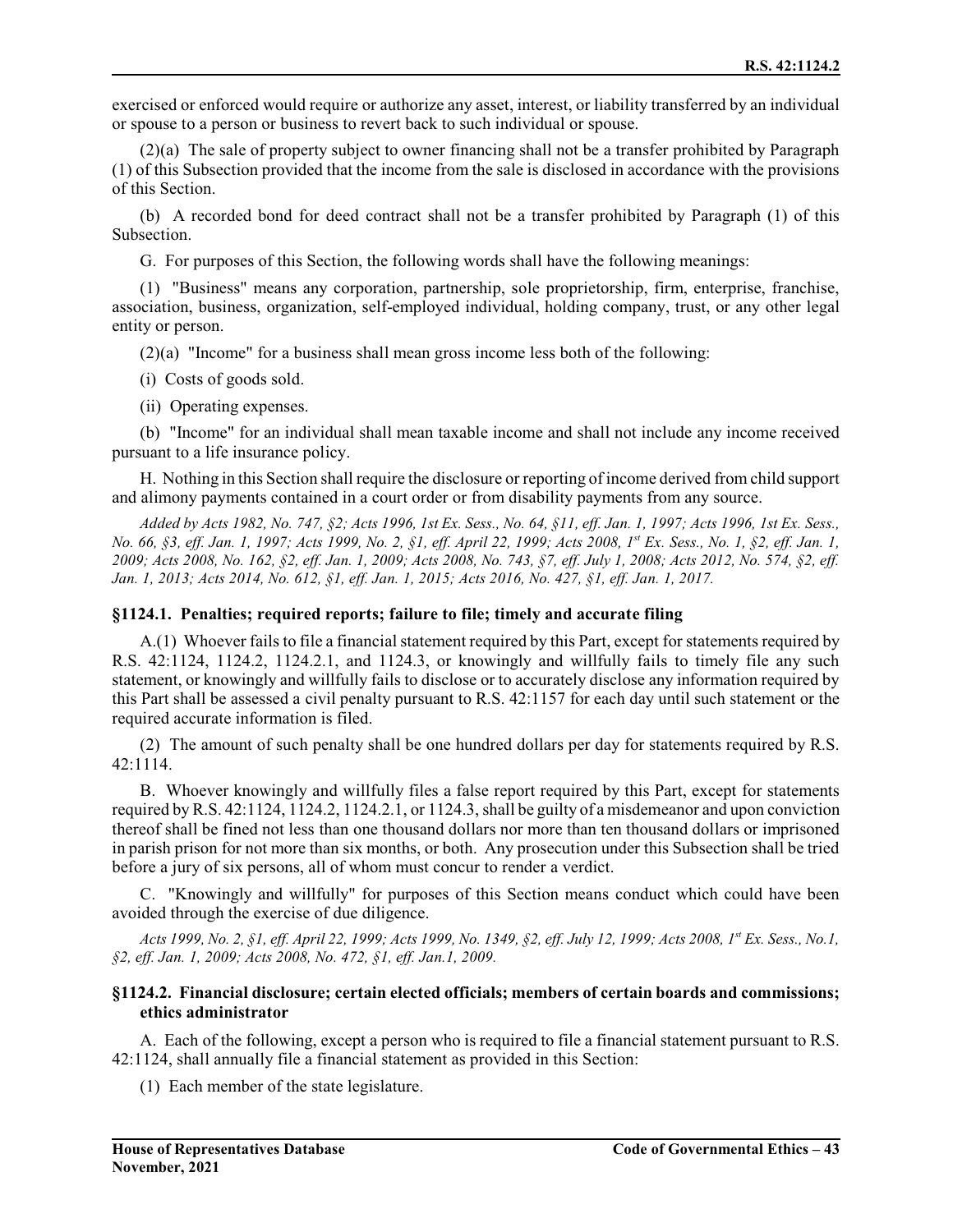exercised or enforced would require or authorize any asset, interest, or liability transferred by an individual or spouse to a person or business to revert back to such individual or spouse.

(2)(a) The sale of property subject to owner financing shall not be a transfer prohibited by Paragraph (1) of this Subsection provided that the income from the sale is disclosed in accordance with the provisions of this Section.

(b) A recorded bond for deed contract shall not be a transfer prohibited by Paragraph (1) of this Subsection.

G. For purposes of this Section, the following words shall have the following meanings:

(1) "Business" means any corporation, partnership, sole proprietorship, firm, enterprise, franchise, association, business, organization, self-employed individual, holding company, trust, or any other legal entity or person.

(2)(a) "Income" for a business shall mean gross income less both of the following:

(i) Costs of goods sold.

(ii) Operating expenses.

(b) "Income" for an individual shall mean taxable income and shall not include any income received pursuant to a life insurance policy.

H. Nothing in this Section shall require the disclosure or reporting of income derived from child support and alimony payments contained in a court order or from disability payments from any source.

*Added by Acts 1982, No. 747, §2; Acts 1996, 1st Ex. Sess., No. 64, §11, eff. Jan. 1, 1997; Acts 1996, 1st Ex. Sess., No. 66, §3, eff. Jan. 1, 1997; Acts 1999, No. 2, §1, eff. April 22, 1999; Acts 2008, 1st Ex. Sess., No. 1, §2, eff. Jan. 1, 2009; Acts 2008, No. 162, §2, eff. Jan. 1, 2009; Acts 2008, No. 743, §7, eff. July 1, 2008; Acts 2012, No. 574, §2, eff. Jan. 1, 2013; Acts 2014, No. 612, §1, eff. Jan. 1, 2015; Acts 2016, No. 427, §1, eff. Jan. 1, 2017.*

### §1124.1. Penalties; required reports; failure to file; timely and accurate filing

A.(1) Whoever fails to file a financial statement required by this Part, except for statements required by R.S. 42:1124, 1124.2, 1124.2.1, and 1124.3, or knowingly and willfully fails to timely file any such statement, or knowingly and willfully fails to disclose or to accurately disclose any information required by this Part shall be assessed a civil penalty pursuant to R.S. 42:1157 for each day until such statement or the required accurate information is filed.

(2) The amount of such penalty shall be one hundred dollars per day for statements required by R.S. 42:1114.

B. Whoever knowingly and willfully files a false report required by this Part, except for statements required by R.S. 42:1124, 1124.2, 1124.2.1, or 1124.3, shall be guilty of a misdemeanor and upon conviction thereof shall be fined not less than one thousand dollars nor more than ten thousand dollars or imprisoned in parish prison for not more than six months, or both. Any prosecution under this Subsection shall be tried before a jury of six persons, all of whom must concur to render a verdict.

C. "Knowingly and willfully" for purposes of this Section means conduct which could have been avoided through the exercise of due diligence.

*Acts 1999, No. 2, §1, eff. April 22, 1999; Acts 1999, No. 1349, §2, eff. July 12, 1999; Acts 2008, 1st Ex. Sess., No.1, §2, eff. Jan. 1, 2009; Acts 2008, No. 472, §1, eff. Jan.1, 2009.*

### §1124.2. Financial disclosure; certain elected officials; members of certain boards and commissions; ethics administrator

A. Each of the following, except a person who is required to file a financial statement pursuant to R.S. 42:1124, shall annually file a financial statement as provided in this Section:

(1) Each member of the state legislature.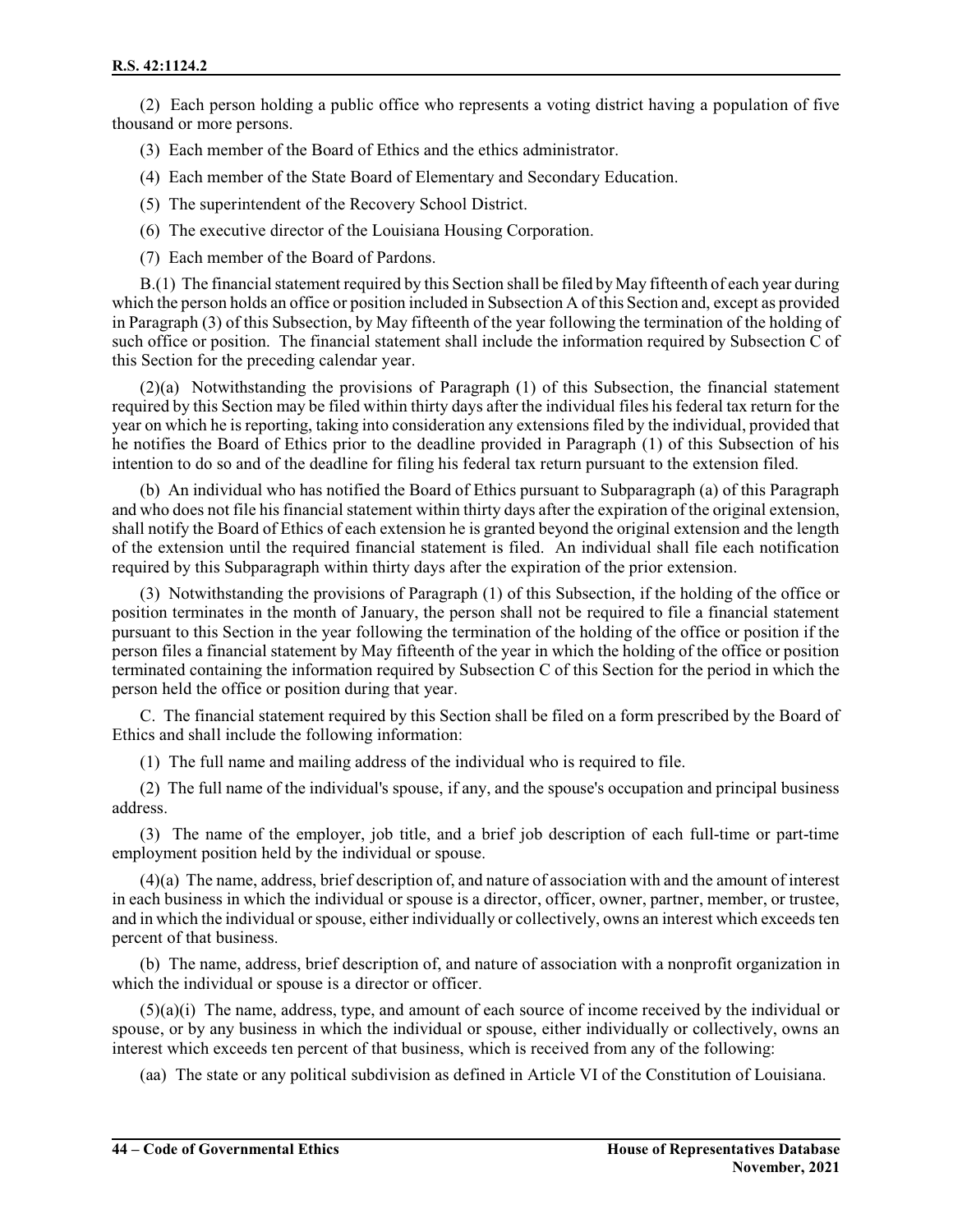(2) Each person holding a public office who represents a voting district having a population of five thousand or more persons.

(3) Each member of the Board of Ethics and the ethics administrator.

(4) Each member of the State Board of Elementary and Secondary Education.

(5) The superintendent of the Recovery School District.

(6) The executive director of the Louisiana Housing Corporation.

(7) Each member of the Board of Pardons.

B.(1) The financial statement required by this Section shall be filed by May fifteenth of each year during which the person holds an office or position included in Subsection A of this Section and, except as provided in Paragraph (3) of this Subsection, by May fifteenth of the year following the termination of the holding of such office or position. The financial statement shall include the information required by Subsection C of this Section for the preceding calendar year.

(2)(a) Notwithstanding the provisions of Paragraph (1) of this Subsection, the financial statement required by this Section may be filed within thirty days after the individual files his federal tax return for the year on which he is reporting, taking into consideration any extensions filed by the individual, provided that he notifies the Board of Ethics prior to the deadline provided in Paragraph (1) of this Subsection of his intention to do so and of the deadline for filing his federal tax return pursuant to the extension filed.

(b) An individual who has notified the Board of Ethics pursuant to Subparagraph (a) of this Paragraph and who does not file his financial statement within thirty days after the expiration of the original extension, shall notify the Board of Ethics of each extension he is granted beyond the original extension and the length of the extension until the required financial statement is filed. An individual shall file each notification required by this Subparagraph within thirty days after the expiration of the prior extension.

(3) Notwithstanding the provisions of Paragraph (1) of this Subsection, if the holding of the office or position terminates in the month of January, the person shall not be required to file a financial statement pursuant to this Section in the year following the termination of the holding of the office or position if the person files a financial statement by May fifteenth of the year in which the holding of the office or position terminated containing the information required by Subsection C of this Section for the period in which the person held the office or position during that year.

C. The financial statement required by this Section shall be filed on a form prescribed by the Board of Ethics and shall include the following information:

(1) The full name and mailing address of the individual who is required to file.

(2) The full name of the individual's spouse, if any, and the spouse's occupation and principal business address.

(3) The name of the employer, job title, and a brief job description of each full-time or part-time employment position held by the individual or spouse.

(4)(a) The name, address, brief description of, and nature of association with and the amount of interest in each business in which the individual or spouse is a director, officer, owner, partner, member, or trustee, and in which the individual or spouse, either individually or collectively, owns an interest which exceeds ten percent of that business.

(b) The name, address, brief description of, and nature of association with a nonprofit organization in which the individual or spouse is a director or officer.

(5)(a)(i) The name, address, type, and amount of each source of income received by the individual or spouse, or by any business in which the individual or spouse, either individually or collectively, owns an interest which exceeds ten percent of that business, which is received from any of the following:

(aa) The state or any political subdivision as defined in Article VI of the Constitution of Louisiana.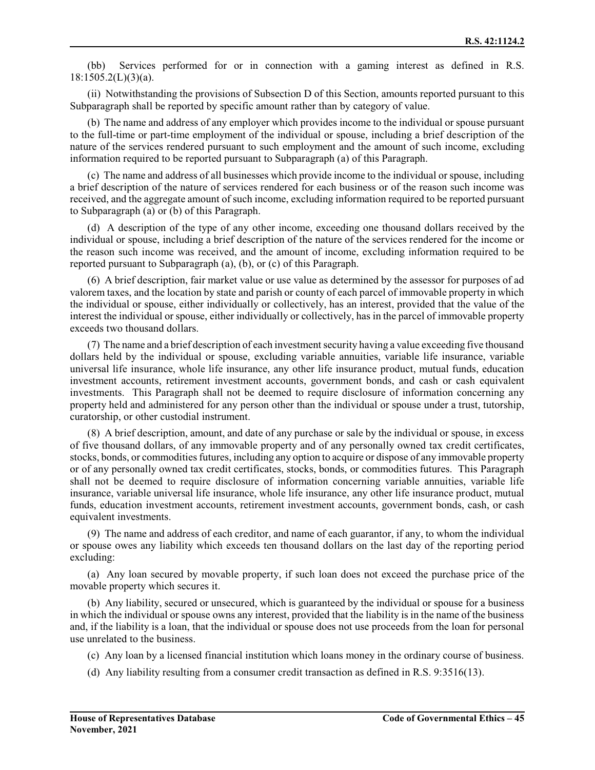(bb) Services performed for or in connection with a gaming interest as defined in R.S. 18:1505.2(L)(3)(a).

(ii) Notwithstanding the provisions of Subsection D of this Section, amounts reported pursuant to this Subparagraph shall be reported by specific amount rather than by category of value.

(b) The name and address of any employer which provides income to the individual or spouse pursuant to the full-time or part-time employment of the individual or spouse, including a brief description of the nature of the services rendered pursuant to such employment and the amount of such income, excluding information required to be reported pursuant to Subparagraph (a) of this Paragraph.

(c) The name and address of all businesses which provide income to the individual or spouse, including a brief description of the nature of services rendered for each business or of the reason such income was received, and the aggregate amount of such income, excluding information required to be reported pursuant to Subparagraph (a) or (b) of this Paragraph.

(d) A description of the type of any other income, exceeding one thousand dollars received by the individual or spouse, including a brief description of the nature of the services rendered for the income or the reason such income was received, and the amount of income, excluding information required to be reported pursuant to Subparagraph (a), (b), or (c) of this Paragraph.

(6) A brief description, fair market value or use value as determined by the assessor for purposes of ad valorem taxes, and the location by state and parish or county of each parcel of immovable property in which the individual or spouse, either individually or collectively, has an interest, provided that the value of the interest the individual or spouse, either individually or collectively, has in the parcel of immovable property exceeds two thousand dollars.

(7) The name and a brief description of each investment security having a value exceeding five thousand dollars held by the individual or spouse, excluding variable annuities, variable life insurance, variable universal life insurance, whole life insurance, any other life insurance product, mutual funds, education investment accounts, retirement investment accounts, government bonds, and cash or cash equivalent investments. This Paragraph shall not be deemed to require disclosure of information concerning any property held and administered for any person other than the individual or spouse under a trust, tutorship, curatorship, or other custodial instrument.

(8) A brief description, amount, and date of any purchase or sale by the individual or spouse, in excess of five thousand dollars, of any immovable property and of any personally owned tax credit certificates, stocks, bonds, or commodities futures, including any option to acquire or dispose of any immovable property or of any personally owned tax credit certificates, stocks, bonds, or commodities futures. This Paragraph shall not be deemed to require disclosure of information concerning variable annuities, variable life insurance, variable universal life insurance, whole life insurance, any other life insurance product, mutual funds, education investment accounts, retirement investment accounts, government bonds, cash, or cash equivalent investments.

(9) The name and address of each creditor, and name of each guarantor, if any, to whom the individual or spouse owes any liability which exceeds ten thousand dollars on the last day of the reporting period excluding:

(a) Any loan secured by movable property, if such loan does not exceed the purchase price of the movable property which secures it.

(b) Any liability, secured or unsecured, which is guaranteed by the individual or spouse for a business in which the individual or spouse owns any interest, provided that the liability is in the name of the business and, if the liability is a loan, that the individual or spouse does not use proceeds from the loan for personal use unrelated to the business.

(c) Any loan by a licensed financial institution which loans money in the ordinary course of business.

(d) Any liability resulting from a consumer credit transaction as defined in R.S. 9:3516(13).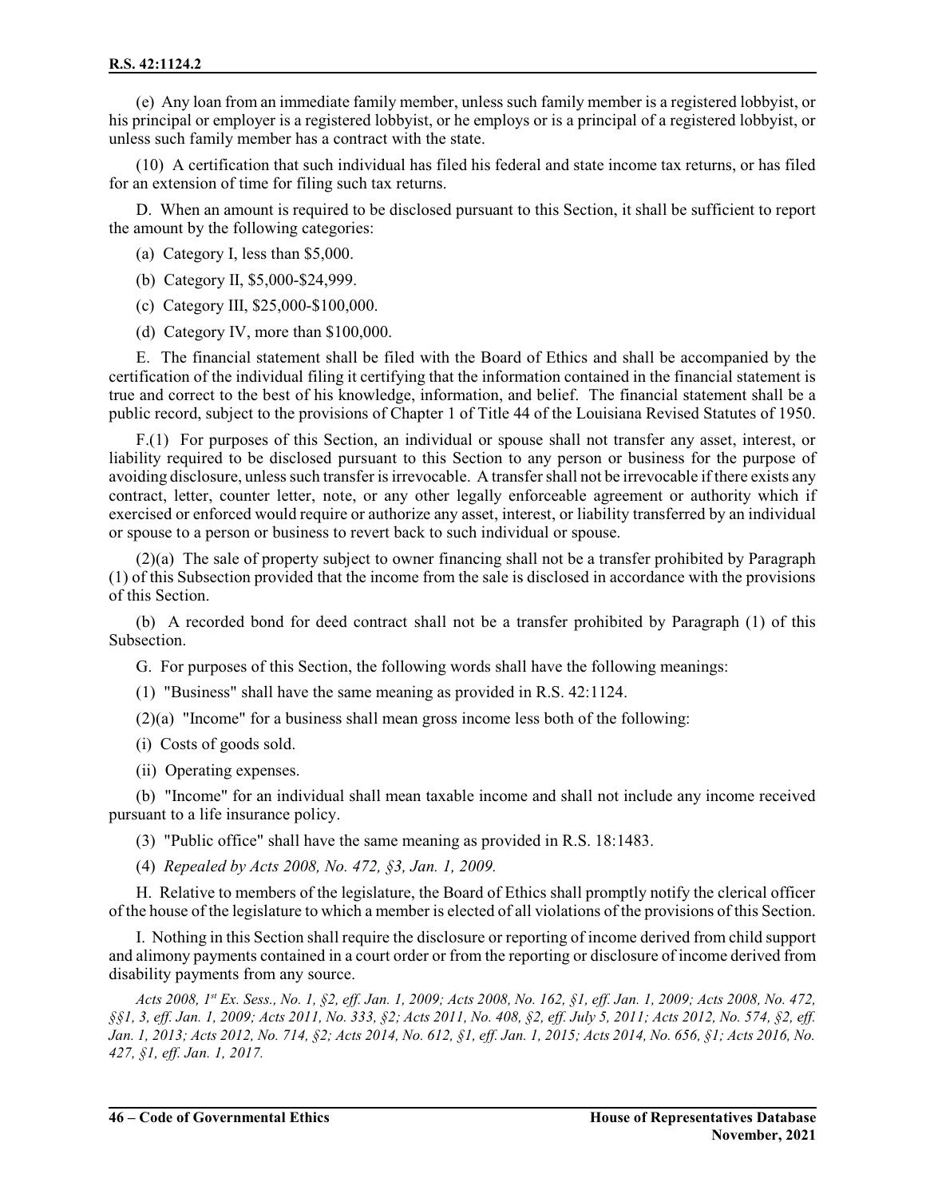(e) Any loan from an immediate family member, unless such family member is a registered lobbyist, or his principal or employer is a registered lobbyist, or he employs or is a principal of a registered lobbyist, or unless such family member has a contract with the state.

(10) A certification that such individual has filed his federal and state income tax returns, or has filed for an extension of time for filing such tax returns.

D. When an amount is required to be disclosed pursuant to this Section, it shall be sufficient to report the amount by the following categories:

(a) Category I, less than $5,000.

(b) Category II, $5,000-$24,999.

(c) Category III, $25,000-$100,000.

(d) Category IV, more than $100,000.

E. The financial statement shall be filed with the Board of Ethics and shall be accompanied by the certification of the individual filing it certifying that the information contained in the financial statement is true and correct to the best of his knowledge, information, and belief. The financial statement shall be a public record, subject to the provisions of Chapter 1 of Title 44 of the Louisiana Revised Statutes of 1950.

F.(1) For purposes of this Section, an individual or spouse shall not transfer any asset, interest, or liability required to be disclosed pursuant to this Section to any person or business for the purpose of avoiding disclosure, unless such transfer is irrevocable. A transfer shall not be irrevocable if there exists any contract, letter, counter letter, note, or any other legally enforceable agreement or authority which if exercised or enforced would require or authorize any asset, interest, or liability transferred by an individual or spouse to a person or business to revert back to such individual or spouse.

(2)(a) The sale of property subject to owner financing shall not be a transfer prohibited by Paragraph (1) of this Subsection provided that the income from the sale is disclosed in accordance with the provisions of this Section.

(b) A recorded bond for deed contract shall not be a transfer prohibited by Paragraph (1) of this Subsection.

G. For purposes of this Section, the following words shall have the following meanings:

(1) "Business" shall have the same meaning as provided in R.S. 42:1124.

(2)(a) "Income" for a business shall mean gross income less both of the following:

(i) Costs of goods sold.

(ii) Operating expenses.

(b) "Income" for an individual shall mean taxable income and shall not include any income received pursuant to a life insurance policy.

(3) "Public office" shall have the same meaning as provided in R.S. 18:1483.

(4) *Repealed by Acts 2008, No. 472, §3, Jan. 1, 2009.*

H. Relative to members of the legislature, the Board of Ethics shall promptly notify the clerical officer of the house of the legislature to which a member is elected of all violations of the provisions of this Section.

I. Nothing in this Section shall require the disclosure or reporting of income derived from child support and alimony payments contained in a court order or from the reporting or disclosure of income derived from disability payments from any source.

*Acts 2008, 1st Ex. Sess., No. 1, §2, eff. Jan. 1, 2009; Acts 2008, No. 162, §1, eff. Jan. 1, 2009; Acts 2008, No. 472, §§1, 3, eff. Jan. 1, 2009; Acts 2011, No. 333, §2; Acts 2011, No. 408, §2, eff. July 5, 2011; Acts 2012, No. 574, §2, eff. Jan. 1, 2013; Acts 2012, No. 714, §2; Acts 2014, No. 612, §1, eff. Jan. 1, 2015; Acts 2014, No. 656, §1; Acts 2016, No. 427, §1, eff. Jan. 1, 2017.*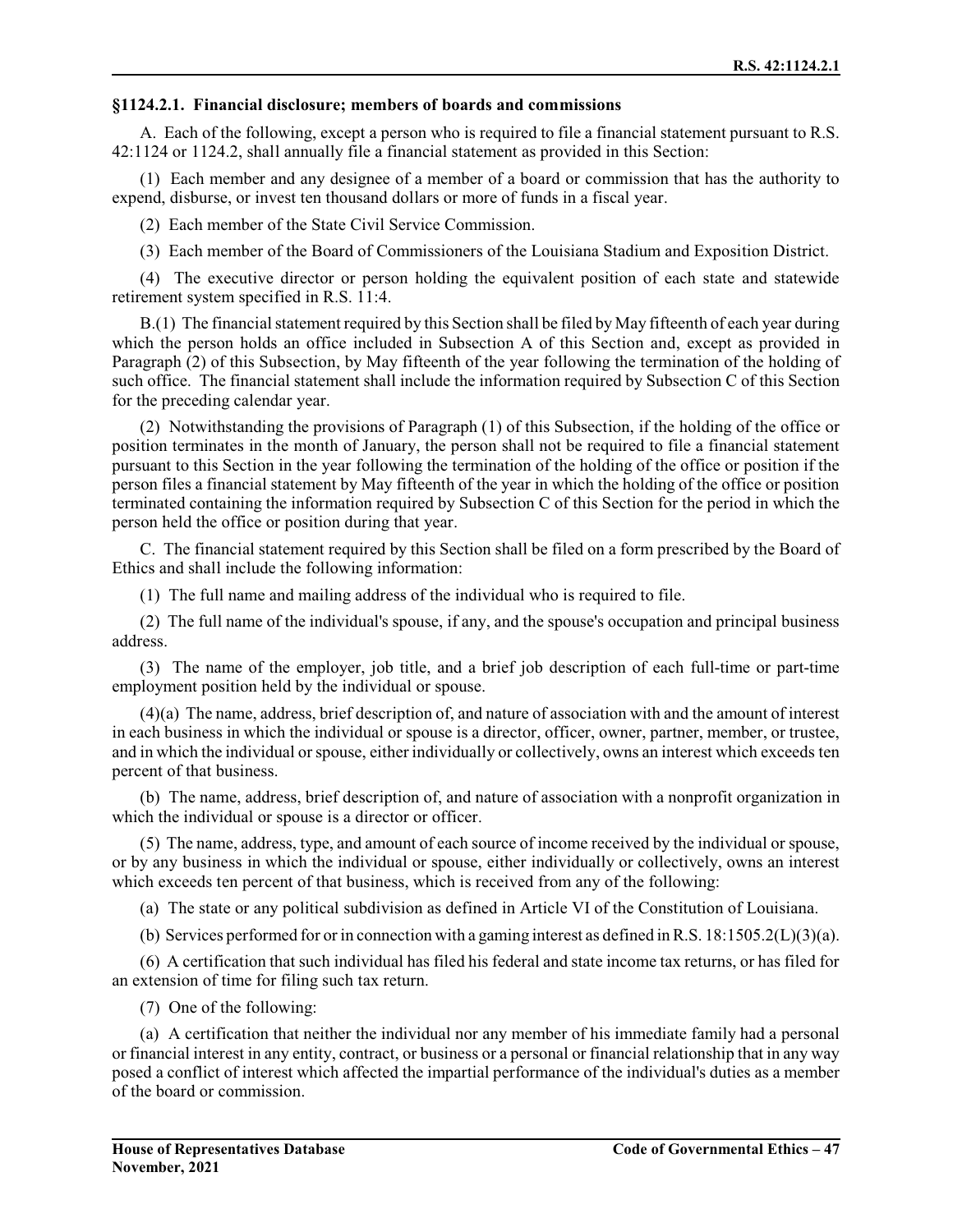### §1124.2.1. Financial disclosure; members of boards and commissions

A. Each of the following, except a person who is required to file a financial statement pursuant to R.S. 42:1124 or 1124.2, shall annually file a financial statement as provided in this Section:

(1) Each member and any designee of a member of a board or commission that has the authority to expend, disburse, or invest ten thousand dollars or more of funds in a fiscal year.

(2) Each member of the State Civil Service Commission.

(3) Each member of the Board of Commissioners of the Louisiana Stadium and Exposition District.

(4) The executive director or person holding the equivalent position of each state and statewide retirement system specified in R.S. 11:4.

B.(1) The financial statement required by this Section shall be filed by May fifteenth of each year during which the person holds an office included in Subsection A of this Section and, except as provided in Paragraph (2) of this Subsection, by May fifteenth of the year following the termination of the holding of such office. The financial statement shall include the information required by Subsection C of this Section for the preceding calendar year.

(2) Notwithstanding the provisions of Paragraph (1) of this Subsection, if the holding of the office or position terminates in the month of January, the person shall not be required to file a financial statement pursuant to this Section in the year following the termination of the holding of the office or position if the person files a financial statement by May fifteenth of the year in which the holding of the office or position terminated containing the information required by Subsection C of this Section for the period in which the person held the office or position during that year.

C. The financial statement required by this Section shall be filed on a form prescribed by the Board of Ethics and shall include the following information:

(1) The full name and mailing address of the individual who is required to file.

(2) The full name of the individual's spouse, if any, and the spouse's occupation and principal business address.

(3) The name of the employer, job title, and a brief job description of each full-time or part-time employment position held by the individual or spouse.

(4)(a) The name, address, brief description of, and nature of association with and the amount of interest in each business in which the individual or spouse is a director, officer, owner, partner, member, or trustee, and in which the individual or spouse, either individually or collectively, owns an interest which exceeds ten percent of that business.

(b) The name, address, brief description of, and nature of association with a nonprofit organization in which the individual or spouse is a director or officer.

(5) The name, address, type, and amount of each source of income received by the individual or spouse, or by any business in which the individual or spouse, either individually or collectively, owns an interest which exceeds ten percent of that business, which is received from any of the following:

(a) The state or any political subdivision as defined in Article VI of the Constitution of Louisiana.

(b) Services performed for or in connection with a gaming interest as defined in R.S. 18:1505.2(L)(3)(a).

(6) A certification that such individual has filed his federal and state income tax returns, or has filed for an extension of time for filing such tax return.

(7) One of the following:

(a) A certification that neither the individual nor any member of his immediate family had a personal or financial interest in any entity, contract, or business or a personal or financial relationship that in any way posed a conflict of interest which affected the impartial performance of the individual's duties as a member of the board or commission.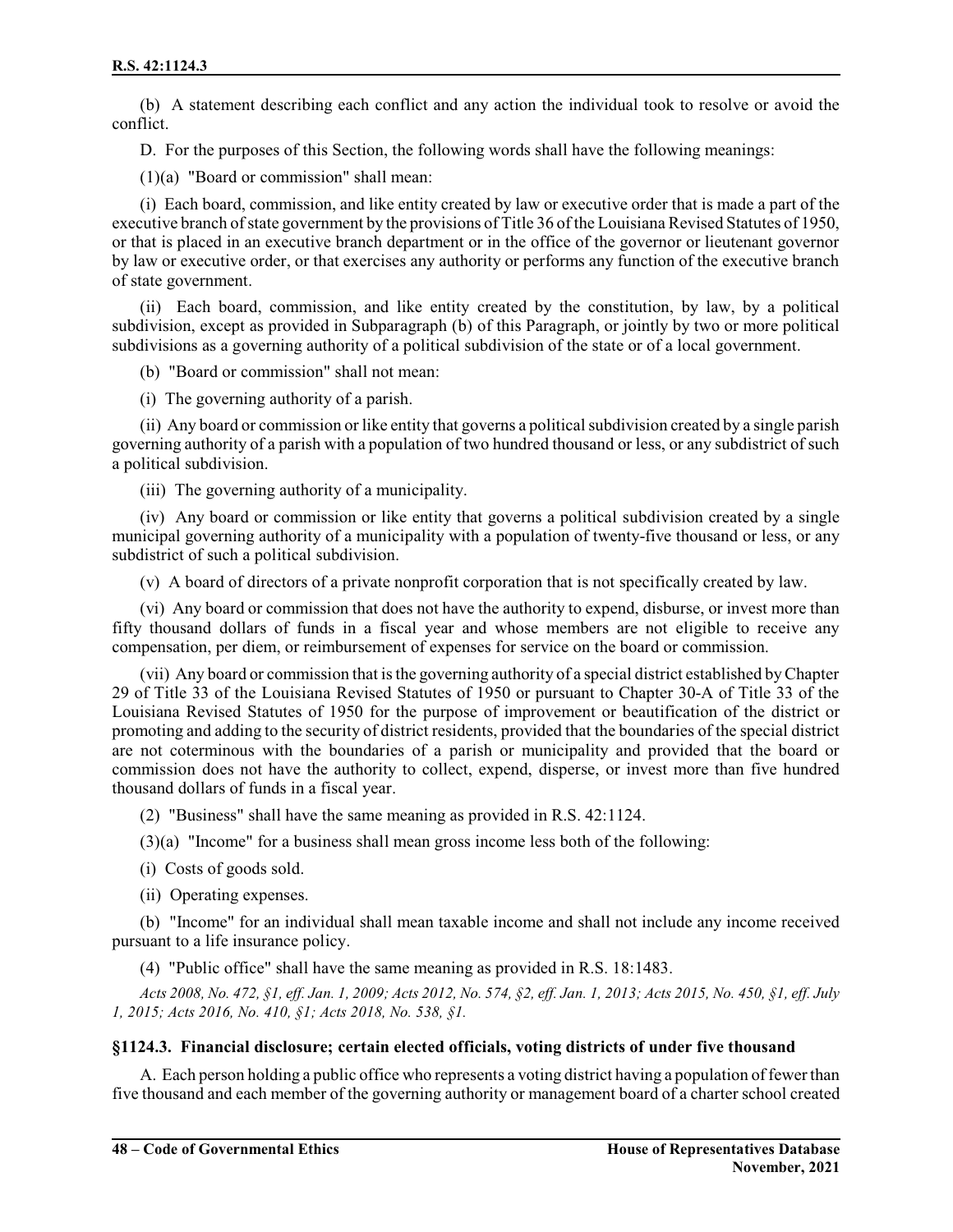(b) A statement describing each conflict and any action the individual took to resolve or avoid the conflict.

D. For the purposes of this Section, the following words shall have the following meanings:

(1)(a) "Board or commission" shall mean:

(i) Each board, commission, and like entity created by law or executive order that is made a part of the executive branch of state government by the provisions of Title 36 of the Louisiana Revised Statutes of 1950, or that is placed in an executive branch department or in the office of the governor or lieutenant governor by law or executive order, or that exercises any authority or performs any function of the executive branch of state government.

(ii) Each board, commission, and like entity created by the constitution, by law, by a political subdivision, except as provided in Subparagraph (b) of this Paragraph, or jointly by two or more political subdivisions as a governing authority of a political subdivision of the state or of a local government.

(b) "Board or commission" shall not mean:

(i) The governing authority of a parish.

(ii) Any board or commission or like entity that governs a political subdivision created by a single parish governing authority of a parish with a population of two hundred thousand or less, or any subdistrict of such a political subdivision.

(iii) The governing authority of a municipality.

(iv) Any board or commission or like entity that governs a political subdivision created by a single municipal governing authority of a municipality with a population of twenty-five thousand or less, or any subdistrict of such a political subdivision.

(v) A board of directors of a private nonprofit corporation that is not specifically created by law.

(vi) Any board or commission that does not have the authority to expend, disburse, or invest more than fifty thousand dollars of funds in a fiscal year and whose members are not eligible to receive any compensation, per diem, or reimbursement of expenses for service on the board or commission.

(vii) Any board or commission that is the governing authority of a special district established by Chapter 29 of Title 33 of the Louisiana Revised Statutes of 1950 or pursuant to Chapter 30-A of Title 33 of the Louisiana Revised Statutes of 1950 for the purpose of improvement or beautification of the district or promoting and adding to the security of district residents, provided that the boundaries of the special district are not coterminous with the boundaries of a parish or municipality and provided that the board or commission does not have the authority to collect, expend, disperse, or invest more than five hundred thousand dollars of funds in a fiscal year.

(2) "Business" shall have the same meaning as provided in R.S. 42:1124.

(3)(a) "Income" for a business shall mean gross income less both of the following:

(i) Costs of goods sold.

(ii) Operating expenses.

(b) "Income" for an individual shall mean taxable income and shall not include any income received pursuant to a life insurance policy.

(4) "Public office" shall have the same meaning as provided in R.S. 18:1483.

*Acts 2008, No. 472, §1, eff. Jan. 1, 2009; Acts 2012, No. 574, §2, eff. Jan. 1, 2013; Acts 2015, No. 450, §1, eff. July 1, 2015; Acts 2016, No. 410, §1; Acts 2018, No. 538, §1.*

### §1124.3. Financial disclosure; certain elected officials, voting districts of under five thousand

A. Each person holding a public office who represents a voting district having a population of fewer than five thousand and each member of the governing authority or management board of a charter school created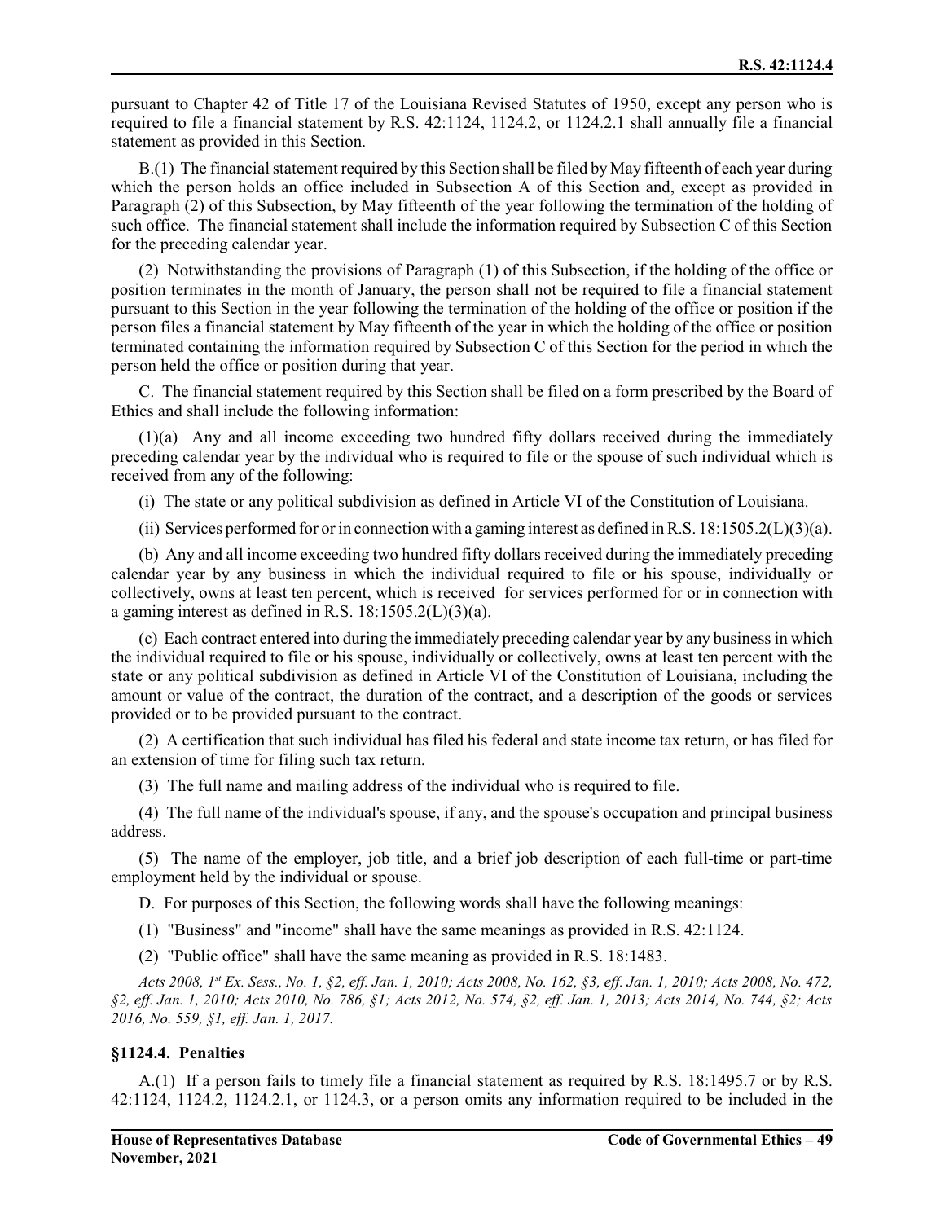pursuant to Chapter 42 of Title 17 of the Louisiana Revised Statutes of 1950, except any person who is required to file a financial statement by R.S. 42:1124, 1124.2, or 1124.2.1 shall annually file a financial statement as provided in this Section.

B.(1) The financial statement required by this Section shall be filed by May fifteenth of each year during which the person holds an office included in Subsection A of this Section and, except as provided in Paragraph (2) of this Subsection, by May fifteenth of the year following the termination of the holding of such office. The financial statement shall include the information required by Subsection C of this Section for the preceding calendar year.

(2) Notwithstanding the provisions of Paragraph (1) of this Subsection, if the holding of the office or position terminates in the month of January, the person shall not be required to file a financial statement pursuant to this Section in the year following the termination of the holding of the office or position if the person files a financial statement by May fifteenth of the year in which the holding of the office or position terminated containing the information required by Subsection C of this Section for the period in which the person held the office or position during that year.

C. The financial statement required by this Section shall be filed on a form prescribed by the Board of Ethics and shall include the following information:

(1)(a) Any and all income exceeding two hundred fifty dollars received during the immediately preceding calendar year by the individual who is required to file or the spouse of such individual which is received from any of the following:

(i) The state or any political subdivision as defined in Article VI of the Constitution of Louisiana.

(ii) Services performed for or in connection with a gaming interest as defined in R.S. 18:1505.2(L)(3)(a).

(b) Any and all income exceeding two hundred fifty dollars received during the immediately preceding calendar year by any business in which the individual required to file or his spouse, individually or collectively, owns at least ten percent, which is received for services performed for or in connection with a gaming interest as defined in R.S. 18:1505.2(L)(3)(a).

(c) Each contract entered into during the immediately preceding calendar year by any business in which the individual required to file or his spouse, individually or collectively, owns at least ten percent with the state or any political subdivision as defined in Article VI of the Constitution of Louisiana, including the amount or value of the contract, the duration of the contract, and a description of the goods or services provided or to be provided pursuant to the contract.

(2) A certification that such individual has filed his federal and state income tax return, or has filed for an extension of time for filing such tax return.

(3) The full name and mailing address of the individual who is required to file.

(4) The full name of the individual's spouse, if any, and the spouse's occupation and principal business address.

(5) The name of the employer, job title, and a brief job description of each full-time or part-time employment held by the individual or spouse.

D. For purposes of this Section, the following words shall have the following meanings:

(1) "Business" and "income" shall have the same meanings as provided in R.S. 42:1124.

(2) "Public office" shall have the same meaning as provided in R.S. 18:1483.

*Acts 2008, 1st Ex. Sess., No. 1, §2, eff. Jan. 1, 2010; Acts 2008, No. 162, §3, eff. Jan. 1, 2010; Acts 2008, No. 472, §2, eff. Jan. 1, 2010; Acts 2010, No. 786, §1; Acts 2012, No. 574, §2, eff. Jan. 1, 2013; Acts 2014, No. 744, §2; Acts 2016, No. 559, §1, eff. Jan. 1, 2017.*

### §1124.4. Penalties

A.(1) If a person fails to timely file a financial statement as required by R.S. 18:1495.7 or by R.S. 42:1124, 1124.2, 1124.2.1, or 1124.3, or a person omits any information required to be included in the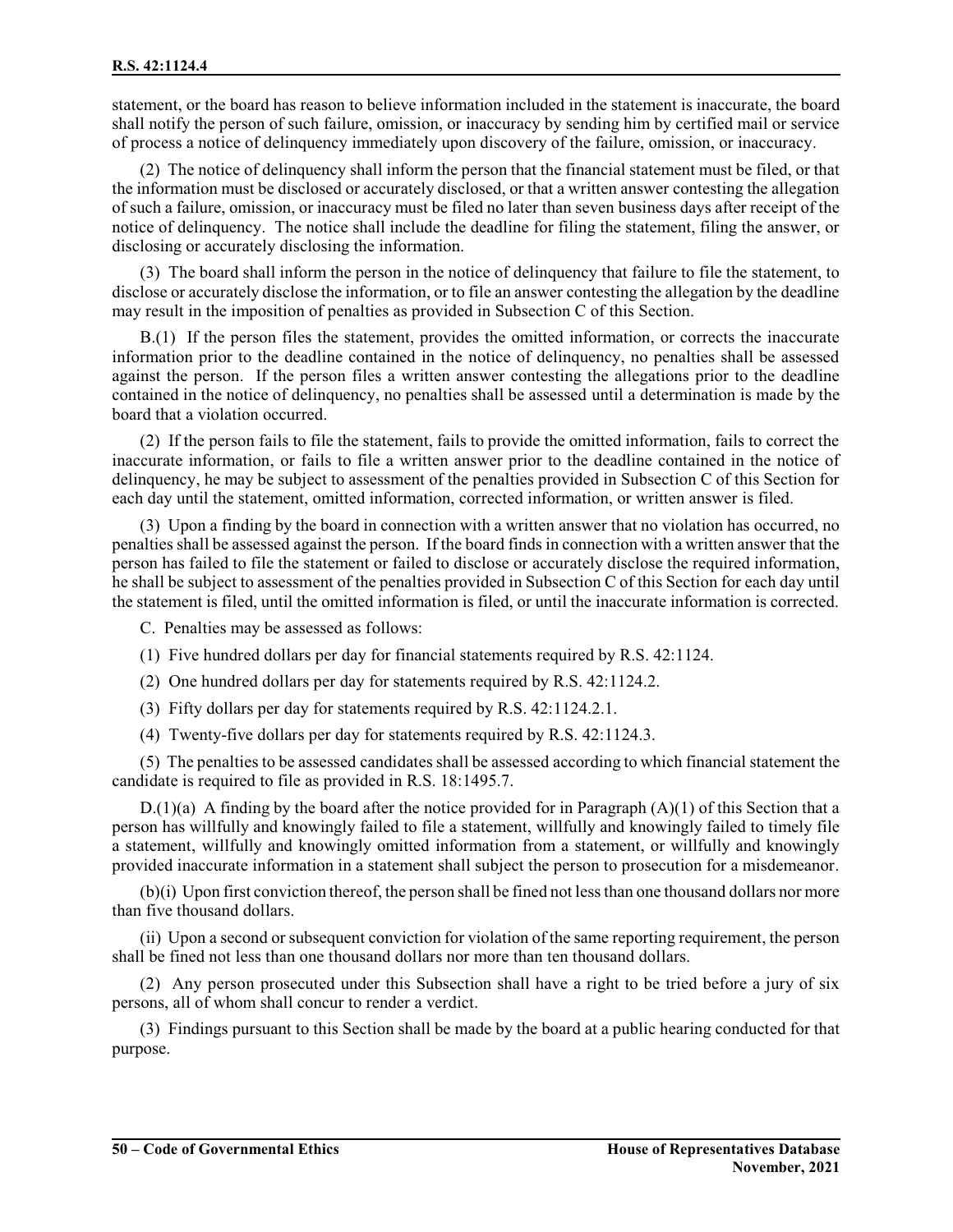statement, or the board has reason to believe information included in the statement is inaccurate, the board shall notify the person of such failure, omission, or inaccuracy by sending him by certified mail or service of process a notice of delinquency immediately upon discovery of the failure, omission, or inaccuracy.

(2) The notice of delinquency shall inform the person that the financial statement must be filed, or that the information must be disclosed or accurately disclosed, or that a written answer contesting the allegation of such a failure, omission, or inaccuracy must be filed no later than seven business days after receipt of the notice of delinquency. The notice shall include the deadline for filing the statement, filing the answer, or disclosing or accurately disclosing the information.

(3) The board shall inform the person in the notice of delinquency that failure to file the statement, to disclose or accurately disclose the information, or to file an answer contesting the allegation by the deadline may result in the imposition of penalties as provided in Subsection C of this Section.

B.(1) If the person files the statement, provides the omitted information, or corrects the inaccurate information prior to the deadline contained in the notice of delinquency, no penalties shall be assessed against the person. If the person files a written answer contesting the allegations prior to the deadline contained in the notice of delinquency, no penalties shall be assessed until a determination is made by the board that a violation occurred.

(2) If the person fails to file the statement, fails to provide the omitted information, fails to correct the inaccurate information, or fails to file a written answer prior to the deadline contained in the notice of delinquency, he may be subject to assessment of the penalties provided in Subsection C of this Section for each day until the statement, omitted information, corrected information, or written answer is filed.

(3) Upon a finding by the board in connection with a written answer that no violation has occurred, no penalties shall be assessed against the person. If the board finds in connection with a written answer that the person has failed to file the statement or failed to disclose or accurately disclose the required information, he shall be subject to assessment of the penalties provided in Subsection C of this Section for each day until the statement is filed, until the omitted information is filed, or until the inaccurate information is corrected.

C. Penalties may be assessed as follows:

(1) Five hundred dollars per day for financial statements required by R.S. 42:1124.

(2) One hundred dollars per day for statements required by R.S. 42:1124.2.

(3) Fifty dollars per day for statements required by R.S. 42:1124.2.1.

(4) Twenty-five dollars per day for statements required by R.S. 42:1124.3.

(5) The penalties to be assessed candidates shall be assessed according to which financial statement the candidate is required to file as provided in R.S. 18:1495.7.

D.(1)(a) A finding by the board after the notice provided for in Paragraph (A)(1) of this Section that a person has willfully and knowingly failed to file a statement, willfully and knowingly failed to timely file a statement, willfully and knowingly omitted information from a statement, or willfully and knowingly provided inaccurate information in a statement shall subject the person to prosecution for a misdemeanor.

(b)(i) Upon first conviction thereof, the person shall be fined not less than one thousand dollars nor more than five thousand dollars.

(ii) Upon a second or subsequent conviction for violation of the same reporting requirement, the person shall be fined not less than one thousand dollars nor more than ten thousand dollars.

(2) Any person prosecuted under this Subsection shall have a right to be tried before a jury of six persons, all of whom shall concur to render a verdict.

(3) Findings pursuant to this Section shall be made by the board at a public hearing conducted for that purpose.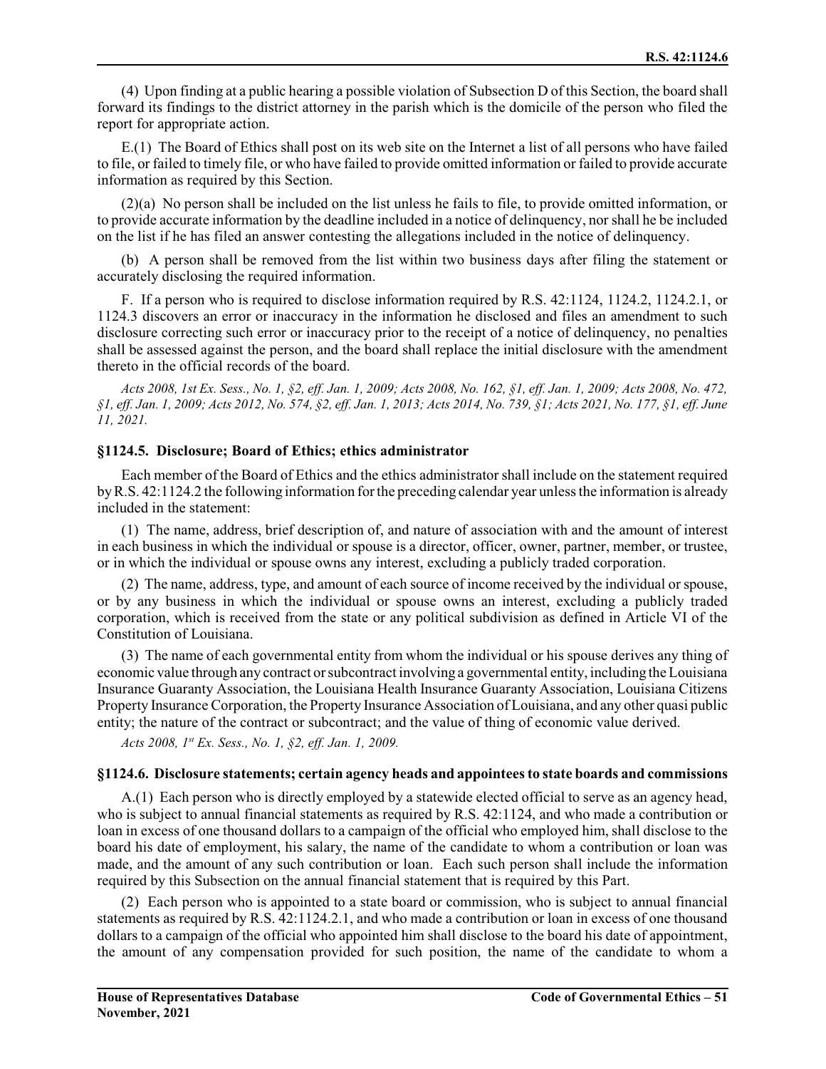(4) Upon finding at a public hearing a possible violation of Subsection D of this Section, the board shall forward its findings to the district attorney in the parish which is the domicile of the person who filed the report for appropriate action.

E.(1) The Board of Ethics shall post on its web site on the Internet a list of all persons who have failed to file, or failed to timely file, or who have failed to provide omitted information or failed to provide accurate information as required by this Section.

(2)(a) No person shall be included on the list unless he fails to file, to provide omitted information, or to provide accurate information by the deadline included in a notice of delinquency, nor shall he be included on the list if he has filed an answer contesting the allegations included in the notice of delinquency.

(b) A person shall be removed from the list within two business days after filing the statement or accurately disclosing the required information.

F. If a person who is required to disclose information required by R.S. 42:1124, 1124.2, 1124.2.1, or 1124.3 discovers an error or inaccuracy in the information he disclosed and files an amendment to such disclosure correcting such error or inaccuracy prior to the receipt of a notice of delinquency, no penalties shall be assessed against the person, and the board shall replace the initial disclosure with the amendment thereto in the official records of the board.

*Acts 2008, 1st Ex. Sess., No. 1, §2, eff. Jan. 1, 2009; Acts 2008, No. 162, §1, eff. Jan. 1, 2009; Acts 2008, No. 472, §1, eff. Jan. 1, 2009; Acts 2012, No. 574, §2, eff. Jan. 1, 2013; Acts 2014, No. 739, §1; Acts 2021, No. 177, §1, eff. June 11, 2021.*

### §1124.5. Disclosure; Board of Ethics; ethics administrator

Each member of the Board of Ethics and the ethics administrator shall include on the statement required by R.S. 42:1124.2 the following information for the preceding calendar year unless the information is already included in the statement:

(1) The name, address, brief description of, and nature of association with and the amount of interest in each business in which the individual or spouse is a director, officer, owner, partner, member, or trustee, or in which the individual or spouse owns any interest, excluding a publicly traded corporation.

(2) The name, address, type, and amount of each source of income received by the individual or spouse, or by any business in which the individual or spouse owns an interest, excluding a publicly traded corporation, which is received from the state or any political subdivision as defined in Article VI of the Constitution of Louisiana.

(3) The name of each governmental entity from whom the individual or his spouse derives any thing of economic value through any contract or subcontract involving a governmental entity, including the Louisiana Insurance Guaranty Association, the Louisiana Health Insurance Guaranty Association, Louisiana Citizens Property Insurance Corporation, the Property Insurance Association of Louisiana, and any other quasi public entity; the nature of the contract or subcontract; and the value of thing of economic value derived.

*Acts 2008, 1st Ex. Sess., No. 1, §2, eff. Jan. 1, 2009.*

### §1124.6. Disclosure statements; certain agency heads and appointees to state boards and commissions

A.(1) Each person who is directly employed by a statewide elected official to serve as an agency head, who is subject to annual financial statements as required by R.S. 42:1124, and who made a contribution or loan in excess of one thousand dollars to a campaign of the official who employed him, shall disclose to the board his date of employment, his salary, the name of the candidate to whom a contribution or loan was made, and the amount of any such contribution or loan. Each such person shall include the information required by this Subsection on the annual financial statement that is required by this Part.

(2) Each person who is appointed to a state board or commission, who is subject to annual financial statements as required by R.S. 42:1124.2.1, and who made a contribution or loan in excess of one thousand dollars to a campaign of the official who appointed him shall disclose to the board his date of appointment, the amount of any compensation provided for such position, the name of the candidate to whom a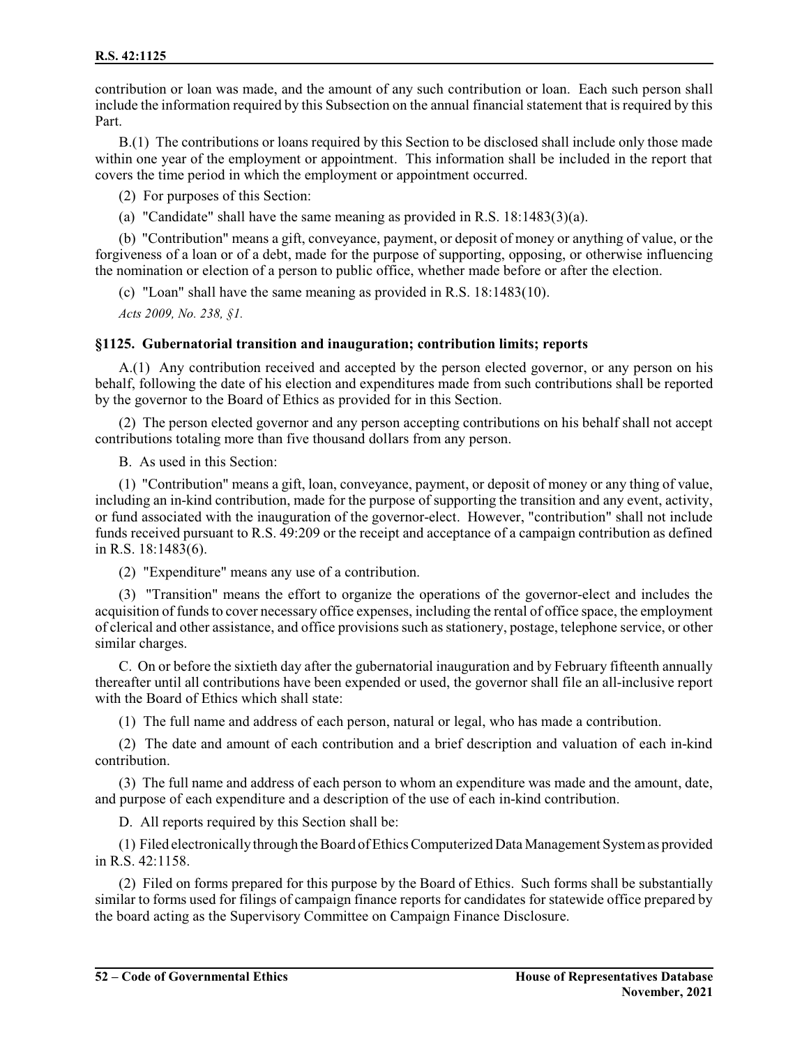contribution or loan was made, and the amount of any such contribution or loan. Each such person shall include the information required by this Subsection on the annual financial statement that is required by this Part.

B.(1) The contributions or loans required by this Section to be disclosed shall include only those made within one year of the employment or appointment. This information shall be included in the report that covers the time period in which the employment or appointment occurred.

(2) For purposes of this Section:

(a) "Candidate" shall have the same meaning as provided in R.S. 18:1483(3)(a).

(b) "Contribution" means a gift, conveyance, payment, or deposit of money or anything of value, or the forgiveness of a loan or of a debt, made for the purpose of supporting, opposing, or otherwise influencing the nomination or election of a person to public office, whether made before or after the election.

(c) "Loan" shall have the same meaning as provided in R.S. 18:1483(10).

*Acts 2009, No. 238, §1.*

### §1125. Gubernatorial transition and inauguration; contribution limits; reports

A.(1) Any contribution received and accepted by the person elected governor, or any person on his behalf, following the date of his election and expenditures made from such contributions shall be reported by the governor to the Board of Ethics as provided for in this Section.

(2) The person elected governor and any person accepting contributions on his behalf shall not accept contributions totaling more than five thousand dollars from any person.

B. As used in this Section:

(1) "Contribution" means a gift, loan, conveyance, payment, or deposit of money or any thing of value, including an in-kind contribution, made for the purpose of supporting the transition and any event, activity, or fund associated with the inauguration of the governor-elect. However, "contribution" shall not include funds received pursuant to R.S. 49:209 or the receipt and acceptance of a campaign contribution as defined in R.S. 18:1483(6).

(2) "Expenditure" means any use of a contribution.

(3) "Transition" means the effort to organize the operations of the governor-elect and includes the acquisition of funds to cover necessary office expenses, including the rental of office space, the employment of clerical and other assistance, and office provisions such as stationery, postage, telephone service, or other similar charges.

C. On or before the sixtieth day after the gubernatorial inauguration and by February fifteenth annually thereafter until all contributions have been expended or used, the governor shall file an all-inclusive report with the Board of Ethics which shall state:

(1) The full name and address of each person, natural or legal, who has made a contribution.

(2) The date and amount of each contribution and a brief description and valuation of each in-kind contribution.

(3) The full name and address of each person to whom an expenditure was made and the amount, date, and purpose of each expenditure and a description of the use of each in-kind contribution.

D. All reports required by this Section shall be:

(1) Filed electronically through the Board of Ethics Computerized Data Management System as provided in R.S. 42:1158.

(2) Filed on forms prepared for this purpose by the Board of Ethics. Such forms shall be substantially similar to forms used for filings of campaign finance reports for candidates for statewide office prepared by the board acting as the Supervisory Committee on Campaign Finance Disclosure.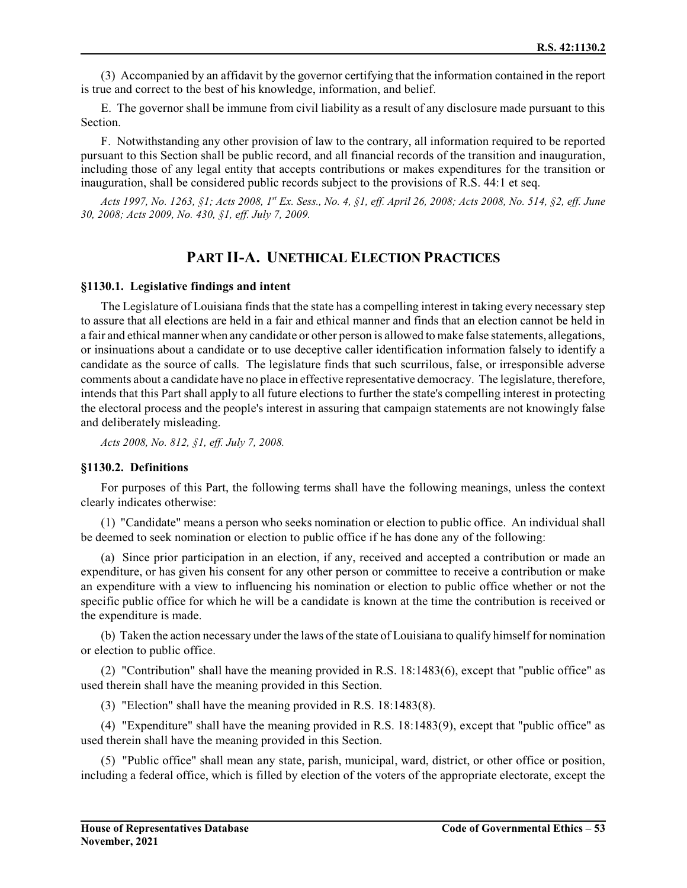(3) Accompanied by an affidavit by the governor certifying that the information contained in the report is true and correct to the best of his knowledge, information, and belief.

E. The governor shall be immune from civil liability as a result of any disclosure made pursuant to this Section.

F. Notwithstanding any other provision of law to the contrary, all information required to be reported pursuant to this Section shall be public record, and all financial records of the transition and inauguration, including those of any legal entity that accepts contributions or makes expenditures for the transition or inauguration, shall be considered public records subject to the provisions of R.S. 44:1 et seq.

*Acts 1997, No. 1263, §1; Acts 2008, 1st Ex. Sess., No. 4, §1, eff. April 26, 2008; Acts 2008, No. 514, §2, eff. June 30, 2008; Acts 2009, No. 430, §1, eff. July 7, 2009.*

## PART II-A. UNETHICAL ELECTION PRACTICES

### §1130.1. Legislative findings and intent

The Legislature of Louisiana finds that the state has a compelling interest in taking every necessary step to assure that all elections are held in a fair and ethical manner and finds that an election cannot be held in a fair and ethical manner when any candidate or other person is allowed to make false statements, allegations, or insinuations about a candidate or to use deceptive caller identification information falsely to identify a candidate as the source of calls. The legislature finds that such scurrilous, false, or irresponsible adverse comments about a candidate have no place in effective representative democracy. The legislature, therefore, intends that this Part shall apply to all future elections to further the state's compelling interest in protecting the electoral process and the people's interest in assuring that campaign statements are not knowingly false and deliberately misleading.

*Acts 2008, No. 812, §1, eff. July 7, 2008.*

### §1130.2. Definitions

For purposes of this Part, the following terms shall have the following meanings, unless the context clearly indicates otherwise:

(1) "Candidate" means a person who seeks nomination or election to public office. An individual shall be deemed to seek nomination or election to public office if he has done any of the following:

(a) Since prior participation in an election, if any, received and accepted a contribution or made an expenditure, or has given his consent for any other person or committee to receive a contribution or make an expenditure with a view to influencing his nomination or election to public office whether or not the specific public office for which he will be a candidate is known at the time the contribution is received or the expenditure is made.

(b) Taken the action necessary under the laws of the state of Louisiana to qualify himself for nomination or election to public office.

(2) "Contribution" shall have the meaning provided in R.S. 18:1483(6), except that "public office" as used therein shall have the meaning provided in this Section.

(3) "Election" shall have the meaning provided in R.S. 18:1483(8).

(4) "Expenditure" shall have the meaning provided in R.S. 18:1483(9), except that "public office" as used therein shall have the meaning provided in this Section.

(5) "Public office" shall mean any state, parish, municipal, ward, district, or other office or position, including a federal office, which is filled by election of the voters of the appropriate electorate, except the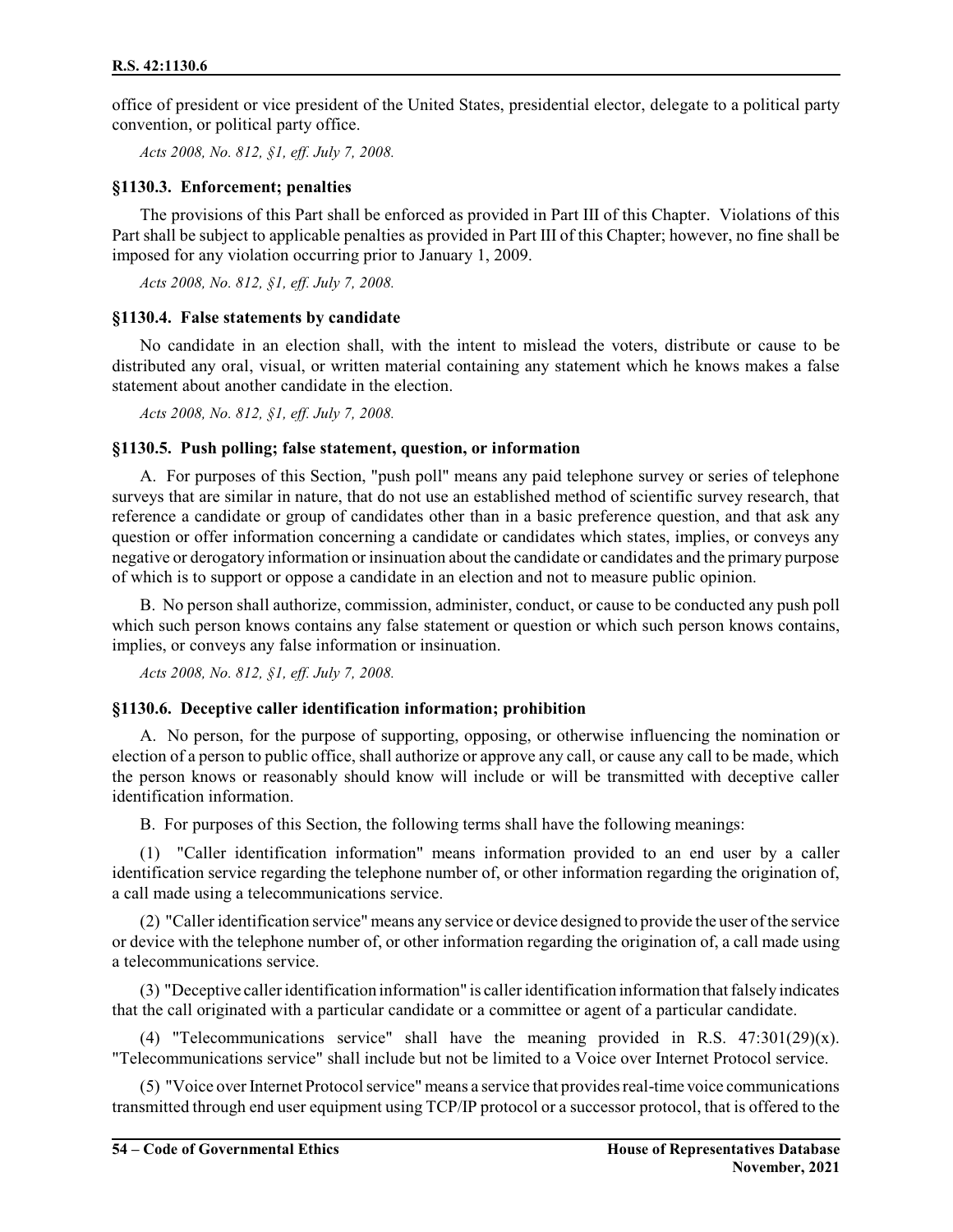office of president or vice president of the United States, presidential elector, delegate to a political party convention, or political party office.

*Acts 2008, No. 812, §1, eff. July 7, 2008.*

### §1130.3. Enforcement; penalties

The provisions of this Part shall be enforced as provided in Part III of this Chapter. Violations of this Part shall be subject to applicable penalties as provided in Part III of this Chapter; however, no fine shall be imposed for any violation occurring prior to January 1, 2009.

*Acts 2008, No. 812, §1, eff. July 7, 2008.*

### §1130.4. False statements by candidate

No candidate in an election shall, with the intent to mislead the voters, distribute or cause to be distributed any oral, visual, or written material containing any statement which he knows makes a false statement about another candidate in the election.

*Acts 2008, No. 812, §1, eff. July 7, 2008.*

### §1130.5. Push polling; false statement, question, or information

A. For purposes of this Section, "push poll" means any paid telephone survey or series of telephone surveys that are similar in nature, that do not use an established method of scientific survey research, that reference a candidate or group of candidates other than in a basic preference question, and that ask any question or offer information concerning a candidate or candidates which states, implies, or conveys any negative or derogatory information or insinuation about the candidate or candidates and the primary purpose of which is to support or oppose a candidate in an election and not to measure public opinion.

B. No person shall authorize, commission, administer, conduct, or cause to be conducted any push poll which such person knows contains any false statement or question or which such person knows contains, implies, or conveys any false information or insinuation.

*Acts 2008, No. 812, §1, eff. July 7, 2008.*

### §1130.6. Deceptive caller identification information; prohibition

A. No person, for the purpose of supporting, opposing, or otherwise influencing the nomination or election of a person to public office, shall authorize or approve any call, or cause any call to be made, which the person knows or reasonably should know will include or will be transmitted with deceptive caller identification information.

B. For purposes of this Section, the following terms shall have the following meanings:

(1) "Caller identification information" means information provided to an end user by a caller identification service regarding the telephone number of, or other information regarding the origination of, a call made using a telecommunications service.

(2) "Caller identification service" means any service or device designed to provide the user of the service or device with the telephone number of, or other information regarding the origination of, a call made using a telecommunications service.

(3) "Deceptive caller identification information" is caller identification information that falsely indicates that the call originated with a particular candidate or a committee or agent of a particular candidate.

(4) "Telecommunications service" shall have the meaning provided in R.S. 47:301(29)(x). "Telecommunications service" shall include but not be limited to a Voice over Internet Protocol service.

(5) "Voice over Internet Protocol service" means a service that provides real-time voice communications transmitted through end user equipment using TCP/IP protocol or a successor protocol, that is offered to the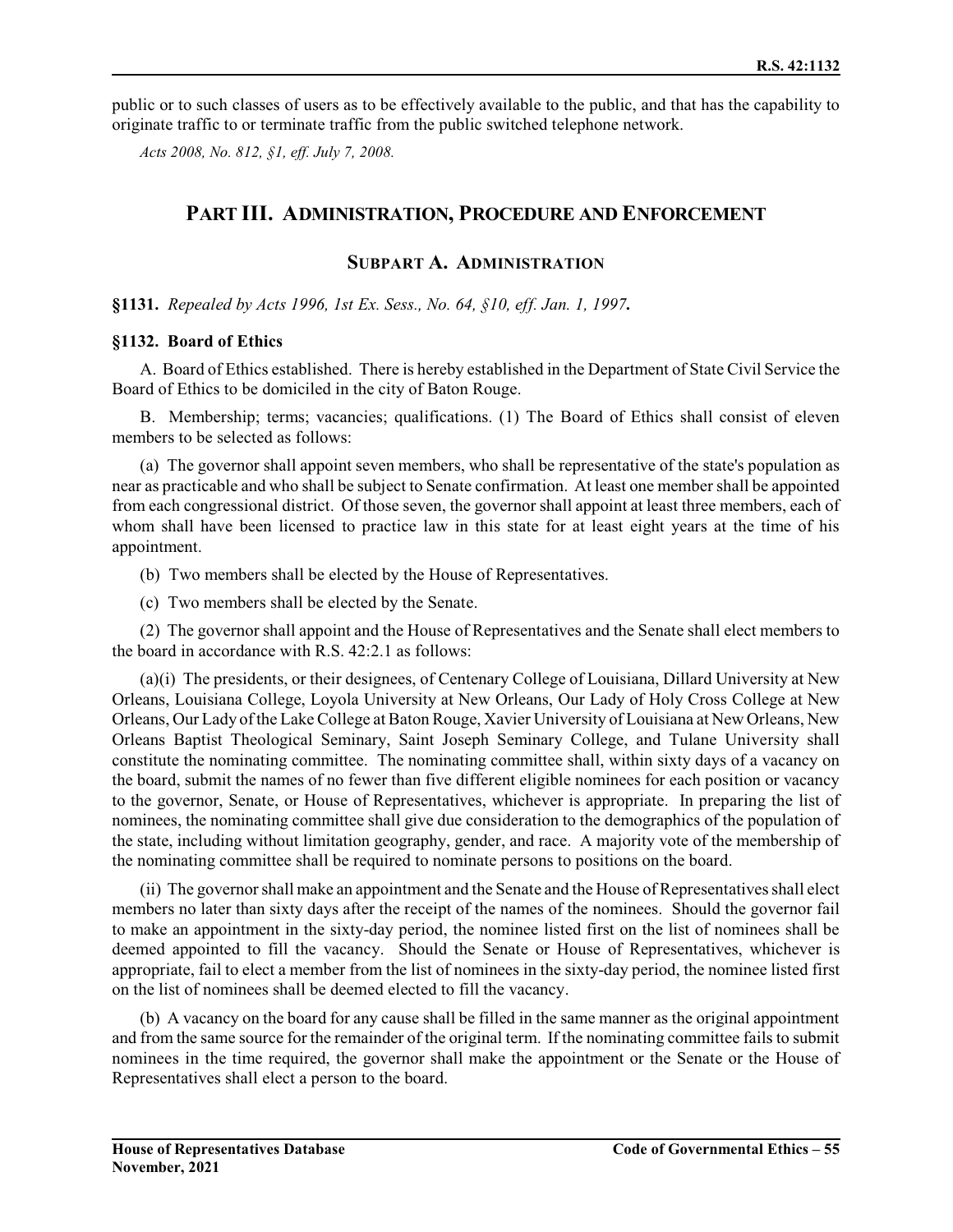public or to such classes of users as to be effectively available to the public, and that has the capability to originate traffic to or terminate traffic from the public switched telephone network.

*Acts 2008, No. 812, §1, eff. July 7, 2008.*

## PART III. ADMINISTRATION, PROCEDURE AND ENFORCEMENT

### SUBPART A. ADMINISTRATION

**§1131.** *Repealed by Acts 1996, 1st Ex. Sess., No. 64, §10, eff. Jan. 1, 1997.*

**§1132. Board of Ethics**

A. Board of Ethics established. There is hereby established in the Department of State Civil Service the Board of Ethics to be domiciled in the city of Baton Rouge.

B. Membership; terms; vacancies; qualifications. (1) The Board of Ethics shall consist of eleven members to be selected as follows:

(a) The governor shall appoint seven members, who shall be representative of the state's population as near as practicable and who shall be subject to Senate confirmation. At least one member shall be appointed from each congressional district. Of those seven, the governor shall appoint at least three members, each of whom shall have been licensed to practice law in this state for at least eight years at the time of his appointment.

(b) Two members shall be elected by the House of Representatives.

(c) Two members shall be elected by the Senate.

(2) The governor shall appoint and the House of Representatives and the Senate shall elect members to the board in accordance with R.S. 42:2.1 as follows:

(a)(i) The presidents, or their designees, of Centenary College of Louisiana, Dillard University at New Orleans, Louisiana College, Loyola University at New Orleans, Our Lady of Holy Cross College at New Orleans, Our Lady of the Lake College at Baton Rouge, Xavier University of Louisiana at New Orleans, New Orleans Baptist Theological Seminary, Saint Joseph Seminary College, and Tulane University shall constitute the nominating committee. The nominating committee shall, within sixty days of a vacancy on the board, submit the names of no fewer than five different eligible nominees for each position or vacancy to the governor, Senate, or House of Representatives, whichever is appropriate. In preparing the list of nominees, the nominating committee shall give due consideration to the demographics of the population of the state, including without limitation geography, gender, and race. A majority vote of the membership of the nominating committee shall be required to nominate persons to positions on the board.

(ii) The governor shall make an appointment and the Senate and the House of Representatives shall elect members no later than sixty days after the receipt of the names of the nominees. Should the governor fail to make an appointment in the sixty-day period, the nominee listed first on the list of nominees shall be deemed appointed to fill the vacancy. Should the Senate or House of Representatives, whichever is appropriate, fail to elect a member from the list of nominees in the sixty-day period, the nominee listed first on the list of nominees shall be deemed elected to fill the vacancy.

(b) A vacancy on the board for any cause shall be filled in the same manner as the original appointment and from the same source for the remainder of the original term. If the nominating committee fails to submit nominees in the time required, the governor shall make the appointment or the Senate or the House of Representatives shall elect a person to the board.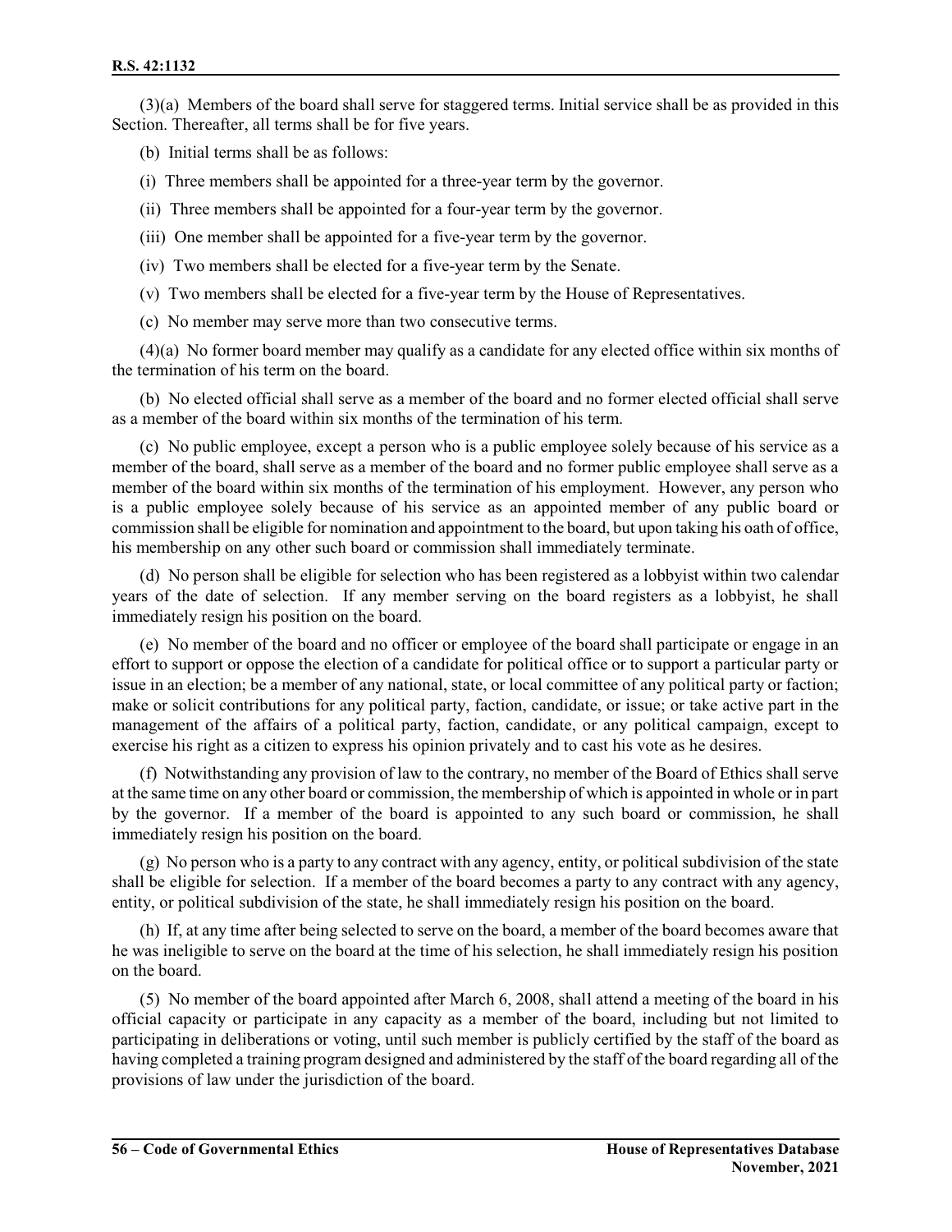(3)(a) Members of the board shall serve for staggered terms. Initial service shall be as provided in this Section. Thereafter, all terms shall be for five years.

(b) Initial terms shall be as follows:

(i) Three members shall be appointed for a three-year term by the governor.

(ii) Three members shall be appointed for a four-year term by the governor.

(iii) One member shall be appointed for a five-year term by the governor.

(iv) Two members shall be elected for a five-year term by the Senate.

(v) Two members shall be elected for a five-year term by the House of Representatives.

(c) No member may serve more than two consecutive terms.

(4)(a) No former board member may qualify as a candidate for any elected office within six months of the termination of his term on the board.

(b) No elected official shall serve as a member of the board and no former elected official shall serve as a member of the board within six months of the termination of his term.

(c) No public employee, except a person who is a public employee solely because of his service as a member of the board, shall serve as a member of the board and no former public employee shall serve as a member of the board within six months of the termination of his employment. However, any person who is a public employee solely because of his service as an appointed member of any public board or commission shall be eligible for nomination and appointment to the board, but upon taking his oath of office, his membership on any other such board or commission shall immediately terminate.

(d) No person shall be eligible for selection who has been registered as a lobbyist within two calendar years of the date of selection. If any member serving on the board registers as a lobbyist, he shall immediately resign his position on the board.

(e) No member of the board and no officer or employee of the board shall participate or engage in an effort to support or oppose the election of a candidate for political office or to support a particular party or issue in an election; be a member of any national, state, or local committee of any political party or faction; make or solicit contributions for any political party, faction, candidate, or issue; or take active part in the management of the affairs of a political party, faction, candidate, or any political campaign, except to exercise his right as a citizen to express his opinion privately and to cast his vote as he desires.

(f) Notwithstanding any provision of law to the contrary, no member of the Board of Ethics shall serve at the same time on any other board or commission, the membership of which is appointed in whole or in part by the governor. If a member of the board is appointed to any such board or commission, he shall immediately resign his position on the board.

(g) No person who is a party to any contract with any agency, entity, or political subdivision of the state shall be eligible for selection. If a member of the board becomes a party to any contract with any agency, entity, or political subdivision of the state, he shall immediately resign his position on the board.

(h) If, at any time after being selected to serve on the board, a member of the board becomes aware that he was ineligible to serve on the board at the time of his selection, he shall immediately resign his position on the board.

(5) No member of the board appointed after March 6, 2008, shall attend a meeting of the board in his official capacity or participate in any capacity as a member of the board, including but not limited to participating in deliberations or voting, until such member is publicly certified by the staff of the board as having completed a training program designed and administered by the staff of the board regarding all of the provisions of law under the jurisdiction of the board.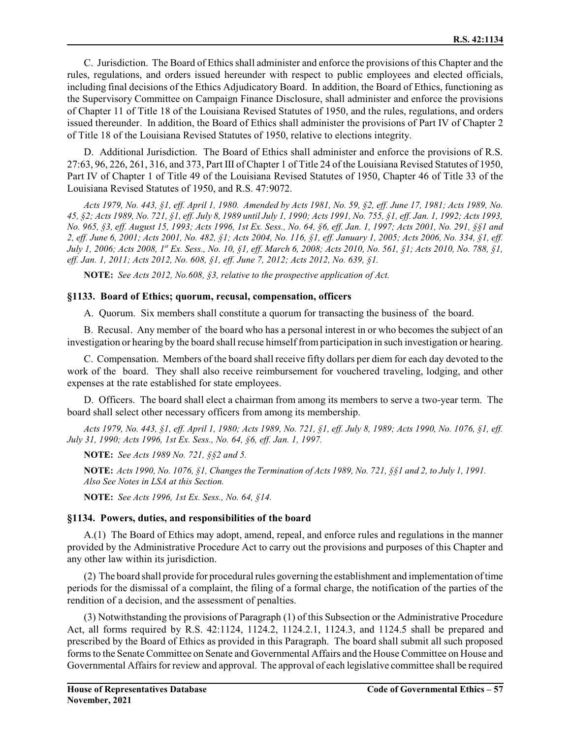C. Jurisdiction. The Board of Ethics shall administer and enforce the provisions of this Chapter and the rules, regulations, and orders issued hereunder with respect to public employees and elected officials, including final decisions of the Ethics Adjudicatory Board. In addition, the Board of Ethics, functioning as the Supervisory Committee on Campaign Finance Disclosure, shall administer and enforce the provisions of Chapter 11 of Title 18 of the Louisiana Revised Statutes of 1950, and the rules, regulations, and orders issued thereunder. In addition, the Board of Ethics shall administer the provisions of Part IV of Chapter 2 of Title 18 of the Louisiana Revised Statutes of 1950, relative to elections integrity.

D. Additional Jurisdiction. The Board of Ethics shall administer and enforce the provisions of R.S. 27:63, 96, 226, 261, 316, and 373, Part III of Chapter 1 of Title 24 of the Louisiana Revised Statutes of 1950, Part IV of Chapter 1 of Title 49 of the Louisiana Revised Statutes of 1950, Chapter 46 of Title 33 of the Louisiana Revised Statutes of 1950, and R.S. 47:9072.

*Acts 1979, No. 443, §1, eff. April 1, 1980. Amended by Acts 1981, No. 59, §2, eff. June 17, 1981; Acts 1989, No. 45, §2; Acts 1989, No. 721, §1, eff. July 8, 1989 until July 1, 1990; Acts 1991, No. 755, §1, eff. Jan. 1, 1992; Acts 1993, No. 965, §3, eff. August 15, 1993; Acts 1996, 1st Ex. Sess., No. 64, §6, eff. Jan. 1, 1997; Acts 2001, No. 291, §§1 and 2, eff. June 6, 2001; Acts 2001, No. 482, §1; Acts 2004, No. 116, §1, eff. January 1, 2005; Acts 2006, No. 334, §1, eff. July 1, 2006; Acts 2008, 1st Ex. Sess., No. 10, §1, eff. March 6, 2008; Acts 2010, No. 561, §1; Acts 2010, No. 788, §1, eff. Jan. 1, 2011; Acts 2012, No. 608, §1, eff. June 7, 2012; Acts 2012, No. 639, §1.*

**NOTE:** *See Acts 2012, No.608, §3, relative to the prospective application of Act.*

### §1133. Board of Ethics; quorum, recusal, compensation, officers

A. Quorum. Six members shall constitute a quorum for transacting the business of the board.

B. Recusal. Any member of the board who has a personal interest in or who becomes the subject of an investigation or hearing by the board shall recuse himself from participation in such investigation or hearing.

C. Compensation. Members of the board shall receive fifty dollars per diem for each day devoted to the work of the board. They shall also receive reimbursement for vouchered traveling, lodging, and other expenses at the rate established for state employees.

D. Officers. The board shall elect a chairman from among its members to serve a two-year term. The board shall select other necessary officers from among its membership.

*Acts 1979, No. 443, §1, eff. April 1, 1980; Acts 1989, No. 721, §1, eff. July 8, 1989; Acts 1990, No. 1076, §1, eff. July 31, 1990; Acts 1996, 1st Ex. Sess., No. 64, §6, eff. Jan. 1, 1997.*

**NOTE:** *See Acts 1989 No. 721, §§2 and 5.*

**NOTE:** *Acts 1990, No. 1076, §1, Changes the Termination of Acts 1989, No. 721, §§1 and 2, to July 1, 1991. Also See Notes in LSA at this Section.*

**NOTE:** *See Acts 1996, 1st Ex. Sess., No. 64, §14.*

### §1134. Powers, duties, and responsibilities of the board

A.(1) The Board of Ethics may adopt, amend, repeal, and enforce rules and regulations in the manner provided by the Administrative Procedure Act to carry out the provisions and purposes of this Chapter and any other law within its jurisdiction.

(2) The board shall provide for procedural rules governing the establishment and implementation of time periods for the dismissal of a complaint, the filing of a formal charge, the notification of the parties of the rendition of a decision, and the assessment of penalties.

(3) Notwithstanding the provisions of Paragraph (1) of this Subsection or the Administrative Procedure Act, all forms required by R.S. 42:1124, 1124.2, 1124.2.1, 1124.3, and 1124.5 shall be prepared and prescribed by the Board of Ethics as provided in this Paragraph. The board shall submit all such proposed forms to the Senate Committee on Senate and Governmental Affairs and the House Committee on House and Governmental Affairs for review and approval. The approval of each legislative committee shall be required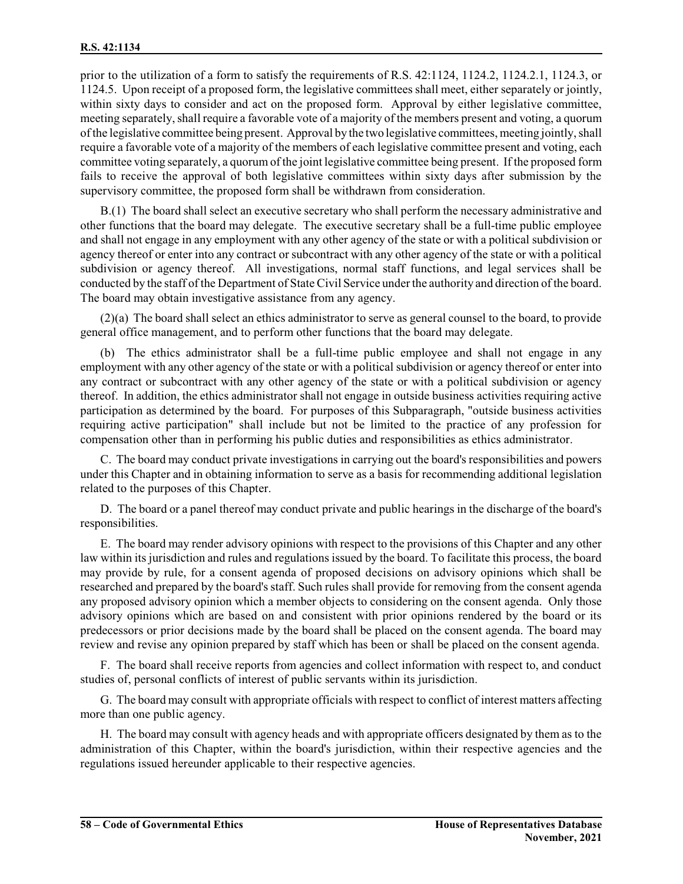prior to the utilization of a form to satisfy the requirements of R.S. 42:1124, 1124.2, 1124.2.1, 1124.3, or 1124.5. Upon receipt of a proposed form, the legislative committees shall meet, either separately or jointly, within sixty days to consider and act on the proposed form. Approval by either legislative committee, meeting separately, shall require a favorable vote of a majority of the members present and voting, a quorum of the legislative committee being present. Approval by the two legislative committees, meeting jointly, shall require a favorable vote of a majority of the members of each legislative committee present and voting, each committee voting separately, a quorum of the joint legislative committee being present. If the proposed form fails to receive the approval of both legislative committees within sixty days after submission by the supervisory committee, the proposed form shall be withdrawn from consideration.

B.(1) The board shall select an executive secretary who shall perform the necessary administrative and other functions that the board may delegate. The executive secretary shall be a full-time public employee and shall not engage in any employment with any other agency of the state or with a political subdivision or agency thereof or enter into any contract or subcontract with any other agency of the state or with a political subdivision or agency thereof. All investigations, normal staff functions, and legal services shall be conducted by the staff of the Department of State Civil Service under the authority and direction of the board. The board may obtain investigative assistance from any agency.

(2)(a) The board shall select an ethics administrator to serve as general counsel to the board, to provide general office management, and to perform other functions that the board may delegate.

(b) The ethics administrator shall be a full-time public employee and shall not engage in any employment with any other agency of the state or with a political subdivision or agency thereof or enter into any contract or subcontract with any other agency of the state or with a political subdivision or agency thereof. In addition, the ethics administrator shall not engage in outside business activities requiring active participation as determined by the board. For purposes of this Subparagraph, "outside business activities requiring active participation" shall include but not be limited to the practice of any profession for compensation other than in performing his public duties and responsibilities as ethics administrator.

C. The board may conduct private investigations in carrying out the board's responsibilities and powers under this Chapter and in obtaining information to serve as a basis for recommending additional legislation related to the purposes of this Chapter.

D. The board or a panel thereof may conduct private and public hearings in the discharge of the board's responsibilities.

E. The board may render advisory opinions with respect to the provisions of this Chapter and any other law within its jurisdiction and rules and regulations issued by the board. To facilitate this process, the board may provide by rule, for a consent agenda of proposed decisions on advisory opinions which shall be researched and prepared by the board's staff. Such rules shall provide for removing from the consent agenda any proposed advisory opinion which a member objects to considering on the consent agenda. Only those advisory opinions which are based on and consistent with prior opinions rendered by the board or its predecessors or prior decisions made by the board shall be placed on the consent agenda. The board may review and revise any opinion prepared by staff which has been or shall be placed on the consent agenda.

F. The board shall receive reports from agencies and collect information with respect to, and conduct studies of, personal conflicts of interest of public servants within its jurisdiction.

G. The board may consult with appropriate officials with respect to conflict of interest matters affecting more than one public agency.

H. The board may consult with agency heads and with appropriate officers designated by them as to the administration of this Chapter, within the board's jurisdiction, within their respective agencies and the regulations issued hereunder applicable to their respective agencies.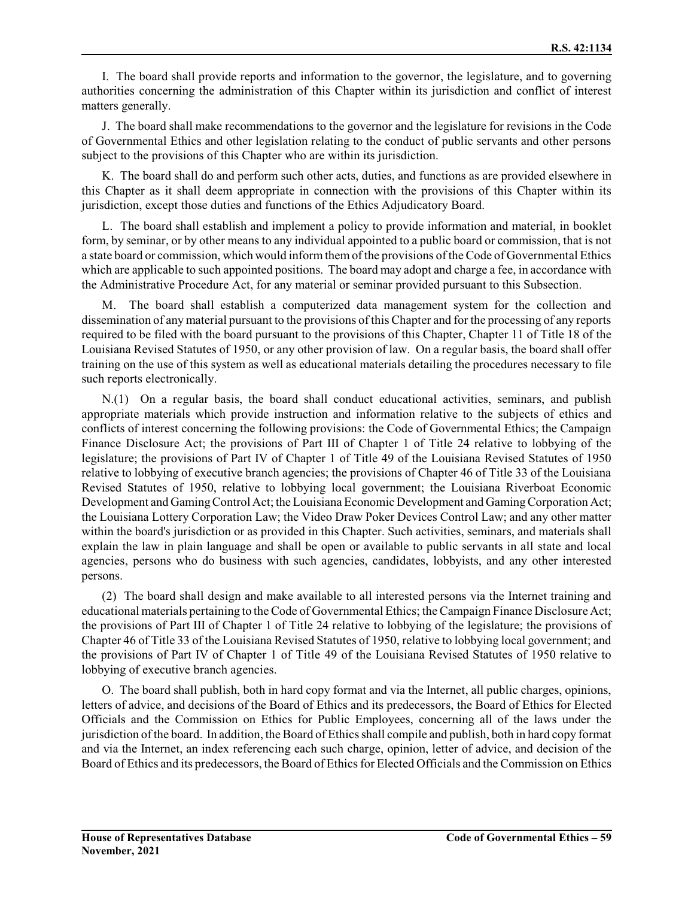I. The board shall provide reports and information to the governor, the legislature, and to governing authorities concerning the administration of this Chapter within its jurisdiction and conflict of interest matters generally.

J. The board shall make recommendations to the governor and the legislature for revisions in the Code of Governmental Ethics and other legislation relating to the conduct of public servants and other persons subject to the provisions of this Chapter who are within its jurisdiction.

K. The board shall do and perform such other acts, duties, and functions as are provided elsewhere in this Chapter as it shall deem appropriate in connection with the provisions of this Chapter within its jurisdiction, except those duties and functions of the Ethics Adjudicatory Board.

L. The board shall establish and implement a policy to provide information and material, in booklet form, by seminar, or by other means to any individual appointed to a public board or commission, that is not a state board or commission, which would inform them of the provisions of the Code of Governmental Ethics which are applicable to such appointed positions. The board may adopt and charge a fee, in accordance with the Administrative Procedure Act, for any material or seminar provided pursuant to this Subsection.

M. The board shall establish a computerized data management system for the collection and dissemination of any material pursuant to the provisions of this Chapter and for the processing of any reports required to be filed with the board pursuant to the provisions of this Chapter, Chapter 11 of Title 18 of the Louisiana Revised Statutes of 1950, or any other provision of law. On a regular basis, the board shall offer training on the use of this system as well as educational materials detailing the procedures necessary to file such reports electronically.

N.(1) On a regular basis, the board shall conduct educational activities, seminars, and publish appropriate materials which provide instruction and information relative to the subjects of ethics and conflicts of interest concerning the following provisions: the Code of Governmental Ethics; the Campaign Finance Disclosure Act; the provisions of Part III of Chapter 1 of Title 24 relative to lobbying of the legislature; the provisions of Part IV of Chapter 1 of Title 49 of the Louisiana Revised Statutes of 1950 relative to lobbying of executive branch agencies; the provisions of Chapter 46 of Title 33 of the Louisiana Revised Statutes of 1950, relative to lobbying local government; the Louisiana Riverboat Economic Development and Gaming Control Act; the Louisiana Economic Development and Gaming Corporation Act; the Louisiana Lottery Corporation Law; the Video Draw Poker Devices Control Law; and any other matter within the board's jurisdiction or as provided in this Chapter. Such activities, seminars, and materials shall explain the law in plain language and shall be open or available to public servants in all state and local agencies, persons who do business with such agencies, candidates, lobbyists, and any other interested persons.

(2) The board shall design and make available to all interested persons via the Internet training and educational materials pertaining to the Code of Governmental Ethics; the Campaign Finance Disclosure Act; the provisions of Part III of Chapter 1 of Title 24 relative to lobbying of the legislature; the provisions of Chapter 46 of Title 33 of the Louisiana Revised Statutes of 1950, relative to lobbying local government; and the provisions of Part IV of Chapter 1 of Title 49 of the Louisiana Revised Statutes of 1950 relative to lobbying of executive branch agencies.

O. The board shall publish, both in hard copy format and via the Internet, all public charges, opinions, letters of advice, and decisions of the Board of Ethics and its predecessors, the Board of Ethics for Elected Officials and the Commission on Ethics for Public Employees, concerning all of the laws under the jurisdiction of the board. In addition, the Board of Ethics shall compile and publish, both in hard copy format and via the Internet, an index referencing each such charge, opinion, letter of advice, and decision of the Board of Ethics and its predecessors, the Board of Ethics for Elected Officials and the Commission on Ethics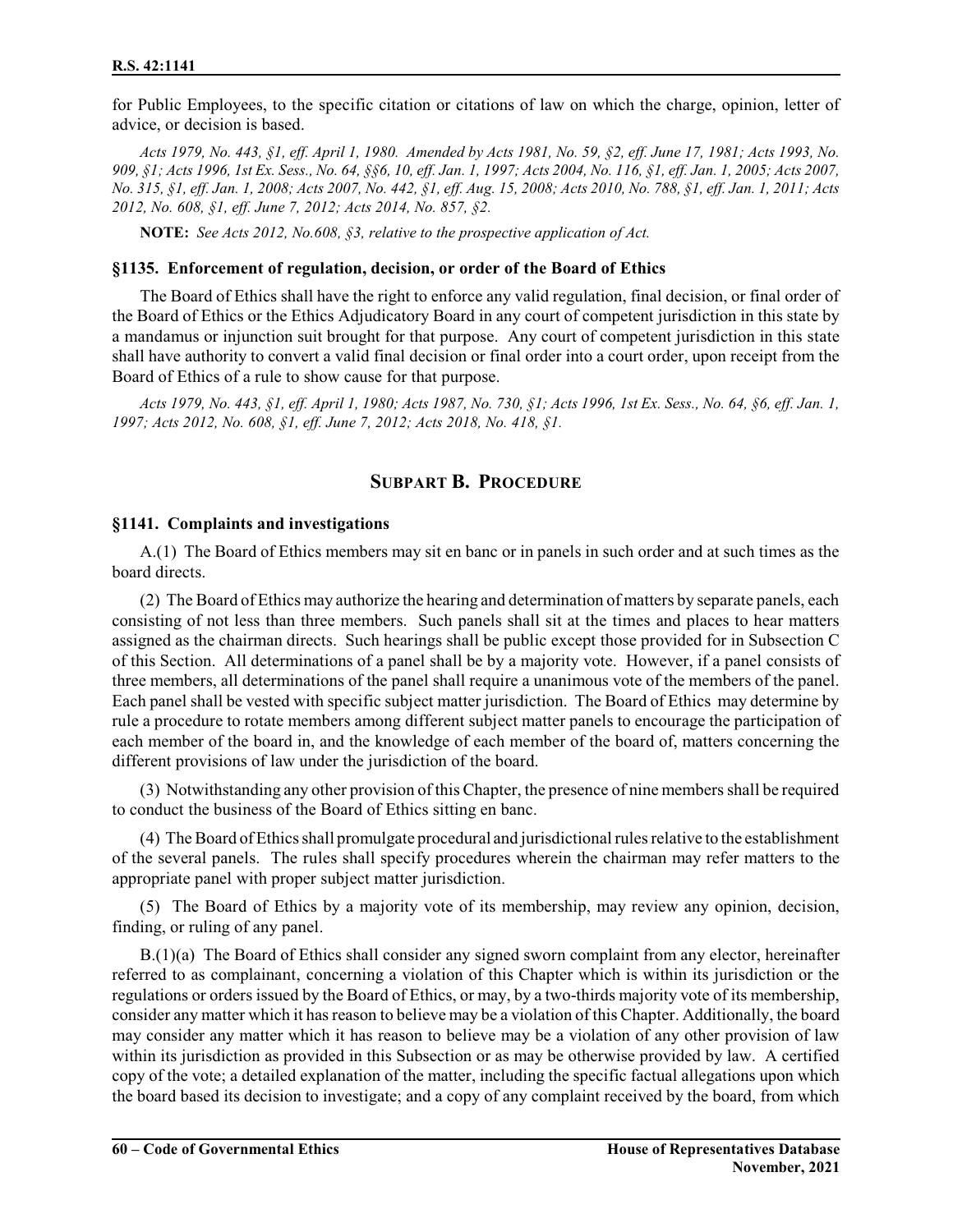for Public Employees, to the specific citation or citations of law on which the charge, opinion, letter of advice, or decision is based.

*Acts 1979, No. 443, §1, eff. April 1, 1980. Amended by Acts 1981, No. 59, §2, eff. June 17, 1981; Acts 1993, No. 909, §1; Acts 1996, 1st Ex. Sess., No. 64, §§6, 10, eff. Jan. 1, 1997; Acts 2004, No. 116, §1, eff. Jan. 1, 2005; Acts 2007, No. 315, §1, eff. Jan. 1, 2008; Acts 2007, No. 442, §1, eff. Aug. 15, 2008; Acts 2010, No. 788, §1, eff. Jan. 1, 2011; Acts 2012, No. 608, §1, eff. June 7, 2012; Acts 2014, No. 857, §2.*

**NOTE:** *See Acts 2012, No.608, §3, relative to the prospective application of Act.*

### §1135. Enforcement of regulation, decision, or order of the Board of Ethics

The Board of Ethics shall have the right to enforce any valid regulation, final decision, or final order of the Board of Ethics or the Ethics Adjudicatory Board in any court of competent jurisdiction in this state by a mandamus or injunction suit brought for that purpose. Any court of competent jurisdiction in this state shall have authority to convert a valid final decision or final order into a court order, upon receipt from the Board of Ethics of a rule to show cause for that purpose.

*Acts 1979, No. 443, §1, eff. April 1, 1980; Acts 1987, No. 730, §1; Acts 1996, 1st Ex. Sess., No. 64, §6, eff. Jan. 1, 1997; Acts 2012, No. 608, §1, eff. June 7, 2012; Acts 2018, No. 418, §1.*

## SUBPART B. PROCEDURE

### §1141. Complaints and investigations

A.(1) The Board of Ethics members may sit en banc or in panels in such order and at such times as the board directs.

(2) The Board of Ethics may authorize the hearing and determination of matters by separate panels, each consisting of not less than three members. Such panels shall sit at the times and places to hear matters assigned as the chairman directs. Such hearings shall be public except those provided for in Subsection C of this Section. All determinations of a panel shall be by a majority vote. However, if a panel consists of three members, all determinations of the panel shall require a unanimous vote of the members of the panel. Each panel shall be vested with specific subject matter jurisdiction. The Board of Ethics may determine by rule a procedure to rotate members among different subject matter panels to encourage the participation of each member of the board in, and the knowledge of each member of the board of, matters concerning the different provisions of law under the jurisdiction of the board.

(3) Notwithstanding any other provision of this Chapter, the presence of nine members shall be required to conduct the business of the Board of Ethics sitting en banc.

(4) The Board of Ethics shall promulgate procedural and jurisdictional rules relative to the establishment of the several panels. The rules shall specify procedures wherein the chairman may refer matters to the appropriate panel with proper subject matter jurisdiction.

(5) The Board of Ethics by a majority vote of its membership, may review any opinion, decision, finding, or ruling of any panel.

B.(1)(a) The Board of Ethics shall consider any signed sworn complaint from any elector, hereinafter referred to as complainant, concerning a violation of this Chapter which is within its jurisdiction or the regulations or orders issued by the Board of Ethics, or may, by a two-thirds majority vote of its membership, consider any matter which it has reason to believe may be a violation of this Chapter. Additionally, the board may consider any matter which it has reason to believe may be a violation of any other provision of law within its jurisdiction as provided in this Subsection or as may be otherwise provided by law. A certified copy of the vote; a detailed explanation of the matter, including the specific factual allegations upon which the board based its decision to investigate; and a copy of any complaint received by the board, from which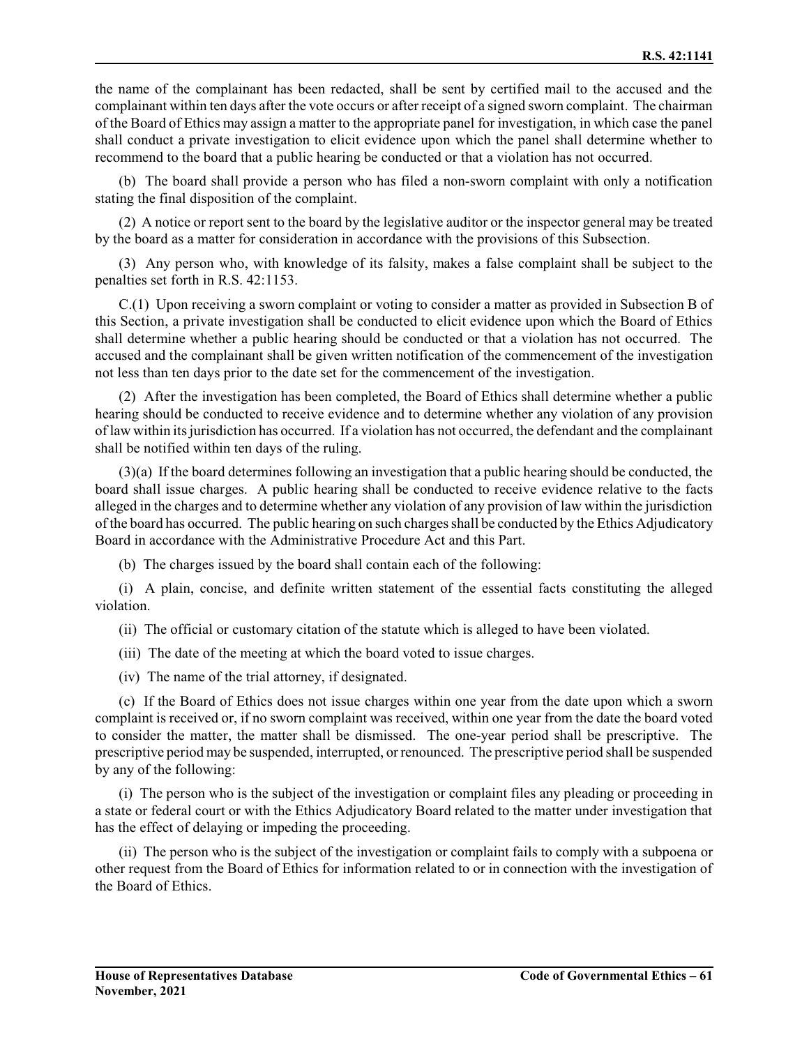the name of the complainant has been redacted, shall be sent by certified mail to the accused and the complainant within ten days after the vote occurs or after receipt of a signed sworn complaint. The chairman of the Board of Ethics may assign a matter to the appropriate panel for investigation, in which case the panel shall conduct a private investigation to elicit evidence upon which the panel shall determine whether to recommend to the board that a public hearing be conducted or that a violation has not occurred.

(b) The board shall provide a person who has filed a non-sworn complaint with only a notification stating the final disposition of the complaint.

(2) A notice or report sent to the board by the legislative auditor or the inspector general may be treated by the board as a matter for consideration in accordance with the provisions of this Subsection.

(3) Any person who, with knowledge of its falsity, makes a false complaint shall be subject to the penalties set forth in R.S. 42:1153.

C.(1) Upon receiving a sworn complaint or voting to consider a matter as provided in Subsection B of this Section, a private investigation shall be conducted to elicit evidence upon which the Board of Ethics shall determine whether a public hearing should be conducted or that a violation has not occurred. The accused and the complainant shall be given written notification of the commencement of the investigation not less than ten days prior to the date set for the commencement of the investigation.

(2) After the investigation has been completed, the Board of Ethics shall determine whether a public hearing should be conducted to receive evidence and to determine whether any violation of any provision of law within its jurisdiction has occurred. If a violation has not occurred, the defendant and the complainant shall be notified within ten days of the ruling.

(3)(a) If the board determines following an investigation that a public hearing should be conducted, the board shall issue charges. A public hearing shall be conducted to receive evidence relative to the facts alleged in the charges and to determine whether any violation of any provision of law within the jurisdiction of the board has occurred. The public hearing on such charges shall be conducted by the Ethics Adjudicatory Board in accordance with the Administrative Procedure Act and this Part.

(b) The charges issued by the board shall contain each of the following:

(i) A plain, concise, and definite written statement of the essential facts constituting the alleged violation.

(ii) The official or customary citation of the statute which is alleged to have been violated.

(iii) The date of the meeting at which the board voted to issue charges.

(iv) The name of the trial attorney, if designated.

(c) If the Board of Ethics does not issue charges within one year from the date upon which a sworn complaint is received or, if no sworn complaint was received, within one year from the date the board voted to consider the matter, the matter shall be dismissed. The one-year period shall be prescriptive. The prescriptive period may be suspended, interrupted, or renounced. The prescriptive period shall be suspended by any of the following:

(i) The person who is the subject of the investigation or complaint files any pleading or proceeding in a state or federal court or with the Ethics Adjudicatory Board related to the matter under investigation that has the effect of delaying or impeding the proceeding.

(ii) The person who is the subject of the investigation or complaint fails to comply with a subpoena or other request from the Board of Ethics for information related to or in connection with the investigation of the Board of Ethics.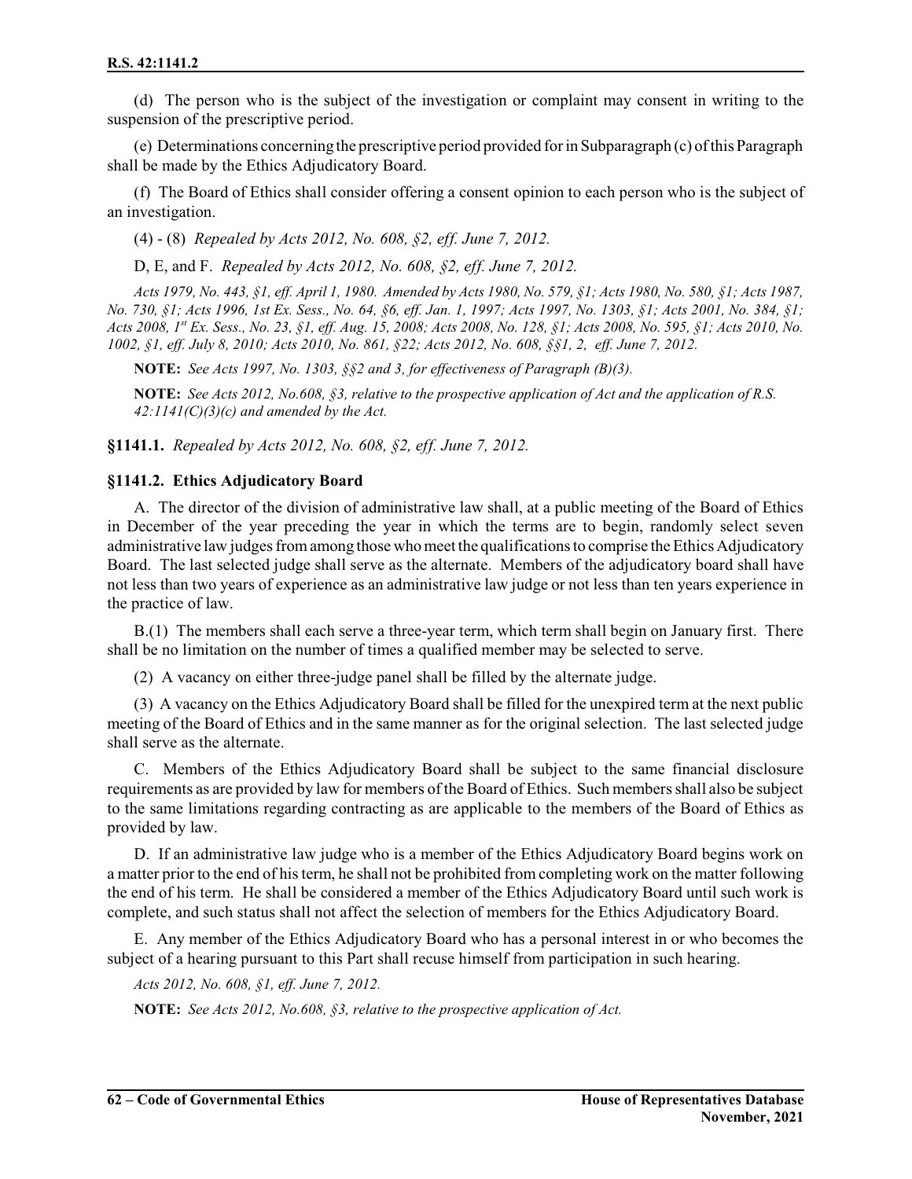(d) The person who is the subject of the investigation or complaint may consent in writing to the suspension of the prescriptive period.

(e) Determinations concerning the prescriptive period provided for in Subparagraph (c) of this Paragraph shall be made by the Ethics Adjudicatory Board.

(f) The Board of Ethics shall consider offering a consent opinion to each person who is the subject of an investigation.

(4) - (8) *Repealed by Acts 2012, No. 608, §2, eff. June 7, 2012.*

D, E, and F. *Repealed by Acts 2012, No. 608, §2, eff. June 7, 2012.*

*Acts 1979, No. 443, §1, eff. April 1, 1980. Amended by Acts 1980, No. 579, §1; Acts 1980, No. 580, §1; Acts 1987, No. 730, §1; Acts 1996, 1st Ex. Sess., No. 64, §6, eff. Jan. 1, 1997; Acts 1997, No. 1303, §1; Acts 2001, No. 384, §1; Acts 2008, 1st Ex. Sess., No. 23, §1, eff. Aug. 15, 2008; Acts 2008, No. 128, §1; Acts 2008, No. 595, §1; Acts 2010, No. 1002, §1, eff. July 8, 2010; Acts 2010, No. 861, §22; Acts 2012, No. 608, §§1, 2, eff. June 7, 2012.*

**NOTE:** *See Acts 1997, No. 1303, §§2 and 3, for effectiveness of Paragraph (B)(3).*

**NOTE:** *See Acts 2012, No.608, §3, relative to the prospective application of Act and the application of R.S. 42:1141(C)(3)(c) and amended by the Act.*

**§1141.1.** *Repealed by Acts 2012, No. 608, §2, eff. June 7, 2012.*

### §1141.2. Ethics Adjudicatory Board

A. The director of the division of administrative law shall, at a public meeting of the Board of Ethics in December of the year preceding the year in which the terms are to begin, randomly select seven administrative law judges from among those who meet the qualifications to comprise the Ethics Adjudicatory Board. The last selected judge shall serve as the alternate. Members of the adjudicatory board shall have not less than two years of experience as an administrative law judge or not less than ten years experience in the practice of law.

B.(1) The members shall each serve a three-year term, which term shall begin on January first. There shall be no limitation on the number of times a qualified member may be selected to serve.

(2) A vacancy on either three-judge panel shall be filled by the alternate judge.

(3) A vacancy on the Ethics Adjudicatory Board shall be filled for the unexpired term at the next public meeting of the Board of Ethics and in the same manner as for the original selection. The last selected judge shall serve as the alternate.

C. Members of the Ethics Adjudicatory Board shall be subject to the same financial disclosure requirements as are provided by law for members of the Board of Ethics. Such members shall also be subject to the same limitations regarding contracting as are applicable to the members of the Board of Ethics as provided by law.

D. If an administrative law judge who is a member of the Ethics Adjudicatory Board begins work on a matter prior to the end of his term, he shall not be prohibited from completing work on the matter following the end of his term. He shall be considered a member of the Ethics Adjudicatory Board until such work is complete, and such status shall not affect the selection of members for the Ethics Adjudicatory Board.

E. Any member of the Ethics Adjudicatory Board who has a personal interest in or who becomes the subject of a hearing pursuant to this Part shall recuse himself from participation in such hearing.

*Acts 2012, No. 608, §1, eff. June 7, 2012.*

**NOTE:** *See Acts 2012, No.608, §3, relative to the prospective application of Act.*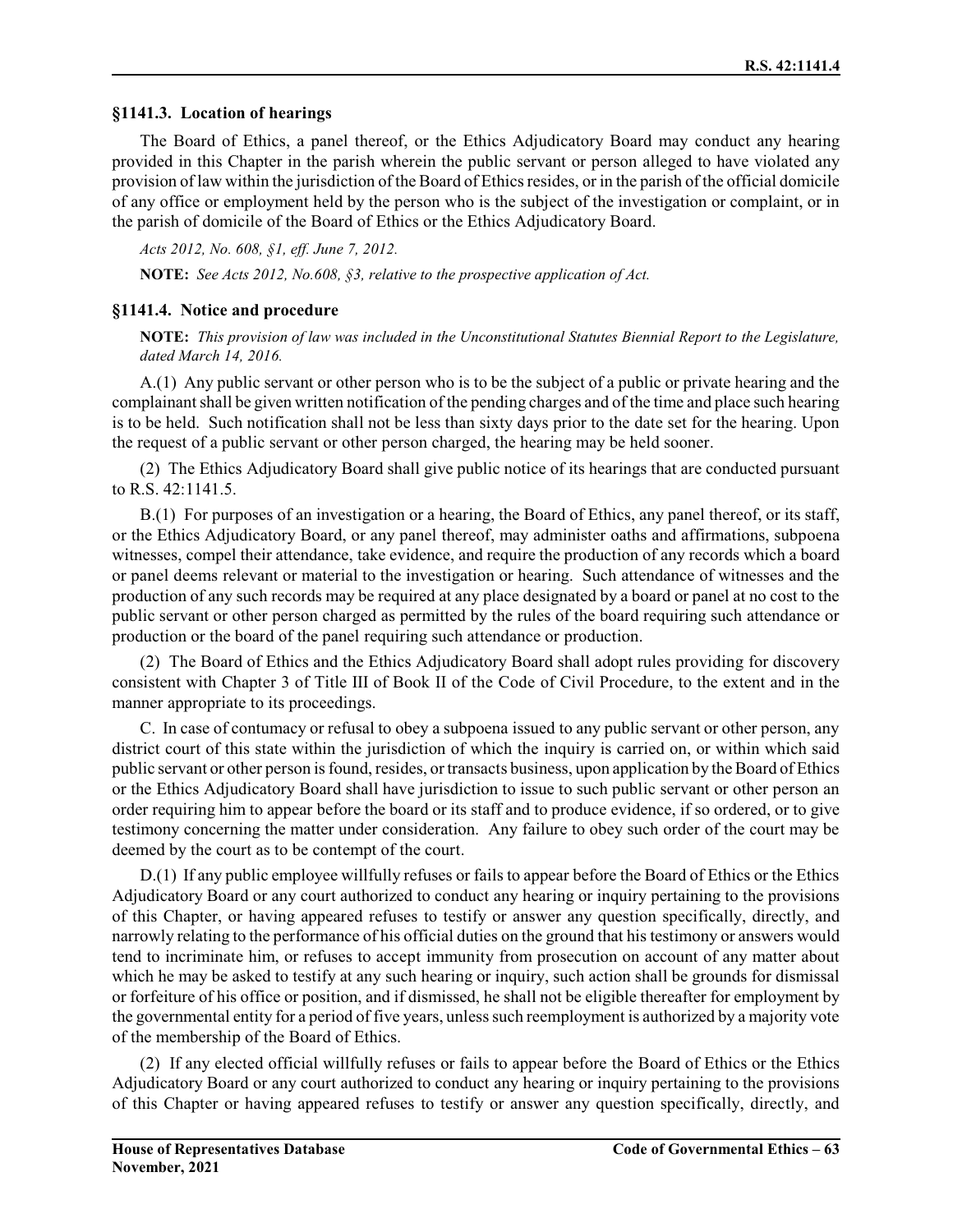### §1141.3. Location of hearings

The Board of Ethics, a panel thereof, or the Ethics Adjudicatory Board may conduct any hearing provided in this Chapter in the parish wherein the public servant or person alleged to have violated any provision of law within the jurisdiction of the Board of Ethics resides, or in the parish of the official domicile of any office or employment held by the person who is the subject of the investigation or complaint, or in the parish of domicile of the Board of Ethics or the Ethics Adjudicatory Board.

*Acts 2012, No. 608, §1, eff. June 7, 2012.*

**NOTE:** *See Acts 2012, No.608, §3, relative to the prospective application of Act.*

### §1141.4. Notice and procedure

**NOTE:** *This provision of law was included in the Unconstitutional Statutes Biennial Report to the Legislature, dated March 14, 2016.*

A.(1) Any public servant or other person who is to be the subject of a public or private hearing and the complainant shall be given written notification of the pending charges and of the time and place such hearing is to be held. Such notification shall not be less than sixty days prior to the date set for the hearing. Upon the request of a public servant or other person charged, the hearing may be held sooner.

(2) The Ethics Adjudicatory Board shall give public notice of its hearings that are conducted pursuant to R.S. 42:1141.5.

B.(1) For purposes of an investigation or a hearing, the Board of Ethics, any panel thereof, or its staff, or the Ethics Adjudicatory Board, or any panel thereof, may administer oaths and affirmations, subpoena witnesses, compel their attendance, take evidence, and require the production of any records which a board or panel deems relevant or material to the investigation or hearing. Such attendance of witnesses and the production of any such records may be required at any place designated by a board or panel at no cost to the public servant or other person charged as permitted by the rules of the board requiring such attendance or production or the board of the panel requiring such attendance or production.

(2) The Board of Ethics and the Ethics Adjudicatory Board shall adopt rules providing for discovery consistent with Chapter 3 of Title III of Book II of the Code of Civil Procedure, to the extent and in the manner appropriate to its proceedings.

C. In case of contumacy or refusal to obey a subpoena issued to any public servant or other person, any district court of this state within the jurisdiction of which the inquiry is carried on, or within which said public servant or other person is found, resides, or transacts business, upon application by the Board of Ethics or the Ethics Adjudicatory Board shall have jurisdiction to issue to such public servant or other person an order requiring him to appear before the board or its staff and to produce evidence, if so ordered, or to give testimony concerning the matter under consideration. Any failure to obey such order of the court may be deemed by the court as to be contempt of the court.

D.(1) If any public employee willfully refuses or fails to appear before the Board of Ethics or the Ethics Adjudicatory Board or any court authorized to conduct any hearing or inquiry pertaining to the provisions of this Chapter, or having appeared refuses to testify or answer any question specifically, directly, and narrowly relating to the performance of his official duties on the ground that his testimony or answers would tend to incriminate him, or refuses to accept immunity from prosecution on account of any matter about which he may be asked to testify at any such hearing or inquiry, such action shall be grounds for dismissal or forfeiture of his office or position, and if dismissed, he shall not be eligible thereafter for employment by the governmental entity for a period of five years, unless such reemployment is authorized by a majority vote of the membership of the Board of Ethics.

(2) If any elected official willfully refuses or fails to appear before the Board of Ethics or the Ethics Adjudicatory Board or any court authorized to conduct any hearing or inquiry pertaining to the provisions of this Chapter or having appeared refuses to testify or answer any question specifically, directly, and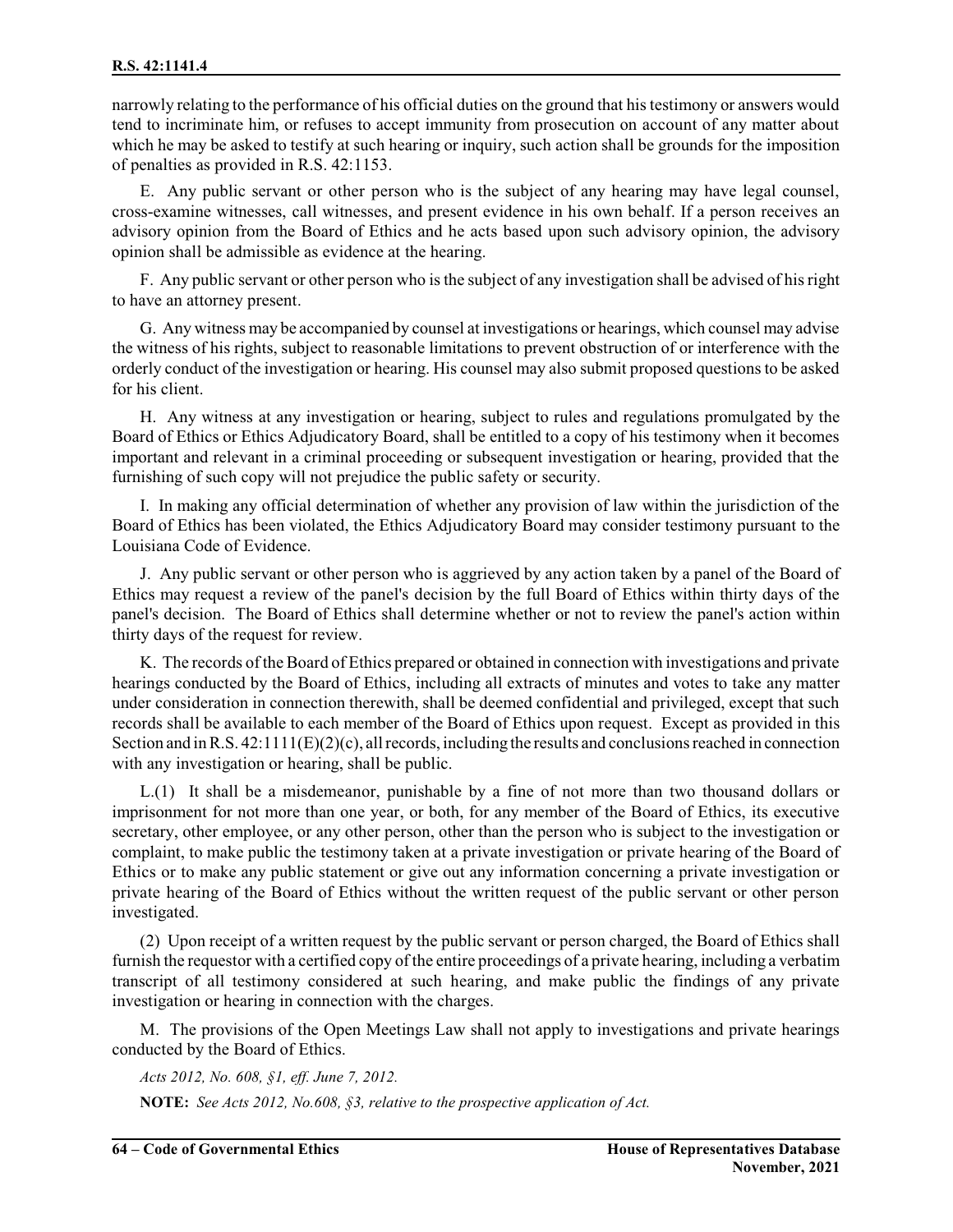narrowly relating to the performance of his official duties on the ground that his testimony or answers would tend to incriminate him, or refuses to accept immunity from prosecution on account of any matter about which he may be asked to testify at such hearing or inquiry, such action shall be grounds for the imposition of penalties as provided in R.S. 42:1153.

E. Any public servant or other person who is the subject of any hearing may have legal counsel, cross-examine witnesses, call witnesses, and present evidence in his own behalf. If a person receives an advisory opinion from the Board of Ethics and he acts based upon such advisory opinion, the advisory opinion shall be admissible as evidence at the hearing.

F. Any public servant or other person who is the subject of any investigation shall be advised of his right to have an attorney present.

G. Any witness may be accompanied by counsel at investigations or hearings, which counsel may advise the witness of his rights, subject to reasonable limitations to prevent obstruction of or interference with the orderly conduct of the investigation or hearing. His counsel may also submit proposed questions to be asked for his client.

H. Any witness at any investigation or hearing, subject to rules and regulations promulgated by the Board of Ethics or Ethics Adjudicatory Board, shall be entitled to a copy of his testimony when it becomes important and relevant in a criminal proceeding or subsequent investigation or hearing, provided that the furnishing of such copy will not prejudice the public safety or security.

I. In making any official determination of whether any provision of law within the jurisdiction of the Board of Ethics has been violated, the Ethics Adjudicatory Board may consider testimony pursuant to the Louisiana Code of Evidence.

J. Any public servant or other person who is aggrieved by any action taken by a panel of the Board of Ethics may request a review of the panel's decision by the full Board of Ethics within thirty days of the panel's decision. The Board of Ethics shall determine whether or not to review the panel's action within thirty days of the request for review.

K. The records of the Board of Ethics prepared or obtained in connection with investigations and private hearings conducted by the Board of Ethics, including all extracts of minutes and votes to take any matter under consideration in connection therewith, shall be deemed confidential and privileged, except that such records shall be available to each member of the Board of Ethics upon request. Except as provided in this Section and in R.S. 42:1111(E)(2)(c), all records, including the results and conclusions reached in connection with any investigation or hearing, shall be public.

L.(1) It shall be a misdemeanor, punishable by a fine of not more than two thousand dollars or imprisonment for not more than one year, or both, for any member of the Board of Ethics, its executive secretary, other employee, or any other person, other than the person who is subject to the investigation or complaint, to make public the testimony taken at a private investigation or private hearing of the Board of Ethics or to make any public statement or give out any information concerning a private investigation or private hearing of the Board of Ethics without the written request of the public servant or other person investigated.

(2) Upon receipt of a written request by the public servant or person charged, the Board of Ethics shall furnish the requestor with a certified copy of the entire proceedings of a private hearing, including a verbatim transcript of all testimony considered at such hearing, and make public the findings of any private investigation or hearing in connection with the charges.

M. The provisions of the Open Meetings Law shall not apply to investigations and private hearings conducted by the Board of Ethics.

*Acts 2012, No. 608, §1, eff. June 7, 2012.*

**NOTE:** *See Acts 2012, No.608, §3, relative to the prospective application of Act.*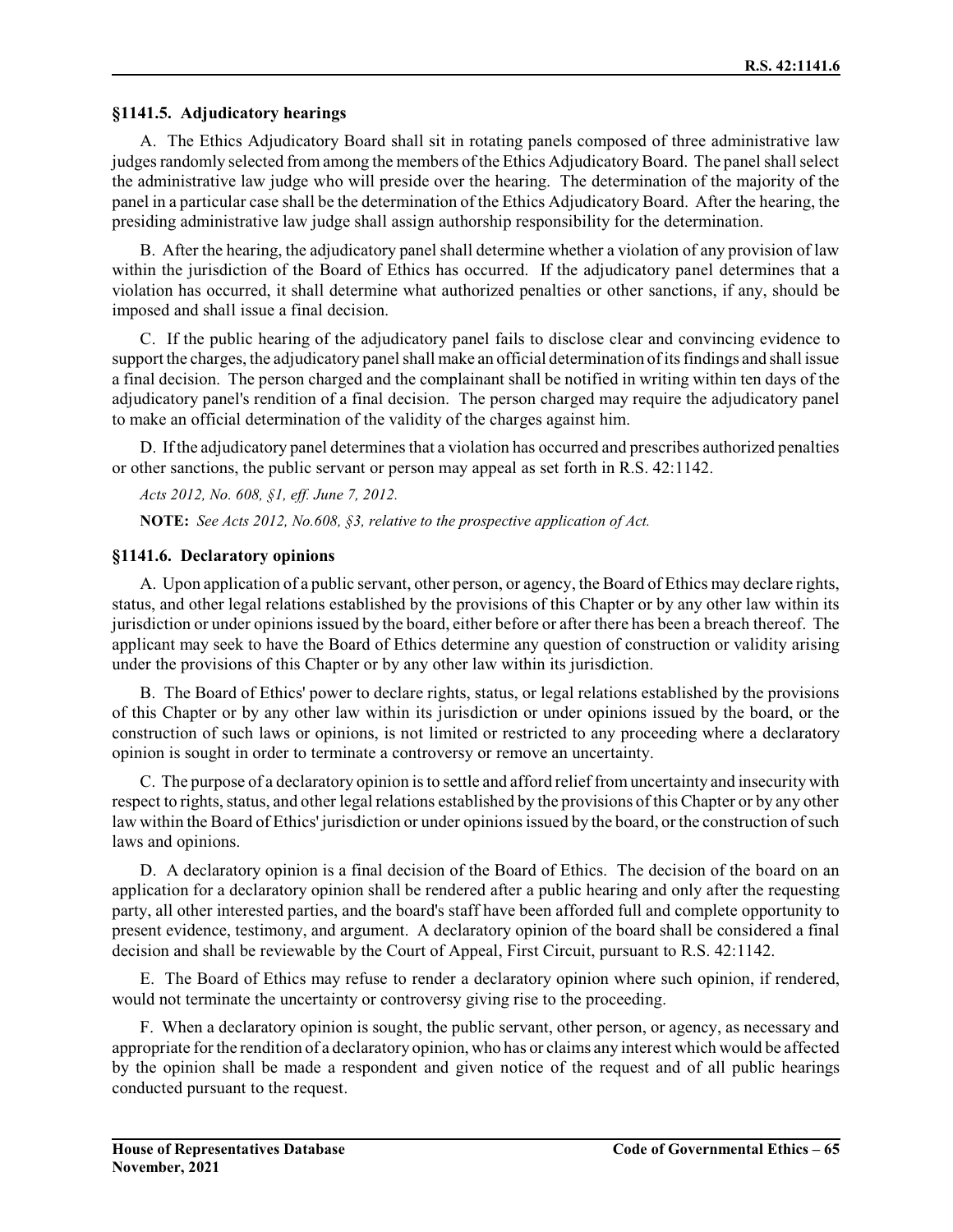### §1141.5. Adjudicatory hearings

A. The Ethics Adjudicatory Board shall sit in rotating panels composed of three administrative law judges randomly selected from among the members of the Ethics Adjudicatory Board. The panel shall select the administrative law judge who will preside over the hearing. The determination of the majority of the panel in a particular case shall be the determination of the Ethics Adjudicatory Board. After the hearing, the presiding administrative law judge shall assign authorship responsibility for the determination.

B. After the hearing, the adjudicatory panel shall determine whether a violation of any provision of law within the jurisdiction of the Board of Ethics has occurred. If the adjudicatory panel determines that a violation has occurred, it shall determine what authorized penalties or other sanctions, if any, should be imposed and shall issue a final decision.

C. If the public hearing of the adjudicatory panel fails to disclose clear and convincing evidence to support the charges, the adjudicatory panel shall make an official determination of its findings and shall issue a final decision. The person charged and the complainant shall be notified in writing within ten days of the adjudicatory panel's rendition of a final decision. The person charged may require the adjudicatory panel to make an official determination of the validity of the charges against him.

D. If the adjudicatory panel determines that a violation has occurred and prescribes authorized penalties or other sanctions, the public servant or person may appeal as set forth in R.S. 42:1142.

*Acts 2012, No. 608, §1, eff. June 7, 2012.*

**NOTE:** *See Acts 2012, No.608, §3, relative to the prospective application of Act.*

### §1141.6. Declaratory opinions

A. Upon application of a public servant, other person, or agency, the Board of Ethics may declare rights, status, and other legal relations established by the provisions of this Chapter or by any other law within its jurisdiction or under opinions issued by the board, either before or after there has been a breach thereof. The applicant may seek to have the Board of Ethics determine any question of construction or validity arising under the provisions of this Chapter or by any other law within its jurisdiction.

B. The Board of Ethics' power to declare rights, status, or legal relations established by the provisions of this Chapter or by any other law within its jurisdiction or under opinions issued by the board, or the construction of such laws or opinions, is not limited or restricted to any proceeding where a declaratory opinion is sought in order to terminate a controversy or remove an uncertainty.

C. The purpose of a declaratory opinion is to settle and afford relief from uncertainty and insecurity with respect to rights, status, and other legal relations established by the provisions of this Chapter or by any other law within the Board of Ethics' jurisdiction or under opinions issued by the board, or the construction of such laws and opinions.

D. A declaratory opinion is a final decision of the Board of Ethics. The decision of the board on an application for a declaratory opinion shall be rendered after a public hearing and only after the requesting party, all other interested parties, and the board's staff have been afforded full and complete opportunity to present evidence, testimony, and argument. A declaratory opinion of the board shall be considered a final decision and shall be reviewable by the Court of Appeal, First Circuit, pursuant to R.S. 42:1142.

E. The Board of Ethics may refuse to render a declaratory opinion where such opinion, if rendered, would not terminate the uncertainty or controversy giving rise to the proceeding.

F. When a declaratory opinion is sought, the public servant, other person, or agency, as necessary and appropriate for the rendition of a declaratory opinion, who has or claims any interest which would be affected by the opinion shall be made a respondent and given notice of the request and of all public hearings conducted pursuant to the request.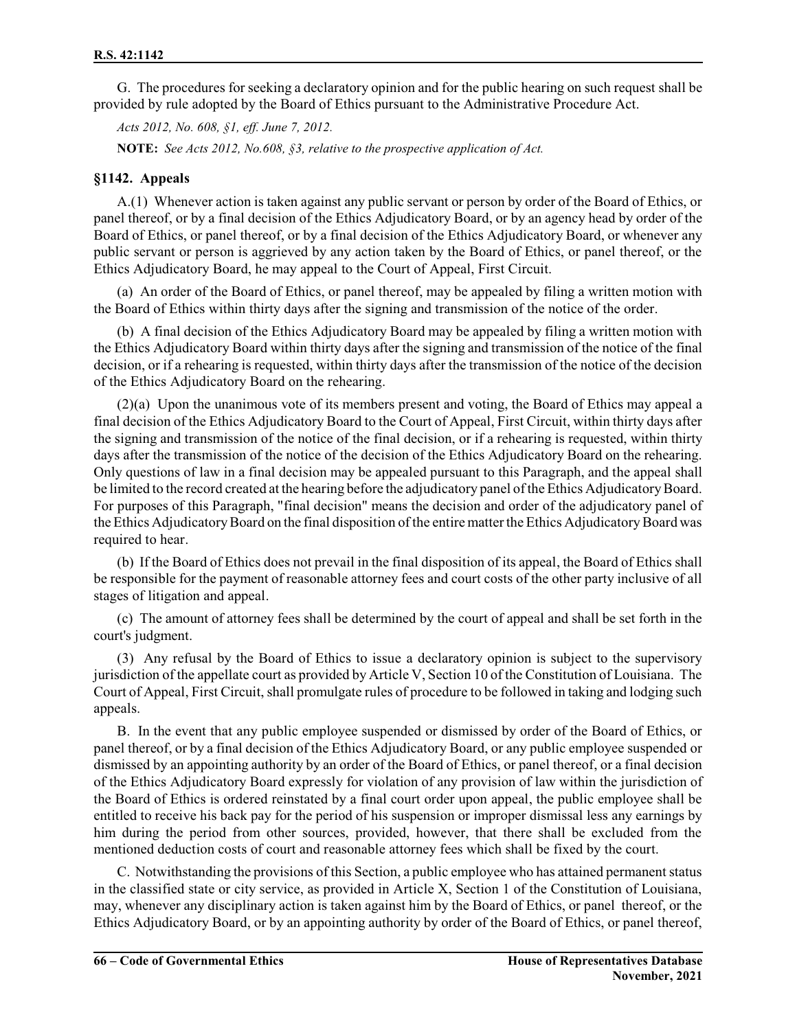G. The procedures for seeking a declaratory opinion and for the public hearing on such request shall be provided by rule adopted by the Board of Ethics pursuant to the Administrative Procedure Act.

*Acts 2012, No. 608, §1, eff. June 7, 2012.*

**NOTE:** *See Acts 2012, No.608, §3, relative to the prospective application of Act.*

## §1142. Appeals

A.(1) Whenever action is taken against any public servant or person by order of the Board of Ethics, or panel thereof, or by a final decision of the Ethics Adjudicatory Board, or by an agency head by order of the Board of Ethics, or panel thereof, or by a final decision of the Ethics Adjudicatory Board, or whenever any public servant or person is aggrieved by any action taken by the Board of Ethics, or panel thereof, or the Ethics Adjudicatory Board, he may appeal to the Court of Appeal, First Circuit.

(a) An order of the Board of Ethics, or panel thereof, may be appealed by filing a written motion with the Board of Ethics within thirty days after the signing and transmission of the notice of the order.

(b) A final decision of the Ethics Adjudicatory Board may be appealed by filing a written motion with the Ethics Adjudicatory Board within thirty days after the signing and transmission of the notice of the final decision, or if a rehearing is requested, within thirty days after the transmission of the notice of the decision of the Ethics Adjudicatory Board on the rehearing.

(2)(a) Upon the unanimous vote of its members present and voting, the Board of Ethics may appeal a final decision of the Ethics Adjudicatory Board to the Court of Appeal, First Circuit, within thirty days after the signing and transmission of the notice of the final decision, or if a rehearing is requested, within thirty days after the transmission of the notice of the decision of the Ethics Adjudicatory Board on the rehearing. Only questions of law in a final decision may be appealed pursuant to this Paragraph, and the appeal shall be limited to the record created at the hearing before the adjudicatory panel of the Ethics Adjudicatory Board. For purposes of this Paragraph, "final decision" means the decision and order of the adjudicatory panel of the Ethics Adjudicatory Board on the final disposition of the entire matter the Ethics Adjudicatory Board was required to hear.

(b) If the Board of Ethics does not prevail in the final disposition of its appeal, the Board of Ethics shall be responsible for the payment of reasonable attorney fees and court costs of the other party inclusive of all stages of litigation and appeal.

(c) The amount of attorney fees shall be determined by the court of appeal and shall be set forth in the court's judgment.

(3) Any refusal by the Board of Ethics to issue a declaratory opinion is subject to the supervisory jurisdiction of the appellate court as provided by Article V, Section 10 of the Constitution of Louisiana. The Court of Appeal, First Circuit, shall promulgate rules of procedure to be followed in taking and lodging such appeals.

B. In the event that any public employee suspended or dismissed by order of the Board of Ethics, or panel thereof, or by a final decision of the Ethics Adjudicatory Board, or any public employee suspended or dismissed by an appointing authority by an order of the Board of Ethics, or panel thereof, or a final decision of the Ethics Adjudicatory Board expressly for violation of any provision of law within the jurisdiction of the Board of Ethics is ordered reinstated by a final court order upon appeal, the public employee shall be entitled to receive his back pay for the period of his suspension or improper dismissal less any earnings by him during the period from other sources, provided, however, that there shall be excluded from the mentioned deduction costs of court and reasonable attorney fees which shall be fixed by the court.

C. Notwithstanding the provisions of this Section, a public employee who has attained permanent status in the classified state or city service, as provided in Article X, Section 1 of the Constitution of Louisiana, may, whenever any disciplinary action is taken against him by the Board of Ethics, or panel thereof, or the Ethics Adjudicatory Board, or by an appointing authority by order of the Board of Ethics, or panel thereof,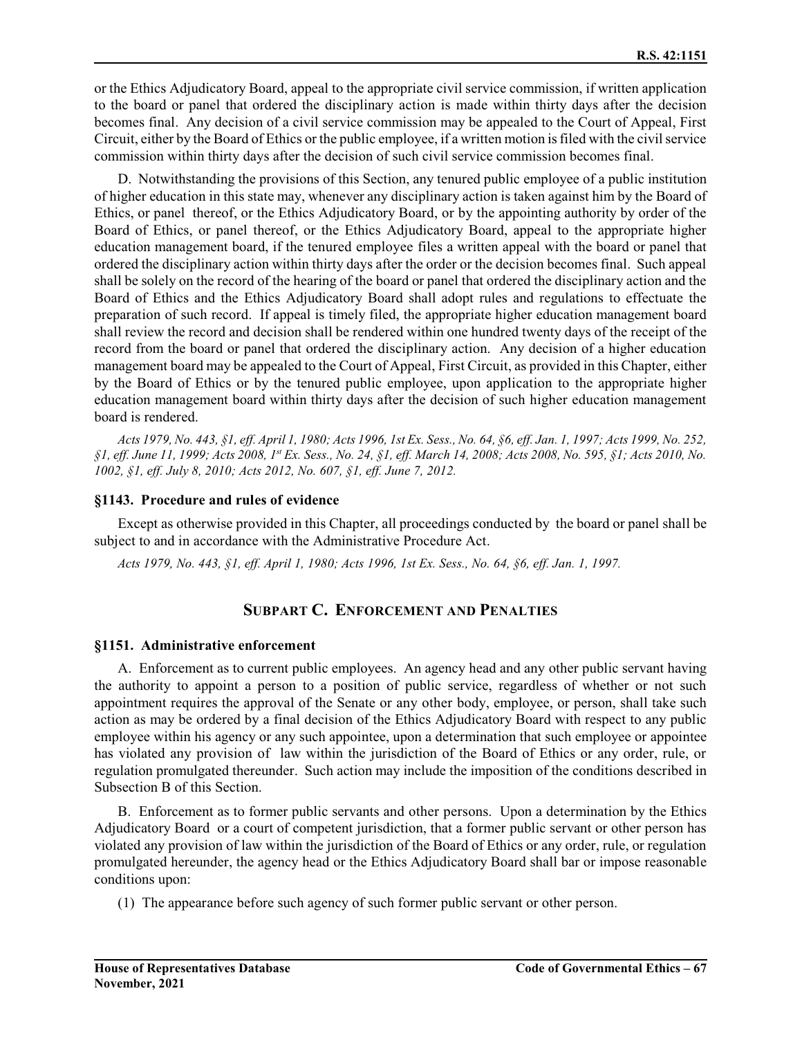or the Ethics Adjudicatory Board, appeal to the appropriate civil service commission, if written application to the board or panel that ordered the disciplinary action is made within thirty days after the decision becomes final. Any decision of a civil service commission may be appealed to the Court of Appeal, First Circuit, either by the Board of Ethics or the public employee, if a written motion is filed with the civil service commission within thirty days after the decision of such civil service commission becomes final.

D. Notwithstanding the provisions of this Section, any tenured public employee of a public institution of higher education in this state may, whenever any disciplinary action is taken against him by the Board of Ethics, or panel thereof, or the Ethics Adjudicatory Board, or by the appointing authority by order of the Board of Ethics, or panel thereof, or the Ethics Adjudicatory Board, appeal to the appropriate higher education management board, if the tenured employee files a written appeal with the board or panel that ordered the disciplinary action within thirty days after the order or the decision becomes final. Such appeal shall be solely on the record of the hearing of the board or panel that ordered the disciplinary action and the Board of Ethics and the Ethics Adjudicatory Board shall adopt rules and regulations to effectuate the preparation of such record. If appeal is timely filed, the appropriate higher education management board shall review the record and decision shall be rendered within one hundred twenty days of the receipt of the record from the board or panel that ordered the disciplinary action. Any decision of a higher education management board may be appealed to the Court of Appeal, First Circuit, as provided in this Chapter, either by the Board of Ethics or by the tenured public employee, upon application to the appropriate higher education management board within thirty days after the decision of such higher education management board is rendered.

*Acts 1979, No. 443, §1, eff. April 1, 1980; Acts 1996, 1st Ex. Sess., No. 64, §6, eff. Jan. 1, 1997; Acts 1999, No. 252, §1, eff. June 11, 1999; Acts 2008, 1st Ex. Sess., No. 24, §1, eff. March 14, 2008; Acts 2008, No. 595, §1; Acts 2010, No. 1002, §1, eff. July 8, 2010; Acts 2012, No. 607, §1, eff. June 7, 2012.*

### §1143. Procedure and rules of evidence

Except as otherwise provided in this Chapter, all proceedings conducted by the board or panel shall be subject to and in accordance with the Administrative Procedure Act.

*Acts 1979, No. 443, §1, eff. April 1, 1980; Acts 1996, 1st Ex. Sess., No. 64, §6, eff. Jan. 1, 1997.*

## SUBPART C. ENFORCEMENT AND PENALTIES

### §1151. Administrative enforcement

A. Enforcement as to current public employees. An agency head and any other public servant having the authority to appoint a person to a position of public service, regardless of whether or not such appointment requires the approval of the Senate or any other body, employee, or person, shall take such action as may be ordered by a final decision of the Ethics Adjudicatory Board with respect to any public employee within his agency or any such appointee, upon a determination that such employee or appointee has violated any provision of law within the jurisdiction of the Board of Ethics or any order, rule, or regulation promulgated thereunder. Such action may include the imposition of the conditions described in Subsection B of this Section.

B. Enforcement as to former public servants and other persons. Upon a determination by the Ethics Adjudicatory Board or a court of competent jurisdiction, that a former public servant or other person has violated any provision of law within the jurisdiction of the Board of Ethics or any order, rule, or regulation promulgated hereunder, the agency head or the Ethics Adjudicatory Board shall bar or impose reasonable conditions upon:

(1) The appearance before such agency of such former public servant or other person.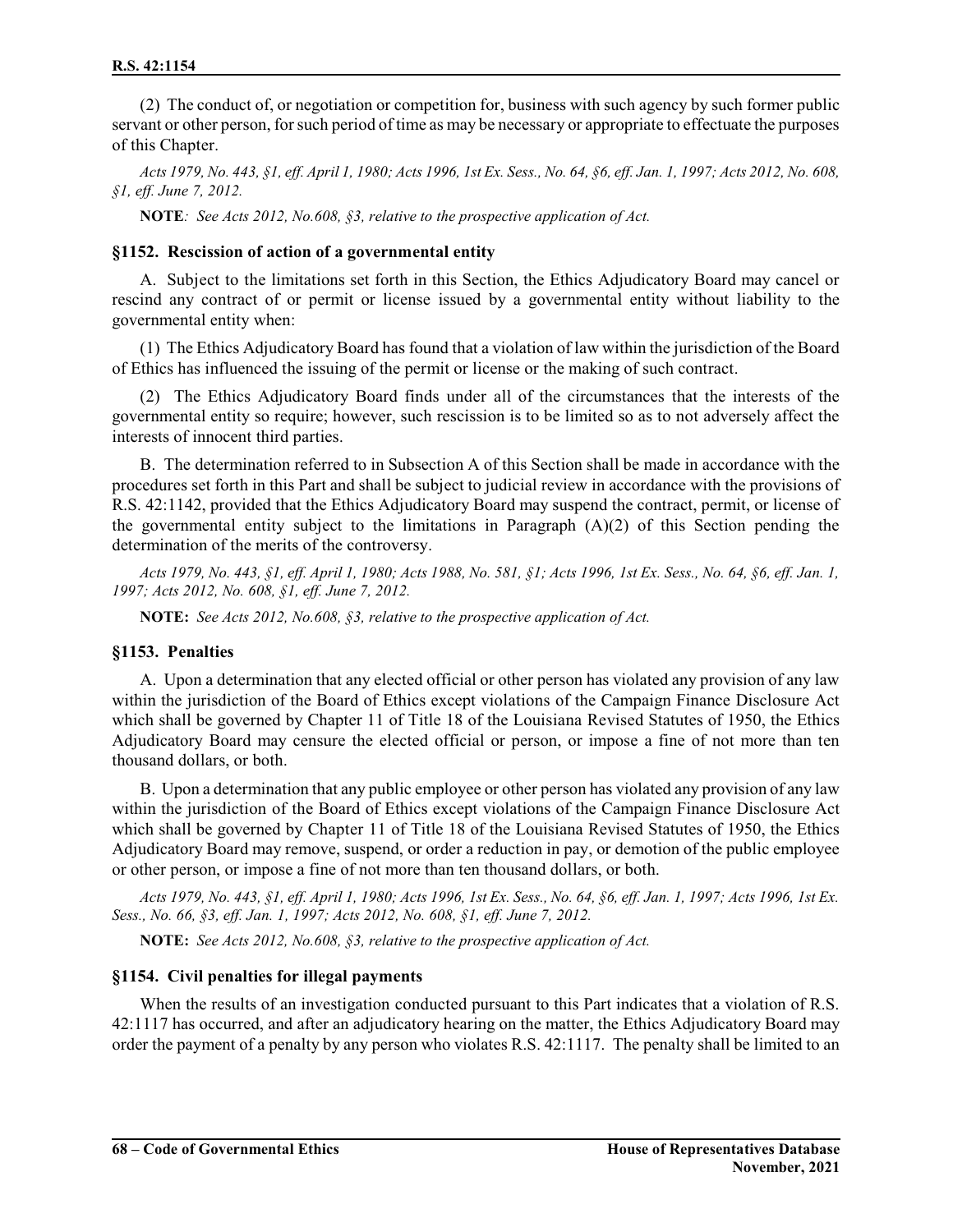(2) The conduct of, or negotiation or competition for, business with such agency by such former public servant or other person, for such period of time as may be necessary or appropriate to effectuate the purposes of this Chapter.

*Acts 1979, No. 443, §1, eff. April 1, 1980; Acts 1996, 1st Ex. Sess., No. 64, §6, eff. Jan. 1, 1997; Acts 2012, No. 608, §1, eff. June 7, 2012.*

**NOTE***: See Acts 2012, No.608, §3, relative to the prospective application of Act.*

### §1152. Rescission of action of a governmental entity

A. Subject to the limitations set forth in this Section, the Ethics Adjudicatory Board may cancel or rescind any contract of or permit or license issued by a governmental entity without liability to the governmental entity when:

(1) The Ethics Adjudicatory Board has found that a violation of law within the jurisdiction of the Board of Ethics has influenced the issuing of the permit or license or the making of such contract.

(2) The Ethics Adjudicatory Board finds under all of the circumstances that the interests of the governmental entity so require; however, such rescission is to be limited so as to not adversely affect the interests of innocent third parties.

B. The determination referred to in Subsection A of this Section shall be made in accordance with the procedures set forth in this Part and shall be subject to judicial review in accordance with the provisions of R.S. 42:1142, provided that the Ethics Adjudicatory Board may suspend the contract, permit, or license of the governmental entity subject to the limitations in Paragraph (A)(2) of this Section pending the determination of the merits of the controversy.

*Acts 1979, No. 443, §1, eff. April 1, 1980; Acts 1988, No. 581, §1; Acts 1996, 1st Ex. Sess., No. 64, §6, eff. Jan. 1, 1997; Acts 2012, No. 608, §1, eff. June 7, 2012.*

**NOTE:** *See Acts 2012, No.608, §3, relative to the prospective application of Act.*

### §1153. Penalties

A. Upon a determination that any elected official or other person has violated any provision of any law within the jurisdiction of the Board of Ethics except violations of the Campaign Finance Disclosure Act which shall be governed by Chapter 11 of Title 18 of the Louisiana Revised Statutes of 1950, the Ethics Adjudicatory Board may censure the elected official or person, or impose a fine of not more than ten thousand dollars, or both.

B. Upon a determination that any public employee or other person has violated any provision of any law within the jurisdiction of the Board of Ethics except violations of the Campaign Finance Disclosure Act which shall be governed by Chapter 11 of Title 18 of the Louisiana Revised Statutes of 1950, the Ethics Adjudicatory Board may remove, suspend, or order a reduction in pay, or demotion of the public employee or other person, or impose a fine of not more than ten thousand dollars, or both.

*Acts 1979, No. 443, §1, eff. April 1, 1980; Acts 1996, 1st Ex. Sess., No. 64, §6, eff. Jan. 1, 1997; Acts 1996, 1st Ex. Sess., No. 66, §3, eff. Jan. 1, 1997; Acts 2012, No. 608, §1, eff. June 7, 2012.*

**NOTE:** *See Acts 2012, No.608, §3, relative to the prospective application of Act.*

### §1154. Civil penalties for illegal payments

When the results of an investigation conducted pursuant to this Part indicates that a violation of R.S. 42:1117 has occurred, and after an adjudicatory hearing on the matter, the Ethics Adjudicatory Board may order the payment of a penalty by any person who violates R.S. 42:1117. The penalty shall be limited to an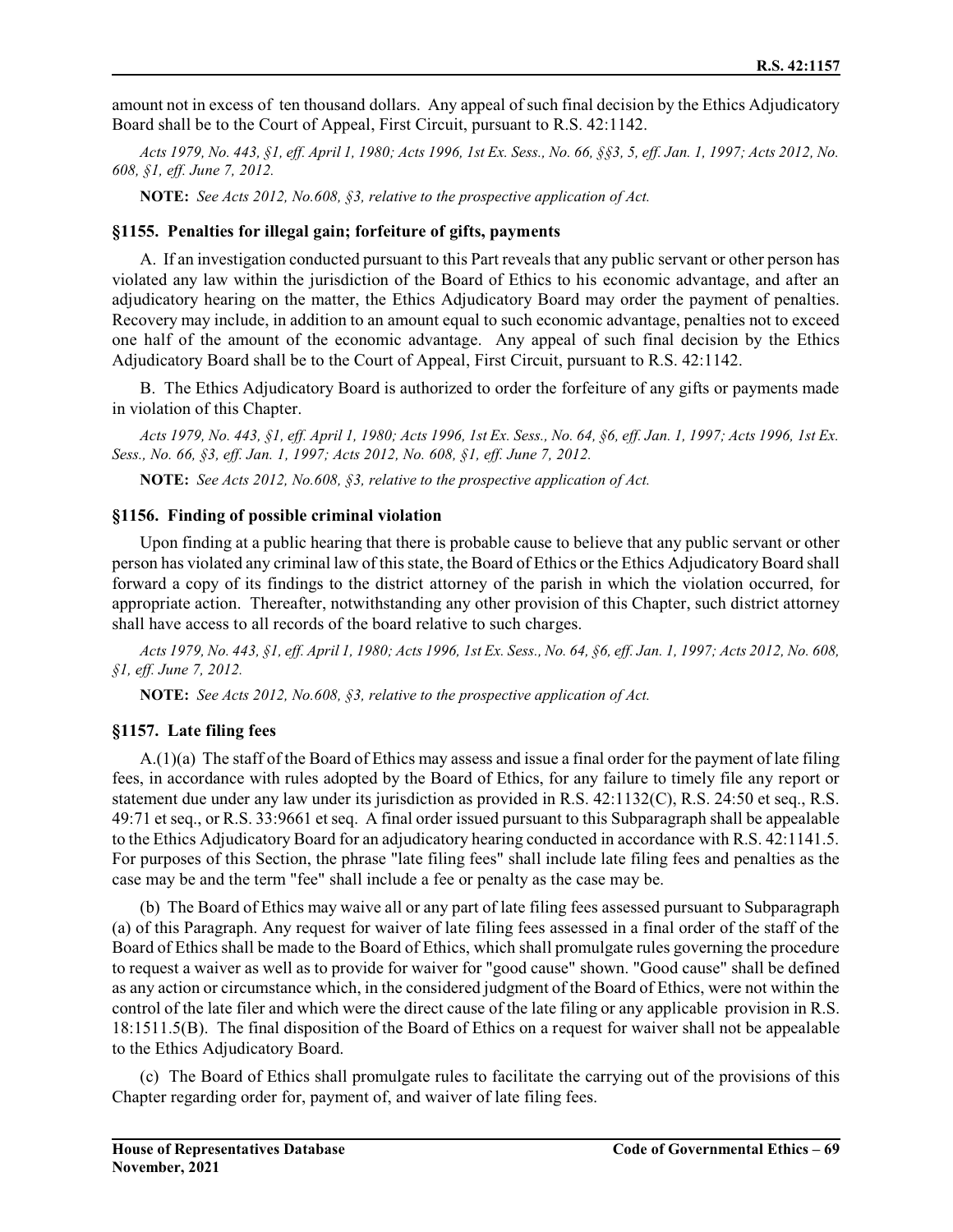amount not in excess of ten thousand dollars. Any appeal of such final decision by the Ethics Adjudicatory Board shall be to the Court of Appeal, First Circuit, pursuant to R.S. 42:1142.

*Acts 1979, No. 443, §1, eff. April 1, 1980; Acts 1996, 1st Ex. Sess., No. 66, §§3, 5, eff. Jan. 1, 1997; Acts 2012, No. 608, §1, eff. June 7, 2012.*

**NOTE:** *See Acts 2012, No.608, §3, relative to the prospective application of Act.*

### §1155. Penalties for illegal gain; forfeiture of gifts, payments

A. If an investigation conducted pursuant to this Part reveals that any public servant or other person has violated any law within the jurisdiction of the Board of Ethics to his economic advantage, and after an adjudicatory hearing on the matter, the Ethics Adjudicatory Board may order the payment of penalties. Recovery may include, in addition to an amount equal to such economic advantage, penalties not to exceed one half of the amount of the economic advantage. Any appeal of such final decision by the Ethics Adjudicatory Board shall be to the Court of Appeal, First Circuit, pursuant to R.S. 42:1142.

B. The Ethics Adjudicatory Board is authorized to order the forfeiture of any gifts or payments made in violation of this Chapter.

*Acts 1979, No. 443, §1, eff. April 1, 1980; Acts 1996, 1st Ex. Sess., No. 64, §6, eff. Jan. 1, 1997; Acts 1996, 1st Ex. Sess., No. 66, §3, eff. Jan. 1, 1997; Acts 2012, No. 608, §1, eff. June 7, 2012.*

**NOTE:** *See Acts 2012, No.608, §3, relative to the prospective application of Act.*

### §1156. Finding of possible criminal violation

Upon finding at a public hearing that there is probable cause to believe that any public servant or other person has violated any criminal law of this state, the Board of Ethics or the Ethics Adjudicatory Board shall forward a copy of its findings to the district attorney of the parish in which the violation occurred, for appropriate action. Thereafter, notwithstanding any other provision of this Chapter, such district attorney shall have access to all records of the board relative to such charges.

*Acts 1979, No. 443, §1, eff. April 1, 1980; Acts 1996, 1st Ex. Sess., No. 64, §6, eff. Jan. 1, 1997; Acts 2012, No. 608, §1, eff. June 7, 2012.*

**NOTE:** *See Acts 2012, No.608, §3, relative to the prospective application of Act.*

### §1157. Late filing fees

A.(1)(a) The staff of the Board of Ethics may assess and issue a final order for the payment of late filing fees, in accordance with rules adopted by the Board of Ethics, for any failure to timely file any report or statement due under any law under its jurisdiction as provided in R.S. 42:1132(C), R.S. 24:50 et seq., R.S. 49:71 et seq., or R.S. 33:9661 et seq. A final order issued pursuant to this Subparagraph shall be appealable to the Ethics Adjudicatory Board for an adjudicatory hearing conducted in accordance with R.S. 42:1141.5. For purposes of this Section, the phrase "late filing fees" shall include late filing fees and penalties as the case may be and the term "fee" shall include a fee or penalty as the case may be.

(b) The Board of Ethics may waive all or any part of late filing fees assessed pursuant to Subparagraph (a) of this Paragraph. Any request for waiver of late filing fees assessed in a final order of the staff of the Board of Ethics shall be made to the Board of Ethics, which shall promulgate rules governing the procedure to request a waiver as well as to provide for waiver for "good cause" shown. "Good cause" shall be defined as any action or circumstance which, in the considered judgment of the Board of Ethics, were not within the control of the late filer and which were the direct cause of the late filing or any applicable provision in R.S. 18:1511.5(B). The final disposition of the Board of Ethics on a request for waiver shall not be appealable to the Ethics Adjudicatory Board.

(c) The Board of Ethics shall promulgate rules to facilitate the carrying out of the provisions of this Chapter regarding order for, payment of, and waiver of late filing fees.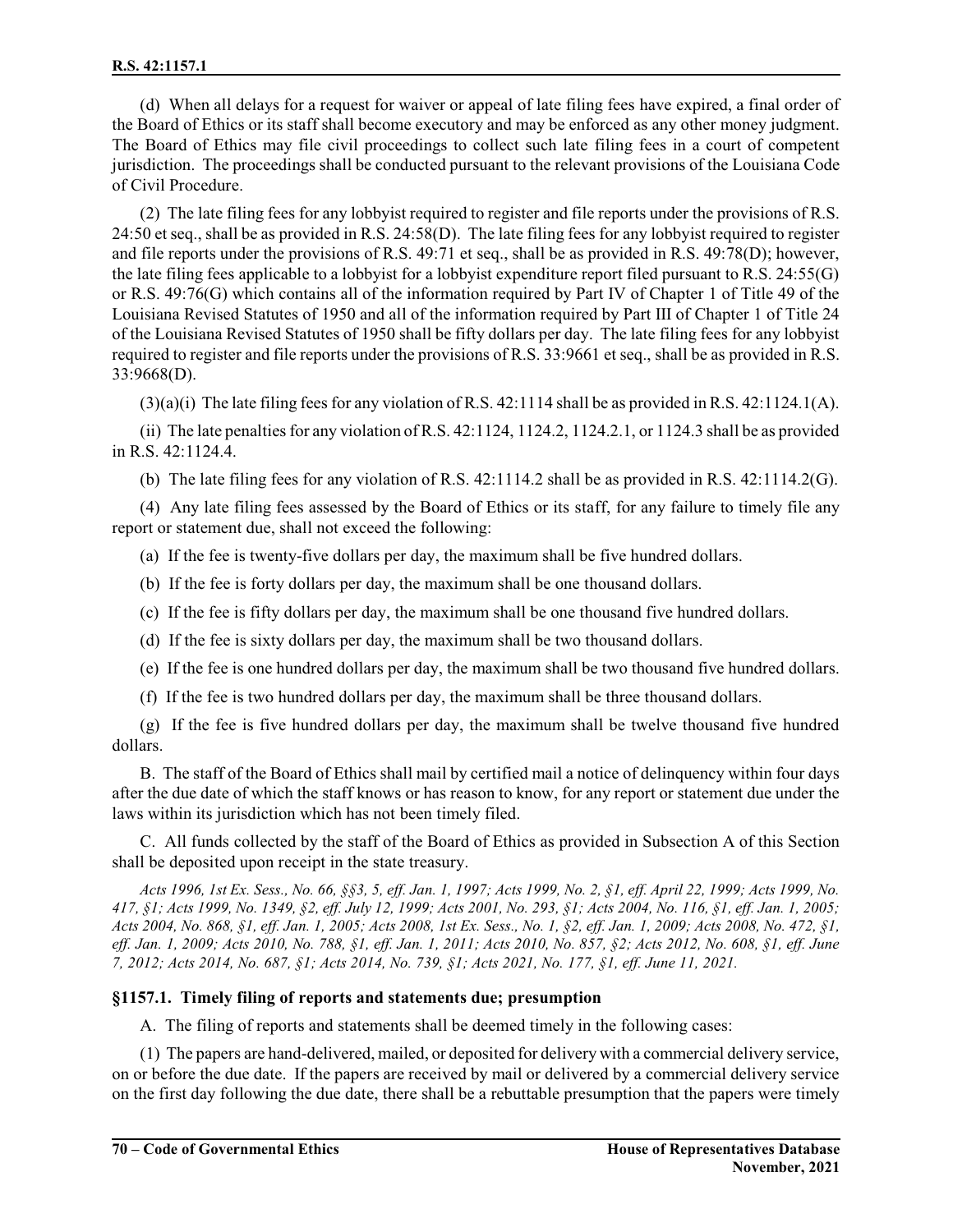(d) When all delays for a request for waiver or appeal of late filing fees have expired, a final order of the Board of Ethics or its staff shall become executory and may be enforced as any other money judgment. The Board of Ethics may file civil proceedings to collect such late filing fees in a court of competent jurisdiction. The proceedings shall be conducted pursuant to the relevant provisions of the Louisiana Code of Civil Procedure.

(2) The late filing fees for any lobbyist required to register and file reports under the provisions of R.S. 24:50 et seq., shall be as provided in R.S. 24:58(D). The late filing fees for any lobbyist required to register and file reports under the provisions of R.S. 49:71 et seq., shall be as provided in R.S. 49:78(D); however, the late filing fees applicable to a lobbyist for a lobbyist expenditure report filed pursuant to R.S. 24:55(G) or R.S. 49:76(G) which contains all of the information required by Part IV of Chapter 1 of Title 49 of the Louisiana Revised Statutes of 1950 and all of the information required by Part III of Chapter 1 of Title 24 of the Louisiana Revised Statutes of 1950 shall be fifty dollars per day. The late filing fees for any lobbyist required to register and file reports under the provisions of R.S. 33:9661 et seq., shall be as provided in R.S. 33:9668(D).

(3)(a)(i) The late filing fees for any violation of R.S. 42:1114 shall be as provided in R.S. 42:1124.1(A).

(ii) The late penalties for any violation of R.S. 42:1124, 1124.2, 1124.2.1, or 1124.3 shall be as provided in R.S. 42:1124.4.

(b) The late filing fees for any violation of R.S. 42:1114.2 shall be as provided in R.S. 42:1114.2(G).

(4) Any late filing fees assessed by the Board of Ethics or its staff, for any failure to timely file any report or statement due, shall not exceed the following:

(a) If the fee is twenty-five dollars per day, the maximum shall be five hundred dollars.

(b) If the fee is forty dollars per day, the maximum shall be one thousand dollars.

(c) If the fee is fifty dollars per day, the maximum shall be one thousand five hundred dollars.

(d) If the fee is sixty dollars per day, the maximum shall be two thousand dollars.

(e) If the fee is one hundred dollars per day, the maximum shall be two thousand five hundred dollars.

(f) If the fee is two hundred dollars per day, the maximum shall be three thousand dollars.

(g) If the fee is five hundred dollars per day, the maximum shall be twelve thousand five hundred dollars.

B. The staff of the Board of Ethics shall mail by certified mail a notice of delinquency within four days after the due date of which the staff knows or has reason to know, for any report or statement due under the laws within its jurisdiction which has not been timely filed.

C. All funds collected by the staff of the Board of Ethics as provided in Subsection A of this Section shall be deposited upon receipt in the state treasury.

*Acts 1996, 1st Ex. Sess., No. 66, §§3, 5, eff. Jan. 1, 1997; Acts 1999, No. 2, §1, eff. April 22, 1999; Acts 1999, No. 417, §1; Acts 1999, No. 1349, §2, eff. July 12, 1999; Acts 2001, No. 293, §1; Acts 2004, No. 116, §1, eff. Jan. 1, 2005; Acts 2004, No. 868, §1, eff. Jan. 1, 2005; Acts 2008, 1st Ex. Sess., No. 1, §2, eff. Jan. 1, 2009; Acts 2008, No. 472, §1, eff. Jan. 1, 2009; Acts 2010, No. 788, §1, eff. Jan. 1, 2011; Acts 2010, No. 857, §2; Acts 2012, No. 608, §1, eff. June 7, 2012; Acts 2014, No. 687, §1; Acts 2014, No. 739, §1; Acts 2021, No. 177, §1, eff. June 11, 2021.*

### §1157.1. Timely filing of reports and statements due; presumption

A. The filing of reports and statements shall be deemed timely in the following cases:

(1) The papers are hand-delivered, mailed, or deposited for delivery with a commercial delivery service, on or before the due date. If the papers are received by mail or delivered by a commercial delivery service on the first day following the due date, there shall be a rebuttable presumption that the papers were timely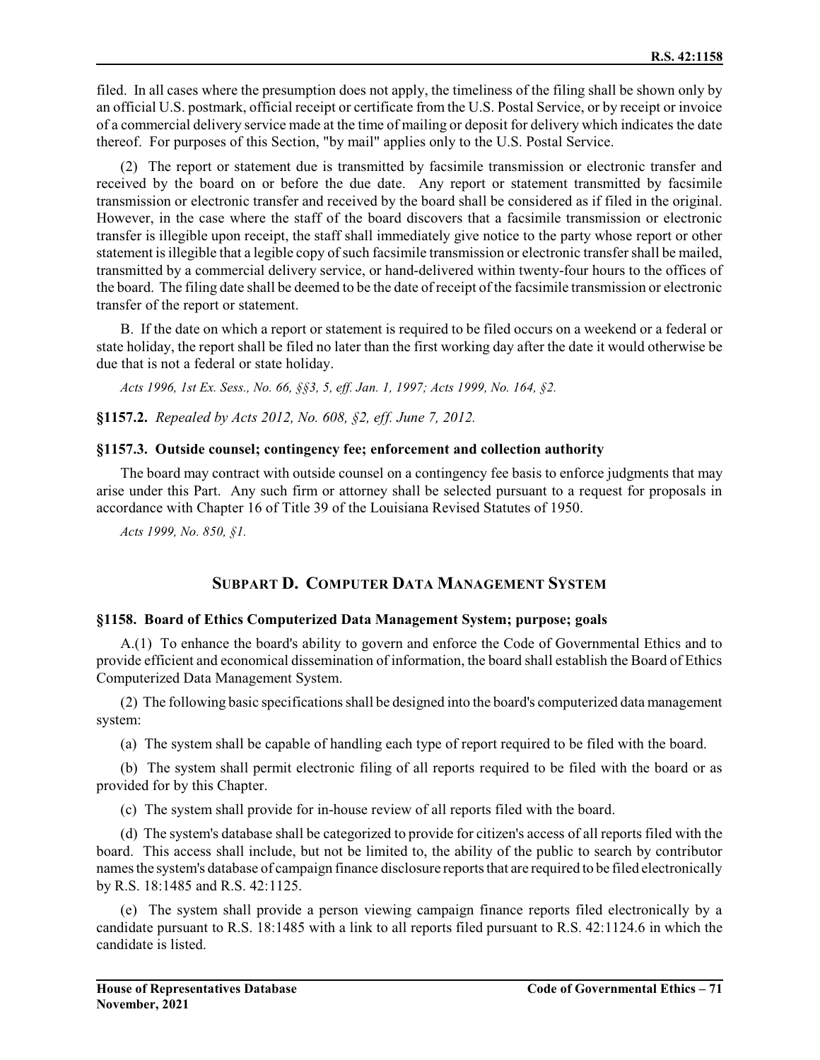filed. In all cases where the presumption does not apply, the timeliness of the filing shall be shown only by an official U.S. postmark, official receipt or certificate from the U.S. Postal Service, or by receipt or invoice of a commercial delivery service made at the time of mailing or deposit for delivery which indicates the date thereof. For purposes of this Section, "by mail" applies only to the U.S. Postal Service.

(2) The report or statement due is transmitted by facsimile transmission or electronic transfer and received by the board on or before the due date. Any report or statement transmitted by facsimile transmission or electronic transfer and received by the board shall be considered as if filed in the original. However, in the case where the staff of the board discovers that a facsimile transmission or electronic transfer is illegible upon receipt, the staff shall immediately give notice to the party whose report or other statement is illegible that a legible copy of such facsimile transmission or electronic transfer shall be mailed, transmitted by a commercial delivery service, or hand-delivered within twenty-four hours to the offices of the board. The filing date shall be deemed to be the date of receipt of the facsimile transmission or electronic transfer of the report or statement.

B. If the date on which a report or statement is required to be filed occurs on a weekend or a federal or state holiday, the report shall be filed no later than the first working day after the date it would otherwise be due that is not a federal or state holiday.

*Acts 1996, 1st Ex. Sess., No. 66, §§3, 5, eff. Jan. 1, 1997; Acts 1999, No. 164, §2.*

**§1157.2.** *Repealed by Acts 2012, No. 608, §2, eff. June 7, 2012.*

**§1157.3. Outside counsel; contingency fee; enforcement and collection authority**

The board may contract with outside counsel on a contingency fee basis to enforce judgments that may arise under this Part. Any such firm or attorney shall be selected pursuant to a request for proposals in accordance with Chapter 16 of Title 39 of the Louisiana Revised Statutes of 1950.

*Acts 1999, No. 850, §1.*

## SUBPART D. COMPUTER DATA MANAGEMENT SYSTEM

**§1158. Board of Ethics Computerized Data Management System; purpose; goals**

A.(1) To enhance the board's ability to govern and enforce the Code of Governmental Ethics and to provide efficient and economical dissemination of information, the board shall establish the Board of Ethics Computerized Data Management System.

(2) The following basic specifications shall be designed into the board's computerized data management system:

(a) The system shall be capable of handling each type of report required to be filed with the board.

(b) The system shall permit electronic filing of all reports required to be filed with the board or as provided for by this Chapter.

(c) The system shall provide for in-house review of all reports filed with the board.

(d) The system's database shall be categorized to provide for citizen's access of all reports filed with the board. This access shall include, but not be limited to, the ability of the public to search by contributor names the system's database of campaign finance disclosure reports that are required to be filed electronically by R.S. 18:1485 and R.S. 42:1125.

(e) The system shall provide a person viewing campaign finance reports filed electronically by a candidate pursuant to R.S. 18:1485 with a link to all reports filed pursuant to R.S. 42:1124.6 in which the candidate is listed.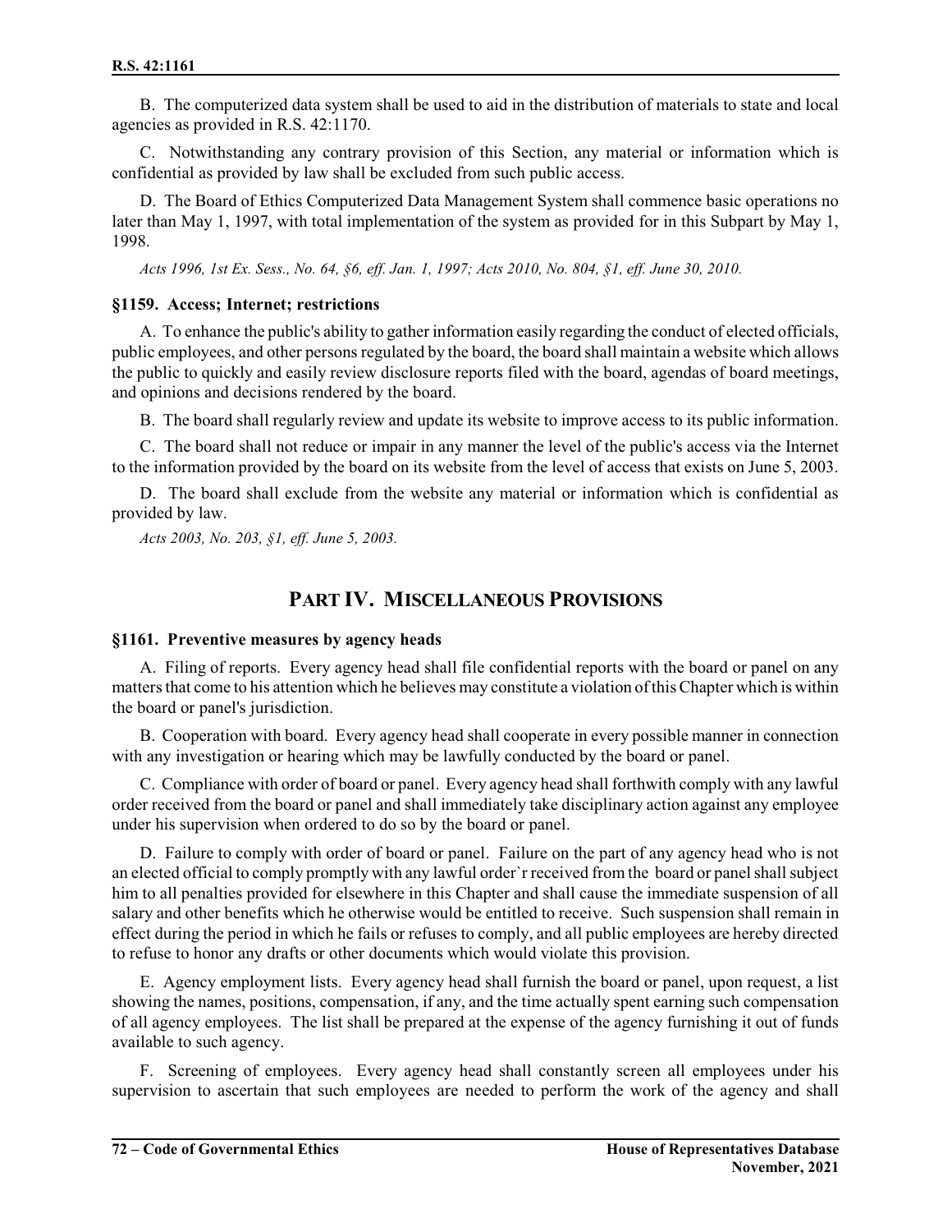B. The computerized data system shall be used to aid in the distribution of materials to state and local agencies as provided in R.S. 42:1170.

C. Notwithstanding any contrary provision of this Section, any material or information which is confidential as provided by law shall be excluded from such public access.

D. The Board of Ethics Computerized Data Management System shall commence basic operations no later than May 1, 1997, with total implementation of the system as provided for in this Subpart by May 1, 1998.

*Acts 1996, 1st Ex. Sess., No. 64, §6, eff. Jan. 1, 1997; Acts 2010, No. 804, §1, eff. June 30, 2010.*

### §1159. Access; Internet; restrictions

A. To enhance the public's ability to gather information easily regarding the conduct of elected officials, public employees, and other persons regulated by the board, the board shall maintain a website which allows the public to quickly and easily review disclosure reports filed with the board, agendas of board meetings, and opinions and decisions rendered by the board.

B. The board shall regularly review and update its website to improve access to its public information.

C. The board shall not reduce or impair in any manner the level of the public's access via the Internet to the information provided by the board on its website from the level of access that exists on June 5, 2003.

D. The board shall exclude from the website any material or information which is confidential as provided by law.

*Acts 2003, No. 203, §1, eff. June 5, 2003.*

## PART IV. MISCELLANEOUS PROVISIONS

### §1161. Preventive measures by agency heads

A. Filing of reports. Every agency head shall file confidential reports with the board or panel on any matters that come to his attention which he believes may constitute a violation of this Chapter which is within the board or panel's jurisdiction.

B. Cooperation with board. Every agency head shall cooperate in every possible manner in connection with any investigation or hearing which may be lawfully conducted by the board or panel.

C. Compliance with order of board or panel. Every agency head shall forthwith comply with any lawful order received from the board or panel and shall immediately take disciplinary action against any employee under his supervision when ordered to do so by the board or panel.

D. Failure to comply with order of board or panel. Failure on the part of any agency head who is not an elected official to comply promptly with any lawful order`r received from the board or panel shall subject him to all penalties provided for elsewhere in this Chapter and shall cause the immediate suspension of all salary and other benefits which he otherwise would be entitled to receive. Such suspension shall remain in effect during the period in which he fails or refuses to comply, and all public employees are hereby directed to refuse to honor any drafts or other documents which would violate this provision.

E. Agency employment lists. Every agency head shall furnish the board or panel, upon request, a list showing the names, positions, compensation, if any, and the time actually spent earning such compensation of all agency employees. The list shall be prepared at the expense of the agency furnishing it out of funds available to such agency.

F. Screening of employees. Every agency head shall constantly screen all employees under his supervision to ascertain that such employees are needed to perform the work of the agency and shall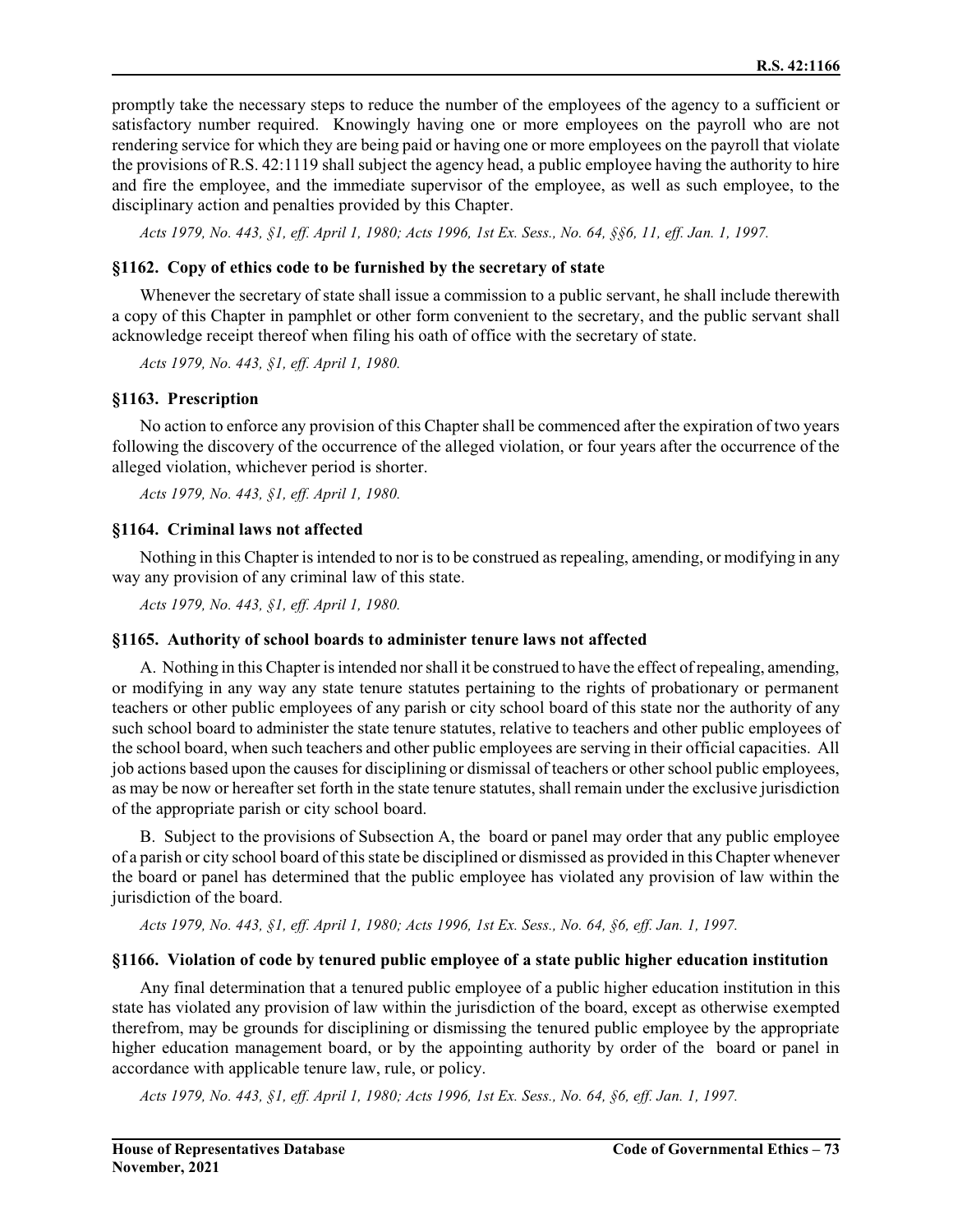promptly take the necessary steps to reduce the number of the employees of the agency to a sufficient or satisfactory number required. Knowingly having one or more employees on the payroll who are not rendering service for which they are being paid or having one or more employees on the payroll that violate the provisions of R.S. 42:1119 shall subject the agency head, a public employee having the authority to hire and fire the employee, and the immediate supervisor of the employee, as well as such employee, to the disciplinary action and penalties provided by this Chapter.

*Acts 1979, No. 443, §1, eff. April 1, 1980; Acts 1996, 1st Ex. Sess., No. 64, §§6, 11, eff. Jan. 1, 1997.*

### §1162. Copy of ethics code to be furnished by the secretary of state

Whenever the secretary of state shall issue a commission to a public servant, he shall include therewith a copy of this Chapter in pamphlet or other form convenient to the secretary, and the public servant shall acknowledge receipt thereof when filing his oath of office with the secretary of state.

*Acts 1979, No. 443, §1, eff. April 1, 1980.*

### §1163. Prescription

No action to enforce any provision of this Chapter shall be commenced after the expiration of two years following the discovery of the occurrence of the alleged violation, or four years after the occurrence of the alleged violation, whichever period is shorter.

*Acts 1979, No. 443, §1, eff. April 1, 1980.*

### §1164. Criminal laws not affected

Nothing in this Chapter is intended to nor is to be construed as repealing, amending, or modifying in any way any provision of any criminal law of this state.

*Acts 1979, No. 443, §1, eff. April 1, 1980.*

### §1165. Authority of school boards to administer tenure laws not affected

A. Nothing in this Chapter is intended nor shall it be construed to have the effect of repealing, amending, or modifying in any way any state tenure statutes pertaining to the rights of probationary or permanent teachers or other public employees of any parish or city school board of this state nor the authority of any such school board to administer the state tenure statutes, relative to teachers and other public employees of the school board, when such teachers and other public employees are serving in their official capacities. All job actions based upon the causes for disciplining or dismissal of teachers or other school public employees, as may be now or hereafter set forth in the state tenure statutes, shall remain under the exclusive jurisdiction of the appropriate parish or city school board.

B. Subject to the provisions of Subsection A, the board or panel may order that any public employee of a parish or city school board of this state be disciplined or dismissed as provided in this Chapter whenever the board or panel has determined that the public employee has violated any provision of law within the jurisdiction of the board.

*Acts 1979, No. 443, §1, eff. April 1, 1980; Acts 1996, 1st Ex. Sess., No. 64, §6, eff. Jan. 1, 1997.*

### §1166. Violation of code by tenured public employee of a state public higher education institution

Any final determination that a tenured public employee of a public higher education institution in this state has violated any provision of law within the jurisdiction of the board, except as otherwise exempted therefrom, may be grounds for disciplining or dismissing the tenured public employee by the appropriate higher education management board, or by the appointing authority by order of the board or panel in accordance with applicable tenure law, rule, or policy.

*Acts 1979, No. 443, §1, eff. April 1, 1980; Acts 1996, 1st Ex. Sess., No. 64, §6, eff. Jan. 1, 1997.*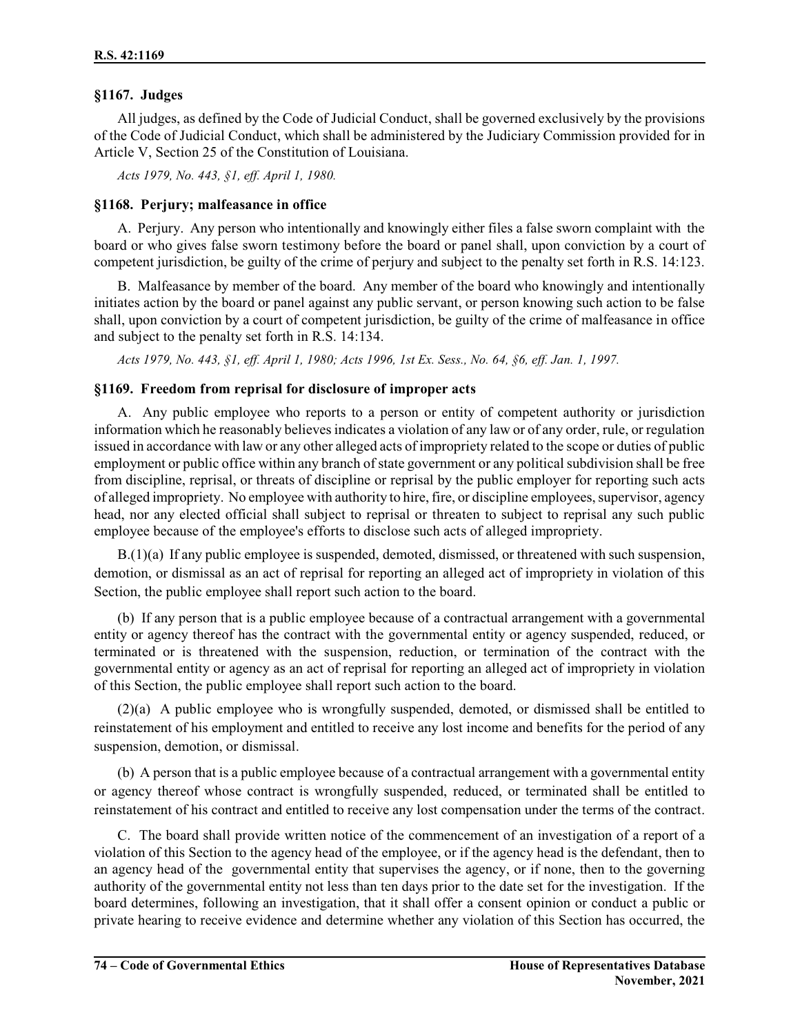## §1167. Judges

All judges, as defined by the Code of Judicial Conduct, shall be governed exclusively by the provisions of the Code of Judicial Conduct, which shall be administered by the Judiciary Commission provided for in Article V, Section 25 of the Constitution of Louisiana.

*Acts 1979, No. 443, §1, eff. April 1, 1980.*

## §1168. Perjury; malfeasance in office

A. Perjury. Any person who intentionally and knowingly either files a false sworn complaint with the board or who gives false sworn testimony before the board or panel shall, upon conviction by a court of competent jurisdiction, be guilty of the crime of perjury and subject to the penalty set forth in R.S. 14:123.

B. Malfeasance by member of the board. Any member of the board who knowingly and intentionally initiates action by the board or panel against any public servant, or person knowing such action to be false shall, upon conviction by a court of competent jurisdiction, be guilty of the crime of malfeasance in office and subject to the penalty set forth in R.S. 14:134.

*Acts 1979, No. 443, §1, eff. April 1, 1980; Acts 1996, 1st Ex. Sess., No. 64, §6, eff. Jan. 1, 1997.*

## §1169. Freedom from reprisal for disclosure of improper acts

A. Any public employee who reports to a person or entity of competent authority or jurisdiction information which he reasonably believes indicates a violation of any law or of any order, rule, or regulation issued in accordance with law or any other alleged acts of impropriety related to the scope or duties of public employment or public office within any branch of state government or any political subdivision shall be free from discipline, reprisal, or threats of discipline or reprisal by the public employer for reporting such acts of alleged impropriety. No employee with authority to hire, fire, or discipline employees, supervisor, agency head, nor any elected official shall subject to reprisal or threaten to subject to reprisal any such public employee because of the employee's efforts to disclose such acts of alleged impropriety.

B.(1)(a) If any public employee is suspended, demoted, dismissed, or threatened with such suspension, demotion, or dismissal as an act of reprisal for reporting an alleged act of impropriety in violation of this Section, the public employee shall report such action to the board.

(b) If any person that is a public employee because of a contractual arrangement with a governmental entity or agency thereof has the contract with the governmental entity or agency suspended, reduced, or terminated or is threatened with the suspension, reduction, or termination of the contract with the governmental entity or agency as an act of reprisal for reporting an alleged act of impropriety in violation of this Section, the public employee shall report such action to the board.

(2)(a) A public employee who is wrongfully suspended, demoted, or dismissed shall be entitled to reinstatement of his employment and entitled to receive any lost income and benefits for the period of any suspension, demotion, or dismissal.

(b) A person that is a public employee because of a contractual arrangement with a governmental entity or agency thereof whose contract is wrongfully suspended, reduced, or terminated shall be entitled to reinstatement of his contract and entitled to receive any lost compensation under the terms of the contract.

C. The board shall provide written notice of the commencement of an investigation of a report of a violation of this Section to the agency head of the employee, or if the agency head is the defendant, then to an agency head of the governmental entity that supervises the agency, or if none, then to the governing authority of the governmental entity not less than ten days prior to the date set for the investigation. If the board determines, following an investigation, that it shall offer a consent opinion or conduct a public or private hearing to receive evidence and determine whether any violation of this Section has occurred, the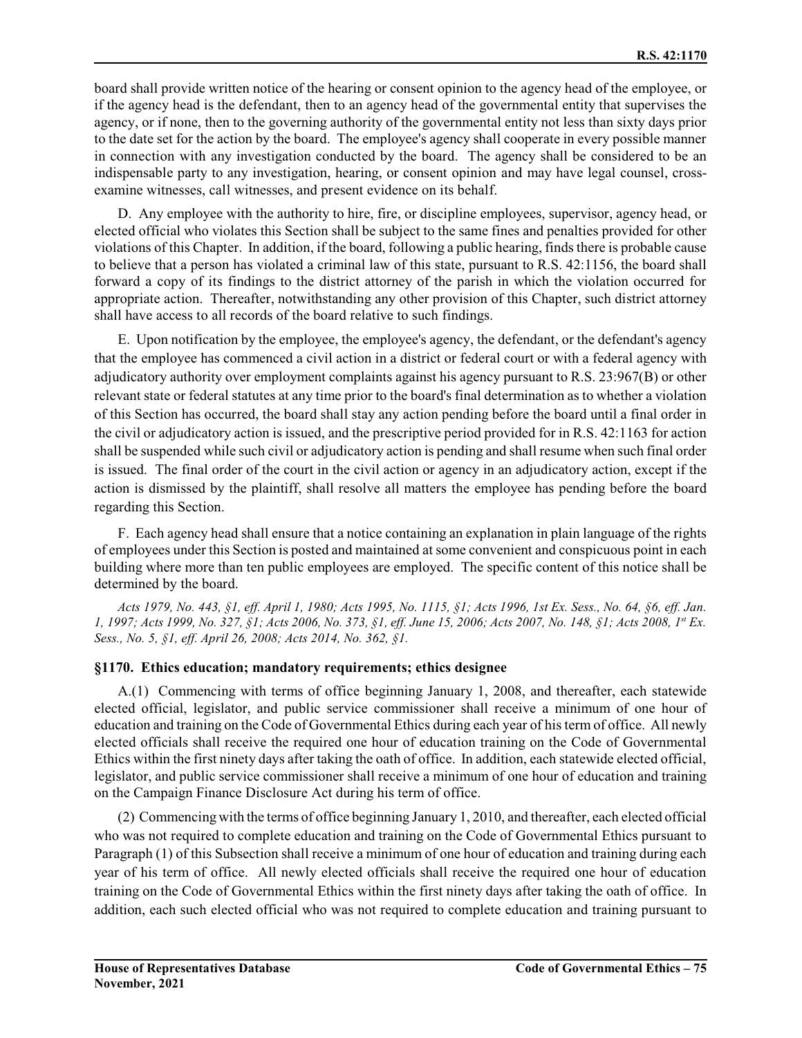board shall provide written notice of the hearing or consent opinion to the agency head of the employee, or if the agency head is the defendant, then to an agency head of the governmental entity that supervises the agency, or if none, then to the governing authority of the governmental entity not less than sixty days prior to the date set for the action by the board. The employee's agency shall cooperate in every possible manner in connection with any investigation conducted by the board. The agency shall be considered to be an indispensable party to any investigation, hearing, or consent opinion and may have legal counsel, cross-examine witnesses, call witnesses, and present evidence on its behalf.

D. Any employee with the authority to hire, fire, or discipline employees, supervisor, agency head, or elected official who violates this Section shall be subject to the same fines and penalties provided for other violations of this Chapter. In addition, if the board, following a public hearing, finds there is probable cause to believe that a person has violated a criminal law of this state, pursuant to R.S. 42:1156, the board shall forward a copy of its findings to the district attorney of the parish in which the violation occurred for appropriate action. Thereafter, notwithstanding any other provision of this Chapter, such district attorney shall have access to all records of the board relative to such findings.

E. Upon notification by the employee, the employee's agency, the defendant, or the defendant's agency that the employee has commenced a civil action in a district or federal court or with a federal agency with adjudicatory authority over employment complaints against his agency pursuant to R.S. 23:967(B) or other relevant state or federal statutes at any time prior to the board's final determination as to whether a violation of this Section has occurred, the board shall stay any action pending before the board until a final order in the civil or adjudicatory action is issued, and the prescriptive period provided for in R.S. 42:1163 for action shall be suspended while such civil or adjudicatory action is pending and shall resume when such final order is issued. The final order of the court in the civil action or agency in an adjudicatory action, except if the action is dismissed by the plaintiff, shall resolve all matters the employee has pending before the board regarding this Section.

F. Each agency head shall ensure that a notice containing an explanation in plain language of the rights of employees under this Section is posted and maintained at some convenient and conspicuous point in each building where more than ten public employees are employed. The specific content of this notice shall be determined by the board.

*Acts 1979, No. 443, §1, eff. April 1, 1980; Acts 1995, No. 1115, §1; Acts 1996, 1st Ex. Sess., No. 64, §6, eff. Jan. 1, 1997; Acts 1999, No. 327, §1; Acts 2006, No. 373, §1, eff. June 15, 2006; Acts 2007, No. 148, §1; Acts 2008, 1st Ex. Sess., No. 5, §1, eff. April 26, 2008; Acts 2014, No. 362, §1.*

### §1170. Ethics education; mandatory requirements; ethics designee

A.(1) Commencing with terms of office beginning January 1, 2008, and thereafter, each statewide elected official, legislator, and public service commissioner shall receive a minimum of one hour of education and training on the Code of Governmental Ethics during each year of his term of office. All newly elected officials shall receive the required one hour of education training on the Code of Governmental Ethics within the first ninety days after taking the oath of office. In addition, each statewide elected official, legislator, and public service commissioner shall receive a minimum of one hour of education and training on the Campaign Finance Disclosure Act during his term of office.

(2) Commencing with the terms of office beginning January 1, 2010, and thereafter, each elected official who was not required to complete education and training on the Code of Governmental Ethics pursuant to Paragraph (1) of this Subsection shall receive a minimum of one hour of education and training during each year of his term of office. All newly elected officials shall receive the required one hour of education training on the Code of Governmental Ethics within the first ninety days after taking the oath of office. In addition, each such elected official who was not required to complete education and training pursuant to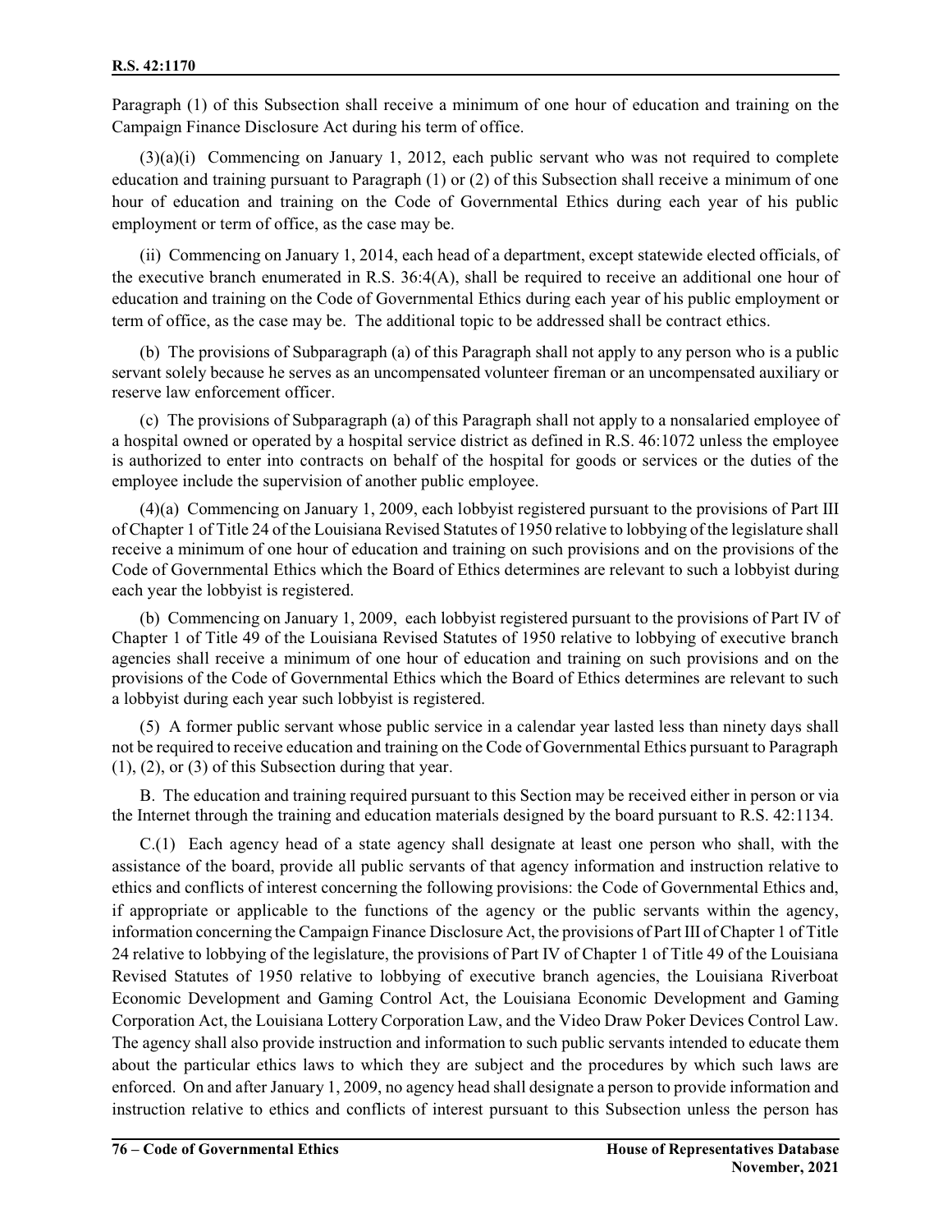Paragraph (1) of this Subsection shall receive a minimum of one hour of education and training on the Campaign Finance Disclosure Act during his term of office.

(3)(a)(i) Commencing on January 1, 2012, each public servant who was not required to complete education and training pursuant to Paragraph (1) or (2) of this Subsection shall receive a minimum of one hour of education and training on the Code of Governmental Ethics during each year of his public employment or term of office, as the case may be.

(ii) Commencing on January 1, 2014, each head of a department, except statewide elected officials, of the executive branch enumerated in R.S. 36:4(A), shall be required to receive an additional one hour of education and training on the Code of Governmental Ethics during each year of his public employment or term of office, as the case may be. The additional topic to be addressed shall be contract ethics.

(b) The provisions of Subparagraph (a) of this Paragraph shall not apply to any person who is a public servant solely because he serves as an uncompensated volunteer fireman or an uncompensated auxiliary or reserve law enforcement officer.

(c) The provisions of Subparagraph (a) of this Paragraph shall not apply to a nonsalaried employee of a hospital owned or operated by a hospital service district as defined in R.S. 46:1072 unless the employee is authorized to enter into contracts on behalf of the hospital for goods or services or the duties of the employee include the supervision of another public employee.

(4)(a) Commencing on January 1, 2009, each lobbyist registered pursuant to the provisions of Part III of Chapter 1 of Title 24 of the Louisiana Revised Statutes of 1950 relative to lobbying of the legislature shall receive a minimum of one hour of education and training on such provisions and on the provisions of the Code of Governmental Ethics which the Board of Ethics determines are relevant to such a lobbyist during each year the lobbyist is registered.

(b) Commencing on January 1, 2009, each lobbyist registered pursuant to the provisions of Part IV of Chapter 1 of Title 49 of the Louisiana Revised Statutes of 1950 relative to lobbying of executive branch agencies shall receive a minimum of one hour of education and training on such provisions and on the provisions of the Code of Governmental Ethics which the Board of Ethics determines are relevant to such a lobbyist during each year such lobbyist is registered.

(5) A former public servant whose public service in a calendar year lasted less than ninety days shall not be required to receive education and training on the Code of Governmental Ethics pursuant to Paragraph (1), (2), or (3) of this Subsection during that year.

B. The education and training required pursuant to this Section may be received either in person or via the Internet through the training and education materials designed by the board pursuant to R.S. 42:1134.

C.(1) Each agency head of a state agency shall designate at least one person who shall, with the assistance of the board, provide all public servants of that agency information and instruction relative to ethics and conflicts of interest concerning the following provisions: the Code of Governmental Ethics and, if appropriate or applicable to the functions of the agency or the public servants within the agency, information concerning the Campaign Finance Disclosure Act, the provisions of Part III of Chapter 1 of Title 24 relative to lobbying of the legislature, the provisions of Part IV of Chapter 1 of Title 49 of the Louisiana Revised Statutes of 1950 relative to lobbying of executive branch agencies, the Louisiana Riverboat Economic Development and Gaming Control Act, the Louisiana Economic Development and Gaming Corporation Act, the Louisiana Lottery Corporation Law, and the Video Draw Poker Devices Control Law. The agency shall also provide instruction and information to such public servants intended to educate them about the particular ethics laws to which they are subject and the procedures by which such laws are enforced. On and after January 1, 2009, no agency head shall designate a person to provide information and instruction relative to ethics and conflicts of interest pursuant to this Subsection unless the person has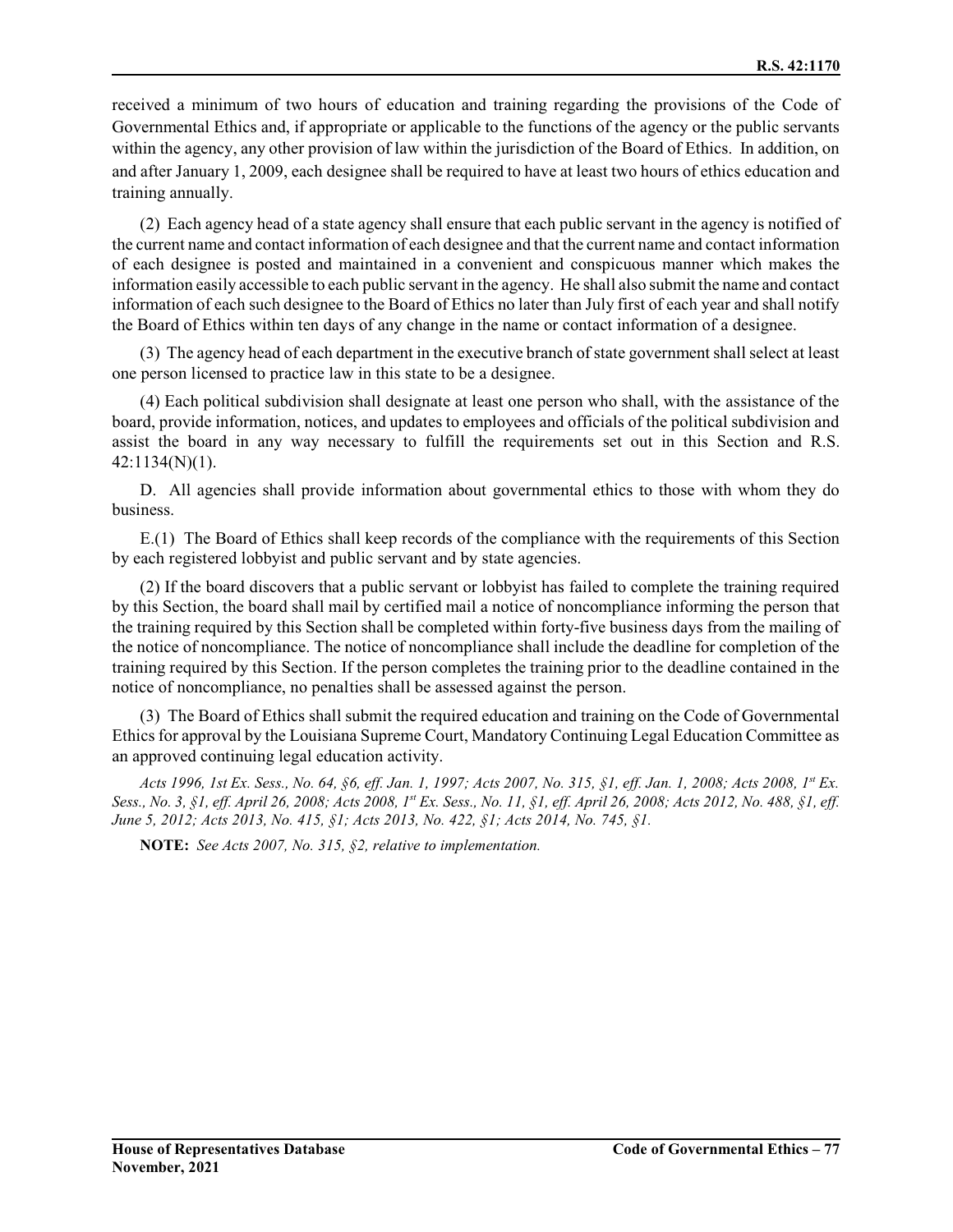received a minimum of two hours of education and training regarding the provisions of the Code of Governmental Ethics and, if appropriate or applicable to the functions of the agency or the public servants within the agency, any other provision of law within the jurisdiction of the Board of Ethics. In addition, on and after January 1, 2009, each designee shall be required to have at least two hours of ethics education and training annually.

(2) Each agency head of a state agency shall ensure that each public servant in the agency is notified of the current name and contact information of each designee and that the current name and contact information of each designee is posted and maintained in a convenient and conspicuous manner which makes the information easily accessible to each public servant in the agency. He shall also submit the name and contact information of each such designee to the Board of Ethics no later than July first of each year and shall notify the Board of Ethics within ten days of any change in the name or contact information of a designee.

(3) The agency head of each department in the executive branch of state government shall select at least one person licensed to practice law in this state to be a designee.

(4) Each political subdivision shall designate at least one person who shall, with the assistance of the board, provide information, notices, and updates to employees and officials of the political subdivision and assist the board in any way necessary to fulfill the requirements set out in this Section and R.S. 42:1134(N)(1).

D. All agencies shall provide information about governmental ethics to those with whom they do business.

E.(1) The Board of Ethics shall keep records of the compliance with the requirements of this Section by each registered lobbyist and public servant and by state agencies.

(2) If the board discovers that a public servant or lobbyist has failed to complete the training required by this Section, the board shall mail by certified mail a notice of noncompliance informing the person that the training required by this Section shall be completed within forty-five business days from the mailing of the notice of noncompliance. The notice of noncompliance shall include the deadline for completion of the training required by this Section. If the person completes the training prior to the deadline contained in the notice of noncompliance, no penalties shall be assessed against the person.

(3) The Board of Ethics shall submit the required education and training on the Code of Governmental Ethics for approval by the Louisiana Supreme Court, Mandatory Continuing Legal Education Committee as an approved continuing legal education activity.

*Acts 1996, 1st Ex. Sess., No. 64, §6, eff. Jan. 1, 1997; Acts 2007, No. 315, §1, eff. Jan. 1, 2008; Acts 2008, 1st Ex. Sess., No. 3, §1, eff. April 26, 2008; Acts 2008, 1st Ex. Sess., No. 11, §1, eff. April 26, 2008; Acts 2012, No. 488, §1, eff. June 5, 2012; Acts 2013, No. 415, §1; Acts 2013, No. 422, §1; Acts 2014, No. 745, §1.*

**NOTE:** *See Acts 2007, No. 315, §2, relative to implementation.*